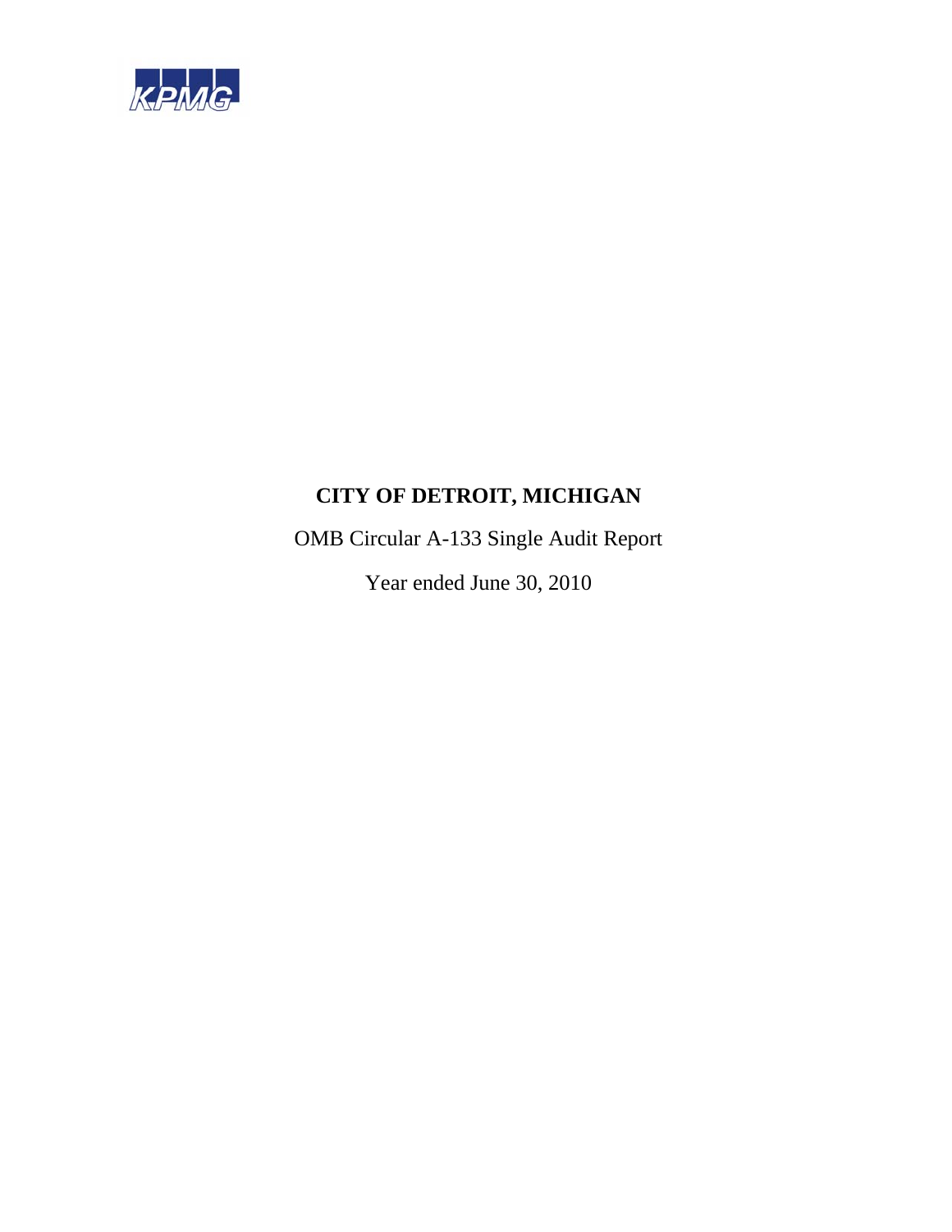KPMG

# CITY OF DETROIT, MICHIGAN

OMB Circular A-133 Single Audit Report

Year ended June 30, 2010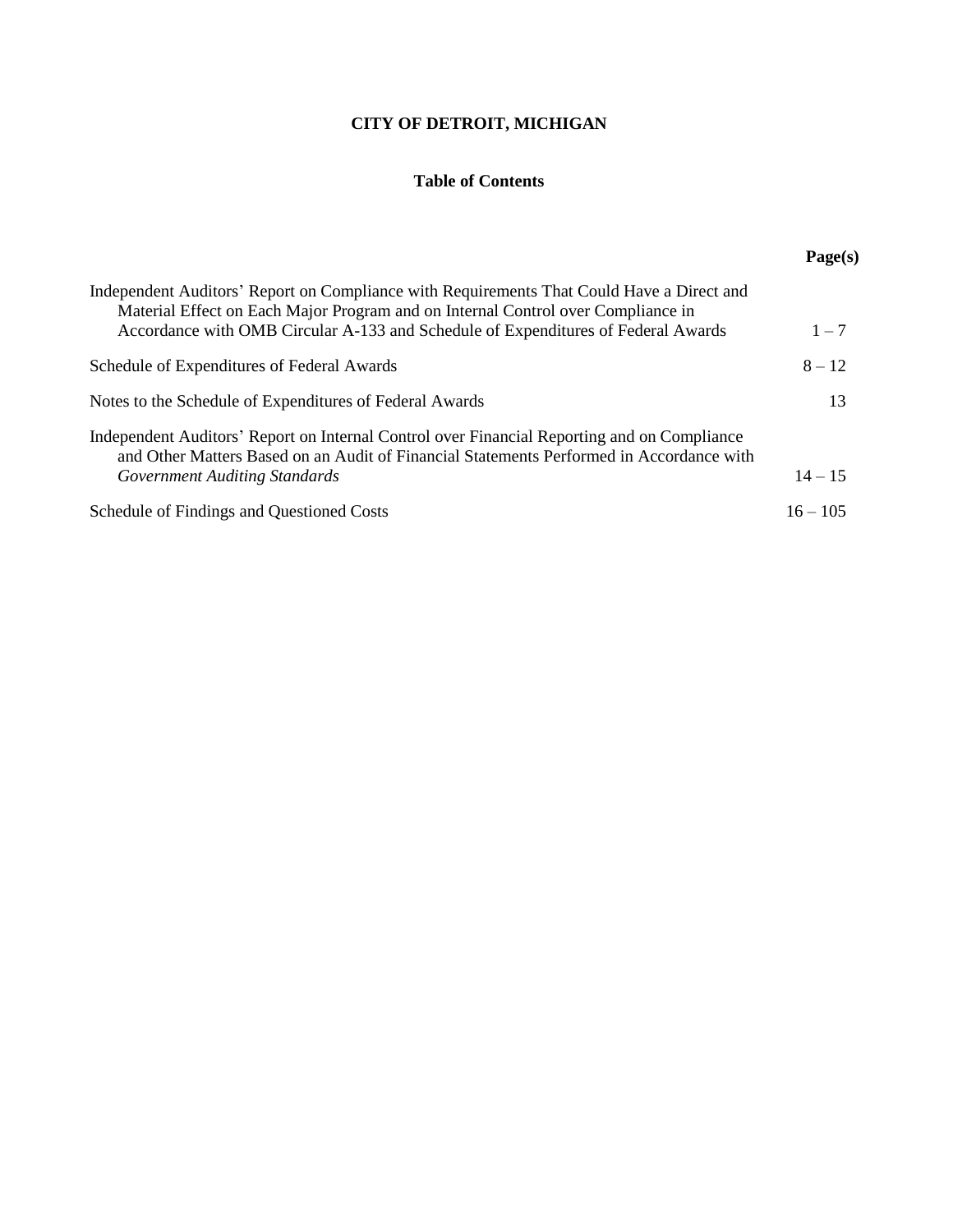# CITY OF DETROIT, MICHIGAN

## Table of Contents

| | Page(s) |
|---|---|
| Independent Auditors' Report on Compliance with Requirements That Could Have a Direct and Material Effect on Each Major Program and on Internal Control over Compliance in Accordance with OMB Circular A-133 and Schedule of Expenditures of Federal Awards | 1 – 7 |
| Schedule of Expenditures of Federal Awards | 8 – 12 |
| Notes to the Schedule of Expenditures of Federal Awards | 13 |
| Independent Auditors' Report on Internal Control over Financial Reporting and on Compliance and Other Matters Based on an Audit of Financial Statements Performed in Accordance with *Government Auditing Standards* | 14 – 15 |
| Schedule of Findings and Questioned Costs | 16 – 105 |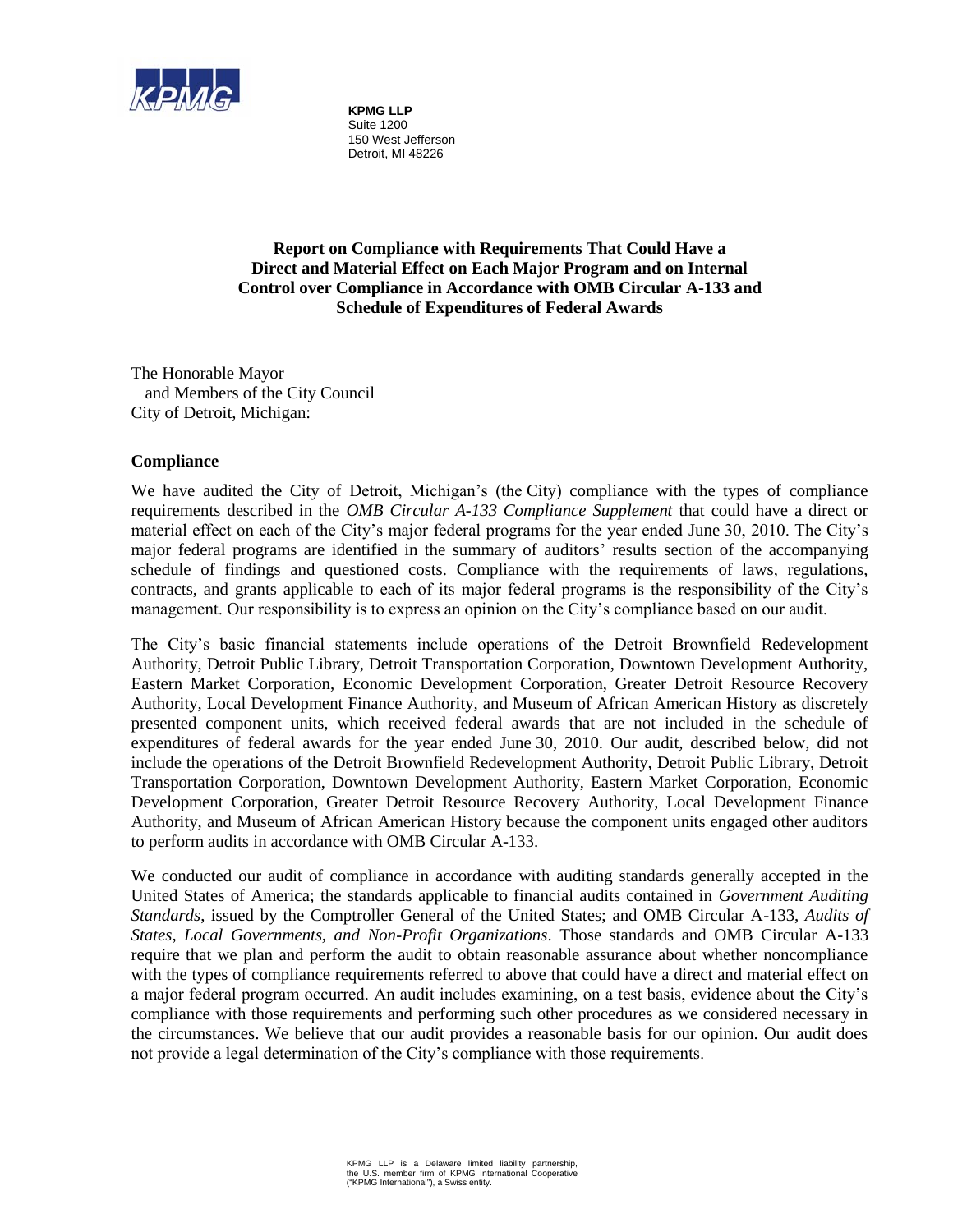**KPMG LLP**
Suite 1200
150 West Jefferson
Detroit, MI 48226

## Report on Compliance with Requirements That Could Have a Direct and Material Effect on Each Major Program and on Internal Control over Compliance in Accordance with OMB Circular A-133 and Schedule of Expenditures of Federal Awards

The Honorable Mayor
and Members of the City Council
City of Detroit, Michigan:

### Compliance

We have audited the City of Detroit, Michigan's (the City) compliance with the types of compliance requirements described in the *OMB Circular A-133 Compliance Supplement* that could have a direct or material effect on each of the City's major federal programs for the year ended June 30, 2010. The City's major federal programs are identified in the summary of auditors' results section of the accompanying schedule of findings and questioned costs. Compliance with the requirements of laws, regulations, contracts, and grants applicable to each of its major federal programs is the responsibility of the City's management. Our responsibility is to express an opinion on the City's compliance based on our audit.

The City's basic financial statements include operations of the Detroit Brownfield Redevelopment Authority, Detroit Public Library, Detroit Transportation Corporation, Downtown Development Authority, Eastern Market Corporation, Economic Development Corporation, Greater Detroit Resource Recovery Authority, Local Development Finance Authority, and Museum of African American History as discretely presented component units, which received federal awards that are not included in the schedule of expenditures of federal awards for the year ended June 30, 2010. Our audit, described below, did not include the operations of the Detroit Brownfield Redevelopment Authority, Detroit Public Library, Detroit Transportation Corporation, Downtown Development Authority, Eastern Market Corporation, Economic Development Corporation, Greater Detroit Resource Recovery Authority, Local Development Finance Authority, and Museum of African American History because the component units engaged other auditors to perform audits in accordance with OMB Circular A-133.

We conducted our audit of compliance in accordance with auditing standards generally accepted in the United States of America; the standards applicable to financial audits contained in *Government Auditing Standards*, issued by the Comptroller General of the United States; and OMB Circular A-133, *Audits of States, Local Governments, and Non-Profit Organizations*. Those standards and OMB Circular A-133 require that we plan and perform the audit to obtain reasonable assurance about whether noncompliance with the types of compliance requirements referred to above that could have a direct and material effect on a major federal program occurred. An audit includes examining, on a test basis, evidence about the City's compliance with those requirements and performing such other procedures as we considered necessary in the circumstances. We believe that our audit provides a reasonable basis for our opinion. Our audit does not provide a legal determination of the City's compliance with those requirements.

KPMG LLP is a Delaware limited liability partnership, the U.S. member firm of KPMG International Cooperative ("KPMG International"), a Swiss entity.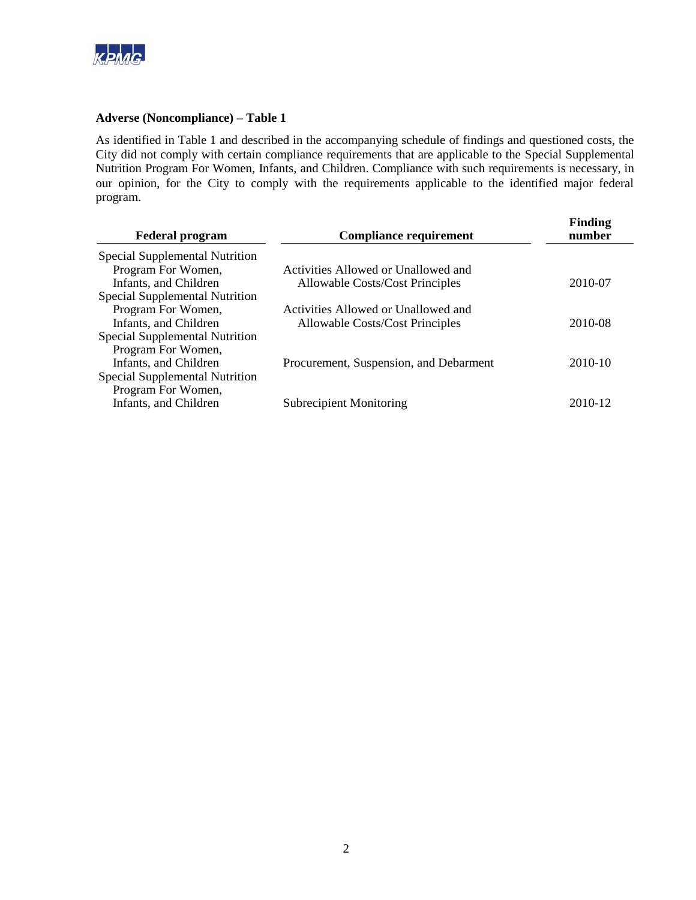**Adverse (Noncompliance) – Table 1**

As identified in Table 1 and described in the accompanying schedule of findings and questioned costs, the City did not comply with certain compliance requirements that are applicable to the Special Supplemental Nutrition Program For Women, Infants, and Children. Compliance with such requirements is necessary, in our opinion, for the City to comply with the requirements applicable to the identified major federal program.

| Federal program | Compliance requirement | Finding number |
| --- | --- | --- |
| Special Supplemental Nutrition Program For Women, Infants, and Children | Activities Allowed or Unallowed and Allowable Costs/Cost Principles | 2010-07 |
| Special Supplemental Nutrition Program For Women, Infants, and Children | Activities Allowed or Unallowed and Allowable Costs/Cost Principles | 2010-08 |
| Special Supplemental Nutrition Program For Women, Infants, and Children | Procurement, Suspension, and Debarment | 2010-10 |
| Special Supplemental Nutrition Program For Women, Infants, and Children | Subrecipient Monitoring | 2010-12 |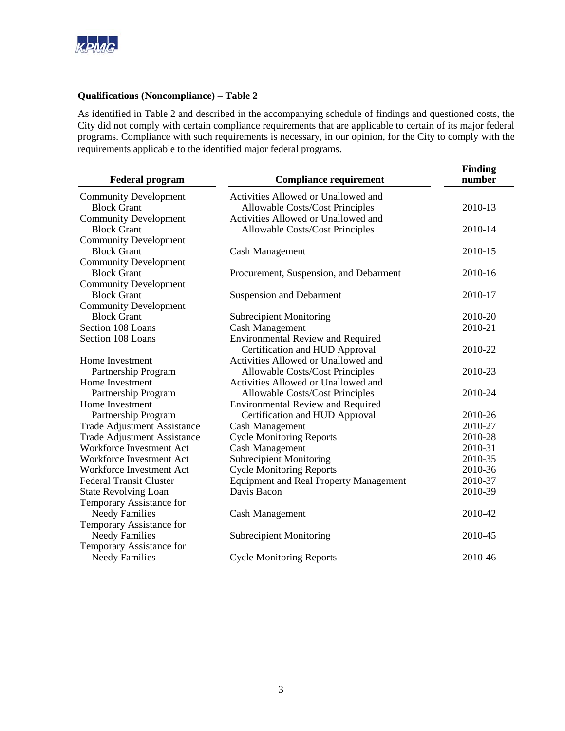**Qualifications (Noncompliance) – Table 2**

As identified in Table 2 and described in the accompanying schedule of findings and questioned costs, the City did not comply with certain compliance requirements that are applicable to certain of its major federal programs. Compliance with such requirements is necessary, in our opinion, for the City to comply with the requirements applicable to the identified major federal programs.

| Federal program | Compliance requirement | Finding number |
|---|---|---|
| Community Development Block Grant | Activities Allowed or Unallowed and Allowable Costs/Cost Principles | 2010-13 |
| Community Development Block Grant | Activities Allowed or Unallowed and Allowable Costs/Cost Principles | 2010-14 |
| Community Development Block Grant | Cash Management | 2010-15 |
| Community Development Block Grant | Procurement, Suspension, and Debarment | 2010-16 |
| Community Development Block Grant | Suspension and Debarment | 2010-17 |
| Community Development Block Grant | Subrecipient Monitoring | 2010-20 |
| Section 108 Loans | Cash Management | 2010-21 |
| Section 108 Loans | Environmental Review and Required Certification and HUD Approval | 2010-22 |
| Home Investment Partnership Program | Activities Allowed or Unallowed and Allowable Costs/Cost Principles | 2010-23 |
| Home Investment Partnership Program | Activities Allowed or Unallowed and Allowable Costs/Cost Principles | 2010-24 |
| Home Investment Partnership Program | Environmental Review and Required Certification and HUD Approval | 2010-26 |
| Trade Adjustment Assistance | Cash Management | 2010-27 |
| Trade Adjustment Assistance | Cycle Monitoring Reports | 2010-28 |
| Workforce Investment Act | Cash Management | 2010-31 |
| Workforce Investment Act | Subrecipient Monitoring | 2010-35 |
| Workforce Investment Act | Cycle Monitoring Reports | 2010-36 |
| Federal Transit Cluster | Equipment and Real Property Management | 2010-37 |
| State Revolving Loan | Davis Bacon | 2010-39 |
| Temporary Assistance for Needy Families | Cash Management | 2010-42 |
| Temporary Assistance for Needy Families | Subrecipient Monitoring | 2010-45 |
| Temporary Assistance for Needy Families | Cycle Monitoring Reports | 2010-46 |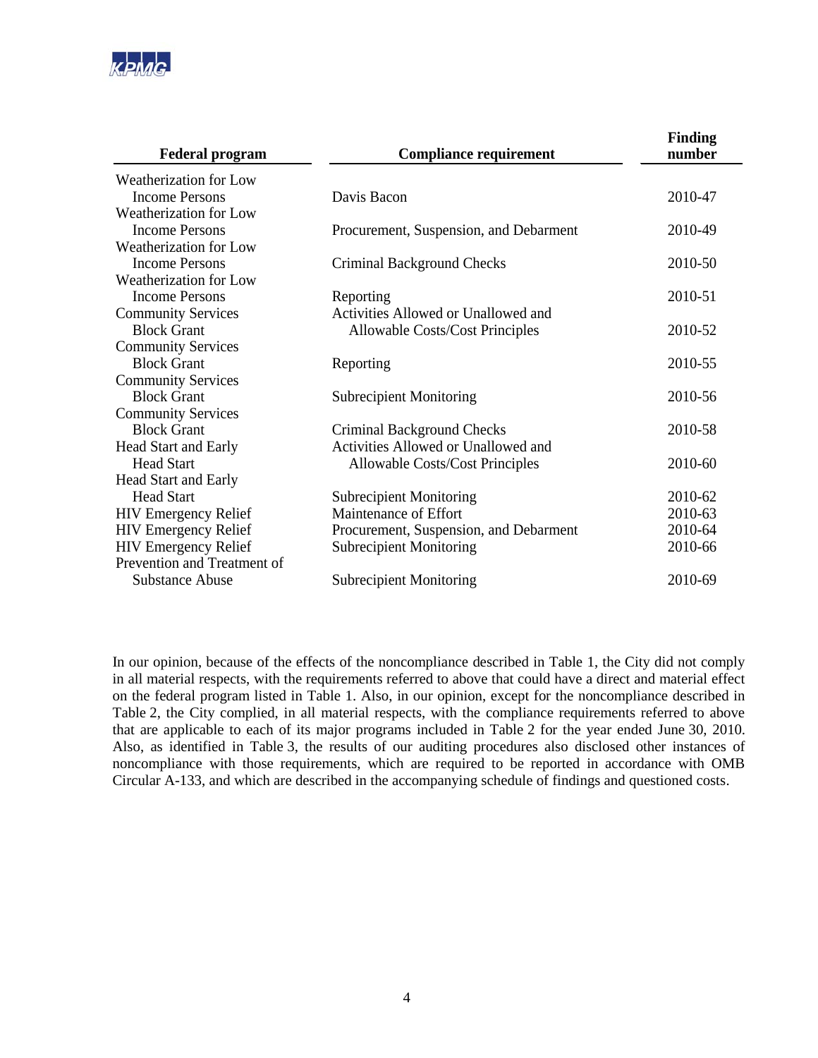| Federal program | Compliance requirement | Finding number |
|---|---|---|
| Weatherization for Low Income Persons | Davis Bacon | 2010-47 |
| Weatherization for Low Income Persons | Procurement, Suspension, and Debarment | 2010-49 |
| Weatherization for Low Income Persons | Criminal Background Checks | 2010-50 |
| Weatherization for Low Income Persons | Reporting | 2010-51 |
| Community Services Block Grant | Activities Allowed or Unallowed and Allowable Costs/Cost Principles | 2010-52 |
| Community Services Block Grant | Reporting | 2010-55 |
| Community Services Block Grant | Subrecipient Monitoring | 2010-56 |
| Community Services Block Grant | Criminal Background Checks | 2010-58 |
| Head Start and Early Head Start | Activities Allowed or Unallowed and Allowable Costs/Cost Principles | 2010-60 |
| Head Start and Early Head Start | Subrecipient Monitoring | 2010-62 |
| HIV Emergency Relief | Maintenance of Effort | 2010-63 |
| HIV Emergency Relief | Procurement, Suspension, and Debarment | 2010-64 |
| HIV Emergency Relief | Subrecipient Monitoring | 2010-66 |
| Prevention and Treatment of Substance Abuse | Subrecipient Monitoring | 2010-69 |

In our opinion, because of the effects of the noncompliance described in Table 1, the City did not comply in all material respects, with the requirements referred to above that could have a direct and material effect on the federal program listed in Table 1. Also, in our opinion, except for the noncompliance described in Table 2, the City complied, in all material respects, with the compliance requirements referred to above that are applicable to each of its major programs included in Table 2 for the year ended June 30, 2010. Also, as identified in Table 3, the results of our auditing procedures also disclosed other instances of noncompliance with those requirements, which are required to be reported in accordance with OMB Circular A-133, and which are described in the accompanying schedule of findings and questioned costs.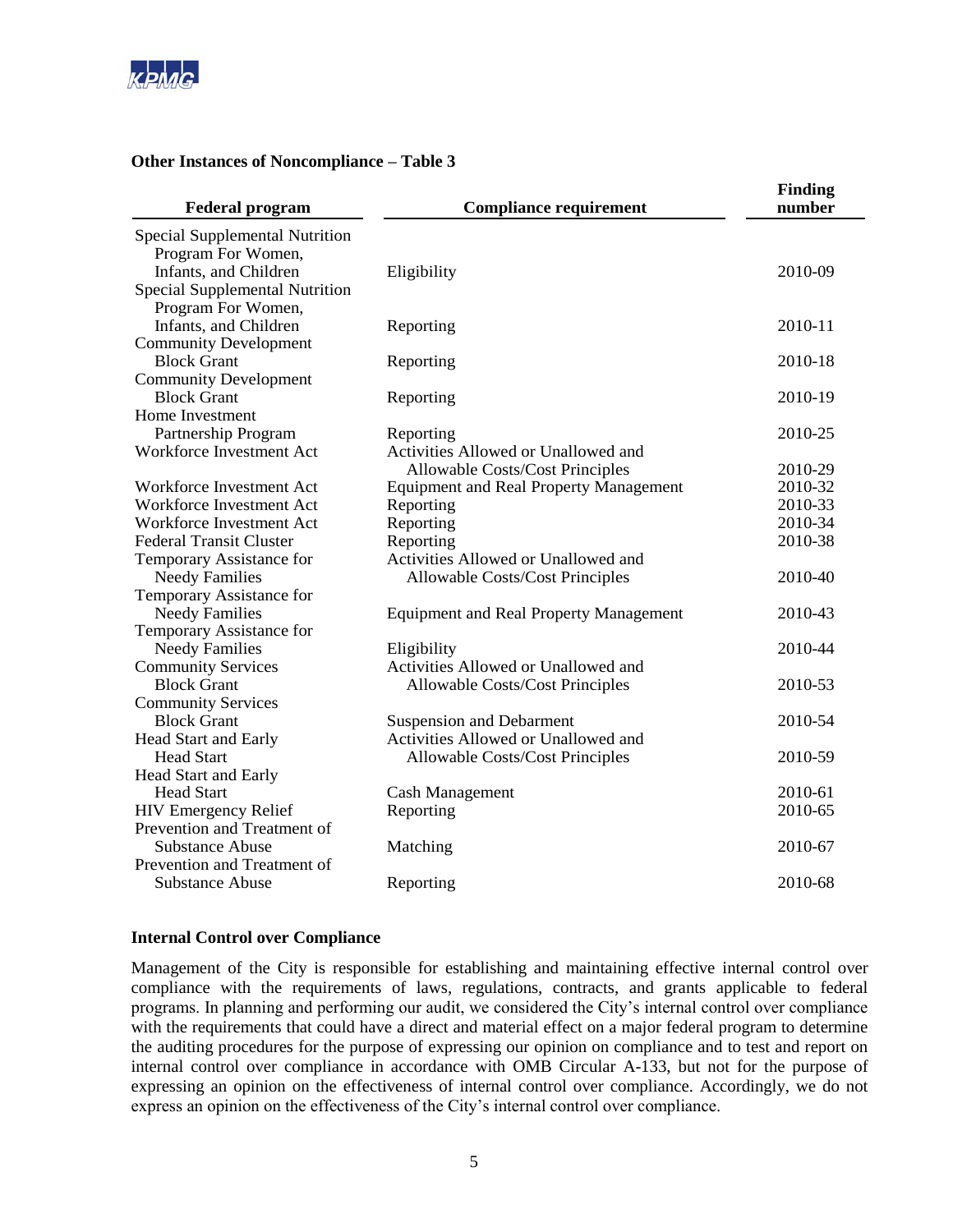**Other Instances of Noncompliance – Table 3**

| Federal program | Compliance requirement | Finding number |
|---|---|---|
| Special Supplemental Nutrition Program For Women, Infants, and Children | Eligibility | 2010-09 |
| Special Supplemental Nutrition Program For Women, Infants, and Children | Reporting | 2010-11 |
| Community Development Block Grant | Reporting | 2010-18 |
| Community Development Block Grant | Reporting | 2010-19 |
| Home Investment Partnership Program | Reporting | 2010-25 |
| Workforce Investment Act | Activities Allowed or Unallowed and Allowable Costs/Cost Principles | 2010-29 |
| Workforce Investment Act | Equipment and Real Property Management | 2010-32 |
| Workforce Investment Act | Reporting | 2010-33 |
| Workforce Investment Act | Reporting | 2010-34 |
| Federal Transit Cluster | Reporting | 2010-38 |
| Temporary Assistance for Needy Families | Activities Allowed or Unallowed and Allowable Costs/Cost Principles | 2010-40 |
| Temporary Assistance for Needy Families | Equipment and Real Property Management | 2010-43 |
| Temporary Assistance for Needy Families | Eligibility | 2010-44 |
| Community Services Block Grant | Activities Allowed or Unallowed and Allowable Costs/Cost Principles | 2010-53 |
| Community Services Block Grant | Suspension and Debarment | 2010-54 |
| Head Start and Early Head Start | Activities Allowed or Unallowed and Allowable Costs/Cost Principles | 2010-59 |
| Head Start and Early Head Start | Cash Management | 2010-61 |
| HIV Emergency Relief | Reporting | 2010-65 |
| Prevention and Treatment of Substance Abuse | Matching | 2010-67 |
| Prevention and Treatment of Substance Abuse | Reporting | 2010-68 |

**Internal Control over Compliance**

Management of the City is responsible for establishing and maintaining effective internal control over compliance with the requirements of laws, regulations, contracts, and grants applicable to federal programs. In planning and performing our audit, we considered the City's internal control over compliance with the requirements that could have a direct and material effect on a major federal program to determine the auditing procedures for the purpose of expressing our opinion on compliance and to test and report on internal control over compliance in accordance with OMB Circular A-133, but not for the purpose of expressing an opinion on the effectiveness of internal control over compliance. Accordingly, we do not express an opinion on the effectiveness of the City's internal control over compliance.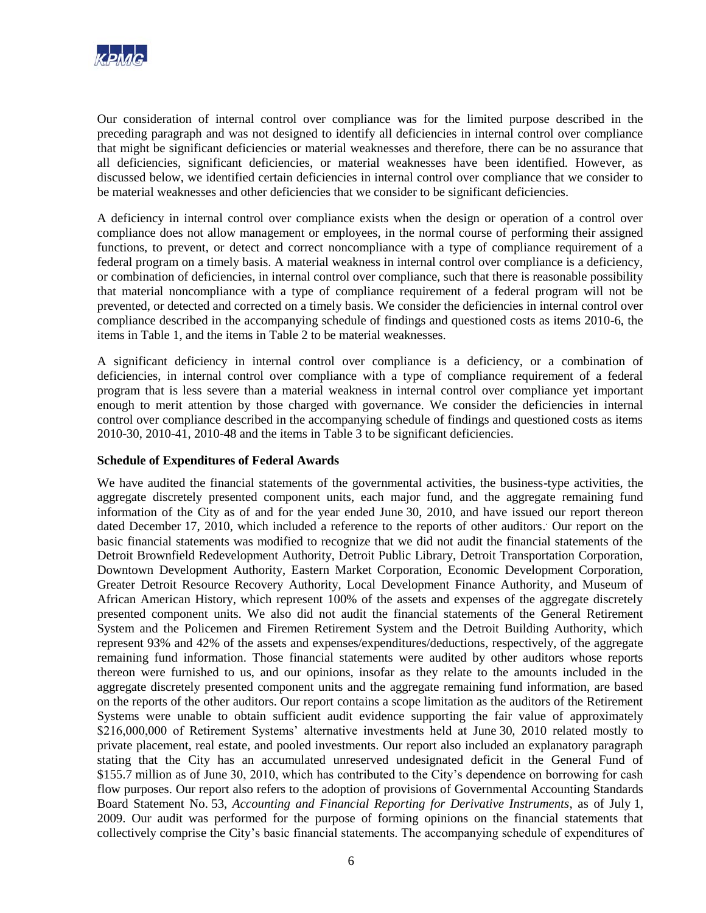Our consideration of internal control over compliance was for the limited purpose described in the preceding paragraph and was not designed to identify all deficiencies in internal control over compliance that might be significant deficiencies or material weaknesses and therefore, there can be no assurance that all deficiencies, significant deficiencies, or material weaknesses have been identified. However, as discussed below, we identified certain deficiencies in internal control over compliance that we consider to be material weaknesses and other deficiencies that we consider to be significant deficiencies.

A deficiency in internal control over compliance exists when the design or operation of a control over compliance does not allow management or employees, in the normal course of performing their assigned functions, to prevent, or detect and correct noncompliance with a type of compliance requirement of a federal program on a timely basis. A material weakness in internal control over compliance is a deficiency, or combination of deficiencies, in internal control over compliance, such that there is reasonable possibility that material noncompliance with a type of compliance requirement of a federal program will not be prevented, or detected and corrected on a timely basis. We consider the deficiencies in internal control over compliance described in the accompanying schedule of findings and questioned costs as items 2010-6, the items in Table 1, and the items in Table 2 to be material weaknesses.

A significant deficiency in internal control over compliance is a deficiency, or a combination of deficiencies, in internal control over compliance with a type of compliance requirement of a federal program that is less severe than a material weakness in internal control over compliance yet important enough to merit attention by those charged with governance. We consider the deficiencies in internal control over compliance described in the accompanying schedule of findings and questioned costs as items 2010-30, 2010-41, 2010-48 and the items in Table 3 to be significant deficiencies.

**Schedule of Expenditures of Federal Awards**

We have audited the financial statements of the governmental activities, the business-type activities, the aggregate discretely presented component units, each major fund, and the aggregate remaining fund information of the City as of and for the year ended June 30, 2010, and have issued our report thereon dated December 17, 2010, which included a reference to the reports of other auditors. Our report on the basic financial statements was modified to recognize that we did not audit the financial statements of the Detroit Brownfield Redevelopment Authority, Detroit Public Library, Detroit Transportation Corporation, Downtown Development Authority, Eastern Market Corporation, Economic Development Corporation, Greater Detroit Resource Recovery Authority, Local Development Finance Authority, and Museum of African American History, which represent 100% of the assets and expenses of the aggregate discretely presented component units. We also did not audit the financial statements of the General Retirement System and the Policemen and Firemen Retirement System and the Detroit Building Authority, which represent 93% and 42% of the assets and expenses/expenditures/deductions, respectively, of the aggregate remaining fund information. Those financial statements were audited by other auditors whose reports thereon were furnished to us, and our opinions, insofar as they relate to the amounts included in the aggregate discretely presented component units and the aggregate remaining fund information, are based on the reports of the other auditors. Our report contains a scope limitation as the auditors of the Retirement Systems were unable to obtain sufficient audit evidence supporting the fair value of approximately $216,000,000 of Retirement Systems' alternative investments held at June 30, 2010 related mostly to private placement, real estate, and pooled investments. Our report also included an explanatory paragraph stating that the City has an accumulated unreserved undesignated deficit in the General Fund of $155.7 million as of June 30, 2010, which has contributed to the City's dependence on borrowing for cash flow purposes. Our report also refers to the adoption of provisions of Governmental Accounting Standards Board Statement No. 53, *Accounting and Financial Reporting for Derivative Instruments*, as of July 1, 2009. Our audit was performed for the purpose of forming opinions on the financial statements that collectively comprise the City's basic financial statements. The accompanying schedule of expenditures of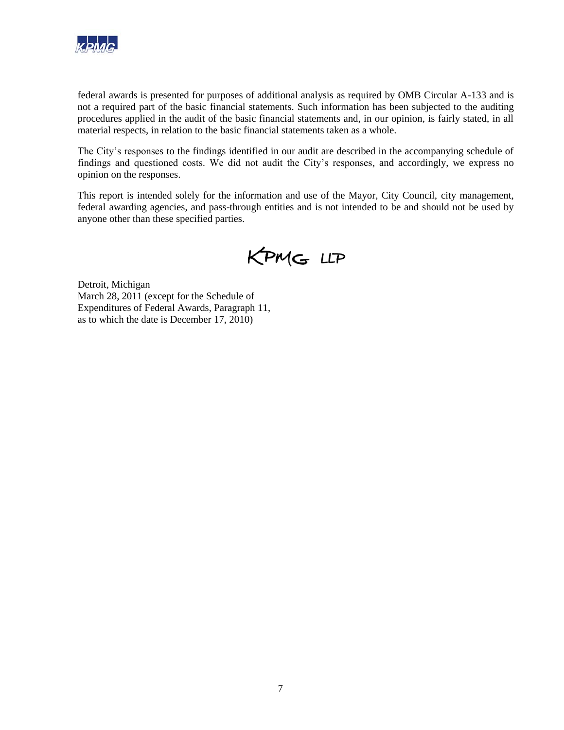federal awards is presented for purposes of additional analysis as required by OMB Circular A-133 and is not a required part of the basic financial statements. Such information has been subjected to the auditing procedures applied in the audit of the basic financial statements and, in our opinion, is fairly stated, in all material respects, in relation to the basic financial statements taken as a whole.

The City's responses to the findings identified in our audit are described in the accompanying schedule of findings and questioned costs. We did not audit the City's responses, and accordingly, we express no opinion on the responses.

This report is intended solely for the information and use of the Mayor, City Council, city management, federal awarding agencies, and pass-through entities and is not intended to be and should not be used by anyone other than these specified parties.

KPMG LLP

Detroit, Michigan
March 28, 2011 (except for the Schedule of
Expenditures of Federal Awards, Paragraph 11,
as to which the date is December 17, 2010)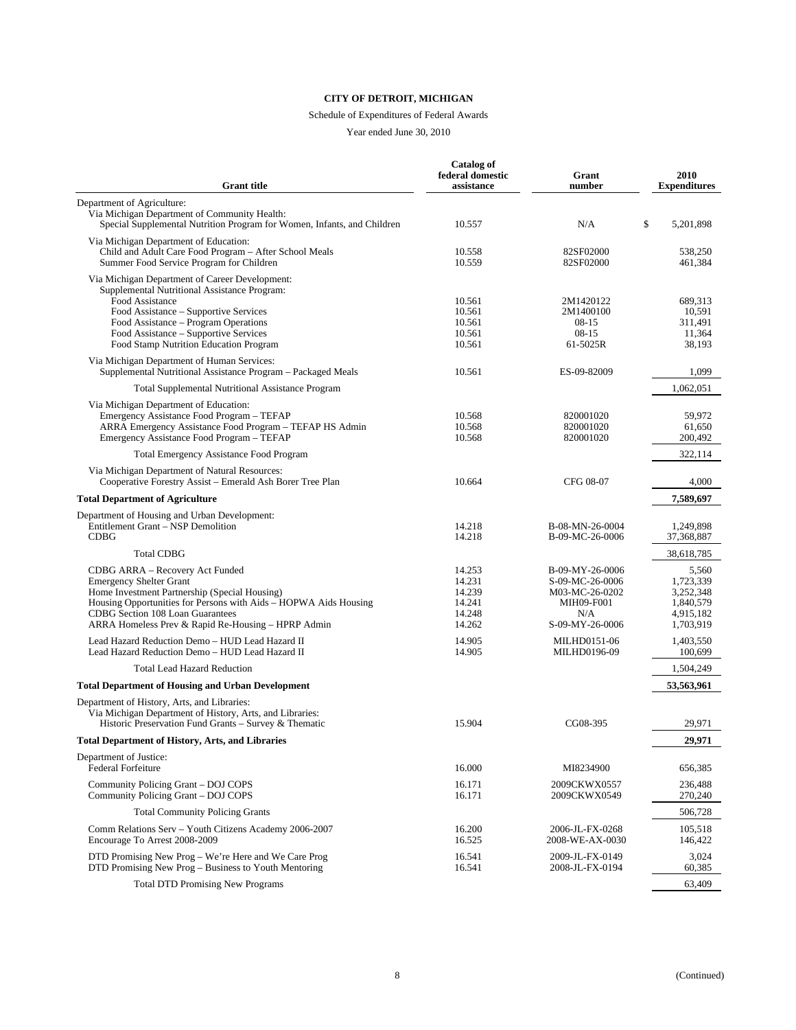**CITY OF DETROIT, MICHIGAN**

Schedule of Expenditures of Federal Awards

Year ended June 30, 2010

| Grant title | Catalog of federal domestic assistance | Grant number | 2010 Expenditures |
|---|---|---|---|
| Department of Agriculture: | | | |
| Via Michigan Department of Community Health: | | | |
| Special Supplemental Nutrition Program for Women, Infants, and Children | 10.557 | N/A | $ 5,201,898 |
| Via Michigan Department of Education: | | | |
| Child and Adult Care Food Program – After School Meals | 10.558 | 82SF02000 | 538,250 |
| Summer Food Service Program for Children | 10.559 | 82SF02000 | 461,384 |
| Via Michigan Department of Career Development: | | | |
| Supplemental Nutritional Assistance Program: | | | |
| Food Assistance | 10.561 | 2M1420122 | 689,313 |
| Food Assistance – Supportive Services | 10.561 | 2M1400100 | 10,591 |
| Food Assistance – Program Operations | 10.561 | 08-15 | 311,491 |
| Food Assistance – Supportive Services | 10.561 | 08-15 | 11,364 |
| Food Stamp Nutrition Education Program | 10.561 | 61-5025R | 38,193 |
| Via Michigan Department of Human Services: | | | |
| Supplemental Nutritional Assistance Program – Packaged Meals | 10.561 | ES-09-82009 | 1,099 |
| Total Supplemental Nutritional Assistance Program | | | 1,062,051 |
| Via Michigan Department of Education: | | | |
| Emergency Assistance Food Program – TEFAP | 10.568 | 820001020 | 59,972 |
| ARRA Emergency Assistance Food Program – TEFAP HS Admin | 10.568 | 820001020 | 61,650 |
| Emergency Assistance Food Program – TEFAP | 10.568 | 820001020 | 200,492 |
| Total Emergency Assistance Food Program | | | 322,114 |
| Via Michigan Department of Natural Resources: | | | |
| Cooperative Forestry Assist – Emerald Ash Borer Tree Plan | 10.664 | CFG 08-07 | 4,000 |
| **Total Department of Agriculture** | | | **7,589,697** |
| Department of Housing and Urban Development: | | | |
| Entitlement Grant – NSP Demolition | 14.218 | B-08-MN-26-0004 | 1,249,898 |
| CDBG | 14.218 | B-09-MC-26-0006 | 37,368,887 |
| Total CDBG | | | 38,618,785 |
| CDBG ARRA – Recovery Act Funded | 14.253 | B-09-MY-26-0006 | 5,560 |
| Emergency Shelter Grant | 14.231 | S-09-MC-26-0006 | 1,723,339 |
| Home Investment Partnership (Special Housing) | 14.239 | M03-MC-26-0202 | 3,252,348 |
| Housing Opportunities for Persons with Aids – HOPWA Aids Housing | 14.241 | MIH09-F001 | 1,840,579 |
| CDBG Section 108 Loan Guarantees | 14.248 | N/A | 4,915,182 |
| ARRA Homeless Prev & Rapid Re-Housing – HPRP Admin | 14.262 | S-09-MY-26-0006 | 1,703,919 |
| Lead Hazard Reduction Demo – HUD Lead Hazard II | 14.905 | MILHD0151-06 | 1,403,550 |
| Lead Hazard Reduction Demo – HUD Lead Hazard II | 14.905 | MILHD0196-09 | 100,699 |
| Total Lead Hazard Reduction | | | 1,504,249 |
| **Total Department of Housing and Urban Development** | | | **53,563,961** |
| Department of History, Arts, and Libraries: | | | |
| Via Michigan Department of History, Arts, and Libraries: | | | |
| Historic Preservation Fund Grants – Survey & Thematic | 15.904 | CG08-395 | 29,971 |
| **Total Department of History, Arts, and Libraries** | | | **29,971** |
| Department of Justice: | | | |
| Federal Forfeiture | 16.000 | MI8234900 | 656,385 |
| Community Policing Grant – DOJ COPS | 16.171 | 2009CKWX0557 | 236,488 |
| Community Policing Grant – DOJ COPS | 16.171 | 2009CKWX0549 | 270,240 |
| Total Community Policing Grants | | | 506,728 |
| Comm Relations Serv – Youth Citizens Academy 2006-2007 | 16.200 | 2006-JL-FX-0268 | 105,518 |
| Encourage To Arrest 2008-2009 | 16.525 | 2008-WE-AX-0030 | 146,422 |
| DTD Promising New Prog – We're Here and We Care Prog | 16.541 | 2009-JL-FX-0149 | 3,024 |
| DTD Promising New Prog – Business to Youth Mentoring | 16.541 | 2008-JL-FX-0194 | 60,385 |
| Total DTD Promising New Programs | | | 63,409 |

(Continued)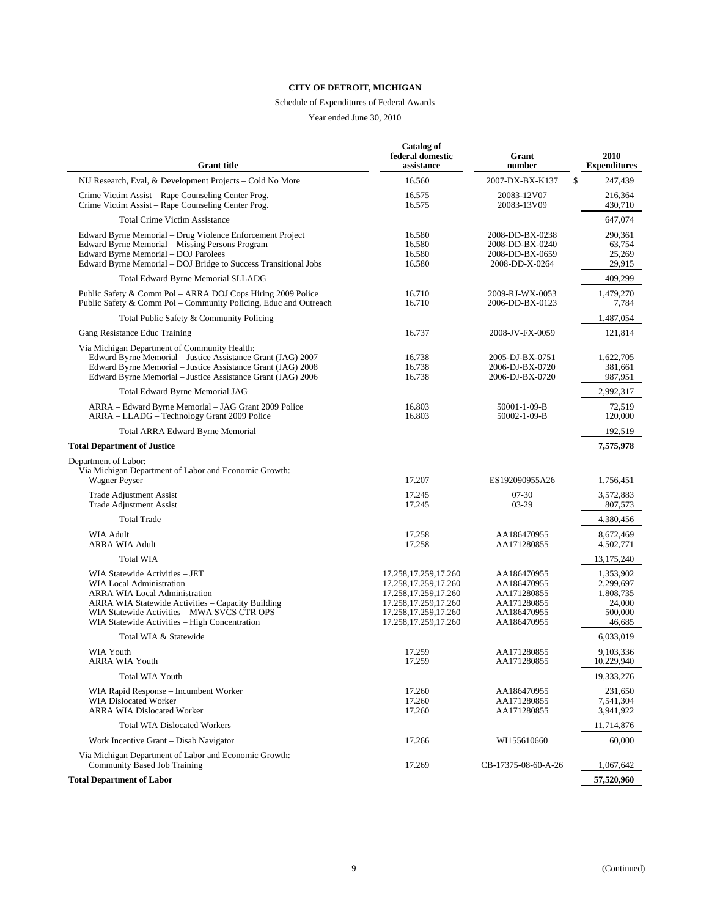**CITY OF DETROIT, MICHIGAN**

Schedule of Expenditures of Federal Awards

Year ended June 30, 2010

| Grant title | Catalog of federal domestic assistance | Grant number | 2010 Expenditures |
|---|---|---|---|
| NIJ Research, Eval, & Development Projects – Cold No More | 16.560 | 2007-DX-BX-K137 | $ 247,439 |
| Crime Victim Assist – Rape Counseling Center Prog. | 16.575 | 20083-12V07 | 216,364 |
| Crime Victim Assist – Rape Counseling Center Prog. | 16.575 | 20083-13V09 | 430,710 |
| Total Crime Victim Assistance | | | 647,074 |
| Edward Byrne Memorial – Drug Violence Enforcement Project | 16.580 | 2008-DD-BX-0238 | 290,361 |
| Edward Byrne Memorial – Missing Persons Program | 16.580 | 2008-DD-BX-0240 | 63,754 |
| Edward Byrne Memorial – DOJ Parolees | 16.580 | 2008-DD-BX-0659 | 25,269 |
| Edward Byrne Memorial – DOJ Bridge to Success Transitional Jobs | 16.580 | 2008-DD-X-0264 | 29,915 |
| Total Edward Byrne Memorial SLLADG | | | 409,299 |
| Public Safety & Comm Pol – ARRA DOJ Cops Hiring 2009 Police | 16.710 | 2009-RJ-WX-0053 | 1,479,270 |
| Public Safety & Comm Pol – Community Policing, Educ and Outreach | 16.710 | 2006-DD-BX-0123 | 7,784 |
| Total Public Safety & Community Policing | | | 1,487,054 |
| Gang Resistance Educ Training | 16.737 | 2008-JV-FX-0059 | 121,814 |
| Via Michigan Department of Community Health: | | | |
| Edward Byrne Memorial – Justice Assistance Grant (JAG) 2007 | 16.738 | 2005-DJ-BX-0751 | 1,622,705 |
| Edward Byrne Memorial – Justice Assistance Grant (JAG) 2008 | 16.738 | 2006-DJ-BX-0720 | 381,661 |
| Edward Byrne Memorial – Justice Assistance Grant (JAG) 2006 | 16.738 | 2006-DJ-BX-0720 | 987,951 |
| Total Edward Byrne Memorial JAG | | | 2,992,317 |
| ARRA – Edward Byrne Memorial – JAG Grant 2009 Police | 16.803 | 50001-1-09-B | 72,519 |
| ARRA – LLADG – Technology Grant 2009 Police | 16.803 | 50002-1-09-B | 120,000 |
| Total ARRA Edward Byrne Memorial | | | 192,519 |
| **Total Department of Justice** | | | **7,575,978** |
| Department of Labor: | | | |
| Via Michigan Department of Labor and Economic Growth: | | | |
| Wagner Peyser | 17.207 | ES192090955A26 | 1,756,451 |
| Trade Adjustment Assist | 17.245 | 07-30 | 3,572,883 |
| Trade Adjustment Assist | 17.245 | 03-29 | 807,573 |
| Total Trade | | | 4,380,456 |
| WIA Adult | 17.258 | AA186470955 | 8,672,469 |
| ARRA WIA Adult | 17.258 | AA171280855 | 4,502,771 |
| Total WIA | | | 13,175,240 |
| WIA Statewide Activities – JET | 17.258,17.259,17.260 | AA186470955 | 1,353,902 |
| WIA Local Administration | 17.258,17.259,17.260 | AA186470955 | 2,299,697 |
| ARRA WIA Local Administration | 17.258,17.259,17.260 | AA171280855 | 1,808,735 |
| ARRA WIA Statewide Activities – Capacity Building | 17.258,17.259,17.260 | AA171280855 | 24,000 |
| WIA Statewide Activities – MWA SVCS CTR OPS | 17.258,17.259,17.260 | AA186470955 | 500,000 |
| WIA Statewide Activities – High Concentration | 17.258,17.259,17.260 | AA186470955 | 46,685 |
| Total WIA & Statewide | | | 6,033,019 |
| WIA Youth | 17.259 | AA171280855 | 9,103,336 |
| ARRA WIA Youth | 17.259 | AA171280855 | 10,229,940 |
| Total WIA Youth | | | 19,333,276 |
| WIA Rapid Response – Incumbent Worker | 17.260 | AA186470955 | 231,650 |
| WIA Dislocated Worker | 17.260 | AA171280855 | 7,541,304 |
| ARRA WIA Dislocated Worker | 17.260 | AA171280855 | 3,941,922 |
| Total WIA Dislocated Workers | | | 11,714,876 |
| Work Incentive Grant – Disab Navigator | 17.266 | WI155610660 | 60,000 |
| Via Michigan Department of Labor and Economic Growth: | | | |
| Community Based Job Training | 17.269 | CB-17375-08-60-A-26 | 1,067,642 |
| **Total Department of Labor** | | | **57,520,960** |

(Continued)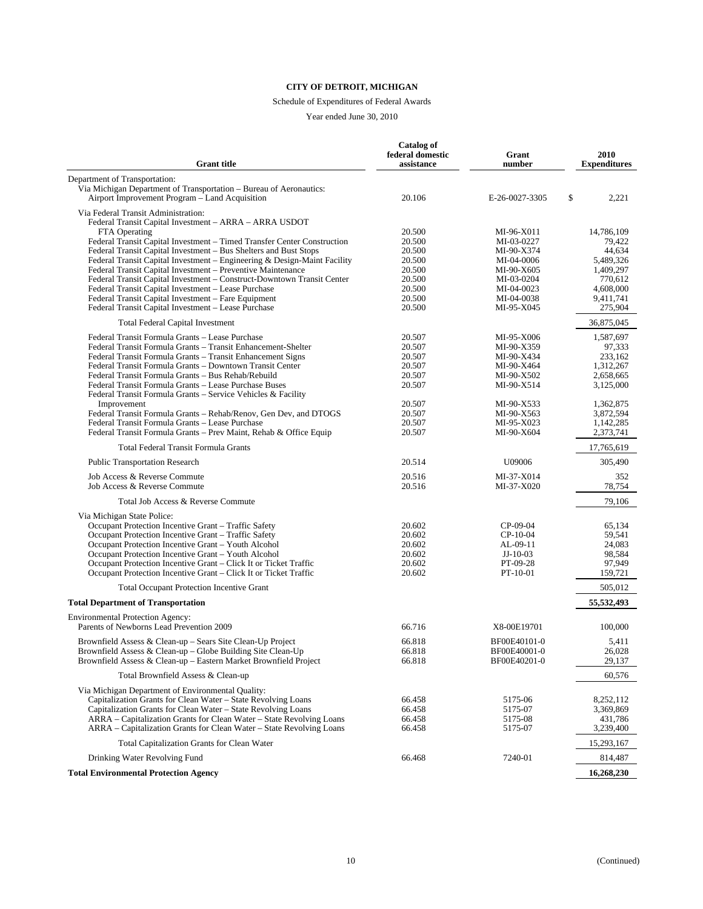**CITY OF DETROIT, MICHIGAN**

Schedule of Expenditures of Federal Awards

Year ended June 30, 2010

| Grant title | Catalog of federal domestic assistance | Grant number | 2010 Expenditures |
|---|---|---|---|
| Department of Transportation: | | | |
| Via Michigan Department of Transportation – Bureau of Aeronautics: | | | |
| Airport Improvement Program – Land Acquisition | 20.106 | E-26-0027-3305 | $ 2,221 |
| Via Federal Transit Administration: | | | |
| Federal Transit Capital Investment – ARRA – ARRA USDOT FTA Operating | 20.500 | MI-96-X011 | 14,786,109 |
| Federal Transit Capital Investment – Timed Transfer Center Construction | 20.500 | MI-03-0227 | 79,422 |
| Federal Transit Capital Investment – Bus Shelters and Bust Stops | 20.500 | MI-90-X374 | 44,634 |
| Federal Transit Capital Investment – Engineering & Design-Maint Facility | 20.500 | MI-04-0006 | 5,489,326 |
| Federal Transit Capital Investment – Preventive Maintenance | 20.500 | MI-90-X605 | 1,409,297 |
| Federal Transit Capital Investment – Construct-Downtown Transit Center | 20.500 | MI-03-0204 | 770,612 |
| Federal Transit Capital Investment – Lease Purchase | 20.500 | MI-04-0023 | 4,608,000 |
| Federal Transit Capital Investment – Fare Equipment | 20.500 | MI-04-0038 | 9,411,741 |
| Federal Transit Capital Investment – Lease Purchase | 20.500 | MI-95-X045 | 275,904 |
| Total Federal Capital Investment | | | 36,875,045 |
| Federal Transit Formula Grants – Lease Purchase | 20.507 | MI-95-X006 | 1,587,697 |
| Federal Transit Formula Grants – Transit Enhancement-Shelter | 20.507 | MI-90-X359 | 97,333 |
| Federal Transit Formula Grants – Transit Enhancement Signs | 20.507 | MI-90-X434 | 233,162 |
| Federal Transit Formula Grants – Downtown Transit Center | 20.507 | MI-90-X464 | 1,312,267 |
| Federal Transit Formula Grants – Bus Rehab/Rebuild | 20.507 | MI-90-X502 | 2,658,665 |
| Federal Transit Formula Grants – Lease Purchase Buses | 20.507 | MI-90-X514 | 3,125,000 |
| Federal Transit Formula Grants – Service Vehicles & Facility Improvement | 20.507 | MI-90-X533 | 1,362,875 |
| Federal Transit Formula Grants – Rehab/Renov, Gen Dev, and DTOGS | 20.507 | MI-90-X563 | 3,872,594 |
| Federal Transit Formula Grants – Lease Purchase | 20.507 | MI-95-X023 | 1,142,285 |
| Federal Transit Formula Grants – Prev Maint, Rehab & Office Equip | 20.507 | MI-90-X604 | 2,373,741 |
| Total Federal Transit Formula Grants | | | 17,765,619 |
| Public Transportation Research | 20.514 | U09006 | 305,490 |
| Job Access & Reverse Commute | 20.516 | MI-37-X014 | 352 |
| Job Access & Reverse Commute | 20.516 | MI-37-X020 | 78,754 |
| Total Job Access & Reverse Commute | | | 79,106 |
| Via Michigan State Police: | | | |
| Occupant Protection Incentive Grant – Traffic Safety | 20.602 | CP-09-04 | 65,134 |
| Occupant Protection Incentive Grant – Traffic Safety | 20.602 | CP-10-04 | 59,541 |
| Occupant Protection Incentive Grant – Youth Alcohol | 20.602 | AL-09-11 | 24,083 |
| Occupant Protection Incentive Grant – Youth Alcohol | 20.602 | JJ-10-03 | 98,584 |
| Occupant Protection Incentive Grant – Click It or Ticket Traffic | 20.602 | PT-09-28 | 97,949 |
| Occupant Protection Incentive Grant – Click It or Ticket Traffic | 20.602 | PT-10-01 | 159,721 |
| Total Occupant Protection Incentive Grant | | | 505,012 |
| **Total Department of Transportation** | | | **55,532,493** |
| Environmental Protection Agency: | | | |
| Parents of Newborns Lead Prevention 2009 | 66.716 | X8-00E19701 | 100,000 |
| Brownfield Assess & Clean-up – Sears Site Clean-Up Project | 66.818 | BF00E40101-0 | 5,411 |
| Brownfield Assess & Clean-up – Globe Building Site Clean-Up | 66.818 | BF00E40001-0 | 26,028 |
| Brownfield Assess & Clean-up – Eastern Market Brownfield Project | 66.818 | BF00E40201-0 | 29,137 |
| Total Brownfield Assess & Clean-up | | | 60,576 |
| Via Michigan Department of Environmental Quality: | | | |
| Capitalization Grants for Clean Water – State Revolving Loans | 66.458 | 5175-06 | 8,252,112 |
| Capitalization Grants for Clean Water – State Revolving Loans | 66.458 | 5175-07 | 3,369,869 |
| ARRA – Capitalization Grants for Clean Water – State Revolving Loans | 66.458 | 5175-08 | 431,786 |
| ARRA – Capitalization Grants for Clean Water – State Revolving Loans | 66.458 | 5175-07 | 3,239,400 |
| Total Capitalization Grants for Clean Water | | | 15,293,167 |
| Drinking Water Revolving Fund | 66.468 | 7240-01 | 814,487 |
| **Total Environmental Protection Agency** | | | **16,268,230** |

(Continued)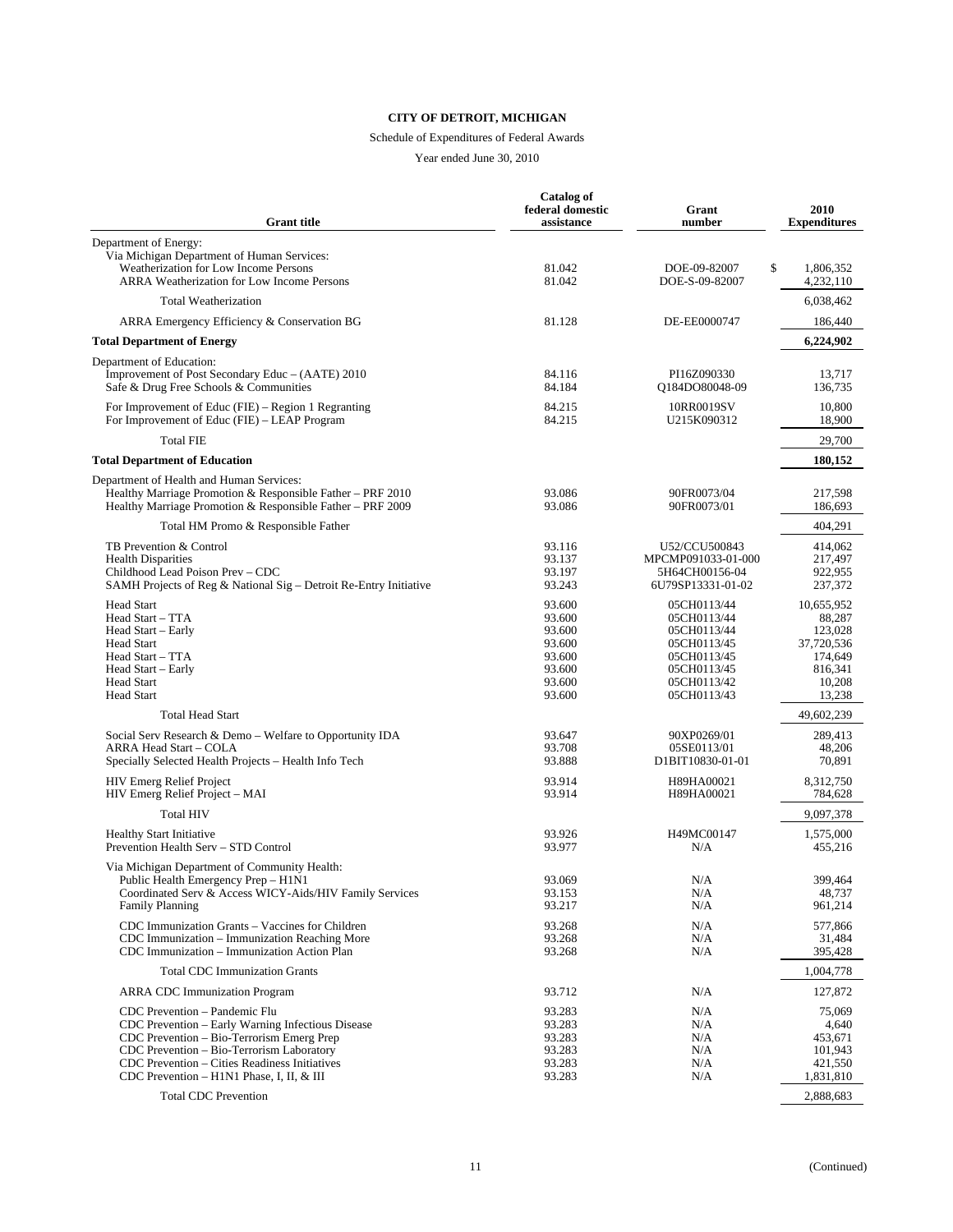**CITY OF DETROIT, MICHIGAN**

Schedule of Expenditures of Federal Awards

Year ended June 30, 2010

| Grant title | Catalog of federal domestic assistance | Grant number | 2010 Expenditures |
|---|---|---|---|
| Department of Energy: | | | |
| Via Michigan Department of Human Services: | | | |
| Weatherization for Low Income Persons | 81.042 | DOE-09-82007 | $ 1,806,352 |
| ARRA Weatherization for Low Income Persons | 81.042 | DOE-S-09-82007 | 4,232,110 |
| Total Weatherization | | | 6,038,462 |
| ARRA Emergency Efficiency & Conservation BG | 81.128 | DE-EE0000747 | 186,440 |
| **Total Department of Energy** | | | **6,224,902** |
| Department of Education: | | | |
| Improvement of Post Secondary Educ – (AATE) 2010 | 84.116 | PI16Z090330 | 13,717 |
| Safe & Drug Free Schools & Communities | 84.184 | Q184DO80048-09 | 136,735 |
| For Improvement of Educ (FIE) – Region 1 Regranting | 84.215 | 10RR0019SV | 10,800 |
| For Improvement of Educ (FIE) – LEAP Program | 84.215 | U215K090312 | 18,900 |
| Total FIE | | | 29,700 |
| **Total Department of Education** | | | **180,152** |
| Department of Health and Human Services: | | | |
| Healthy Marriage Promotion & Responsible Father – PRF 2010 | 93.086 | 90FR0073/04 | 217,598 |
| Healthy Marriage Promotion & Responsible Father – PRF 2009 | 93.086 | 90FR0073/01 | 186,693 |
| Total HM Promo & Responsible Father | | | 404,291 |
| TB Prevention & Control | 93.116 | U52/CCU500843 | 414,062 |
| Health Disparities | 93.137 | MPCMP091033-01-000 | 217,497 |
| Childhood Lead Poison Prev – CDC | 93.197 | 5H64CH00156-04 | 922,955 |
| SAMH Projects of Reg & National Sig – Detroit Re-Entry Initiative | 93.243 | 6U79SP13331-01-02 | 237,372 |
| Head Start | 93.600 | 05CH0113/44 | 10,655,952 |
| Head Start – TTA | 93.600 | 05CH0113/44 | 88,287 |
| Head Start – Early | 93.600 | 05CH0113/44 | 123,028 |
| Head Start | 93.600 | 05CH0113/45 | 37,720,536 |
| Head Start – TTA | 93.600 | 05CH0113/45 | 174,649 |
| Head Start – Early | 93.600 | 05CH0113/45 | 816,341 |
| Head Start | 93.600 | 05CH0113/42 | 10,208 |
| Head Start | 93.600 | 05CH0113/43 | 13,238 |
| Total Head Start | | | 49,602,239 |
| Social Serv Research & Demo – Welfare to Opportunity IDA | 93.647 | 90XP0269/01 | 289,413 |
| ARRA Head Start – COLA | 93.708 | 05SE0113/01 | 48,206 |
| Specially Selected Health Projects – Health Info Tech | 93.888 | D1BIT10830-01-01 | 70,891 |
| HIV Emerg Relief Project | 93.914 | H89HA00021 | 8,312,750 |
| HIV Emerg Relief Project – MAI | 93.914 | H89HA00021 | 784,628 |
| Total HIV | | | 9,097,378 |
| Healthy Start Initiative | 93.926 | H49MC00147 | 1,575,000 |
| Prevention Health Serv – STD Control | 93.977 | N/A | 455,216 |
| Via Michigan Department of Community Health: | | | |
| Public Health Emergency Prep – H1N1 | 93.069 | N/A | 399,464 |
| Coordinated Serv & Access WICY-Aids/HIV Family Services | 93.153 | N/A | 48,737 |
| Family Planning | 93.217 | N/A | 961,214 |
| CDC Immunization Grants – Vaccines for Children | 93.268 | N/A | 577,866 |
| CDC Immunization – Immunization Reaching More | 93.268 | N/A | 31,484 |
| CDC Immunization – Immunization Action Plan | 93.268 | N/A | 395,428 |
| Total CDC Immunization Grants | | | 1,004,778 |
| ARRA CDC Immunization Program | 93.712 | N/A | 127,872 |
| CDC Prevention – Pandemic Flu | 93.283 | N/A | 75,069 |
| CDC Prevention – Early Warning Infectious Disease | 93.283 | N/A | 4,640 |
| CDC Prevention – Bio-Terrorism Emerg Prep | 93.283 | N/A | 453,671 |
| CDC Prevention – Bio-Terrorism Laboratory | 93.283 | N/A | 101,943 |
| CDC Prevention – Cities Readiness Initiatives | 93.283 | N/A | 421,550 |
| CDC Prevention – H1N1 Phase, I, II, & III | 93.283 | N/A | 1,831,810 |
| Total CDC Prevention | | | 2,888,683 |

(Continued)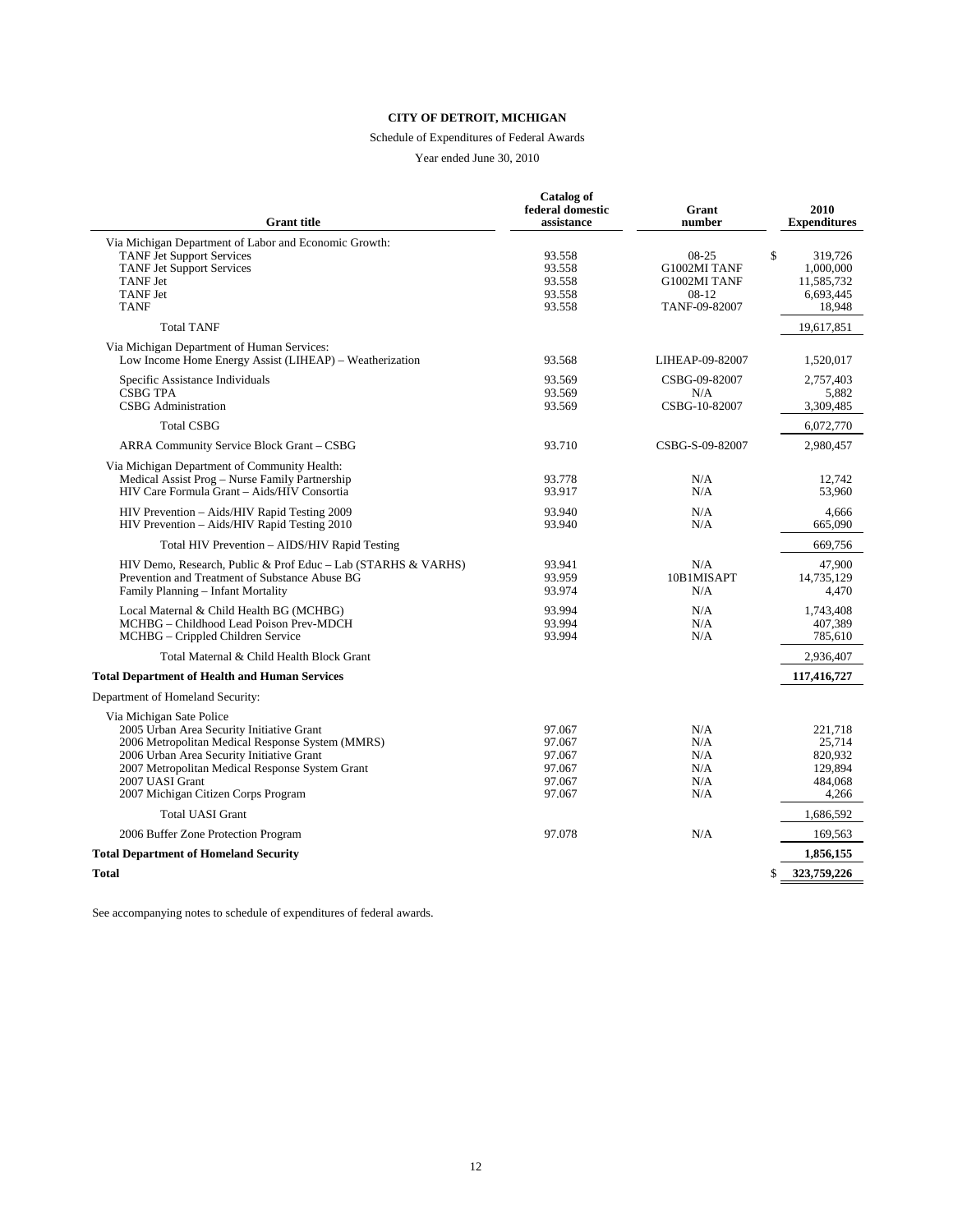**CITY OF DETROIT, MICHIGAN**

Schedule of Expenditures of Federal Awards

Year ended June 30, 2010

| Grant title | Catalog of federal domestic assistance | Grant number | 2010 Expenditures |
|---|---|---|---|
| Via Michigan Department of Labor and Economic Growth: | | | |
| TANF Jet Support Services | 93.558 | 08-25 | $ 319,726 |
| TANF Jet Support Services | 93.558 | G1002MI TANF | 1,000,000 |
| TANF Jet | 93.558 | G1002MI TANF | 11,585,732 |
| TANF Jet | 93.558 | 08-12 | 6,693,445 |
| TANF | 93.558 | TANF-09-82007 | 18,948 |
| Total TANF | | | 19,617,851 |
| Via Michigan Department of Human Services: | | | |
| Low Income Home Energy Assist (LIHEAP) – Weatherization | 93.568 | LIHEAP-09-82007 | 1,520,017 |
| Specific Assistance Individuals | 93.569 | CSBG-09-82007 | 2,757,403 |
| CSBG TPA | 93.569 | N/A | 5,882 |
| CSBG Administration | 93.569 | CSBG-10-82007 | 3,309,485 |
| Total CSBG | | | 6,072,770 |
| ARRA Community Service Block Grant – CSBG | 93.710 | CSBG-S-09-82007 | 2,980,457 |
| Via Michigan Department of Community Health: | | | |
| Medical Assist Prog – Nurse Family Partnership | 93.778 | N/A | 12,742 |
| HIV Care Formula Grant – Aids/HIV Consortia | 93.917 | N/A | 53,960 |
| HIV Prevention – Aids/HIV Rapid Testing 2009 | 93.940 | N/A | 4,666 |
| HIV Prevention – Aids/HIV Rapid Testing 2010 | 93.940 | N/A | 665,090 |
| Total HIV Prevention – AIDS/HIV Rapid Testing | | | 669,756 |
| HIV Demo, Research, Public & Prof Educ – Lab (STARHS & VARHS) | 93.941 | N/A | 47,900 |
| Prevention and Treatment of Substance Abuse BG | 93.959 | 10B1MISAPT | 14,735,129 |
| Family Planning – Infant Mortality | 93.974 | N/A | 4,470 |
| Local Maternal & Child Health BG (MCHBG) | 93.994 | N/A | 1,743,408 |
| MCHBG – Childhood Lead Poison Prev-MDCH | 93.994 | N/A | 407,389 |
| MCHBG – Crippled Children Service | 93.994 | N/A | 785,610 |
| Total Maternal & Child Health Block Grant | | | 2,936,407 |
| **Total Department of Health and Human Services** | | | **117,416,727** |
| Department of Homeland Security: | | | |
| Via Michigan Sate Police | | | |
| 2005 Urban Area Security Initiative Grant | 97.067 | N/A | 221,718 |
| 2006 Metropolitan Medical Response System (MMRS) | 97.067 | N/A | 25,714 |
| 2006 Urban Area Security Initiative Grant | 97.067 | N/A | 820,932 |
| 2007 Metropolitan Medical Response System Grant | 97.067 | N/A | 129,894 |
| 2007 UASI Grant | 97.067 | N/A | 484,068 |
| 2007 Michigan Citizen Corps Program | 97.067 | N/A | 4,266 |
| Total UASI Grant | | | 1,686,592 |
| 2006 Buffer Zone Protection Program | 97.078 | N/A | 169,563 |
| **Total Department of Homeland Security** | | | **1,856,155** |
| **Total** | | | **$ 323,759,226** |

See accompanying notes to schedule of expenditures of federal awards.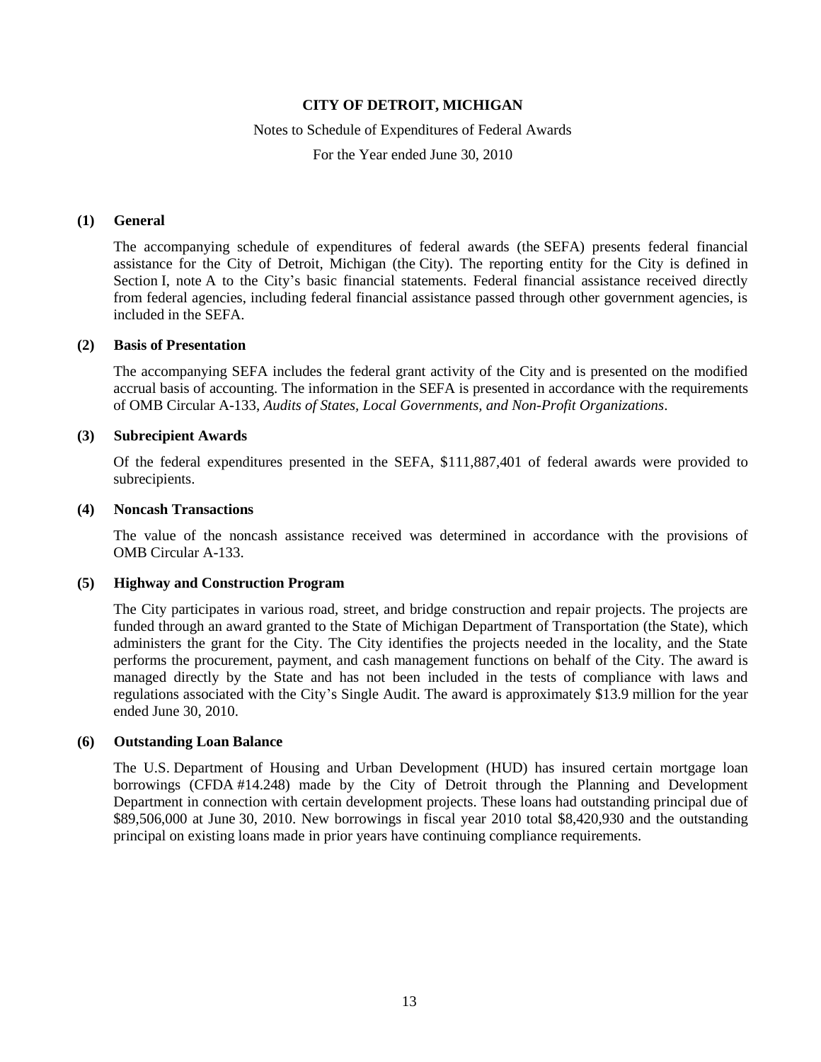**CITY OF DETROIT, MICHIGAN**

Notes to Schedule of Expenditures of Federal Awards

For the Year ended June 30, 2010

**(1) General**

The accompanying schedule of expenditures of federal awards (the SEFA) presents federal financial assistance for the City of Detroit, Michigan (the City). The reporting entity for the City is defined in Section I, note A to the City's basic financial statements. Federal financial assistance received directly from federal agencies, including federal financial assistance passed through other government agencies, is included in the SEFA.

**(2) Basis of Presentation**

The accompanying SEFA includes the federal grant activity of the City and is presented on the modified accrual basis of accounting. The information in the SEFA is presented in accordance with the requirements of OMB Circular A-133, *Audits of States, Local Governments, and Non-Profit Organizations*.

**(3) Subrecipient Awards**

Of the federal expenditures presented in the SEFA, $111,887,401 of federal awards were provided to subrecipients.

**(4) Noncash Transactions**

The value of the noncash assistance received was determined in accordance with the provisions of OMB Circular A-133.

**(5) Highway and Construction Program**

The City participates in various road, street, and bridge construction and repair projects. The projects are funded through an award granted to the State of Michigan Department of Transportation (the State), which administers the grant for the City. The City identifies the projects needed in the locality, and the State performs the procurement, payment, and cash management functions on behalf of the City. The award is managed directly by the State and has not been included in the tests of compliance with laws and regulations associated with the City's Single Audit. The award is approximately $13.9 million for the year ended June 30, 2010.

**(6) Outstanding Loan Balance**

The U.S. Department of Housing and Urban Development (HUD) has insured certain mortgage loan borrowings (CFDA #14.248) made by the City of Detroit through the Planning and Development Department in connection with certain development projects. These loans had outstanding principal due of $89,506,000 at June 30, 2010. New borrowings in fiscal year 2010 total $8,420,930 and the outstanding principal on existing loans made in prior years have continuing compliance requirements.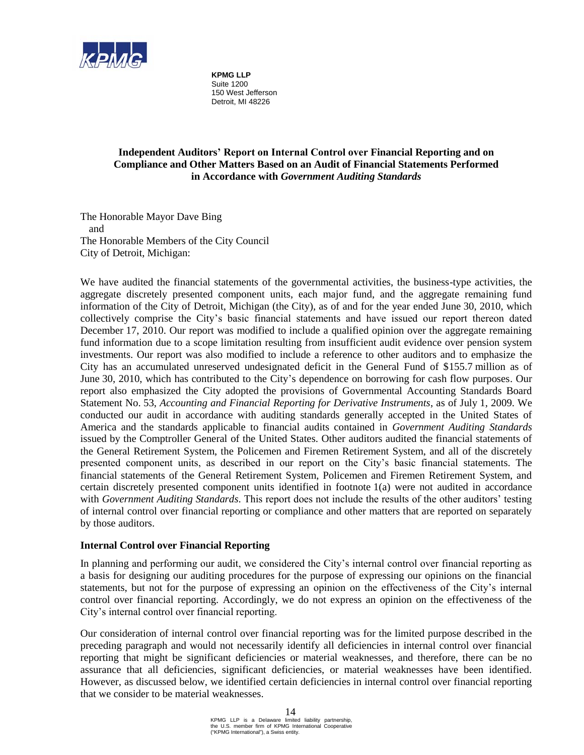**KPMG LLP**
Suite 1200
150 West Jefferson
Detroit, MI 48226

## Independent Auditors' Report on Internal Control over Financial Reporting and on Compliance and Other Matters Based on an Audit of Financial Statements Performed in Accordance with *Government Auditing Standards*

The Honorable Mayor Dave Bing
and
The Honorable Members of the City Council
City of Detroit, Michigan:

We have audited the financial statements of the governmental activities, the business-type activities, the aggregate discretely presented component units, each major fund, and the aggregate remaining fund information of the City of Detroit, Michigan (the City), as of and for the year ended June 30, 2010, which collectively comprise the City's basic financial statements and have issued our report thereon dated December 17, 2010. Our report was modified to include a qualified opinion over the aggregate remaining fund information due to a scope limitation resulting from insufficient audit evidence over pension system investments. Our report was also modified to include a reference to other auditors and to emphasize the City has an accumulated unreserved undesignated deficit in the General Fund of $155.7 million as of June 30, 2010, which has contributed to the City's dependence on borrowing for cash flow purposes. Our report also emphasized the City adopted the provisions of Governmental Accounting Standards Board Statement No. 53, *Accounting and Financial Reporting for Derivative Instruments*, as of July 1, 2009. We conducted our audit in accordance with auditing standards generally accepted in the United States of America and the standards applicable to financial audits contained in *Government Auditing Standards* issued by the Comptroller General of the United States. Other auditors audited the financial statements of the General Retirement System, the Policemen and Firemen Retirement System, and all of the discretely presented component units, as described in our report on the City's basic financial statements. The financial statements of the General Retirement System, Policemen and Firemen Retirement System, and certain discretely presented component units identified in footnote 1(a) were not audited in accordance with *Government Auditing Standards*. This report does not include the results of the other auditors' testing of internal control over financial reporting or compliance and other matters that are reported on separately by those auditors.

### Internal Control over Financial Reporting

In planning and performing our audit, we considered the City's internal control over financial reporting as a basis for designing our auditing procedures for the purpose of expressing our opinions on the financial statements, but not for the purpose of expressing an opinion on the effectiveness of the City's internal control over financial reporting. Accordingly, we do not express an opinion on the effectiveness of the City's internal control over financial reporting.

Our consideration of internal control over financial reporting was for the limited purpose described in the preceding paragraph and would not necessarily identify all deficiencies in internal control over financial reporting that might be significant deficiencies or material weaknesses, and therefore, there can be no assurance that all deficiencies, significant deficiencies, or material weaknesses have been identified. However, as discussed below, we identified certain deficiencies in internal control over financial reporting that we consider to be material weaknesses.

KPMG LLP is a Delaware limited liability partnership, the U.S. member firm of KPMG International Cooperative ("KPMG International"), a Swiss entity.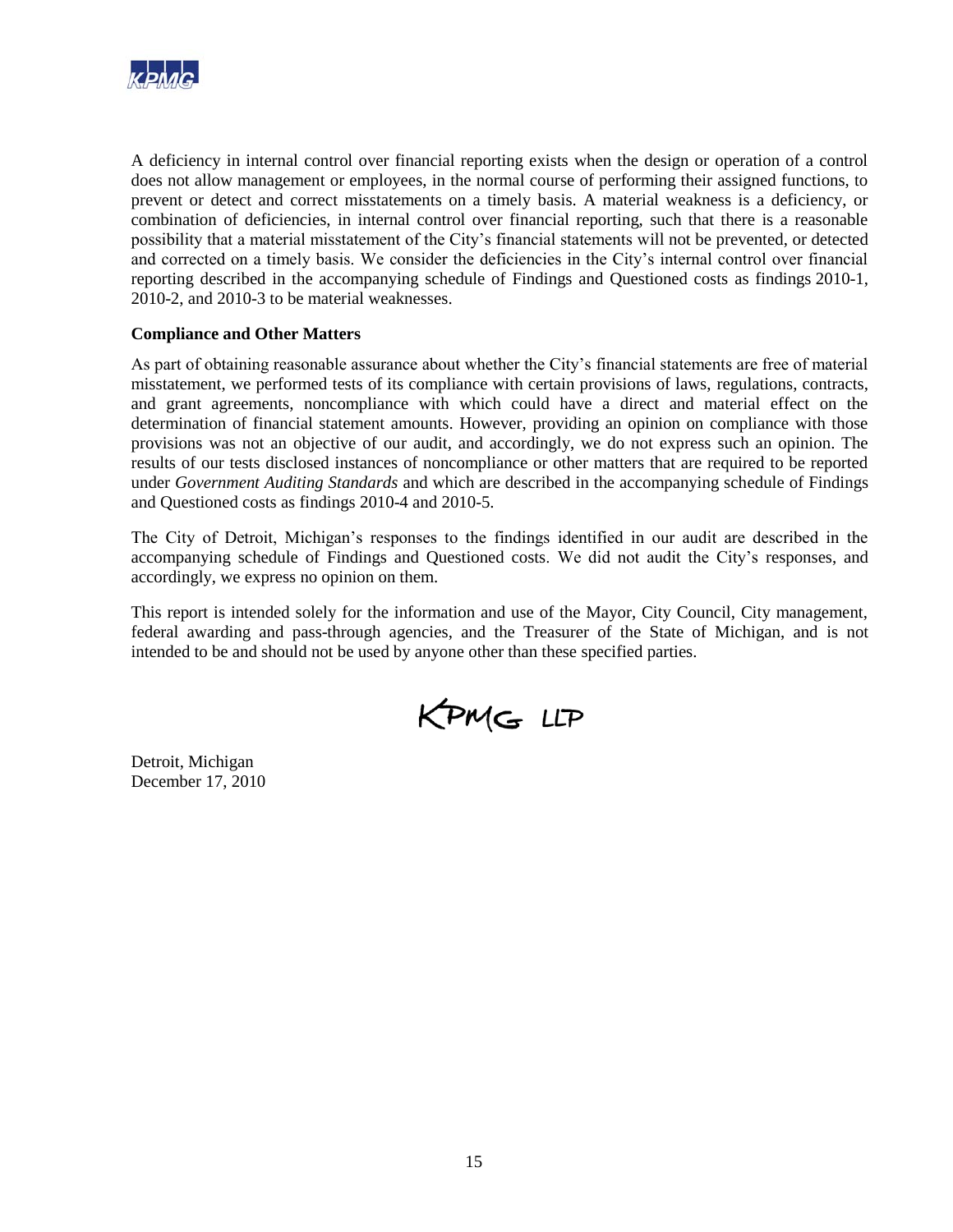A deficiency in internal control over financial reporting exists when the design or operation of a control does not allow management or employees, in the normal course of performing their assigned functions, to prevent or detect and correct misstatements on a timely basis. A material weakness is a deficiency, or combination of deficiencies, in internal control over financial reporting, such that there is a reasonable possibility that a material misstatement of the City's financial statements will not be prevented, or detected and corrected on a timely basis. We consider the deficiencies in the City's internal control over financial reporting described in the accompanying schedule of Findings and Questioned costs as findings 2010-1, 2010-2, and 2010-3 to be material weaknesses.

**Compliance and Other Matters**

As part of obtaining reasonable assurance about whether the City's financial statements are free of material misstatement, we performed tests of its compliance with certain provisions of laws, regulations, contracts, and grant agreements, noncompliance with which could have a direct and material effect on the determination of financial statement amounts. However, providing an opinion on compliance with those provisions was not an objective of our audit, and accordingly, we do not express such an opinion. The results of our tests disclosed instances of noncompliance or other matters that are required to be reported under *Government Auditing Standards* and which are described in the accompanying schedule of Findings and Questioned costs as findings 2010-4 and 2010-5.

The City of Detroit, Michigan's responses to the findings identified in our audit are described in the accompanying schedule of Findings and Questioned costs. We did not audit the City's responses, and accordingly, we express no opinion on them.

This report is intended solely for the information and use of the Mayor, City Council, City management, federal awarding and pass-through agencies, and the Treasurer of the State of Michigan, and is not intended to be and should not be used by anyone other than these specified parties.

KPMG LLP

Detroit, Michigan
December 17, 2010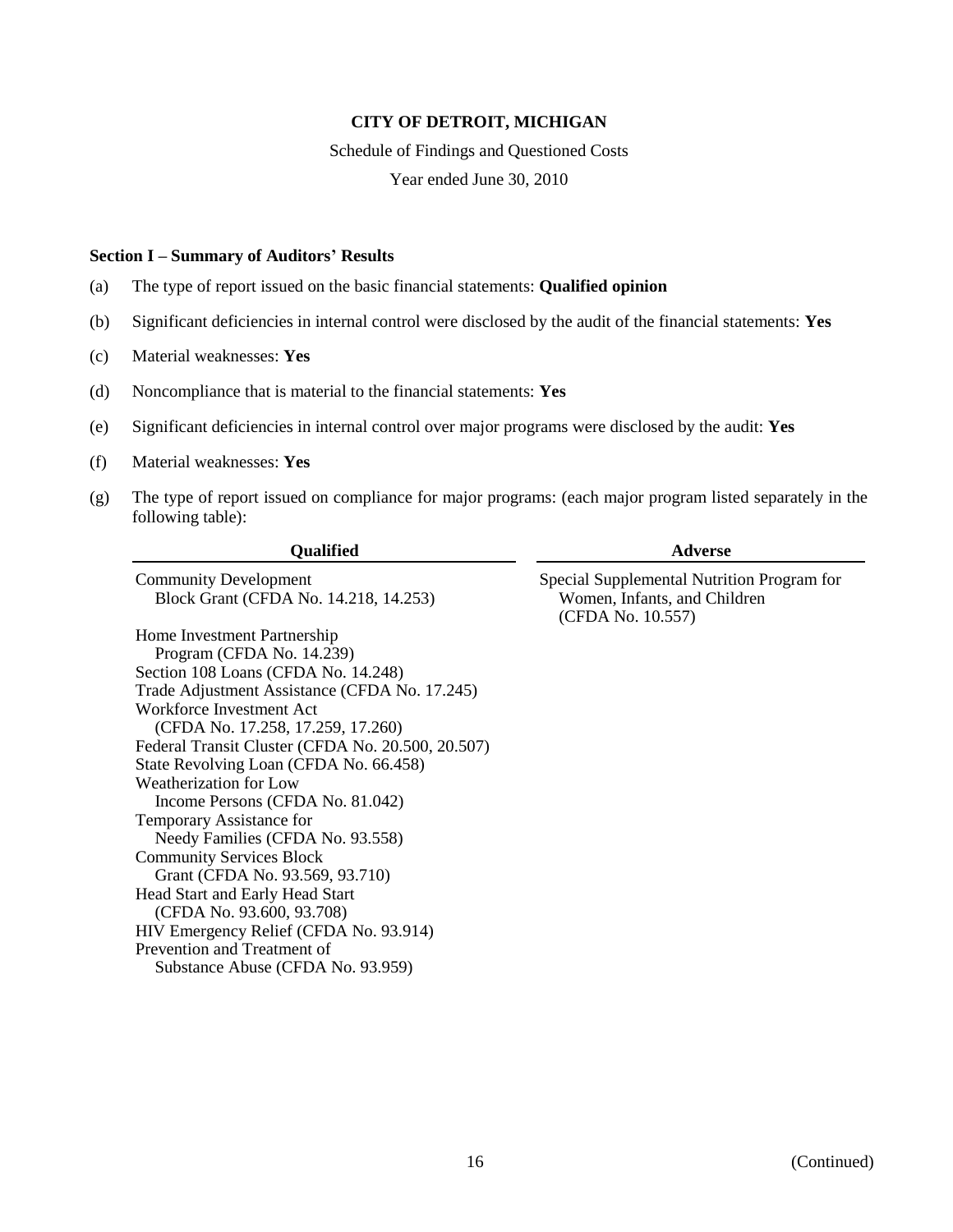**CITY OF DETROIT, MICHIGAN**

Schedule of Findings and Questioned Costs

Year ended June 30, 2010

**Section I – Summary of Auditors' Results**

(a) The type of report issued on the basic financial statements: **Qualified opinion**

(b) Significant deficiencies in internal control were disclosed by the audit of the financial statements: **Yes**

(c) Material weaknesses: **Yes**

(d) Noncompliance that is material to the financial statements: **Yes**

(e) Significant deficiencies in internal control over major programs were disclosed by the audit: **Yes**

(f) Material weaknesses: **Yes**

(g) The type of report issued on compliance for major programs: (each major program listed separately in the following table):

| Qualified | Adverse |
|---|---|
| Community Development Block Grant (CFDA No. 14.218, 14.253) | Special Supplemental Nutrition Program for Women, Infants, and Children (CFDA No. 10.557) |
| Home Investment Partnership Program (CFDA No. 14.239) | |
| Section 108 Loans (CFDA No. 14.248) | |
| Trade Adjustment Assistance (CFDA No. 17.245) | |
| Workforce Investment Act (CFDA No. 17.258, 17.259, 17.260) | |
| Federal Transit Cluster (CFDA No. 20.500, 20.507) | |
| State Revolving Loan (CFDA No. 66.458) | |
| Weatherization for Low Income Persons (CFDA No. 81.042) | |
| Temporary Assistance for Needy Families (CFDA No. 93.558) | |
| Community Services Block Grant (CFDA No. 93.569, 93.710) | |
| Head Start and Early Head Start (CFDA No. 93.600, 93.708) | |
| HIV Emergency Relief (CFDA No. 93.914) | |
| Prevention and Treatment of Substance Abuse (CFDA No. 93.959) | |

(Continued)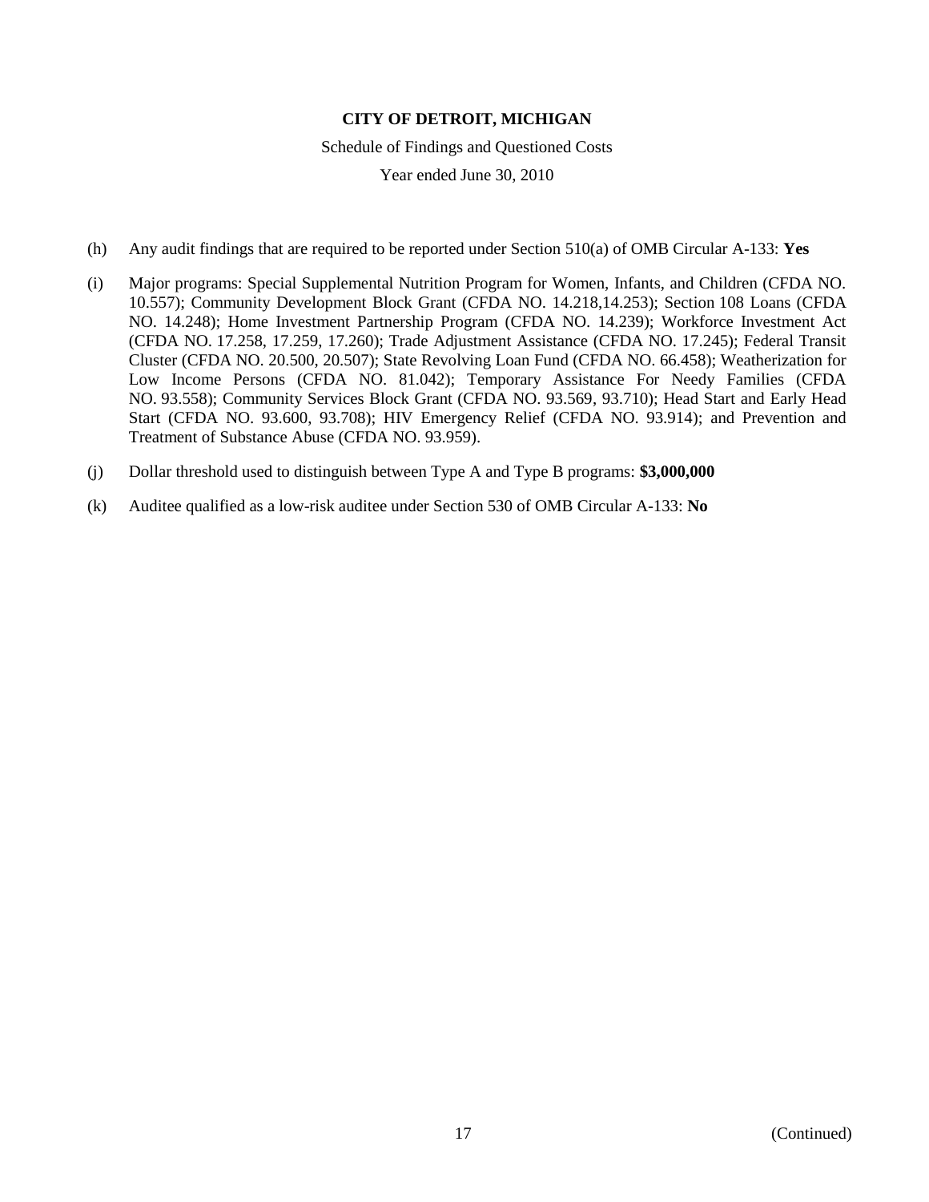**CITY OF DETROIT, MICHIGAN**

Schedule of Findings and Questioned Costs

Year ended June 30, 2010

(h) Any audit findings that are required to be reported under Section 510(a) of OMB Circular A-133: **Yes**

(i) Major programs: Special Supplemental Nutrition Program for Women, Infants, and Children (CFDA NO. 10.557); Community Development Block Grant (CFDA NO. 14.218,14.253); Section 108 Loans (CFDA NO. 14.248); Home Investment Partnership Program (CFDA NO. 14.239); Workforce Investment Act (CFDA NO. 17.258, 17.259, 17.260); Trade Adjustment Assistance (CFDA NO. 17.245); Federal Transit Cluster (CFDA NO. 20.500, 20.507); State Revolving Loan Fund (CFDA NO. 66.458); Weatherization for Low Income Persons (CFDA NO. 81.042); Temporary Assistance For Needy Families (CFDA NO. 93.558); Community Services Block Grant (CFDA NO. 93.569, 93.710); Head Start and Early Head Start (CFDA NO. 93.600, 93.708); HIV Emergency Relief (CFDA NO. 93.914); and Prevention and Treatment of Substance Abuse (CFDA NO. 93.959).

(j) Dollar threshold used to distinguish between Type A and Type B programs: **$3,000,000**

(k) Auditee qualified as a low-risk auditee under Section 530 of OMB Circular A-133: **No**

(Continued)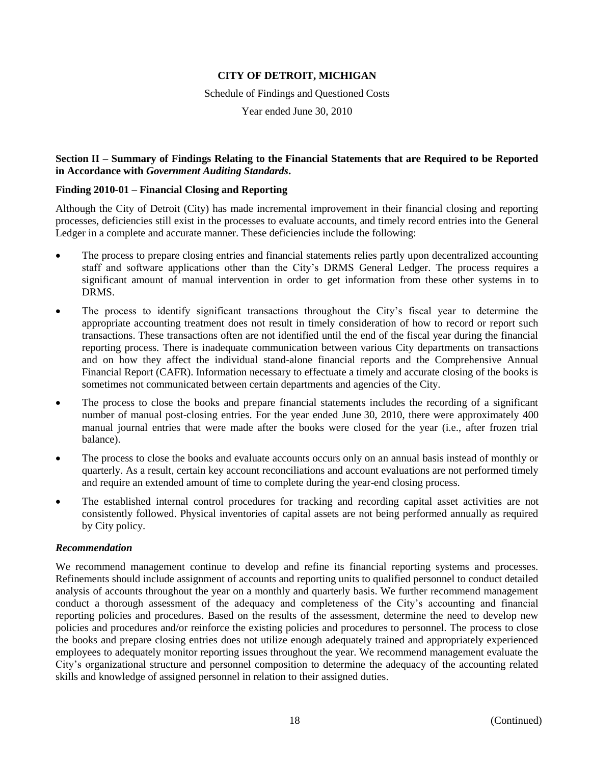**CITY OF DETROIT, MICHIGAN**

Schedule of Findings and Questioned Costs

Year ended June 30, 2010

**Section II – Summary of Findings Relating to the Financial Statements that are Required to be Reported in Accordance with *Government Auditing Standards*.**

**Finding 2010-01 – Financial Closing and Reporting**

Although the City of Detroit (City) has made incremental improvement in their financial closing and reporting processes, deficiencies still exist in the processes to evaluate accounts, and timely record entries into the General Ledger in a complete and accurate manner. These deficiencies include the following:

- The process to prepare closing entries and financial statements relies partly upon decentralized accounting staff and software applications other than the City's DRMS General Ledger. The process requires a significant amount of manual intervention in order to get information from these other systems in to DRMS.
- The process to identify significant transactions throughout the City's fiscal year to determine the appropriate accounting treatment does not result in timely consideration of how to record or report such transactions. These transactions often are not identified until the end of the fiscal year during the financial reporting process. There is inadequate communication between various City departments on transactions and on how they affect the individual stand-alone financial reports and the Comprehensive Annual Financial Report (CAFR). Information necessary to effectuate a timely and accurate closing of the books is sometimes not communicated between certain departments and agencies of the City.
- The process to close the books and prepare financial statements includes the recording of a significant number of manual post-closing entries. For the year ended June 30, 2010, there were approximately 400 manual journal entries that were made after the books were closed for the year (i.e., after frozen trial balance).
- The process to close the books and evaluate accounts occurs only on an annual basis instead of monthly or quarterly. As a result, certain key account reconciliations and account evaluations are not performed timely and require an extended amount of time to complete during the year-end closing process.
- The established internal control procedures for tracking and recording capital asset activities are not consistently followed. Physical inventories of capital assets are not being performed annually as required by City policy.

***Recommendation***

We recommend management continue to develop and refine its financial reporting systems and processes. Refinements should include assignment of accounts and reporting units to qualified personnel to conduct detailed analysis of accounts throughout the year on a monthly and quarterly basis. We further recommend management conduct a thorough assessment of the adequacy and completeness of the City's accounting and financial reporting policies and procedures. Based on the results of the assessment, determine the need to develop new policies and procedures and/or reinforce the existing policies and procedures to personnel. The process to close the books and prepare closing entries does not utilize enough adequately trained and appropriately experienced employees to adequately monitor reporting issues throughout the year. We recommend management evaluate the City's organizational structure and personnel composition to determine the adequacy of the accounting related skills and knowledge of assigned personnel in relation to their assigned duties.

(Continued)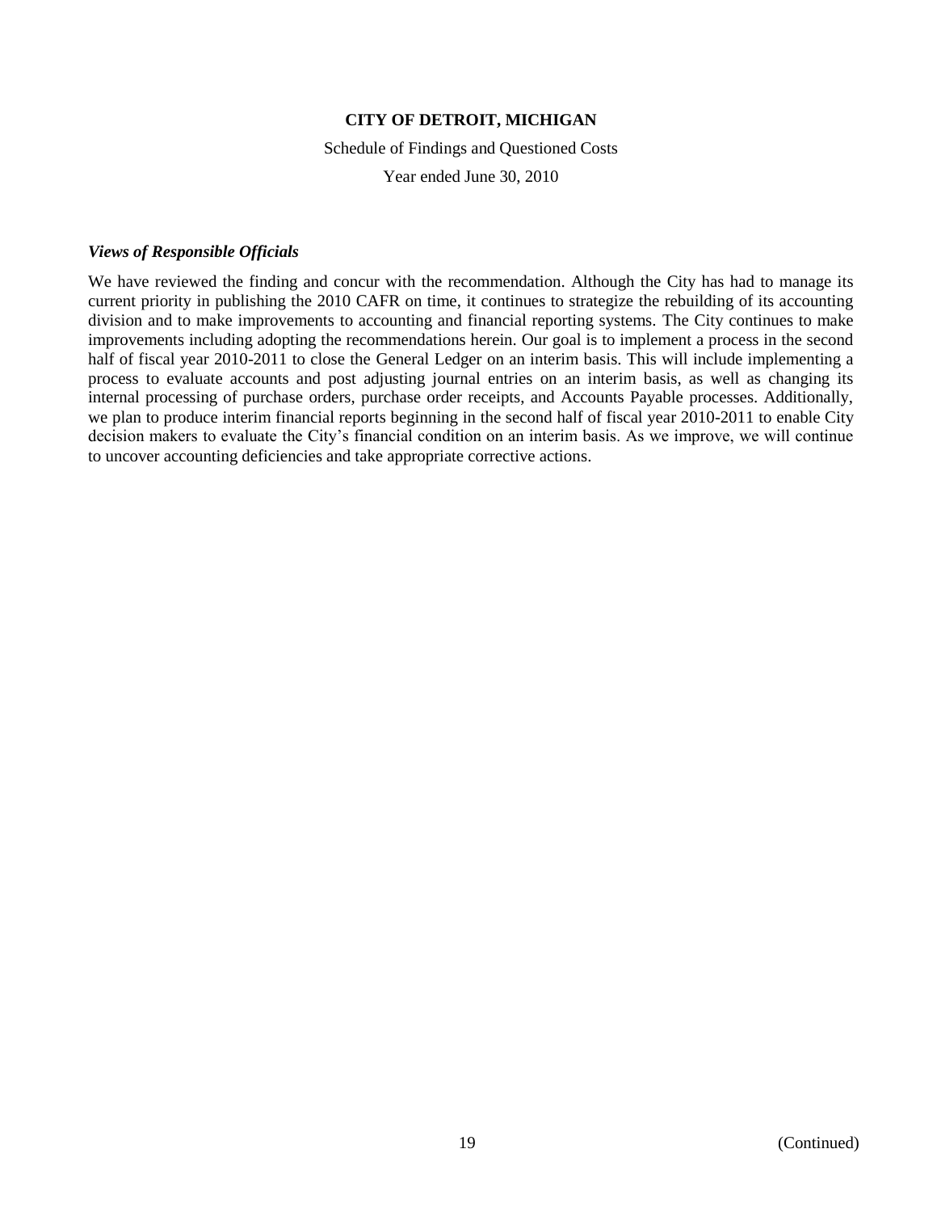**CITY OF DETROIT, MICHIGAN**

Schedule of Findings and Questioned Costs

Year ended June 30, 2010

***Views of Responsible Officials***

We have reviewed the finding and concur with the recommendation. Although the City has had to manage its current priority in publishing the 2010 CAFR on time, it continues to strategize the rebuilding of its accounting division and to make improvements to accounting and financial reporting systems. The City continues to make improvements including adopting the recommendations herein. Our goal is to implement a process in the second half of fiscal year 2010-2011 to close the General Ledger on an interim basis. This will include implementing a process to evaluate accounts and post adjusting journal entries on an interim basis, as well as changing its internal processing of purchase orders, purchase order receipts, and Accounts Payable processes. Additionally, we plan to produce interim financial reports beginning in the second half of fiscal year 2010-2011 to enable City decision makers to evaluate the City's financial condition on an interim basis. As we improve, we will continue to uncover accounting deficiencies and take appropriate corrective actions.

(Continued)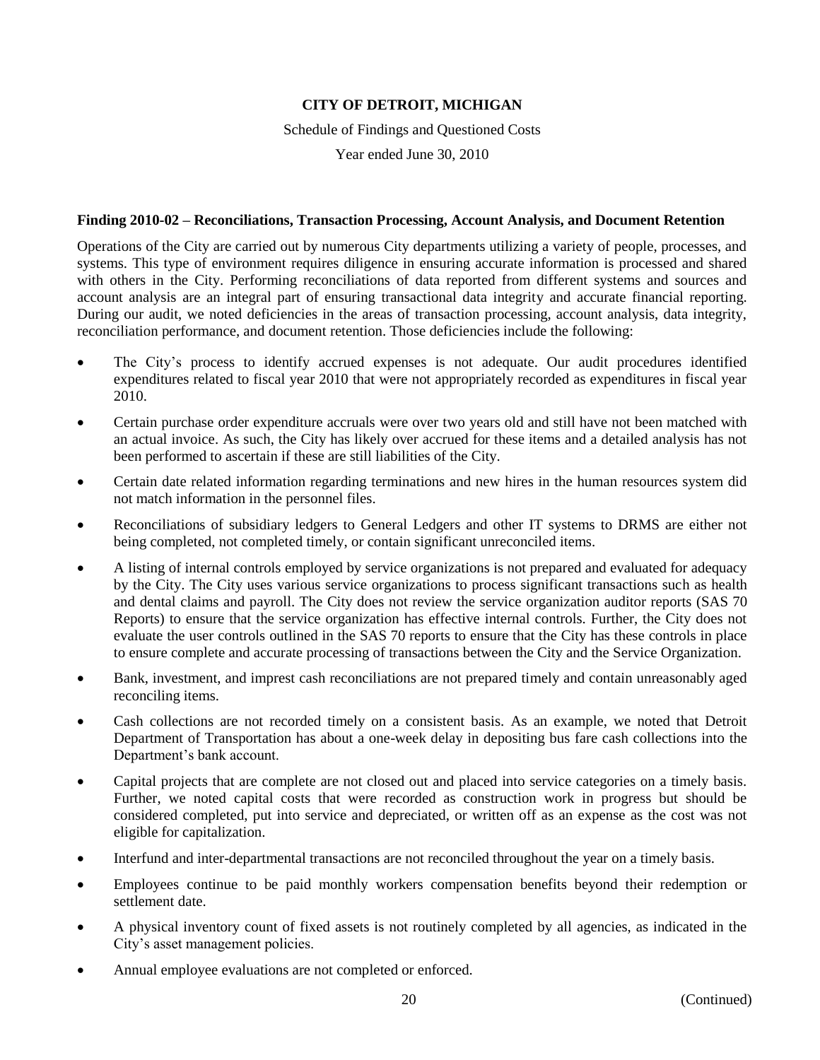**CITY OF DETROIT, MICHIGAN**

Schedule of Findings and Questioned Costs

Year ended June 30, 2010

**Finding 2010-02 – Reconciliations, Transaction Processing, Account Analysis, and Document Retention**

Operations of the City are carried out by numerous City departments utilizing a variety of people, processes, and systems. This type of environment requires diligence in ensuring accurate information is processed and shared with others in the City. Performing reconciliations of data reported from different systems and sources and account analysis are an integral part of ensuring transactional data integrity and accurate financial reporting. During our audit, we noted deficiencies in the areas of transaction processing, account analysis, data integrity, reconciliation performance, and document retention. Those deficiencies include the following:

- The City's process to identify accrued expenses is not adequate. Our audit procedures identified expenditures related to fiscal year 2010 that were not appropriately recorded as expenditures in fiscal year 2010.
- Certain purchase order expenditure accruals were over two years old and still have not been matched with an actual invoice. As such, the City has likely over accrued for these items and a detailed analysis has not been performed to ascertain if these are still liabilities of the City.
- Certain date related information regarding terminations and new hires in the human resources system did not match information in the personnel files.
- Reconciliations of subsidiary ledgers to General Ledgers and other IT systems to DRMS are either not being completed, not completed timely, or contain significant unreconciled items.
- A listing of internal controls employed by service organizations is not prepared and evaluated for adequacy by the City. The City uses various service organizations to process significant transactions such as health and dental claims and payroll. The City does not review the service organization auditor reports (SAS 70 Reports) to ensure that the service organization has effective internal controls. Further, the City does not evaluate the user controls outlined in the SAS 70 reports to ensure that the City has these controls in place to ensure complete and accurate processing of transactions between the City and the Service Organization.
- Bank, investment, and imprest cash reconciliations are not prepared timely and contain unreasonably aged reconciling items.
- Cash collections are not recorded timely on a consistent basis. As an example, we noted that Detroit Department of Transportation has about a one-week delay in depositing bus fare cash collections into the Department's bank account.
- Capital projects that are complete are not closed out and placed into service categories on a timely basis. Further, we noted capital costs that were recorded as construction work in progress but should be considered completed, put into service and depreciated, or written off as an expense as the cost was not eligible for capitalization.
- Interfund and inter-departmental transactions are not reconciled throughout the year on a timely basis.
- Employees continue to be paid monthly workers compensation benefits beyond their redemption or settlement date.
- A physical inventory count of fixed assets is not routinely completed by all agencies, as indicated in the City's asset management policies.
- Annual employee evaluations are not completed or enforced.

(Continued)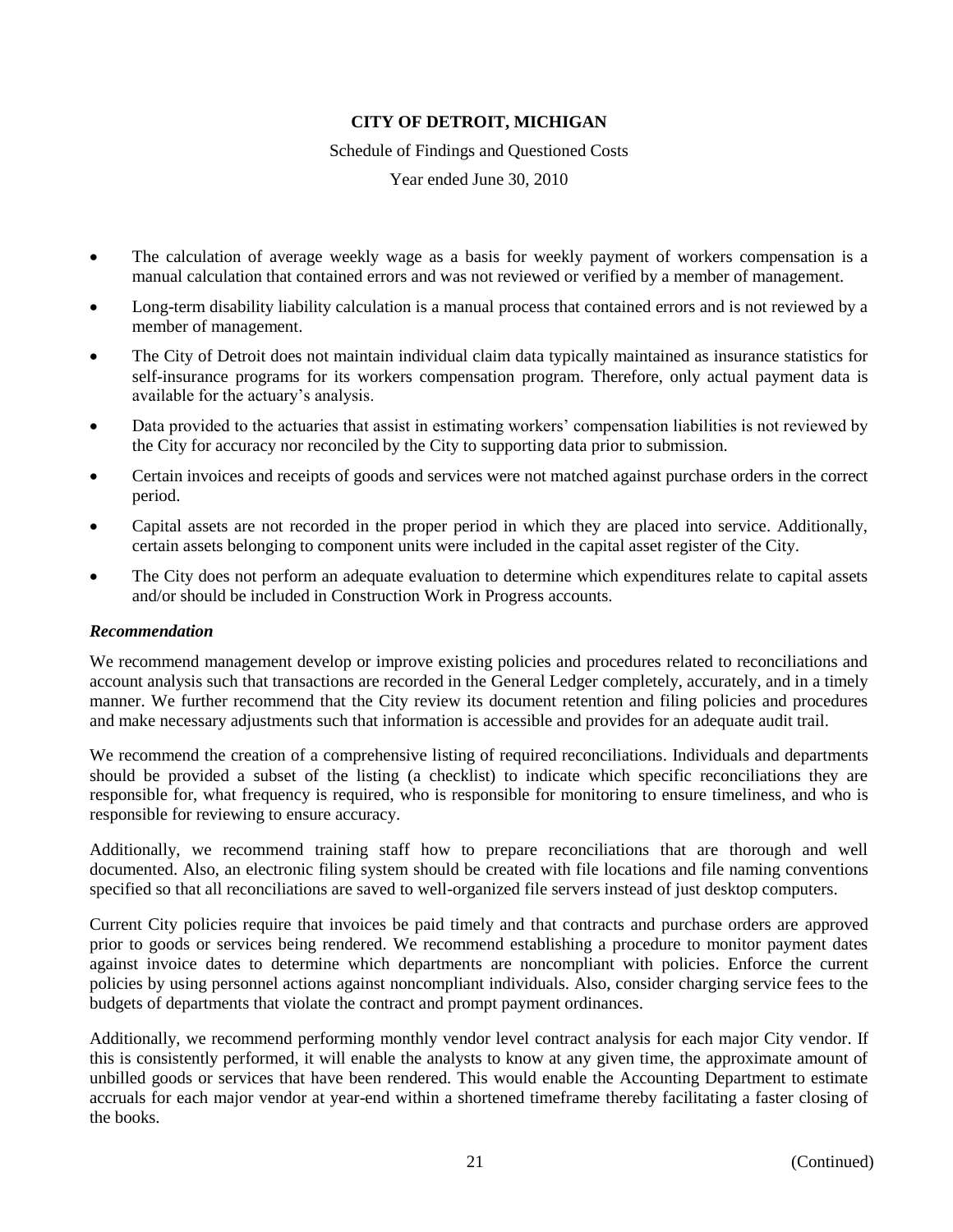- The calculation of average weekly wage as a basis for weekly payment of workers compensation is a manual calculation that contained errors and was not reviewed or verified by a member of management.
- Long-term disability liability calculation is a manual process that contained errors and is not reviewed by a member of management.
- The City of Detroit does not maintain individual claim data typically maintained as insurance statistics for self-insurance programs for its workers compensation program. Therefore, only actual payment data is available for the actuary's analysis.
- Data provided to the actuaries that assist in estimating workers' compensation liabilities is not reviewed by the City for accuracy nor reconciled by the City to supporting data prior to submission.
- Certain invoices and receipts of goods and services were not matched against purchase orders in the correct period.
- Capital assets are not recorded in the proper period in which they are placed into service. Additionally, certain assets belonging to component units were included in the capital asset register of the City.
- The City does not perform an adequate evaluation to determine which expenditures relate to capital assets and/or should be included in Construction Work in Progress accounts.

***Recommendation***

We recommend management develop or improve existing policies and procedures related to reconciliations and account analysis such that transactions are recorded in the General Ledger completely, accurately, and in a timely manner. We further recommend that the City review its document retention and filing policies and procedures and make necessary adjustments such that information is accessible and provides for an adequate audit trail.

We recommend the creation of a comprehensive listing of required reconciliations. Individuals and departments should be provided a subset of the listing (a checklist) to indicate which specific reconciliations they are responsible for, what frequency is required, who is responsible for monitoring to ensure timeliness, and who is responsible for reviewing to ensure accuracy.

Additionally, we recommend training staff how to prepare reconciliations that are thorough and well documented. Also, an electronic filing system should be created with file locations and file naming conventions specified so that all reconciliations are saved to well-organized file servers instead of just desktop computers.

Current City policies require that invoices be paid timely and that contracts and purchase orders are approved prior to goods or services being rendered. We recommend establishing a procedure to monitor payment dates against invoice dates to determine which departments are noncompliant with policies. Enforce the current policies by using personnel actions against noncompliant individuals. Also, consider charging service fees to the budgets of departments that violate the contract and prompt payment ordinances.

Additionally, we recommend performing monthly vendor level contract analysis for each major City vendor. If this is consistently performed, it will enable the analysts to know at any given time, the approximate amount of unbilled goods or services that have been rendered. This would enable the Accounting Department to estimate accruals for each major vendor at year-end within a shortened timeframe thereby facilitating a faster closing of the books.

(Continued)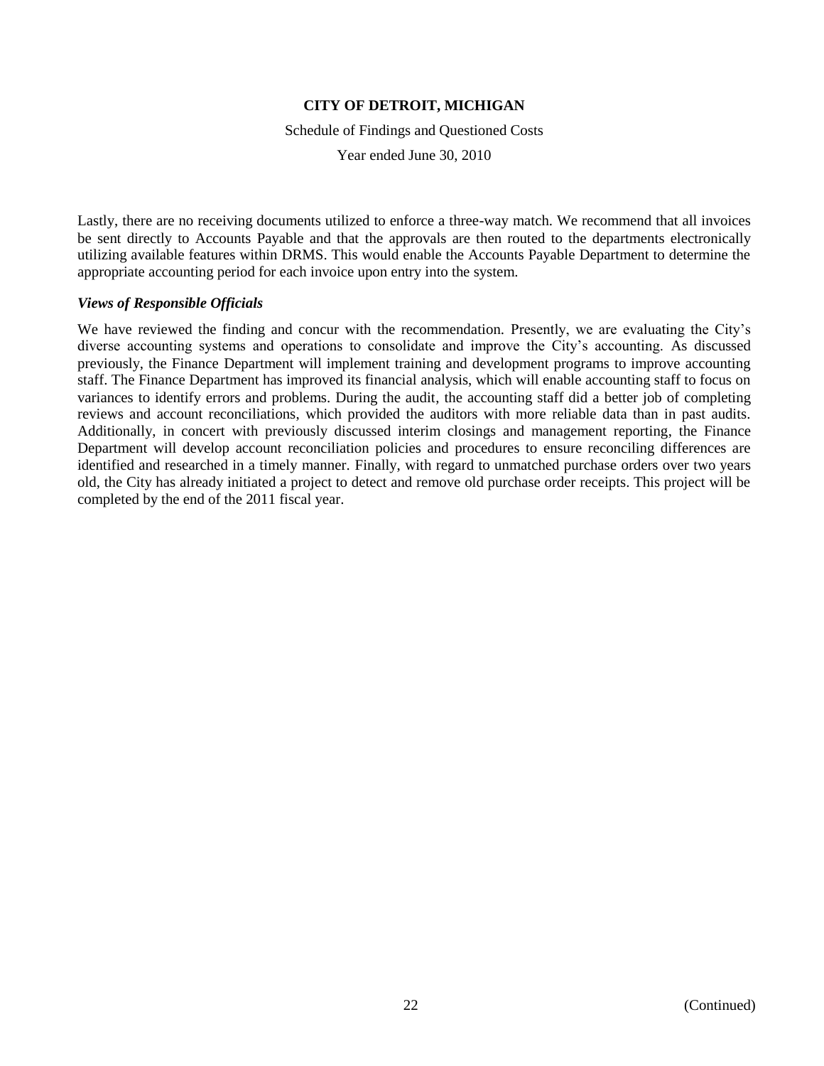Lastly, there are no receiving documents utilized to enforce a three-way match. We recommend that all invoices be sent directly to Accounts Payable and that the approvals are then routed to the departments electronically utilizing available features within DRMS. This would enable the Accounts Payable Department to determine the appropriate accounting period for each invoice upon entry into the system.

***Views of Responsible Officials***

We have reviewed the finding and concur with the recommendation. Presently, we are evaluating the City's diverse accounting systems and operations to consolidate and improve the City's accounting. As discussed previously, the Finance Department will implement training and development programs to improve accounting staff. The Finance Department has improved its financial analysis, which will enable accounting staff to focus on variances to identify errors and problems. During the audit, the accounting staff did a better job of completing reviews and account reconciliations, which provided the auditors with more reliable data than in past audits. Additionally, in concert with previously discussed interim closings and management reporting, the Finance Department will develop account reconciliation policies and procedures to ensure reconciling differences are identified and researched in a timely manner. Finally, with regard to unmatched purchase orders over two years old, the City has already initiated a project to detect and remove old purchase order receipts. This project will be completed by the end of the 2011 fiscal year.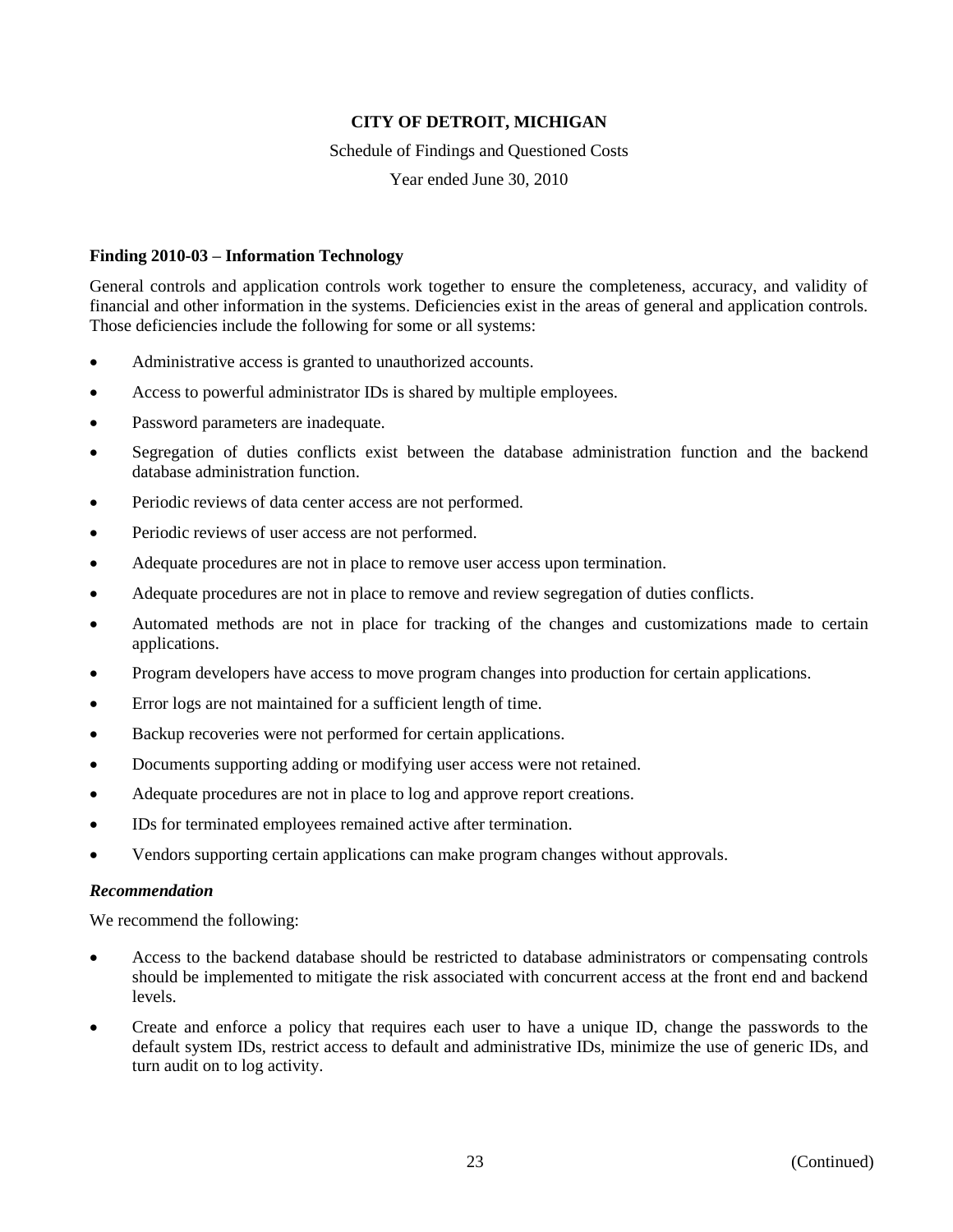**CITY OF DETROIT, MICHIGAN**

Schedule of Findings and Questioned Costs

Year ended June 30, 2010

**Finding 2010-03 – Information Technology**

General controls and application controls work together to ensure the completeness, accuracy, and validity of financial and other information in the systems. Deficiencies exist in the areas of general and application controls. Those deficiencies include the following for some or all systems:

- Administrative access is granted to unauthorized accounts.
- Access to powerful administrator IDs is shared by multiple employees.
- Password parameters are inadequate.
- Segregation of duties conflicts exist between the database administration function and the backend database administration function.
- Periodic reviews of data center access are not performed.
- Periodic reviews of user access are not performed.
- Adequate procedures are not in place to remove user access upon termination.
- Adequate procedures are not in place to remove and review segregation of duties conflicts.
- Automated methods are not in place for tracking of the changes and customizations made to certain applications.
- Program developers have access to move program changes into production for certain applications.
- Error logs are not maintained for a sufficient length of time.
- Backup recoveries were not performed for certain applications.
- Documents supporting adding or modifying user access were not retained.
- Adequate procedures are not in place to log and approve report creations.
- IDs for terminated employees remained active after termination.
- Vendors supporting certain applications can make program changes without approvals.

***Recommendation***

We recommend the following:

- Access to the backend database should be restricted to database administrators or compensating controls should be implemented to mitigate the risk associated with concurrent access at the front end and backend levels.
- Create and enforce a policy that requires each user to have a unique ID, change the passwords to the default system IDs, restrict access to default and administrative IDs, minimize the use of generic IDs, and turn audit on to log activity.

(Continued)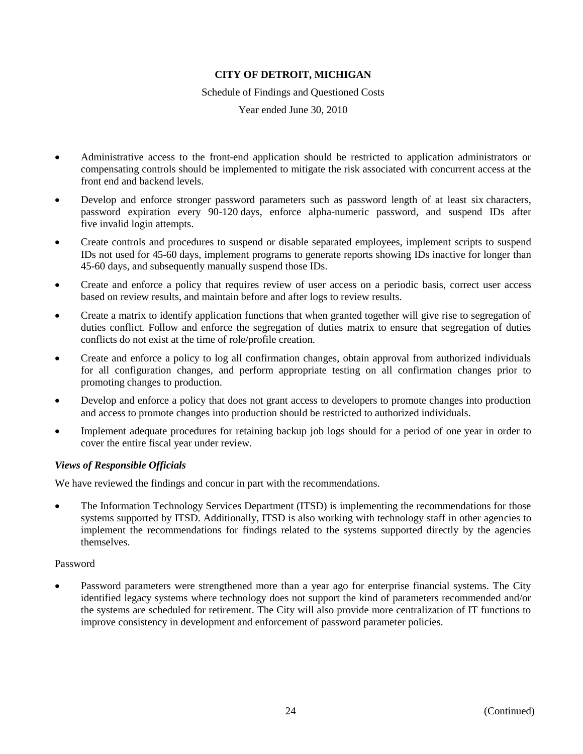- Administrative access to the front-end application should be restricted to application administrators or compensating controls should be implemented to mitigate the risk associated with concurrent access at the front end and backend levels.
- Develop and enforce stronger password parameters such as password length of at least six characters, password expiration every 90-120 days, enforce alpha-numeric password, and suspend IDs after five invalid login attempts.
- Create controls and procedures to suspend or disable separated employees, implement scripts to suspend IDs not used for 45-60 days, implement programs to generate reports showing IDs inactive for longer than 45-60 days, and subsequently manually suspend those IDs.
- Create and enforce a policy that requires review of user access on a periodic basis, correct user access based on review results, and maintain before and after logs to review results.
- Create a matrix to identify application functions that when granted together will give rise to segregation of duties conflict. Follow and enforce the segregation of duties matrix to ensure that segregation of duties conflicts do not exist at the time of role/profile creation.
- Create and enforce a policy to log all confirmation changes, obtain approval from authorized individuals for all configuration changes, and perform appropriate testing on all confirmation changes prior to promoting changes to production.
- Develop and enforce a policy that does not grant access to developers to promote changes into production and access to promote changes into production should be restricted to authorized individuals.
- Implement adequate procedures for retaining backup job logs should for a period of one year in order to cover the entire fiscal year under review.

***Views of Responsible Officials***

We have reviewed the findings and concur in part with the recommendations.

- The Information Technology Services Department (ITSD) is implementing the recommendations for those systems supported by ITSD. Additionally, ITSD is also working with technology staff in other agencies to implement the recommendations for findings related to the systems supported directly by the agencies themselves.

Password

- Password parameters were strengthened more than a year ago for enterprise financial systems. The City identified legacy systems where technology does not support the kind of parameters recommended and/or the systems are scheduled for retirement. The City will also provide more centralization of IT functions to improve consistency in development and enforcement of password parameter policies.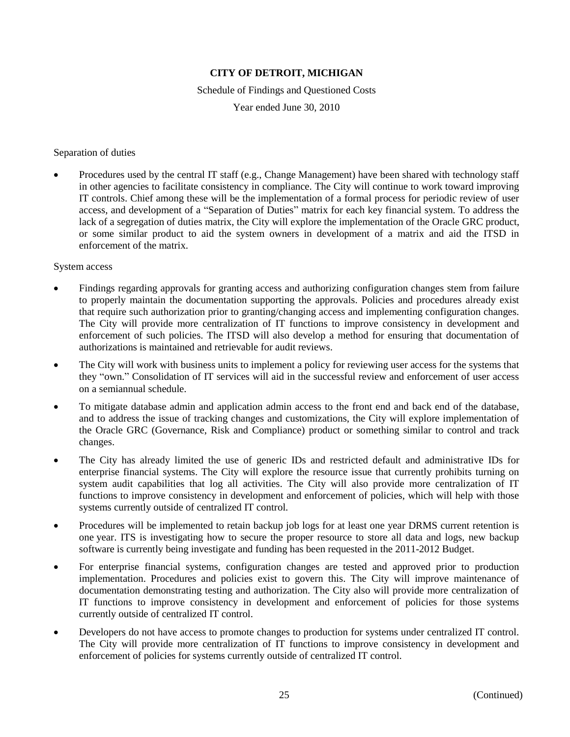Separation of duties

- Procedures used by the central IT staff (e.g., Change Management) have been shared with technology staff in other agencies to facilitate consistency in compliance. The City will continue to work toward improving IT controls. Chief among these will be the implementation of a formal process for periodic review of user access, and development of a "Separation of Duties" matrix for each key financial system. To address the lack of a segregation of duties matrix, the City will explore the implementation of the Oracle GRC product, or some similar product to aid the system owners in development of a matrix and aid the ITSD in enforcement of the matrix.

System access

- Findings regarding approvals for granting access and authorizing configuration changes stem from failure to properly maintain the documentation supporting the approvals. Policies and procedures already exist that require such authorization prior to granting/changing access and implementing configuration changes. The City will provide more centralization of IT functions to improve consistency in development and enforcement of such policies. The ITSD will also develop a method for ensuring that documentation of authorizations is maintained and retrievable for audit reviews.
- The City will work with business units to implement a policy for reviewing user access for the systems that they "own." Consolidation of IT services will aid in the successful review and enforcement of user access on a semiannual schedule.
- To mitigate database admin and application admin access to the front end and back end of the database, and to address the issue of tracking changes and customizations, the City will explore implementation of the Oracle GRC (Governance, Risk and Compliance) product or something similar to control and track changes.
- The City has already limited the use of generic IDs and restricted default and administrative IDs for enterprise financial systems. The City will explore the resource issue that currently prohibits turning on system audit capabilities that log all activities. The City will also provide more centralization of IT functions to improve consistency in development and enforcement of policies, which will help with those systems currently outside of centralized IT control.
- Procedures will be implemented to retain backup job logs for at least one year DRMS current retention is one year. ITS is investigating how to secure the proper resource to store all data and logs, new backup software is currently being investigate and funding has been requested in the 2011-2012 Budget.
- For enterprise financial systems, configuration changes are tested and approved prior to production implementation. Procedures and policies exist to govern this. The City will improve maintenance of documentation demonstrating testing and authorization. The City also will provide more centralization of IT functions to improve consistency in development and enforcement of policies for those systems currently outside of centralized IT control.
- Developers do not have access to promote changes to production for systems under centralized IT control. The City will provide more centralization of IT functions to improve consistency in development and enforcement of policies for systems currently outside of centralized IT control.

(Continued)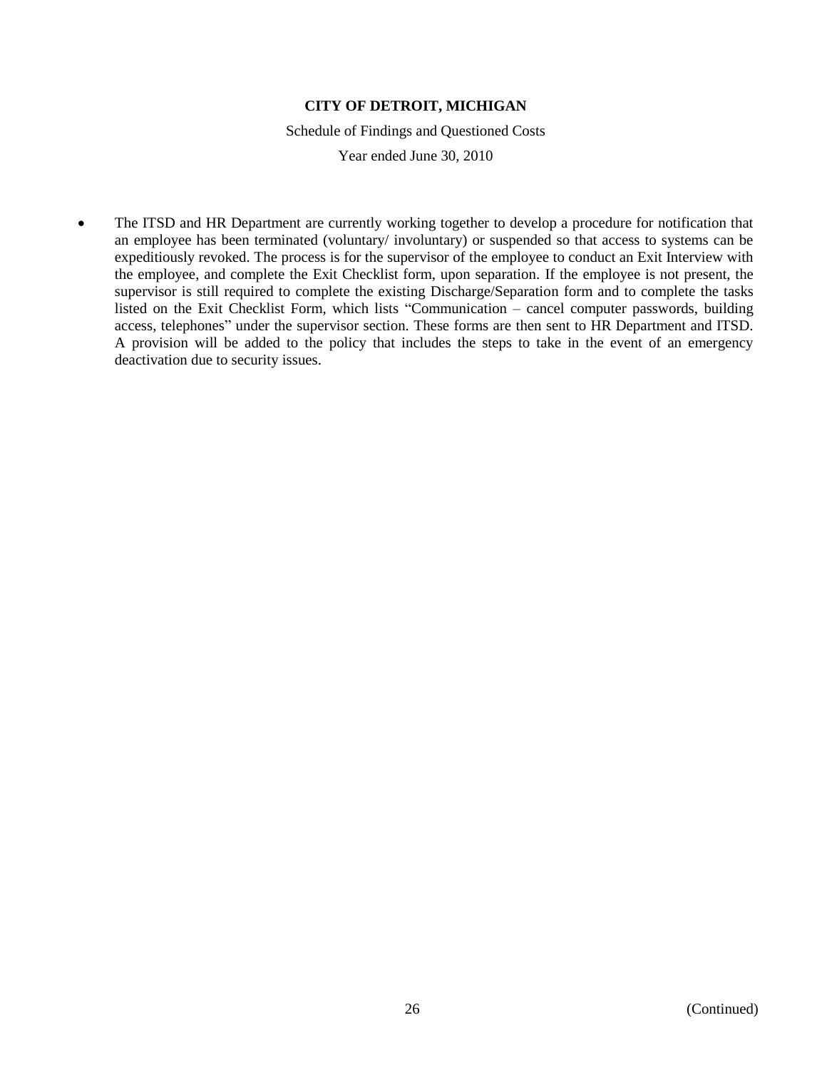- The ITSD and HR Department are currently working together to develop a procedure for notification that an employee has been terminated (voluntary/ involuntary) or suspended so that access to systems can be expeditiously revoked. The process is for the supervisor of the employee to conduct an Exit Interview with the employee, and complete the Exit Checklist form, upon separation. If the employee is not present, the supervisor is still required to complete the existing Discharge/Separation form and to complete the tasks listed on the Exit Checklist Form, which lists "Communication – cancel computer passwords, building access, telephones" under the supervisor section. These forms are then sent to HR Department and ITSD. A provision will be added to the policy that includes the steps to take in the event of an emergency deactivation due to security issues.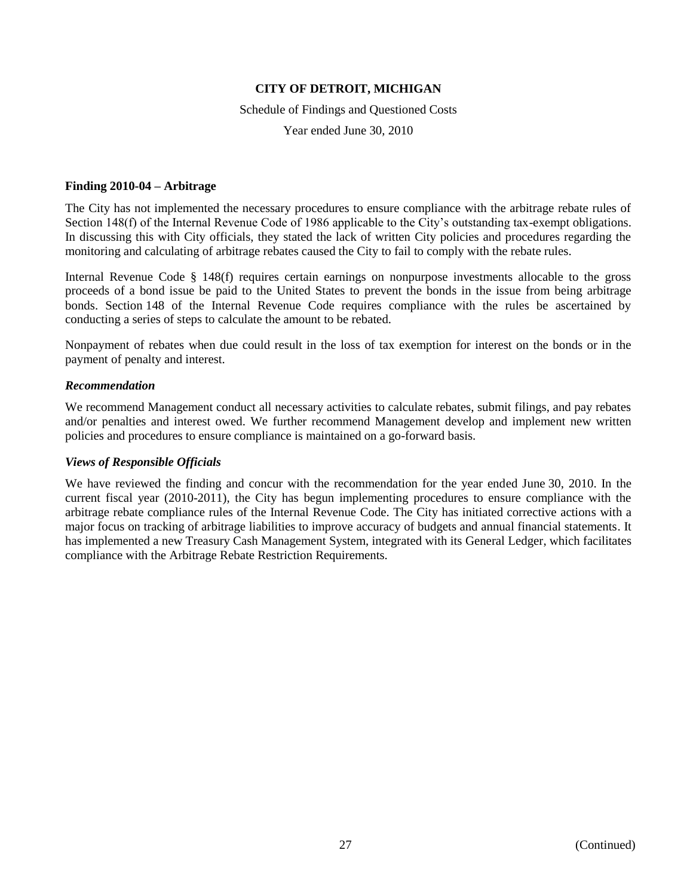**CITY OF DETROIT, MICHIGAN**

Schedule of Findings and Questioned Costs

Year ended June 30, 2010

**Finding 2010-04 – Arbitrage**

The City has not implemented the necessary procedures to ensure compliance with the arbitrage rebate rules of Section 148(f) of the Internal Revenue Code of 1986 applicable to the City's outstanding tax-exempt obligations. In discussing this with City officials, they stated the lack of written City policies and procedures regarding the monitoring and calculating of arbitrage rebates caused the City to fail to comply with the rebate rules.

Internal Revenue Code § 148(f) requires certain earnings on nonpurpose investments allocable to the gross proceeds of a bond issue be paid to the United States to prevent the bonds in the issue from being arbitrage bonds. Section 148 of the Internal Revenue Code requires compliance with the rules be ascertained by conducting a series of steps to calculate the amount to be rebated.

Nonpayment of rebates when due could result in the loss of tax exemption for interest on the bonds or in the payment of penalty and interest.

***Recommendation***

We recommend Management conduct all necessary activities to calculate rebates, submit filings, and pay rebates and/or penalties and interest owed. We further recommend Management develop and implement new written policies and procedures to ensure compliance is maintained on a go-forward basis.

***Views of Responsible Officials***

We have reviewed the finding and concur with the recommendation for the year ended June 30, 2010. In the current fiscal year (2010-2011), the City has begun implementing procedures to ensure compliance with the arbitrage rebate compliance rules of the Internal Revenue Code. The City has initiated corrective actions with a major focus on tracking of arbitrage liabilities to improve accuracy of budgets and annual financial statements. It has implemented a new Treasury Cash Management System, integrated with its General Ledger, which facilitates compliance with the Arbitrage Rebate Restriction Requirements.

(Continued)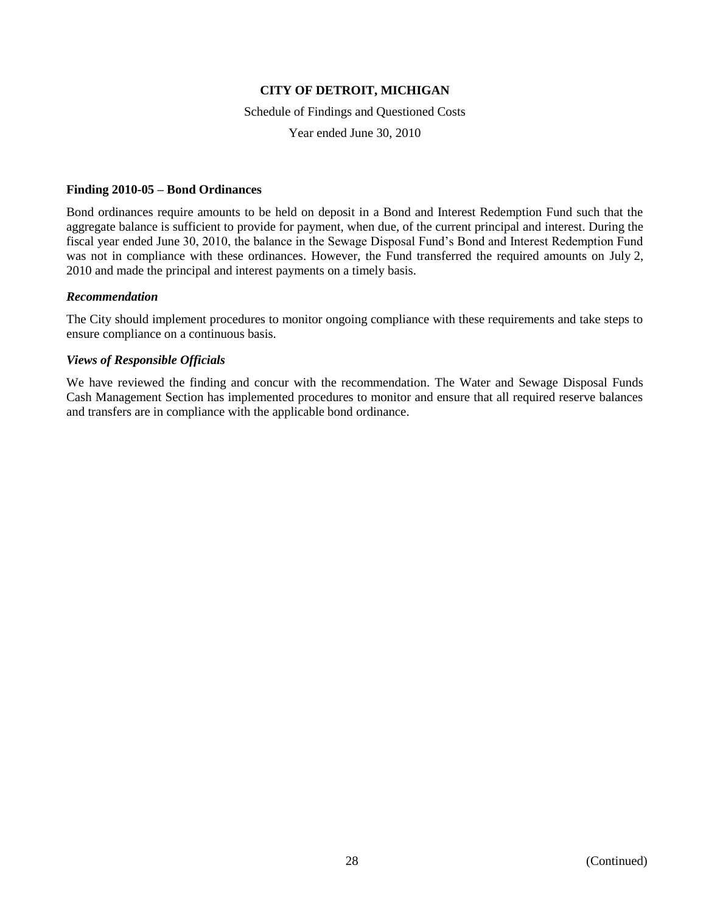**CITY OF DETROIT, MICHIGAN**

Schedule of Findings and Questioned Costs

Year ended June 30, 2010

**Finding 2010-05 – Bond Ordinances**

Bond ordinances require amounts to be held on deposit in a Bond and Interest Redemption Fund such that the aggregate balance is sufficient to provide for payment, when due, of the current principal and interest. During the fiscal year ended June 30, 2010, the balance in the Sewage Disposal Fund's Bond and Interest Redemption Fund was not in compliance with these ordinances. However, the Fund transferred the required amounts on July 2, 2010 and made the principal and interest payments on a timely basis.

***Recommendation***

The City should implement procedures to monitor ongoing compliance with these requirements and take steps to ensure compliance on a continuous basis.

***Views of Responsible Officials***

We have reviewed the finding and concur with the recommendation. The Water and Sewage Disposal Funds Cash Management Section has implemented procedures to monitor and ensure that all required reserve balances and transfers are in compliance with the applicable bond ordinance.

(Continued)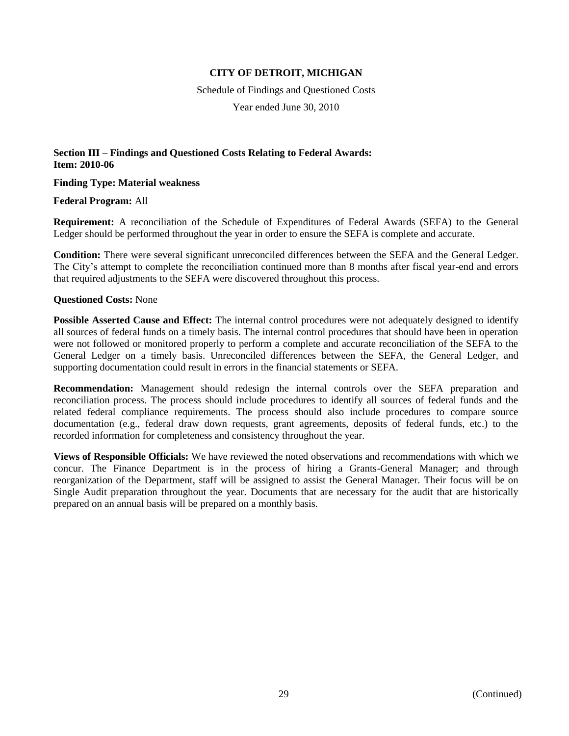**CITY OF DETROIT, MICHIGAN**

Schedule of Findings and Questioned Costs

Year ended June 30, 2010

**Section III – Findings and Questioned Costs Relating to Federal Awards:**
**Item: 2010-06**

**Finding Type: Material weakness**

**Federal Program:** All

**Requirement:** A reconciliation of the Schedule of Expenditures of Federal Awards (SEFA) to the General Ledger should be performed throughout the year in order to ensure the SEFA is complete and accurate.

**Condition:** There were several significant unreconciled differences between the SEFA and the General Ledger. The City's attempt to complete the reconciliation continued more than 8 months after fiscal year-end and errors that required adjustments to the SEFA were discovered throughout this process.

**Questioned Costs:** None

**Possible Asserted Cause and Effect:** The internal control procedures were not adequately designed to identify all sources of federal funds on a timely basis. The internal control procedures that should have been in operation were not followed or monitored properly to perform a complete and accurate reconciliation of the SEFA to the General Ledger on a timely basis. Unreconciled differences between the SEFA, the General Ledger, and supporting documentation could result in errors in the financial statements or SEFA.

**Recommendation:** Management should redesign the internal controls over the SEFA preparation and reconciliation process. The process should include procedures to identify all sources of federal funds and the related federal compliance requirements. The process should also include procedures to compare source documentation (e.g., federal draw down requests, grant agreements, deposits of federal funds, etc.) to the recorded information for completeness and consistency throughout the year.

**Views of Responsible Officials:** We have reviewed the noted observations and recommendations with which we concur. The Finance Department is in the process of hiring a Grants-General Manager; and through reorganization of the Department, staff will be assigned to assist the General Manager. Their focus will be on Single Audit preparation throughout the year. Documents that are necessary for the audit that are historically prepared on an annual basis will be prepared on a monthly basis.

(Continued)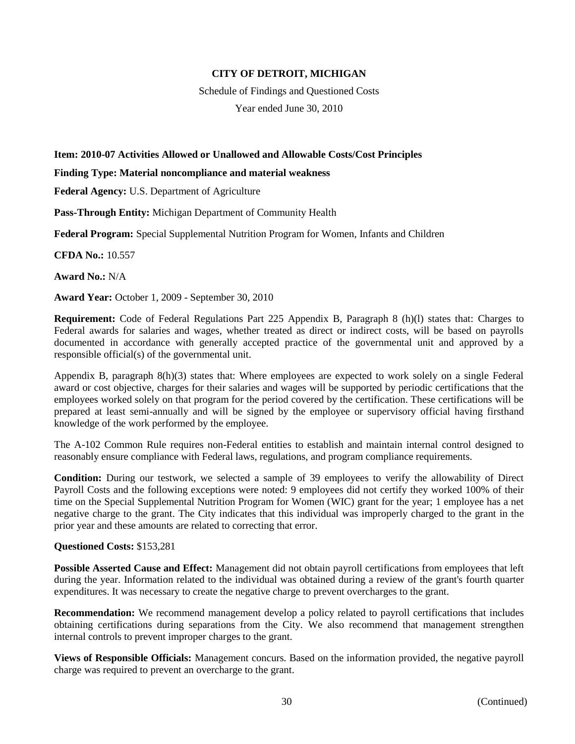**CITY OF DETROIT, MICHIGAN**

Schedule of Findings and Questioned Costs

Year ended June 30, 2010

**Item: 2010-07 Activities Allowed or Unallowed and Allowable Costs/Cost Principles**

**Finding Type: Material noncompliance and material weakness**

**Federal Agency:** U.S. Department of Agriculture

**Pass-Through Entity:** Michigan Department of Community Health

**Federal Program:** Special Supplemental Nutrition Program for Women, Infants and Children

**CFDA No.:** 10.557

**Award No.:** N/A

**Award Year:** October 1, 2009 - September 30, 2010

**Requirement:** Code of Federal Regulations Part 225 Appendix B, Paragraph 8 (h)(l) states that: Charges to Federal awards for salaries and wages, whether treated as direct or indirect costs, will be based on payrolls documented in accordance with generally accepted practice of the governmental unit and approved by a responsible official(s) of the governmental unit.

Appendix B, paragraph 8(h)(3) states that: Where employees are expected to work solely on a single Federal award or cost objective, charges for their salaries and wages will be supported by periodic certifications that the employees worked solely on that program for the period covered by the certification. These certifications will be prepared at least semi-annually and will be signed by the employee or supervisory official having firsthand knowledge of the work performed by the employee.

The A-102 Common Rule requires non-Federal entities to establish and maintain internal control designed to reasonably ensure compliance with Federal laws, regulations, and program compliance requirements.

**Condition:** During our testwork, we selected a sample of 39 employees to verify the allowability of Direct Payroll Costs and the following exceptions were noted: 9 employees did not certify they worked 100% of their time on the Special Supplemental Nutrition Program for Women (WIC) grant for the year; 1 employee has a net negative charge to the grant. The City indicates that this individual was improperly charged to the grant in the prior year and these amounts are related to correcting that error.

**Questioned Costs:** $153,281

**Possible Asserted Cause and Effect:** Management did not obtain payroll certifications from employees that left during the year. Information related to the individual was obtained during a review of the grant's fourth quarter expenditures. It was necessary to create the negative charge to prevent overcharges to the grant.

**Recommendation:** We recommend management develop a policy related to payroll certifications that includes obtaining certifications during separations from the City. We also recommend that management strengthen internal controls to prevent improper charges to the grant.

**Views of Responsible Officials:** Management concurs. Based on the information provided, the negative payroll charge was required to prevent an overcharge to the grant.

(Continued)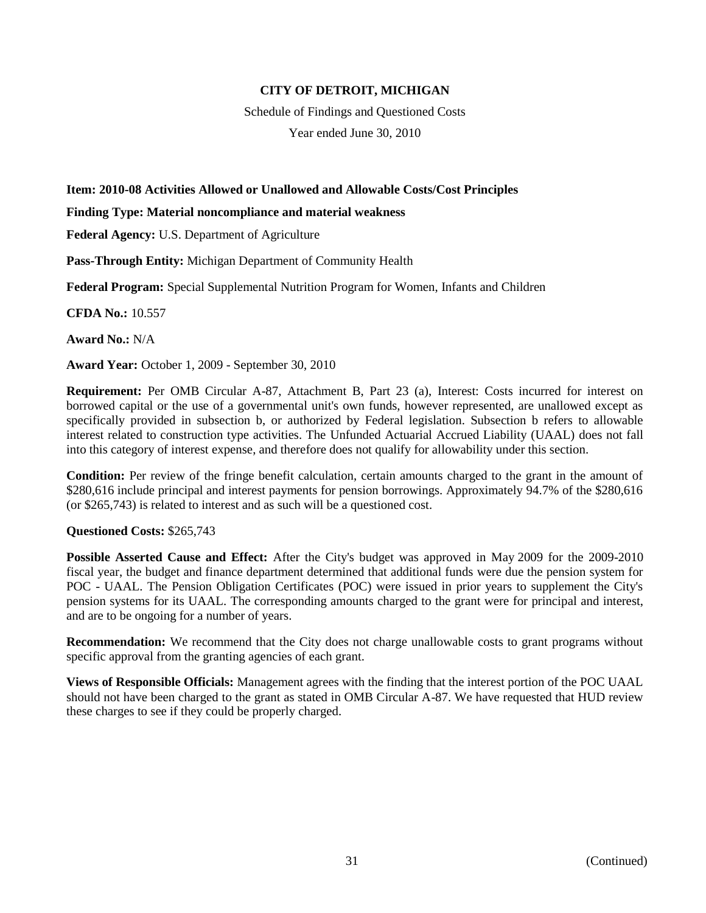**CITY OF DETROIT, MICHIGAN**

Schedule of Findings and Questioned Costs

Year ended June 30, 2010

**Item: 2010-08 Activities Allowed or Unallowed and Allowable Costs/Cost Principles**

**Finding Type: Material noncompliance and material weakness**

**Federal Agency:** U.S. Department of Agriculture

**Pass-Through Entity:** Michigan Department of Community Health

**Federal Program:** Special Supplemental Nutrition Program for Women, Infants and Children

**CFDA No.:** 10.557

**Award No.:** N/A

**Award Year:** October 1, 2009 - September 30, 2010

**Requirement:** Per OMB Circular A-87, Attachment B, Part 23 (a), Interest: Costs incurred for interest on borrowed capital or the use of a governmental unit's own funds, however represented, are unallowed except as specifically provided in subsection b, or authorized by Federal legislation. Subsection b refers to allowable interest related to construction type activities. The Unfunded Actuarial Accrued Liability (UAAL) does not fall into this category of interest expense, and therefore does not qualify for allowability under this section.

**Condition:** Per review of the fringe benefit calculation, certain amounts charged to the grant in the amount of $280,616 include principal and interest payments for pension borrowings. Approximately 94.7% of the $280,616 (or $265,743) is related to interest and as such will be a questioned cost.

**Questioned Costs:** $265,743

**Possible Asserted Cause and Effect:** After the City's budget was approved in May 2009 for the 2009-2010 fiscal year, the budget and finance department determined that additional funds were due the pension system for POC - UAAL. The Pension Obligation Certificates (POC) were issued in prior years to supplement the City's pension systems for its UAAL. The corresponding amounts charged to the grant were for principal and interest, and are to be ongoing for a number of years.

**Recommendation:** We recommend that the City does not charge unallowable costs to grant programs without specific approval from the granting agencies of each grant.

**Views of Responsible Officials:** Management agrees with the finding that the interest portion of the POC UAAL should not have been charged to the grant as stated in OMB Circular A-87. We have requested that HUD review these charges to see if they could be properly charged.

(Continued)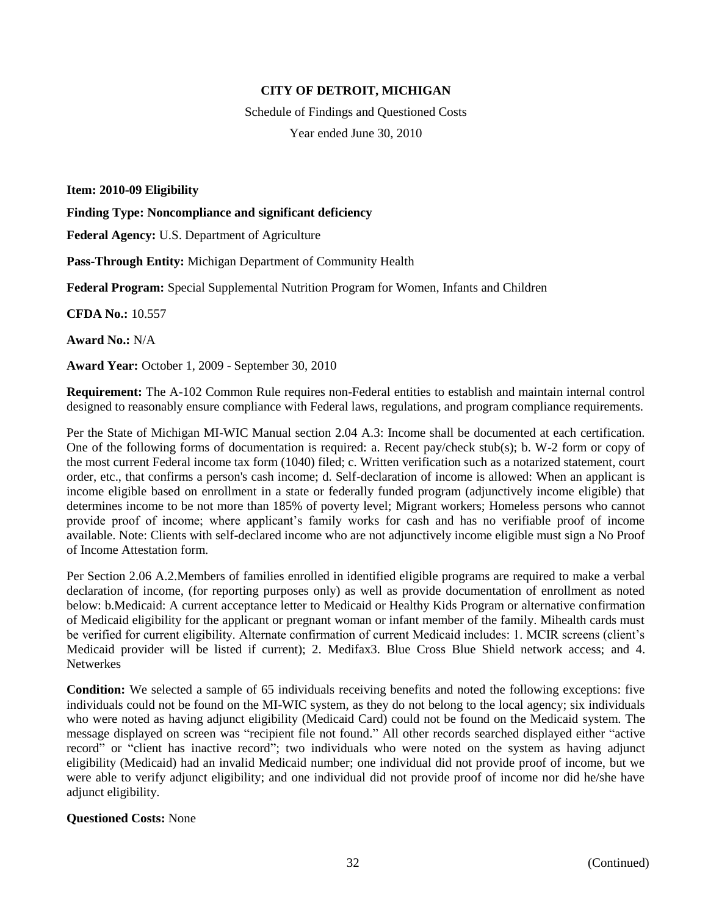**CITY OF DETROIT, MICHIGAN**

Schedule of Findings and Questioned Costs

Year ended June 30, 2010

**Item: 2010-09 Eligibility**

**Finding Type: Noncompliance and significant deficiency**

**Federal Agency:** U.S. Department of Agriculture

**Pass-Through Entity:** Michigan Department of Community Health

**Federal Program:** Special Supplemental Nutrition Program for Women, Infants and Children

**CFDA No.:** 10.557

**Award No.:** N/A

**Award Year:** October 1, 2009 - September 30, 2010

**Requirement:** The A-102 Common Rule requires non-Federal entities to establish and maintain internal control designed to reasonably ensure compliance with Federal laws, regulations, and program compliance requirements.

Per the State of Michigan MI-WIC Manual section 2.04 A.3: Income shall be documented at each certification. One of the following forms of documentation is required: a. Recent pay/check stub(s); b. W-2 form or copy of the most current Federal income tax form (1040) filed; c. Written verification such as a notarized statement, court order, etc., that confirms a person's cash income; d. Self-declaration of income is allowed: When an applicant is income eligible based on enrollment in a state or federally funded program (adjunctively income eligible) that determines income to be not more than 185% of poverty level; Migrant workers; Homeless persons who cannot provide proof of income; where applicant's family works for cash and has no verifiable proof of income available. Note: Clients with self-declared income who are not adjunctively income eligible must sign a No Proof of Income Attestation form.

Per Section 2.06 A.2.Members of families enrolled in identified eligible programs are required to make a verbal declaration of income, (for reporting purposes only) as well as provide documentation of enrollment as noted below: b.Medicaid: A current acceptance letter to Medicaid or Healthy Kids Program or alternative confirmation of Medicaid eligibility for the applicant or pregnant woman or infant member of the family. Mihealth cards must be verified for current eligibility. Alternate confirmation of current Medicaid includes: 1. MCIR screens (client's Medicaid provider will be listed if current); 2. Medifax3. Blue Cross Blue Shield network access; and 4. Netwerkes

**Condition:** We selected a sample of 65 individuals receiving benefits and noted the following exceptions: five individuals could not be found on the MI-WIC system, as they do not belong to the local agency; six individuals who were noted as having adjunct eligibility (Medicaid Card) could not be found on the Medicaid system. The message displayed on screen was "recipient file not found." All other records searched displayed either "active record" or "client has inactive record"; two individuals who were noted on the system as having adjunct eligibility (Medicaid) had an invalid Medicaid number; one individual did not provide proof of income, but we were able to verify adjunct eligibility; and one individual did not provide proof of income nor did he/she have adjunct eligibility.

**Questioned Costs:** None

(Continued)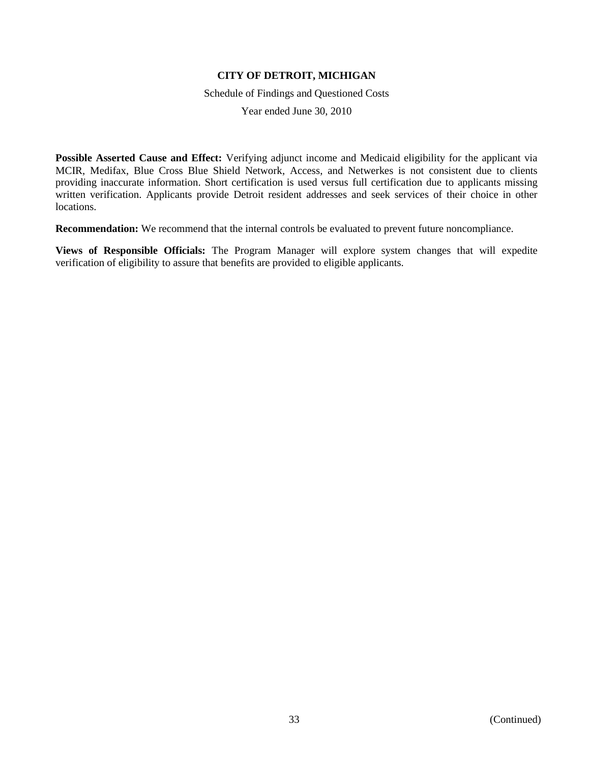**Possible Asserted Cause and Effect:** Verifying adjunct income and Medicaid eligibility for the applicant via MCIR, Medifax, Blue Cross Blue Shield Network, Access, and Netwerkes is not consistent due to clients providing inaccurate information. Short certification is used versus full certification due to applicants missing written verification. Applicants provide Detroit resident addresses and seek services of their choice in other locations.

**Recommendation:** We recommend that the internal controls be evaluated to prevent future noncompliance.

**Views of Responsible Officials:** The Program Manager will explore system changes that will expedite verification of eligibility to assure that benefits are provided to eligible applicants.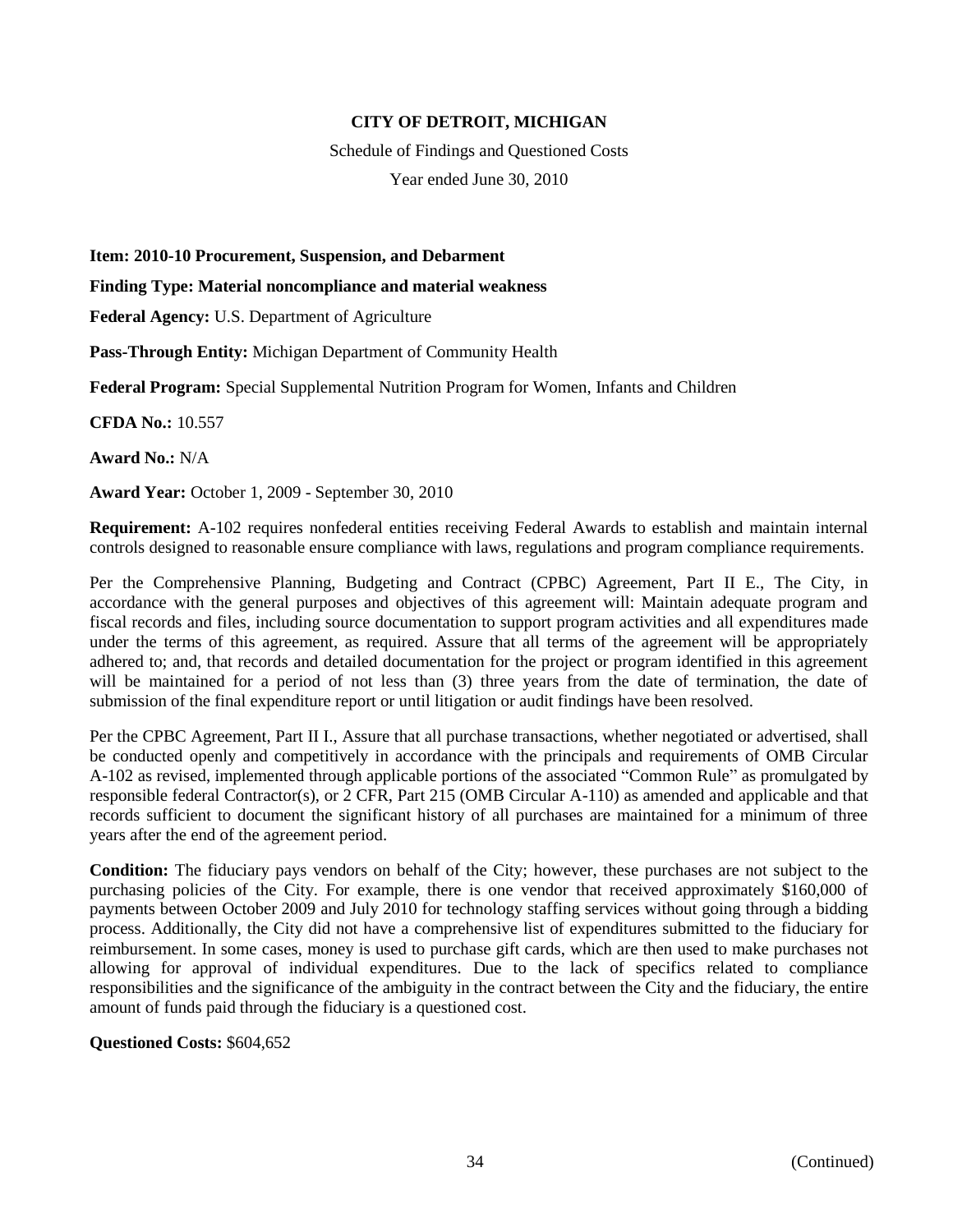**CITY OF DETROIT, MICHIGAN**

Schedule of Findings and Questioned Costs

Year ended June 30, 2010

**Item: 2010-10 Procurement, Suspension, and Debarment**

**Finding Type: Material noncompliance and material weakness**

**Federal Agency:** U.S. Department of Agriculture

**Pass-Through Entity:** Michigan Department of Community Health

**Federal Program:** Special Supplemental Nutrition Program for Women, Infants and Children

**CFDA No.:** 10.557

**Award No.:** N/A

**Award Year:** October 1, 2009 - September 30, 2010

**Requirement:** A-102 requires nonfederal entities receiving Federal Awards to establish and maintain internal controls designed to reasonable ensure compliance with laws, regulations and program compliance requirements.

Per the Comprehensive Planning, Budgeting and Contract (CPBC) Agreement, Part II E., The City, in accordance with the general purposes and objectives of this agreement will: Maintain adequate program and fiscal records and files, including source documentation to support program activities and all expenditures made under the terms of this agreement, as required. Assure that all terms of the agreement will be appropriately adhered to; and, that records and detailed documentation for the project or program identified in this agreement will be maintained for a period of not less than (3) three years from the date of termination, the date of submission of the final expenditure report or until litigation or audit findings have been resolved.

Per the CPBC Agreement, Part II I., Assure that all purchase transactions, whether negotiated or advertised, shall be conducted openly and competitively in accordance with the principals and requirements of OMB Circular A-102 as revised, implemented through applicable portions of the associated "Common Rule" as promulgated by responsible federal Contractor(s), or 2 CFR, Part 215 (OMB Circular A-110) as amended and applicable and that records sufficient to document the significant history of all purchases are maintained for a minimum of three years after the end of the agreement period.

**Condition:** The fiduciary pays vendors on behalf of the City; however, these purchases are not subject to the purchasing policies of the City. For example, there is one vendor that received approximately $160,000 of payments between October 2009 and July 2010 for technology staffing services without going through a bidding process. Additionally, the City did not have a comprehensive list of expenditures submitted to the fiduciary for reimbursement. In some cases, money is used to purchase gift cards, which are then used to make purchases not allowing for approval of individual expenditures. Due to the lack of specifics related to compliance responsibilities and the significance of the ambiguity in the contract between the City and the fiduciary, the entire amount of funds paid through the fiduciary is a questioned cost.

**Questioned Costs:** $604,652

(Continued)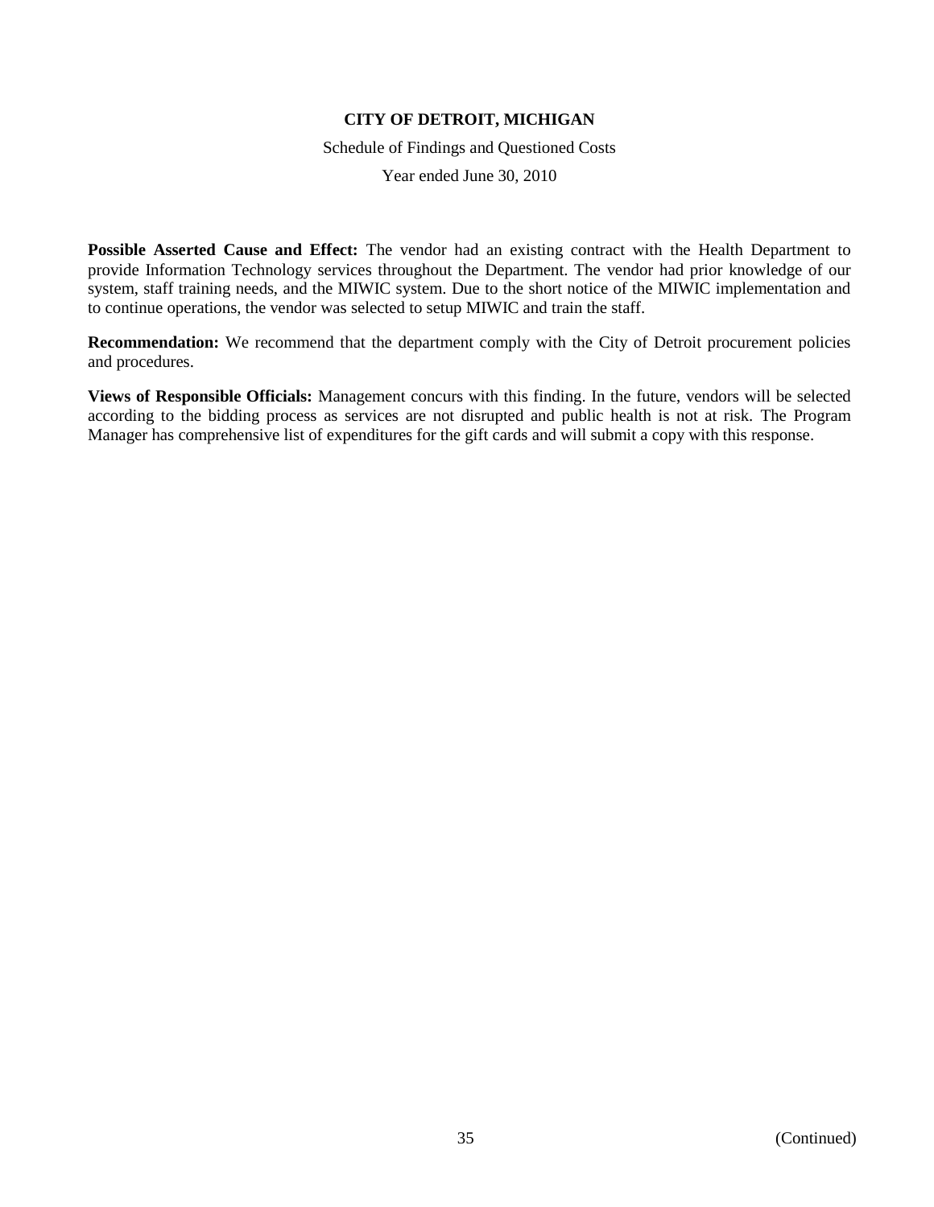**Possible Asserted Cause and Effect:** The vendor had an existing contract with the Health Department to provide Information Technology services throughout the Department. The vendor had prior knowledge of our system, staff training needs, and the MIWIC system. Due to the short notice of the MIWIC implementation and to continue operations, the vendor was selected to setup MIWIC and train the staff.

**Recommendation:** We recommend that the department comply with the City of Detroit procurement policies and procedures.

**Views of Responsible Officials:** Management concurs with this finding. In the future, vendors will be selected according to the bidding process as services are not disrupted and public health is not at risk. The Program Manager has comprehensive list of expenditures for the gift cards and will submit a copy with this response.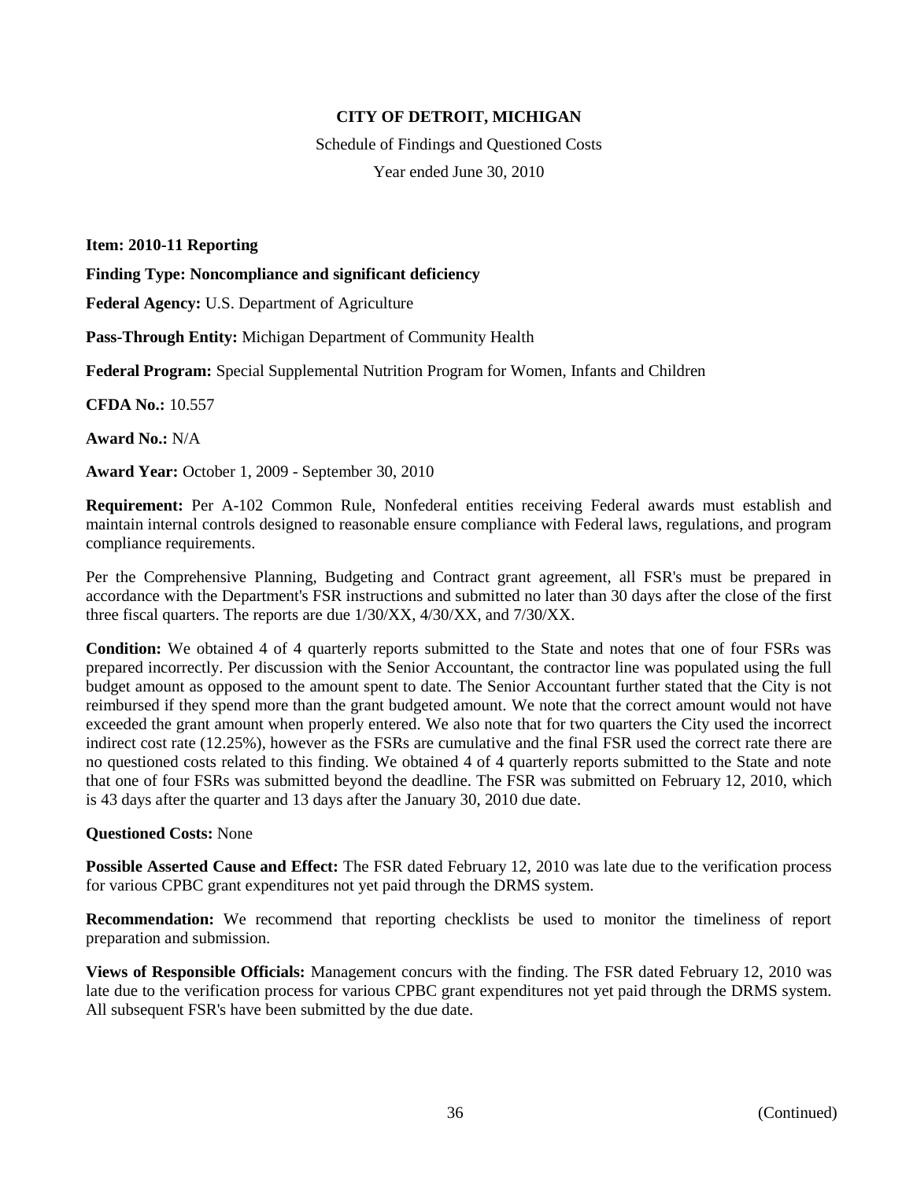**CITY OF DETROIT, MICHIGAN**

Schedule of Findings and Questioned Costs

Year ended June 30, 2010

**Item: 2010-11 Reporting**

**Finding Type: Noncompliance and significant deficiency**

**Federal Agency:** U.S. Department of Agriculture

**Pass-Through Entity:** Michigan Department of Community Health

**Federal Program:** Special Supplemental Nutrition Program for Women, Infants and Children

**CFDA No.:** 10.557

**Award No.:** N/A

**Award Year:** October 1, 2009 - September 30, 2010

**Requirement:** Per A-102 Common Rule, Nonfederal entities receiving Federal awards must establish and maintain internal controls designed to reasonable ensure compliance with Federal laws, regulations, and program compliance requirements.

Per the Comprehensive Planning, Budgeting and Contract grant agreement, all FSR's must be prepared in accordance with the Department's FSR instructions and submitted no later than 30 days after the close of the first three fiscal quarters. The reports are due 1/30/XX, 4/30/XX, and 7/30/XX.

**Condition:** We obtained 4 of 4 quarterly reports submitted to the State and notes that one of four FSRs was prepared incorrectly. Per discussion with the Senior Accountant, the contractor line was populated using the full budget amount as opposed to the amount spent to date. The Senior Accountant further stated that the City is not reimbursed if they spend more than the grant budgeted amount. We note that the correct amount would not have exceeded the grant amount when properly entered. We also note that for two quarters the City used the incorrect indirect cost rate (12.25%), however as the FSRs are cumulative and the final FSR used the correct rate there are no questioned costs related to this finding. We obtained 4 of 4 quarterly reports submitted to the State and note that one of four FSRs was submitted beyond the deadline. The FSR was submitted on February 12, 2010, which is 43 days after the quarter and 13 days after the January 30, 2010 due date.

**Questioned Costs:** None

**Possible Asserted Cause and Effect:** The FSR dated February 12, 2010 was late due to the verification process for various CPBC grant expenditures not yet paid through the DRMS system.

**Recommendation:** We recommend that reporting checklists be used to monitor the timeliness of report preparation and submission.

**Views of Responsible Officials:** Management concurs with the finding. The FSR dated February 12, 2010 was late due to the verification process for various CPBC grant expenditures not yet paid through the DRMS system. All subsequent FSR's have been submitted by the due date.

(Continued)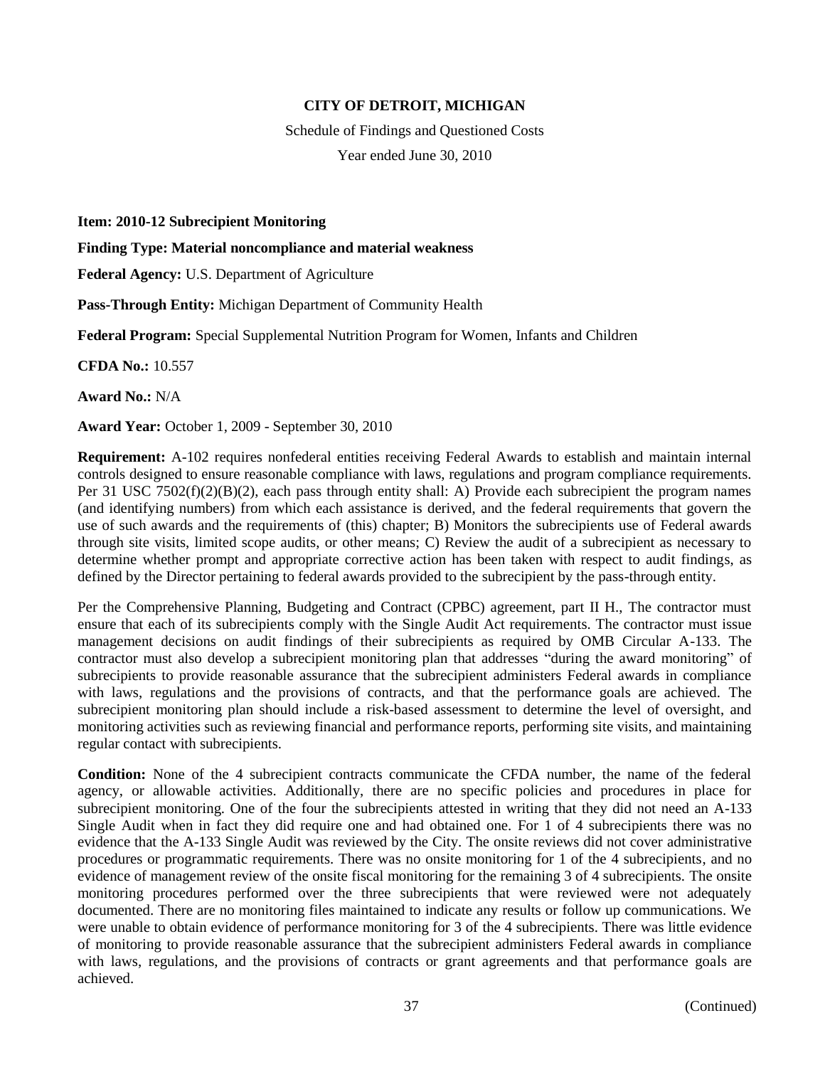**CITY OF DETROIT, MICHIGAN**

Schedule of Findings and Questioned Costs

Year ended June 30, 2010

**Item: 2010-12 Subrecipient Monitoring**

**Finding Type: Material noncompliance and material weakness**

**Federal Agency:** U.S. Department of Agriculture

**Pass-Through Entity:** Michigan Department of Community Health

**Federal Program:** Special Supplemental Nutrition Program for Women, Infants and Children

**CFDA No.:** 10.557

**Award No.:** N/A

**Award Year:** October 1, 2009 - September 30, 2010

**Requirement:** A-102 requires nonfederal entities receiving Federal Awards to establish and maintain internal controls designed to ensure reasonable compliance with laws, regulations and program compliance requirements. Per 31 USC 7502(f)(2)(B)(2), each pass through entity shall: A) Provide each subrecipient the program names (and identifying numbers) from which each assistance is derived, and the federal requirements that govern the use of such awards and the requirements of (this) chapter; B) Monitors the subrecipients use of Federal awards through site visits, limited scope audits, or other means; C) Review the audit of a subrecipient as necessary to determine whether prompt and appropriate corrective action has been taken with respect to audit findings, as defined by the Director pertaining to federal awards provided to the subrecipient by the pass-through entity.

Per the Comprehensive Planning, Budgeting and Contract (CPBC) agreement, part II H., The contractor must ensure that each of its subrecipients comply with the Single Audit Act requirements. The contractor must issue management decisions on audit findings of their subrecipients as required by OMB Circular A-133. The contractor must also develop a subrecipient monitoring plan that addresses "during the award monitoring" of subrecipients to provide reasonable assurance that the subrecipient administers Federal awards in compliance with laws, regulations and the provisions of contracts, and that the performance goals are achieved. The subrecipient monitoring plan should include a risk-based assessment to determine the level of oversight, and monitoring activities such as reviewing financial and performance reports, performing site visits, and maintaining regular contact with subrecipients.

**Condition:** None of the 4 subrecipient contracts communicate the CFDA number, the name of the federal agency, or allowable activities. Additionally, there are no specific policies and procedures in place for subrecipient monitoring. One of the four the subrecipients attested in writing that they did not need an A-133 Single Audit when in fact they did require one and had obtained one. For 1 of 4 subrecipients there was no evidence that the A-133 Single Audit was reviewed by the City. The onsite reviews did not cover administrative procedures or programmatic requirements. There was no onsite monitoring for 1 of the 4 subrecipients, and no evidence of management review of the onsite fiscal monitoring for the remaining 3 of 4 subrecipients. The onsite monitoring procedures performed over the three subrecipients that were reviewed were not adequately documented. There are no monitoring files maintained to indicate any results or follow up communications. We were unable to obtain evidence of performance monitoring for 3 of the 4 subrecipients. There was little evidence of monitoring to provide reasonable assurance that the subrecipient administers Federal awards in compliance with laws, regulations, and the provisions of contracts or grant agreements and that performance goals are achieved.

(Continued)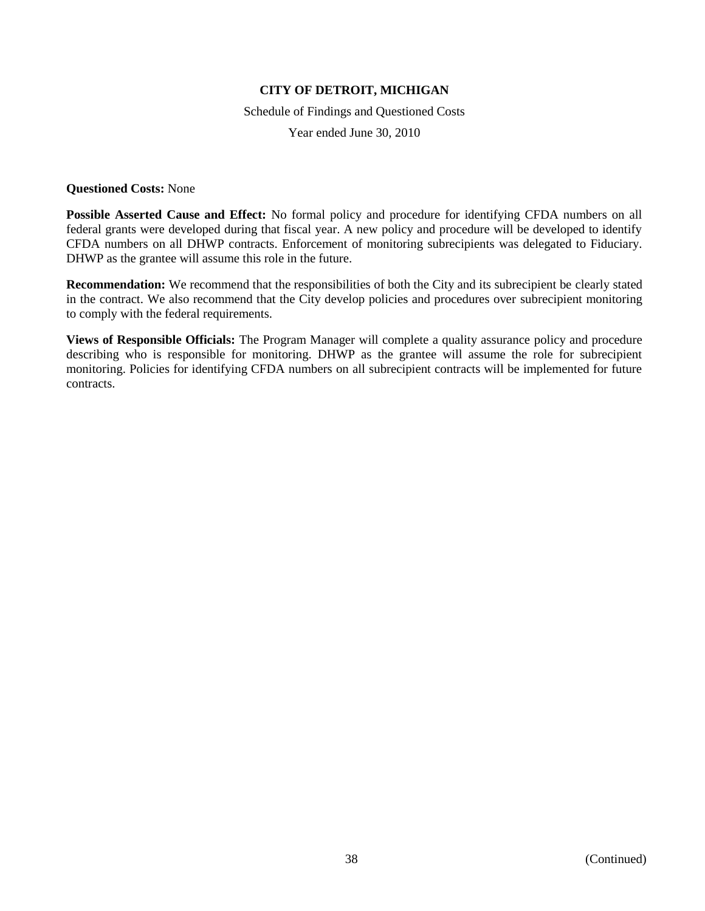**Questioned Costs:** None

**Possible Asserted Cause and Effect:** No formal policy and procedure for identifying CFDA numbers on all federal grants were developed during that fiscal year. A new policy and procedure will be developed to identify CFDA numbers on all DHWP contracts. Enforcement of monitoring subrecipients was delegated to Fiduciary. DHWP as the grantee will assume this role in the future.

**Recommendation:** We recommend that the responsibilities of both the City and its subrecipient be clearly stated in the contract. We also recommend that the City develop policies and procedures over subrecipient monitoring to comply with the federal requirements.

**Views of Responsible Officials:** The Program Manager will complete a quality assurance policy and procedure describing who is responsible for monitoring. DHWP as the grantee will assume the role for subrecipient monitoring. Policies for identifying CFDA numbers on all subrecipient contracts will be implemented for future contracts.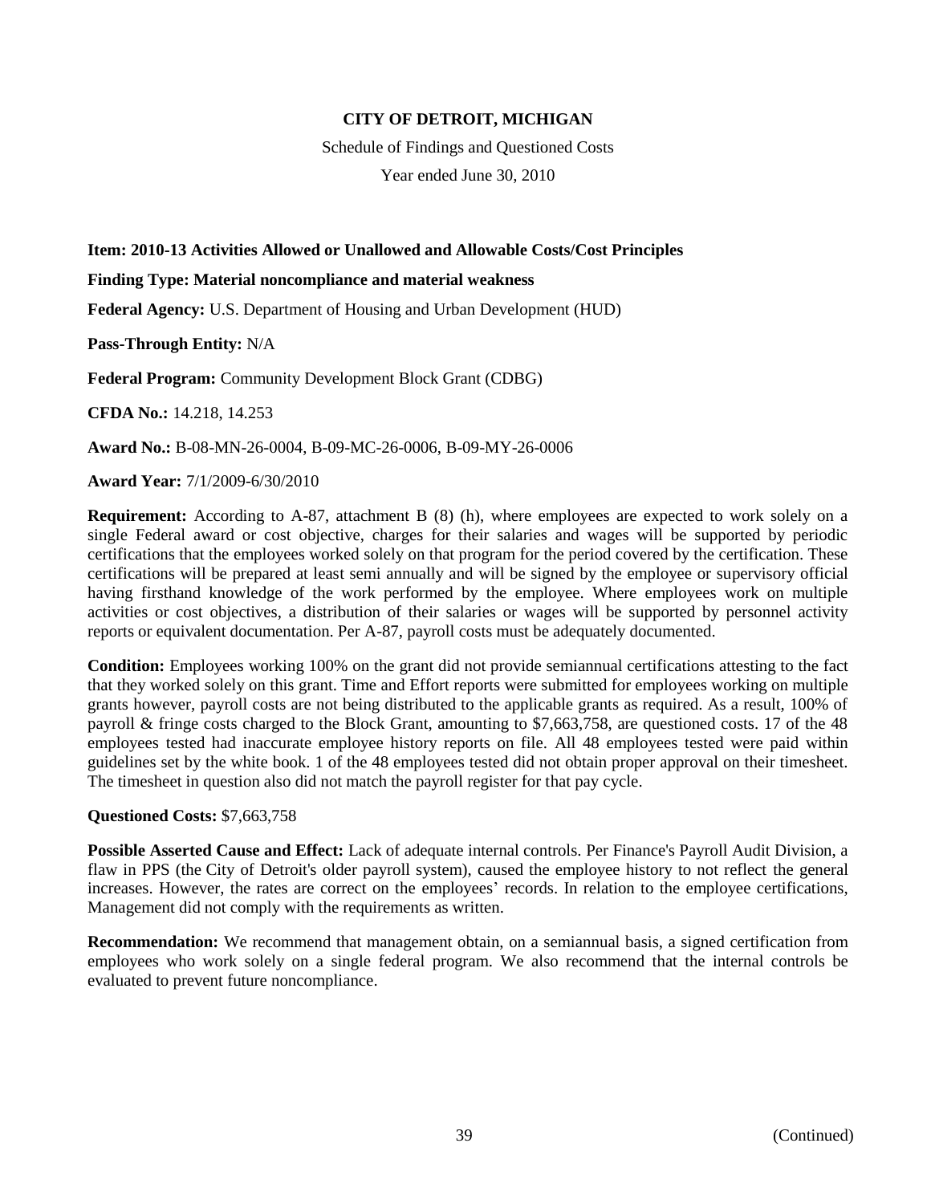# CITY OF DETROIT, MICHIGAN

Schedule of Findings and Questioned Costs

Year ended June 30, 2010

**Item: 2010-13 Activities Allowed or Unallowed and Allowable Costs/Cost Principles**

**Finding Type: Material noncompliance and material weakness**

**Federal Agency:** U.S. Department of Housing and Urban Development (HUD)

**Pass-Through Entity:** N/A

**Federal Program:** Community Development Block Grant (CDBG)

**CFDA No.:** 14.218, 14.253

**Award No.:** B-08-MN-26-0004, B-09-MC-26-0006, B-09-MY-26-0006

**Award Year:** 7/1/2009-6/30/2010

**Requirement:** According to A-87, attachment B (8) (h), where employees are expected to work solely on a single Federal award or cost objective, charges for their salaries and wages will be supported by periodic certifications that the employees worked solely on that program for the period covered by the certification. These certifications will be prepared at least semi annually and will be signed by the employee or supervisory official having firsthand knowledge of the work performed by the employee. Where employees work on multiple activities or cost objectives, a distribution of their salaries or wages will be supported by personnel activity reports or equivalent documentation. Per A-87, payroll costs must be adequately documented.

**Condition:** Employees working 100% on the grant did not provide semiannual certifications attesting to the fact that they worked solely on this grant. Time and Effort reports were submitted for employees working on multiple grants however, payroll costs are not being distributed to the applicable grants as required. As a result, 100% of payroll & fringe costs charged to the Block Grant, amounting to $7,663,758, are questioned costs. 17 of the 48 employees tested had inaccurate employee history reports on file. All 48 employees tested were paid within guidelines set by the white book. 1 of the 48 employees tested did not obtain proper approval on their timesheet. The timesheet in question also did not match the payroll register for that pay cycle.

**Questioned Costs:** $7,663,758

**Possible Asserted Cause and Effect:** Lack of adequate internal controls. Per Finance's Payroll Audit Division, a flaw in PPS (the City of Detroit's older payroll system), caused the employee history to not reflect the general increases. However, the rates are correct on the employees' records. In relation to the employee certifications, Management did not comply with the requirements as written.

**Recommendation:** We recommend that management obtain, on a semiannual basis, a signed certification from employees who work solely on a single federal program. We also recommend that the internal controls be evaluated to prevent future noncompliance.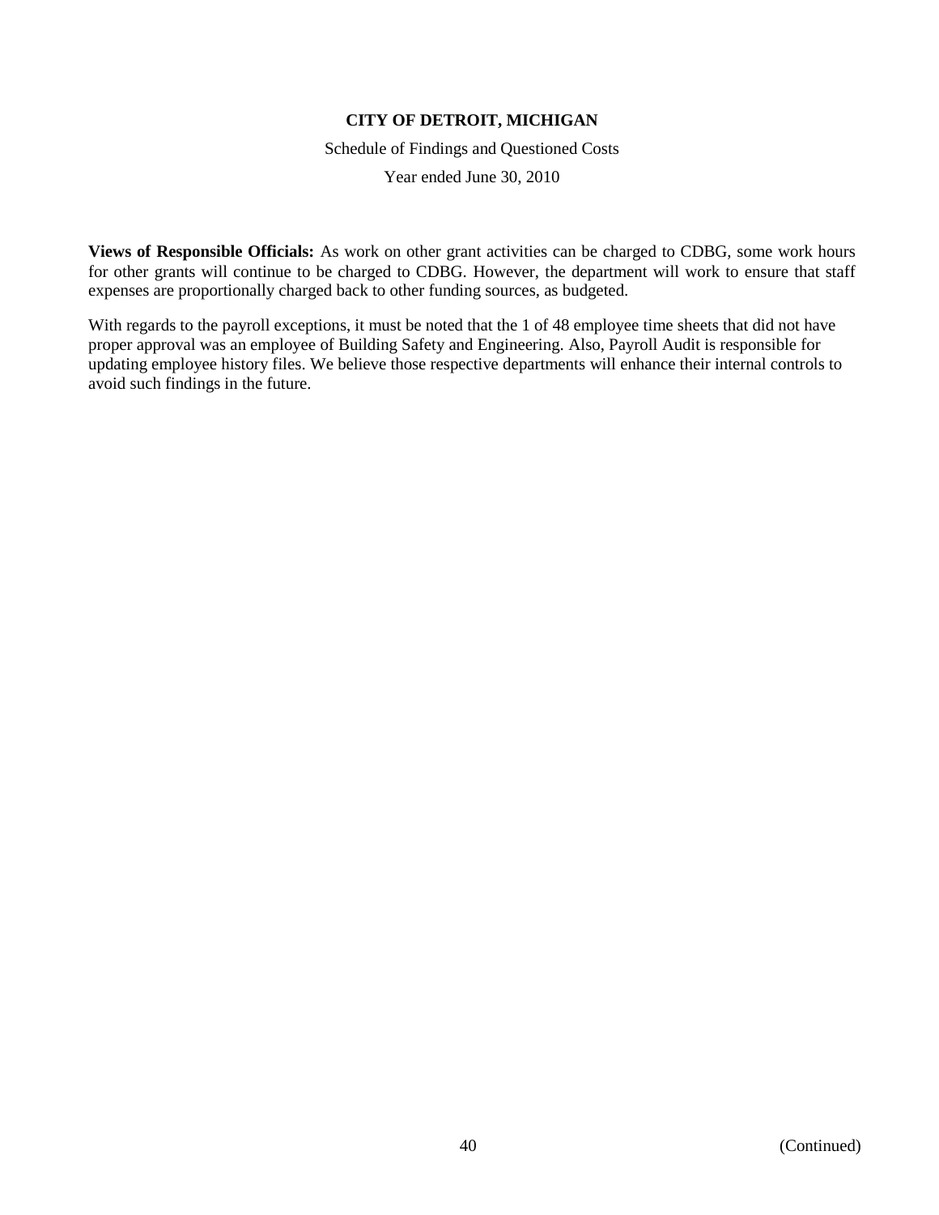**Views of Responsible Officials:** As work on other grant activities can be charged to CDBG, some work hours for other grants will continue to be charged to CDBG. However, the department will work to ensure that staff expenses are proportionally charged back to other funding sources, as budgeted.

With regards to the payroll exceptions, it must be noted that the 1 of 48 employee time sheets that did not have proper approval was an employee of Building Safety and Engineering. Also, Payroll Audit is responsible for updating employee history files. We believe those respective departments will enhance their internal controls to avoid such findings in the future.

(Continued)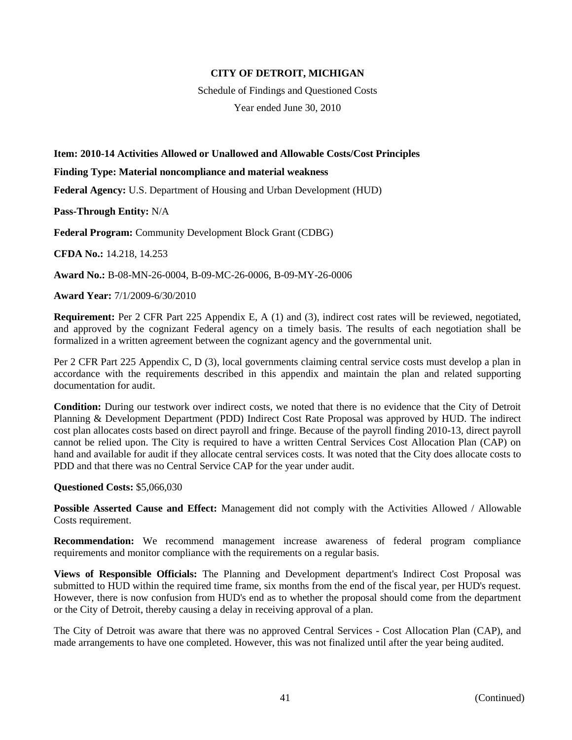**CITY OF DETROIT, MICHIGAN**

Schedule of Findings and Questioned Costs

Year ended June 30, 2010

**Item: 2010-14 Activities Allowed or Unallowed and Allowable Costs/Cost Principles**

**Finding Type: Material noncompliance and material weakness**

**Federal Agency:** U.S. Department of Housing and Urban Development (HUD)

**Pass-Through Entity:** N/A

**Federal Program:** Community Development Block Grant (CDBG)

**CFDA No.:** 14.218, 14.253

**Award No.:** B-08-MN-26-0004, B-09-MC-26-0006, B-09-MY-26-0006

**Award Year:** 7/1/2009-6/30/2010

**Requirement:** Per 2 CFR Part 225 Appendix E, A (1) and (3), indirect cost rates will be reviewed, negotiated, and approved by the cognizant Federal agency on a timely basis. The results of each negotiation shall be formalized in a written agreement between the cognizant agency and the governmental unit.

Per 2 CFR Part 225 Appendix C, D (3), local governments claiming central service costs must develop a plan in accordance with the requirements described in this appendix and maintain the plan and related supporting documentation for audit.

**Condition:** During our testwork over indirect costs, we noted that there is no evidence that the City of Detroit Planning & Development Department (PDD) Indirect Cost Rate Proposal was approved by HUD. The indirect cost plan allocates costs based on direct payroll and fringe. Because of the payroll finding 2010-13, direct payroll cannot be relied upon. The City is required to have a written Central Services Cost Allocation Plan (CAP) on hand and available for audit if they allocate central services costs. It was noted that the City does allocate costs to PDD and that there was no Central Service CAP for the year under audit.

**Questioned Costs:** $5,066,030

**Possible Asserted Cause and Effect:** Management did not comply with the Activities Allowed / Allowable Costs requirement.

**Recommendation:** We recommend management increase awareness of federal program compliance requirements and monitor compliance with the requirements on a regular basis.

**Views of Responsible Officials:** The Planning and Development department's Indirect Cost Proposal was submitted to HUD within the required time frame, six months from the end of the fiscal year, per HUD's request. However, there is now confusion from HUD's end as to whether the proposal should come from the department or the City of Detroit, thereby causing a delay in receiving approval of a plan.

The City of Detroit was aware that there was no approved Central Services - Cost Allocation Plan (CAP), and made arrangements to have one completed. However, this was not finalized until after the year being audited.

(Continued)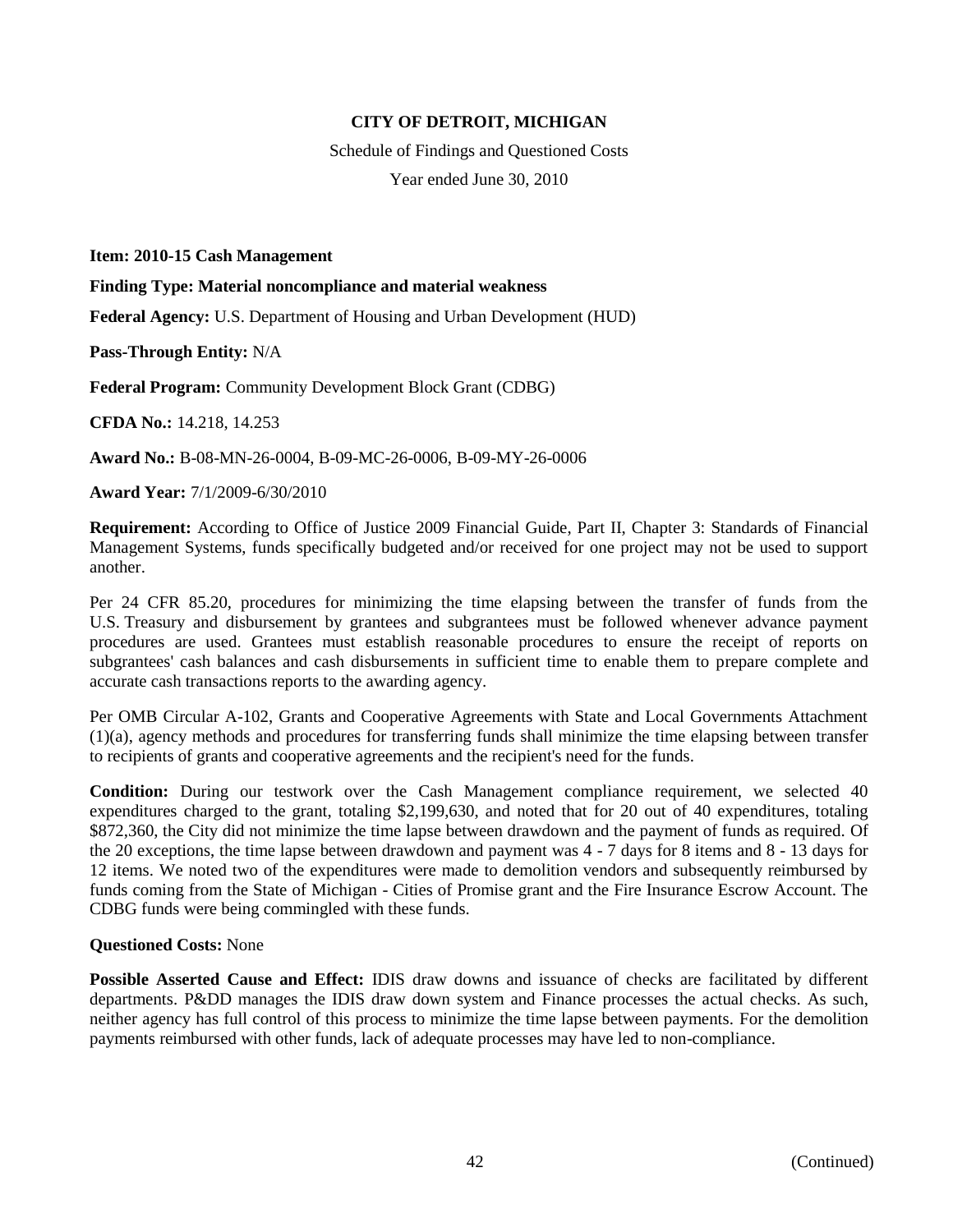**CITY OF DETROIT, MICHIGAN**

Schedule of Findings and Questioned Costs

Year ended June 30, 2010

**Item: 2010-15 Cash Management**

**Finding Type: Material noncompliance and material weakness**

**Federal Agency:** U.S. Department of Housing and Urban Development (HUD)

**Pass-Through Entity:** N/A

**Federal Program:** Community Development Block Grant (CDBG)

**CFDA No.:** 14.218, 14.253

**Award No.:** B-08-MN-26-0004, B-09-MC-26-0006, B-09-MY-26-0006

**Award Year:** 7/1/2009-6/30/2010

**Requirement:** According to Office of Justice 2009 Financial Guide, Part II, Chapter 3: Standards of Financial Management Systems, funds specifically budgeted and/or received for one project may not be used to support another.

Per 24 CFR 85.20, procedures for minimizing the time elapsing between the transfer of funds from the U.S. Treasury and disbursement by grantees and subgrantees must be followed whenever advance payment procedures are used. Grantees must establish reasonable procedures to ensure the receipt of reports on subgrantees' cash balances and cash disbursements in sufficient time to enable them to prepare complete and accurate cash transactions reports to the awarding agency.

Per OMB Circular A-102, Grants and Cooperative Agreements with State and Local Governments Attachment (1)(a), agency methods and procedures for transferring funds shall minimize the time elapsing between transfer to recipients of grants and cooperative agreements and the recipient's need for the funds.

**Condition:** During our testwork over the Cash Management compliance requirement, we selected 40 expenditures charged to the grant, totaling $2,199,630, and noted that for 20 out of 40 expenditures, totaling $872,360, the City did not minimize the time lapse between drawdown and the payment of funds as required. Of the 20 exceptions, the time lapse between drawdown and payment was 4 - 7 days for 8 items and 8 - 13 days for 12 items. We noted two of the expenditures were made to demolition vendors and subsequently reimbursed by funds coming from the State of Michigan - Cities of Promise grant and the Fire Insurance Escrow Account. The CDBG funds were being commingled with these funds.

**Questioned Costs:** None

**Possible Asserted Cause and Effect:** IDIS draw downs and issuance of checks are facilitated by different departments. P&DD manages the IDIS draw down system and Finance processes the actual checks. As such, neither agency has full control of this process to minimize the time lapse between payments. For the demolition payments reimbursed with other funds, lack of adequate processes may have led to non-compliance.

(Continued)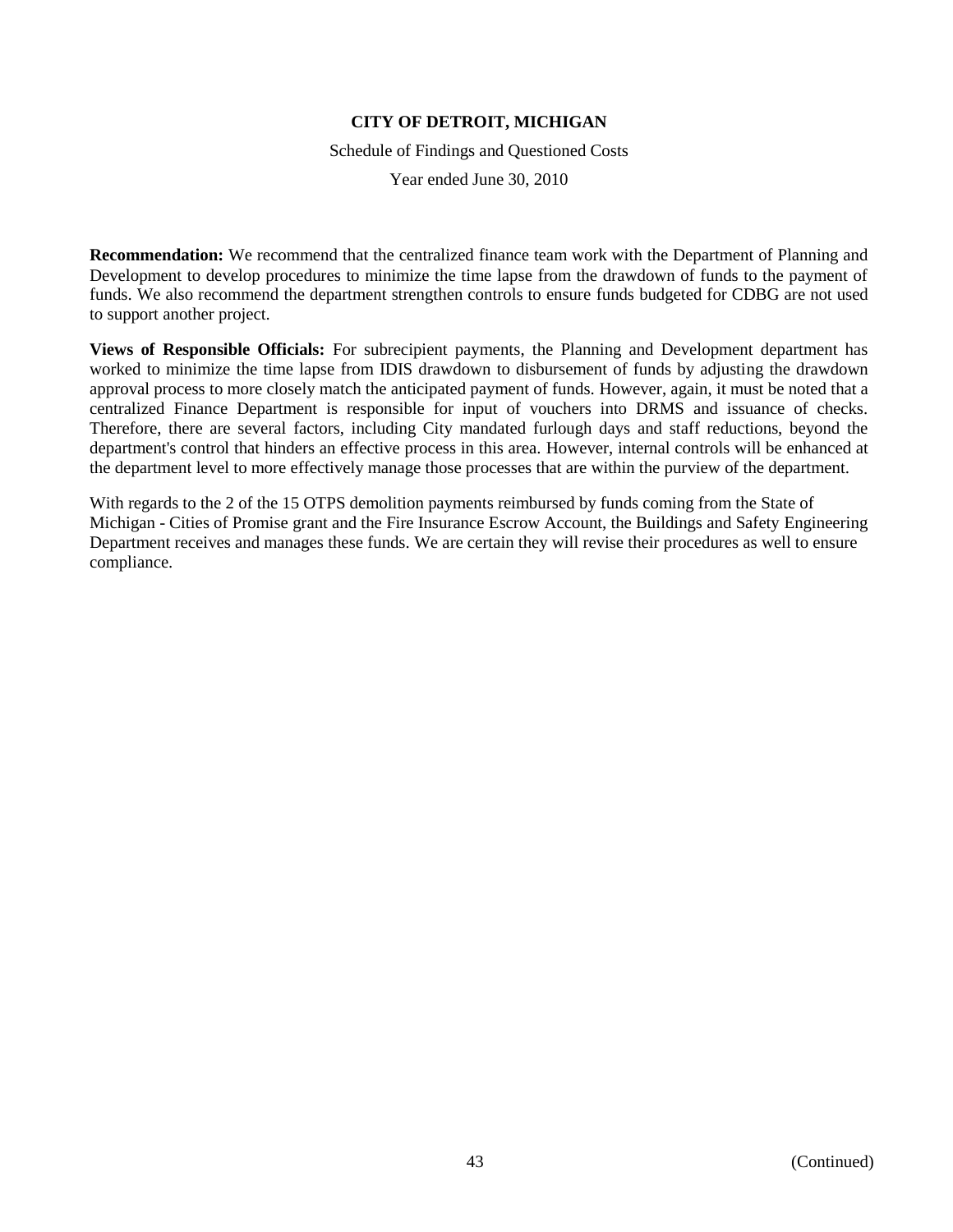**Recommendation:** We recommend that the centralized finance team work with the Department of Planning and Development to develop procedures to minimize the time lapse from the drawdown of funds to the payment of funds. We also recommend the department strengthen controls to ensure funds budgeted for CDBG are not used to support another project.

**Views of Responsible Officials:** For subrecipient payments, the Planning and Development department has worked to minimize the time lapse from IDIS drawdown to disbursement of funds by adjusting the drawdown approval process to more closely match the anticipated payment of funds. However, again, it must be noted that a centralized Finance Department is responsible for input of vouchers into DRMS and issuance of checks. Therefore, there are several factors, including City mandated furlough days and staff reductions, beyond the department's control that hinders an effective process in this area. However, internal controls will be enhanced at the department level to more effectively manage those processes that are within the purview of the department.

With regards to the 2 of the 15 OTPS demolition payments reimbursed by funds coming from the State of Michigan - Cities of Promise grant and the Fire Insurance Escrow Account, the Buildings and Safety Engineering Department receives and manages these funds. We are certain they will revise their procedures as well to ensure compliance.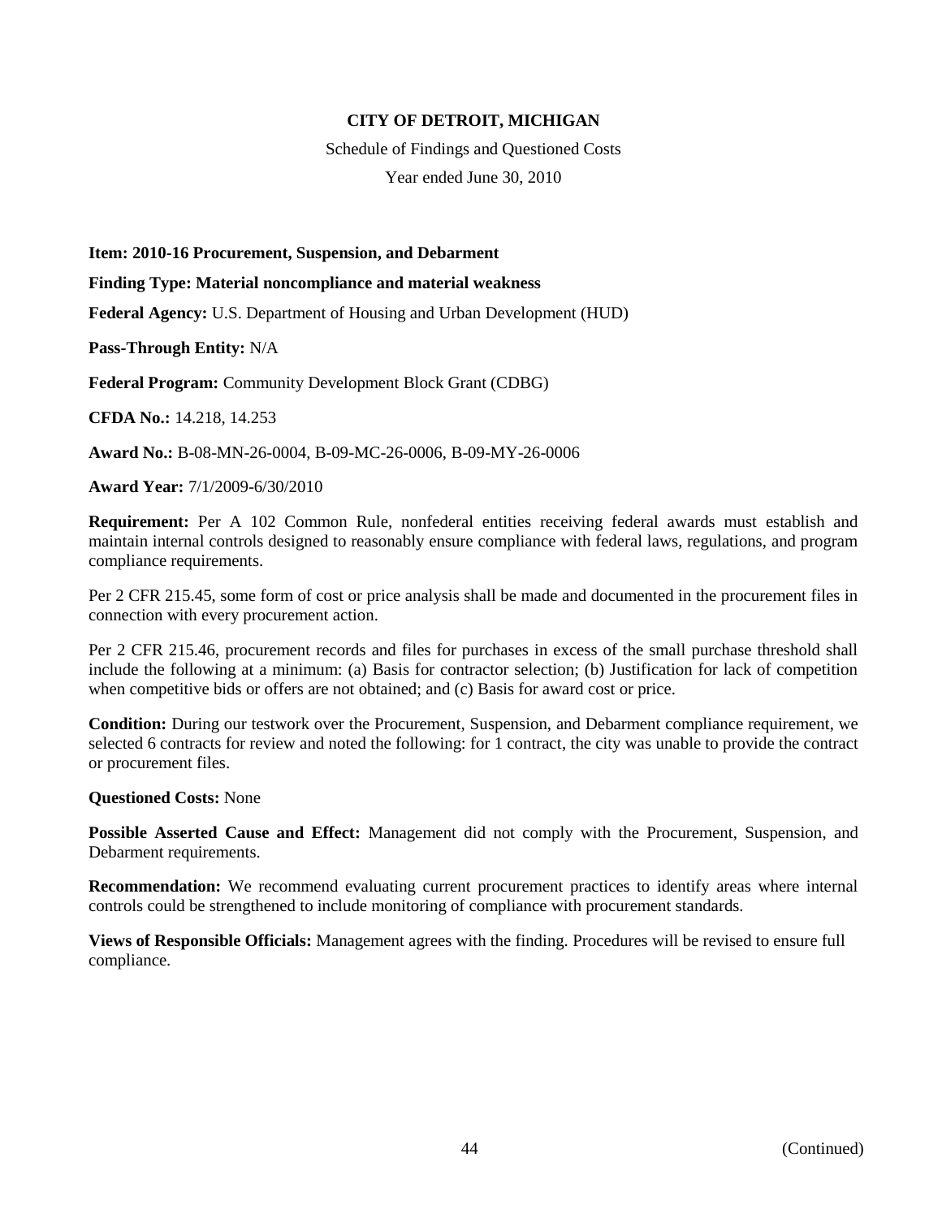**CITY OF DETROIT, MICHIGAN**

Schedule of Findings and Questioned Costs

Year ended June 30, 2010

**Item: 2010-16 Procurement, Suspension, and Debarment**

**Finding Type: Material noncompliance and material weakness**

**Federal Agency:** U.S. Department of Housing and Urban Development (HUD)

**Pass-Through Entity:** N/A

**Federal Program:** Community Development Block Grant (CDBG)

**CFDA No.:** 14.218, 14.253

**Award No.:** B-08-MN-26-0004, B-09-MC-26-0006, B-09-MY-26-0006

**Award Year:** 7/1/2009-6/30/2010

**Requirement:** Per A 102 Common Rule, nonfederal entities receiving federal awards must establish and maintain internal controls designed to reasonably ensure compliance with federal laws, regulations, and program compliance requirements.

Per 2 CFR 215.45, some form of cost or price analysis shall be made and documented in the procurement files in connection with every procurement action.

Per 2 CFR 215.46, procurement records and files for purchases in excess of the small purchase threshold shall include the following at a minimum: (a) Basis for contractor selection; (b) Justification for lack of competition when competitive bids or offers are not obtained; and (c) Basis for award cost or price.

**Condition:** During our testwork over the Procurement, Suspension, and Debarment compliance requirement, we selected 6 contracts for review and noted the following: for 1 contract, the city was unable to provide the contract or procurement files.

**Questioned Costs:** None

**Possible Asserted Cause and Effect:** Management did not comply with the Procurement, Suspension, and Debarment requirements.

**Recommendation:** We recommend evaluating current procurement practices to identify areas where internal controls could be strengthened to include monitoring of compliance with procurement standards.

**Views of Responsible Officials:** Management agrees with the finding. Procedures will be revised to ensure full compliance.

(Continued)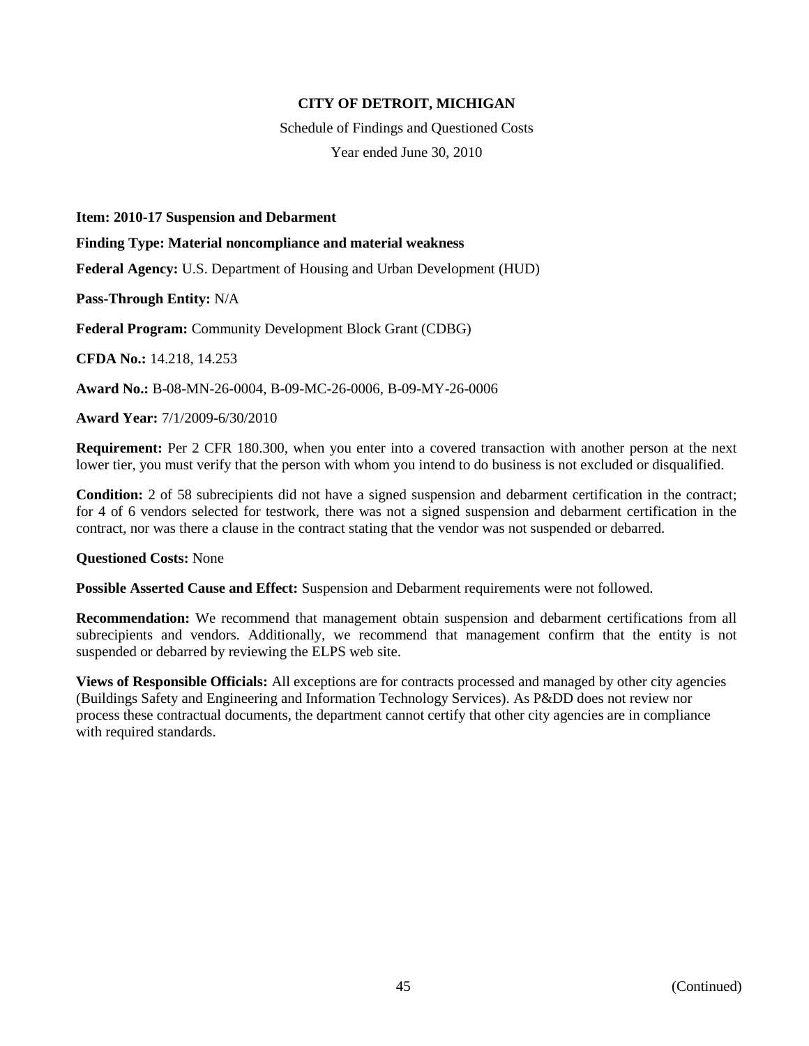**CITY OF DETROIT, MICHIGAN**

Schedule of Findings and Questioned Costs

Year ended June 30, 2010

**Item: 2010-17 Suspension and Debarment**

**Finding Type: Material noncompliance and material weakness**

**Federal Agency:** U.S. Department of Housing and Urban Development (HUD)

**Pass-Through Entity:** N/A

**Federal Program:** Community Development Block Grant (CDBG)

**CFDA No.:** 14.218, 14.253

**Award No.:** B-08-MN-26-0004, B-09-MC-26-0006, B-09-MY-26-0006

**Award Year:** 7/1/2009-6/30/2010

**Requirement:** Per 2 CFR 180.300, when you enter into a covered transaction with another person at the next lower tier, you must verify that the person with whom you intend to do business is not excluded or disqualified.

**Condition:** 2 of 58 subrecipients did not have a signed suspension and debarment certification in the contract; for 4 of 6 vendors selected for testwork, there was not a signed suspension and debarment certification in the contract, nor was there a clause in the contract stating that the vendor was not suspended or debarred.

**Questioned Costs:** None

**Possible Asserted Cause and Effect:** Suspension and Debarment requirements were not followed.

**Recommendation:** We recommend that management obtain suspension and debarment certifications from all subrecipients and vendors. Additionally, we recommend that management confirm that the entity is not suspended or debarred by reviewing the ELPS web site.

**Views of Responsible Officials:** All exceptions are for contracts processed and managed by other city agencies (Buildings Safety and Engineering and Information Technology Services). As P&DD does not review nor process these contractual documents, the department cannot certify that other city agencies are in compliance with required standards.

(Continued)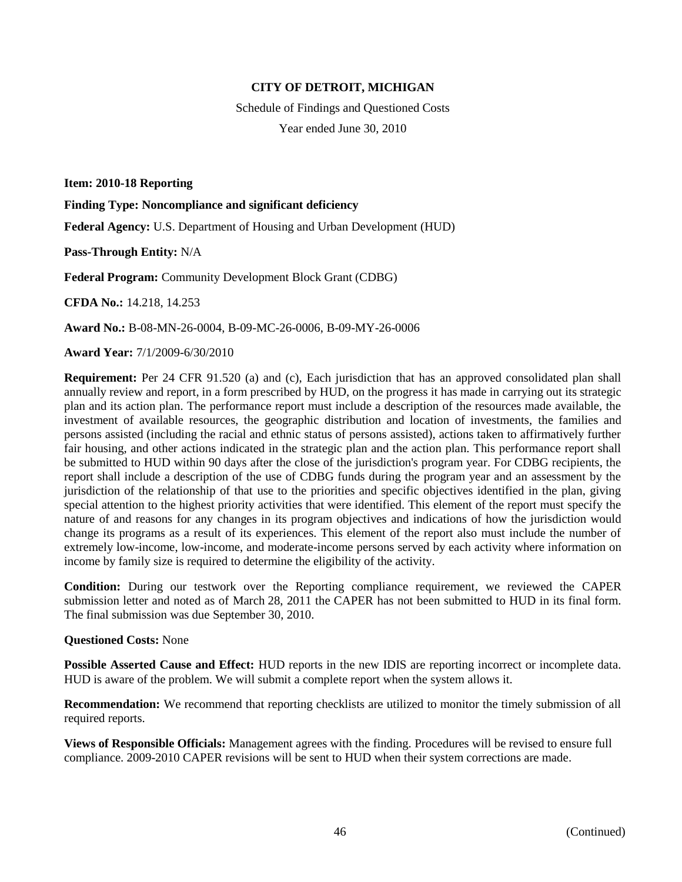**CITY OF DETROIT, MICHIGAN**

Schedule of Findings and Questioned Costs

Year ended June 30, 2010

**Item: 2010-18 Reporting**

**Finding Type: Noncompliance and significant deficiency**

**Federal Agency:** U.S. Department of Housing and Urban Development (HUD)

**Pass-Through Entity:** N/A

**Federal Program:** Community Development Block Grant (CDBG)

**CFDA No.:** 14.218, 14.253

**Award No.:** B-08-MN-26-0004, B-09-MC-26-0006, B-09-MY-26-0006

**Award Year:** 7/1/2009-6/30/2010

**Requirement:** Per 24 CFR 91.520 (a) and (c), Each jurisdiction that has an approved consolidated plan shall annually review and report, in a form prescribed by HUD, on the progress it has made in carrying out its strategic plan and its action plan. The performance report must include a description of the resources made available, the investment of available resources, the geographic distribution and location of investments, the families and persons assisted (including the racial and ethnic status of persons assisted), actions taken to affirmatively further fair housing, and other actions indicated in the strategic plan and the action plan. This performance report shall be submitted to HUD within 90 days after the close of the jurisdiction's program year. For CDBG recipients, the report shall include a description of the use of CDBG funds during the program year and an assessment by the jurisdiction of the relationship of that use to the priorities and specific objectives identified in the plan, giving special attention to the highest priority activities that were identified. This element of the report must specify the nature of and reasons for any changes in its program objectives and indications of how the jurisdiction would change its programs as a result of its experiences. This element of the report also must include the number of extremely low-income, low-income, and moderate-income persons served by each activity where information on income by family size is required to determine the eligibility of the activity.

**Condition:** During our testwork over the Reporting compliance requirement, we reviewed the CAPER submission letter and noted as of March 28, 2011 the CAPER has not been submitted to HUD in its final form. The final submission was due September 30, 2010.

**Questioned Costs:** None

**Possible Asserted Cause and Effect:** HUD reports in the new IDIS are reporting incorrect or incomplete data. HUD is aware of the problem. We will submit a complete report when the system allows it.

**Recommendation:** We recommend that reporting checklists are utilized to monitor the timely submission of all required reports.

**Views of Responsible Officials:** Management agrees with the finding. Procedures will be revised to ensure full compliance. 2009-2010 CAPER revisions will be sent to HUD when their system corrections are made.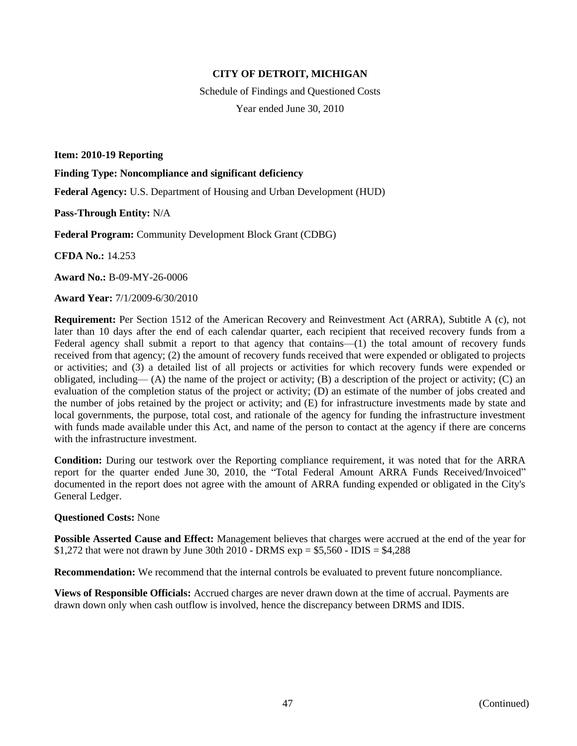**CITY OF DETROIT, MICHIGAN**

Schedule of Findings and Questioned Costs

Year ended June 30, 2010

**Item: 2010-19 Reporting**

**Finding Type: Noncompliance and significant deficiency**

**Federal Agency:** U.S. Department of Housing and Urban Development (HUD)

**Pass-Through Entity:** N/A

**Federal Program:** Community Development Block Grant (CDBG)

**CFDA No.:** 14.253

**Award No.:** B-09-MY-26-0006

**Award Year:** 7/1/2009-6/30/2010

**Requirement:** Per Section 1512 of the American Recovery and Reinvestment Act (ARRA), Subtitle A (c), not later than 10 days after the end of each calendar quarter, each recipient that received recovery funds from a Federal agency shall submit a report to that agency that contains—(1) the total amount of recovery funds received from that agency; (2) the amount of recovery funds received that were expended or obligated to projects or activities; and (3) a detailed list of all projects or activities for which recovery funds were expended or obligated, including— (A) the name of the project or activity; (B) a description of the project or activity; (C) an evaluation of the completion status of the project or activity; (D) an estimate of the number of jobs created and the number of jobs retained by the project or activity; and (E) for infrastructure investments made by state and local governments, the purpose, total cost, and rationale of the agency for funding the infrastructure investment with funds made available under this Act, and name of the person to contact at the agency if there are concerns with the infrastructure investment.

**Condition:** During our testwork over the Reporting compliance requirement, it was noted that for the ARRA report for the quarter ended June 30, 2010, the "Total Federal Amount ARRA Funds Received/Invoiced" documented in the report does not agree with the amount of ARRA funding expended or obligated in the City's General Ledger.

**Questioned Costs:** None

**Possible Asserted Cause and Effect:** Management believes that charges were accrued at the end of the year for $1,272 that were not drawn by June 30th 2010 - DRMS exp = $5,560 - IDIS = $4,288

**Recommendation:** We recommend that the internal controls be evaluated to prevent future noncompliance.

**Views of Responsible Officials:** Accrued charges are never drawn down at the time of accrual. Payments are drawn down only when cash outflow is involved, hence the discrepancy between DRMS and IDIS.

(Continued)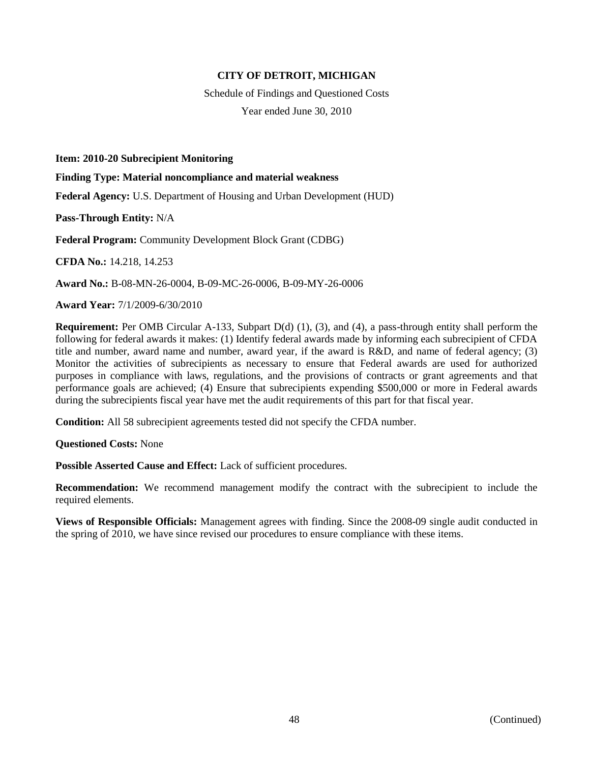**CITY OF DETROIT, MICHIGAN**

Schedule of Findings and Questioned Costs

Year ended June 30, 2010

**Item: 2010-20 Subrecipient Monitoring**

**Finding Type: Material noncompliance and material weakness**

**Federal Agency:** U.S. Department of Housing and Urban Development (HUD)

**Pass-Through Entity:** N/A

**Federal Program:** Community Development Block Grant (CDBG)

**CFDA No.:** 14.218, 14.253

**Award No.:** B-08-MN-26-0004, B-09-MC-26-0006, B-09-MY-26-0006

**Award Year:** 7/1/2009-6/30/2010

**Requirement:** Per OMB Circular A-133, Subpart D(d) (1), (3), and (4), a pass-through entity shall perform the following for federal awards it makes: (1) Identify federal awards made by informing each subrecipient of CFDA title and number, award name and number, award year, if the award is R&D, and name of federal agency; (3) Monitor the activities of subrecipients as necessary to ensure that Federal awards are used for authorized purposes in compliance with laws, regulations, and the provisions of contracts or grant agreements and that performance goals are achieved; (4) Ensure that subrecipients expending $500,000 or more in Federal awards during the subrecipients fiscal year have met the audit requirements of this part for that fiscal year.

**Condition:** All 58 subrecipient agreements tested did not specify the CFDA number.

**Questioned Costs:** None

**Possible Asserted Cause and Effect:** Lack of sufficient procedures.

**Recommendation:** We recommend management modify the contract with the subrecipient to include the required elements.

**Views of Responsible Officials:** Management agrees with finding. Since the 2008-09 single audit conducted in the spring of 2010, we have since revised our procedures to ensure compliance with these items.

(Continued)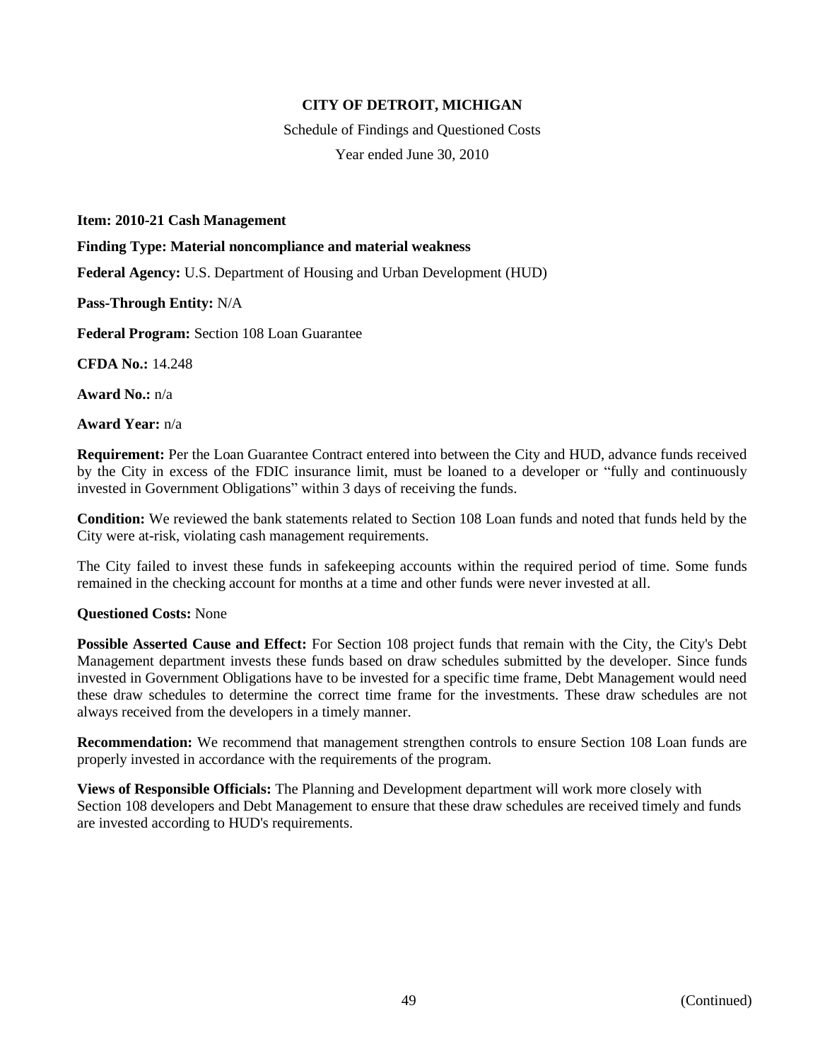**CITY OF DETROIT, MICHIGAN**

Schedule of Findings and Questioned Costs

Year ended June 30, 2010

**Item: 2010-21 Cash Management**

**Finding Type: Material noncompliance and material weakness**

**Federal Agency:** U.S. Department of Housing and Urban Development (HUD)

**Pass-Through Entity:** N/A

**Federal Program:** Section 108 Loan Guarantee

**CFDA No.:** 14.248

**Award No.:** n/a

**Award Year:** n/a

**Requirement:** Per the Loan Guarantee Contract entered into between the City and HUD, advance funds received by the City in excess of the FDIC insurance limit, must be loaned to a developer or "fully and continuously invested in Government Obligations" within 3 days of receiving the funds.

**Condition:** We reviewed the bank statements related to Section 108 Loan funds and noted that funds held by the City were at-risk, violating cash management requirements.

The City failed to invest these funds in safekeeping accounts within the required period of time. Some funds remained in the checking account for months at a time and other funds were never invested at all.

**Questioned Costs:** None

**Possible Asserted Cause and Effect:** For Section 108 project funds that remain with the City, the City's Debt Management department invests these funds based on draw schedules submitted by the developer. Since funds invested in Government Obligations have to be invested for a specific time frame, Debt Management would need these draw schedules to determine the correct time frame for the investments. These draw schedules are not always received from the developers in a timely manner.

**Recommendation:** We recommend that management strengthen controls to ensure Section 108 Loan funds are properly invested in accordance with the requirements of the program.

**Views of Responsible Officials:** The Planning and Development department will work more closely with Section 108 developers and Debt Management to ensure that these draw schedules are received timely and funds are invested according to HUD's requirements.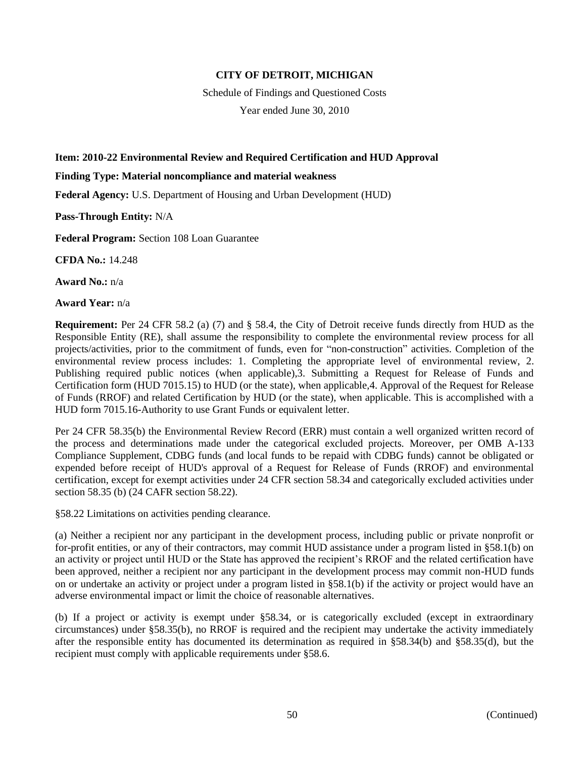**CITY OF DETROIT, MICHIGAN**

Schedule of Findings and Questioned Costs

Year ended June 30, 2010

**Item: 2010-22 Environmental Review and Required Certification and HUD Approval**

**Finding Type: Material noncompliance and material weakness**

**Federal Agency:** U.S. Department of Housing and Urban Development (HUD)

**Pass-Through Entity:** N/A

**Federal Program:** Section 108 Loan Guarantee

**CFDA No.:** 14.248

**Award No.:** n/a

**Award Year:** n/a

**Requirement:** Per 24 CFR 58.2 (a) (7) and § 58.4, the City of Detroit receive funds directly from HUD as the Responsible Entity (RE), shall assume the responsibility to complete the environmental review process for all projects/activities, prior to the commitment of funds, even for "non-construction" activities. Completion of the environmental review process includes: 1. Completing the appropriate level of environmental review, 2. Publishing required public notices (when applicable),3. Submitting a Request for Release of Funds and Certification form (HUD 7015.15) to HUD (or the state), when applicable,4. Approval of the Request for Release of Funds (RROF) and related Certification by HUD (or the state), when applicable. This is accomplished with a HUD form 7015.16-Authority to use Grant Funds or equivalent letter.

Per 24 CFR 58.35(b) the Environmental Review Record (ERR) must contain a well organized written record of the process and determinations made under the categorical excluded projects. Moreover, per OMB A-133 Compliance Supplement, CDBG funds (and local funds to be repaid with CDBG funds) cannot be obligated or expended before receipt of HUD's approval of a Request for Release of Funds (RROF) and environmental certification, except for exempt activities under 24 CFR section 58.34 and categorically excluded activities under section 58.35 (b) (24 CAFR section 58.22).

§58.22 Limitations on activities pending clearance.

(a) Neither a recipient nor any participant in the development process, including public or private nonprofit or for-profit entities, or any of their contractors, may commit HUD assistance under a program listed in §58.1(b) on an activity or project until HUD or the State has approved the recipient's RROF and the related certification have been approved, neither a recipient nor any participant in the development process may commit non-HUD funds on or undertake an activity or project under a program listed in §58.1(b) if the activity or project would have an adverse environmental impact or limit the choice of reasonable alternatives.

(b) If a project or activity is exempt under §58.34, or is categorically excluded (except in extraordinary circumstances) under §58.35(b), no RROF is required and the recipient may undertake the activity immediately after the responsible entity has documented its determination as required in §58.34(b) and §58.35(d), but the recipient must comply with applicable requirements under §58.6.

(Continued)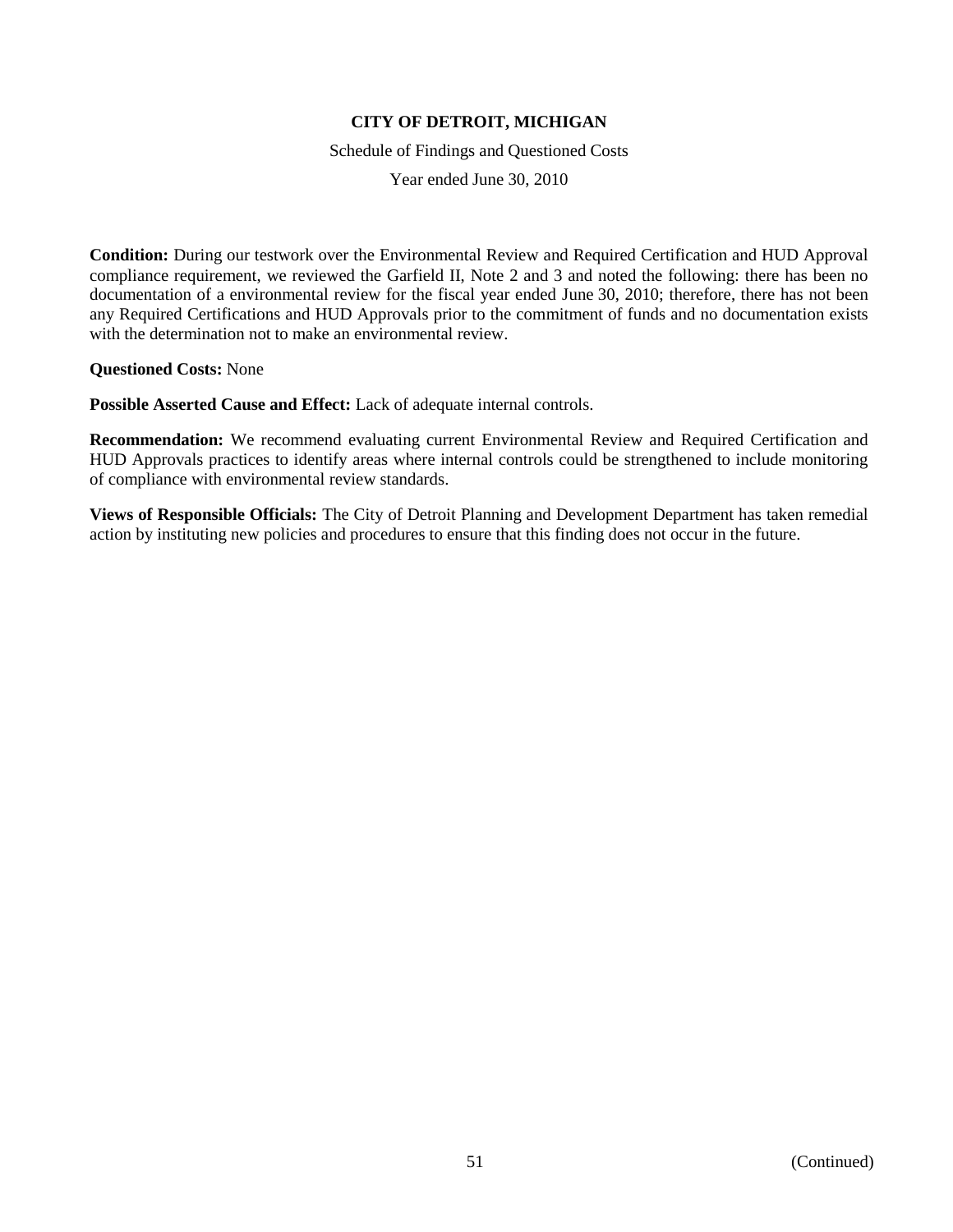**CITY OF DETROIT, MICHIGAN**

Schedule of Findings and Questioned Costs

Year ended June 30, 2010

**Condition:** During our testwork over the Environmental Review and Required Certification and HUD Approval compliance requirement, we reviewed the Garfield II, Note 2 and 3 and noted the following: there has been no documentation of a environmental review for the fiscal year ended June 30, 2010; therefore, there has not been any Required Certifications and HUD Approvals prior to the commitment of funds and no documentation exists with the determination not to make an environmental review.

**Questioned Costs:** None

**Possible Asserted Cause and Effect:** Lack of adequate internal controls.

**Recommendation:** We recommend evaluating current Environmental Review and Required Certification and HUD Approvals practices to identify areas where internal controls could be strengthened to include monitoring of compliance with environmental review standards.

**Views of Responsible Officials:** The City of Detroit Planning and Development Department has taken remedial action by instituting new policies and procedures to ensure that this finding does not occur in the future.

(Continued)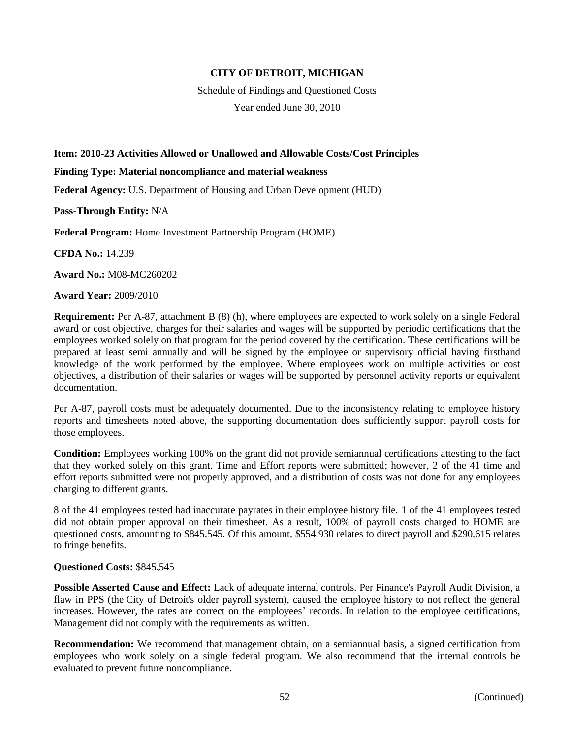**CITY OF DETROIT, MICHIGAN**

Schedule of Findings and Questioned Costs

Year ended June 30, 2010

**Item: 2010-23 Activities Allowed or Unallowed and Allowable Costs/Cost Principles**

**Finding Type: Material noncompliance and material weakness**

**Federal Agency:** U.S. Department of Housing and Urban Development (HUD)

**Pass-Through Entity:** N/A

**Federal Program:** Home Investment Partnership Program (HOME)

**CFDA No.:** 14.239

**Award No.:** M08-MC260202

**Award Year:** 2009/2010

**Requirement:** Per A-87, attachment B (8) (h), where employees are expected to work solely on a single Federal award or cost objective, charges for their salaries and wages will be supported by periodic certifications that the employees worked solely on that program for the period covered by the certification. These certifications will be prepared at least semi annually and will be signed by the employee or supervisory official having firsthand knowledge of the work performed by the employee. Where employees work on multiple activities or cost objectives, a distribution of their salaries or wages will be supported by personnel activity reports or equivalent documentation.

Per A-87, payroll costs must be adequately documented. Due to the inconsistency relating to employee history reports and timesheets noted above, the supporting documentation does sufficiently support payroll costs for those employees.

**Condition:** Employees working 100% on the grant did not provide semiannual certifications attesting to the fact that they worked solely on this grant. Time and Effort reports were submitted; however, 2 of the 41 time and effort reports submitted were not properly approved, and a distribution of costs was not done for any employees charging to different grants.

8 of the 41 employees tested had inaccurate payrates in their employee history file. 1 of the 41 employees tested did not obtain proper approval on their timesheet. As a result, 100% of payroll costs charged to HOME are questioned costs, amounting to $845,545. Of this amount, $554,930 relates to direct payroll and $290,615 relates to fringe benefits.

**Questioned Costs:** $845,545

**Possible Asserted Cause and Effect:** Lack of adequate internal controls. Per Finance's Payroll Audit Division, a flaw in PPS (the City of Detroit's older payroll system), caused the employee history to not reflect the general increases. However, the rates are correct on the employees' records. In relation to the employee certifications, Management did not comply with the requirements as written.

**Recommendation:** We recommend that management obtain, on a semiannual basis, a signed certification from employees who work solely on a single federal program. We also recommend that the internal controls be evaluated to prevent future noncompliance.

(Continued)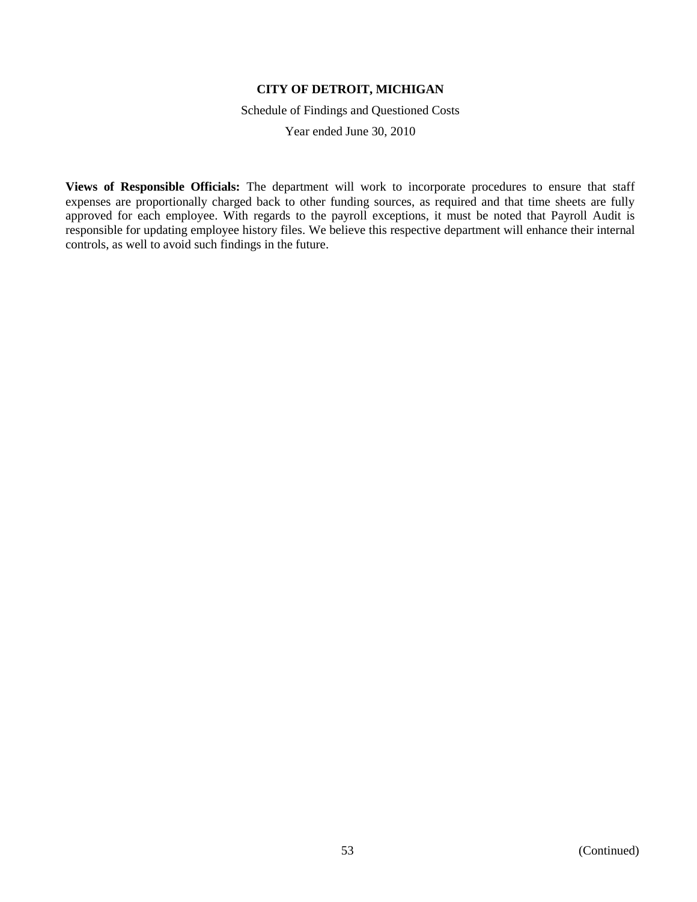**Views of Responsible Officials:** The department will work to incorporate procedures to ensure that staff expenses are proportionally charged back to other funding sources, as required and that time sheets are fully approved for each employee. With regards to the payroll exceptions, it must be noted that Payroll Audit is responsible for updating employee history files. We believe this respective department will enhance their internal controls, as well to avoid such findings in the future.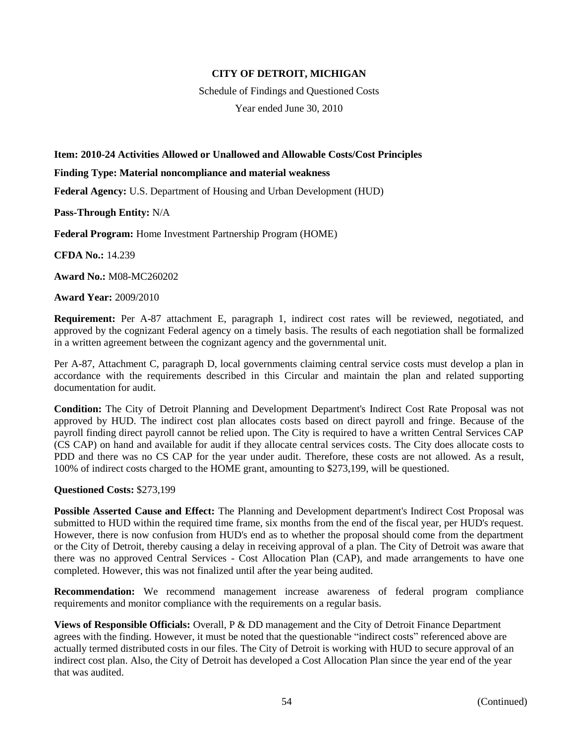**CITY OF DETROIT, MICHIGAN**

Schedule of Findings and Questioned Costs

Year ended June 30, 2010

**Item: 2010-24 Activities Allowed or Unallowed and Allowable Costs/Cost Principles**

**Finding Type: Material noncompliance and material weakness**

**Federal Agency:** U.S. Department of Housing and Urban Development (HUD)

**Pass-Through Entity:** N/A

**Federal Program:** Home Investment Partnership Program (HOME)

**CFDA No.:** 14.239

**Award No.:** M08-MC260202

**Award Year:** 2009/2010

**Requirement:** Per A-87 attachment E, paragraph 1, indirect cost rates will be reviewed, negotiated, and approved by the cognizant Federal agency on a timely basis. The results of each negotiation shall be formalized in a written agreement between the cognizant agency and the governmental unit.

Per A-87, Attachment C, paragraph D, local governments claiming central service costs must develop a plan in accordance with the requirements described in this Circular and maintain the plan and related supporting documentation for audit.

**Condition:** The City of Detroit Planning and Development Department's Indirect Cost Rate Proposal was not approved by HUD. The indirect cost plan allocates costs based on direct payroll and fringe. Because of the payroll finding direct payroll cannot be relied upon. The City is required to have a written Central Services CAP (CS CAP) on hand and available for audit if they allocate central services costs. The City does allocate costs to PDD and there was no CS CAP for the year under audit. Therefore, these costs are not allowed. As a result, 100% of indirect costs charged to the HOME grant, amounting to $273,199, will be questioned.

**Questioned Costs:** $273,199

**Possible Asserted Cause and Effect:** The Planning and Development department's Indirect Cost Proposal was submitted to HUD within the required time frame, six months from the end of the fiscal year, per HUD's request. However, there is now confusion from HUD's end as to whether the proposal should come from the department or the City of Detroit, thereby causing a delay in receiving approval of a plan. The City of Detroit was aware that there was no approved Central Services - Cost Allocation Plan (CAP), and made arrangements to have one completed. However, this was not finalized until after the year being audited.

**Recommendation:** We recommend management increase awareness of federal program compliance requirements and monitor compliance with the requirements on a regular basis.

**Views of Responsible Officials:** Overall, P & DD management and the City of Detroit Finance Department agrees with the finding. However, it must be noted that the questionable "indirect costs" referenced above are actually termed distributed costs in our files. The City of Detroit is working with HUD to secure approval of an indirect cost plan. Also, the City of Detroit has developed a Cost Allocation Plan since the year end of the year that was audited.

(Continued)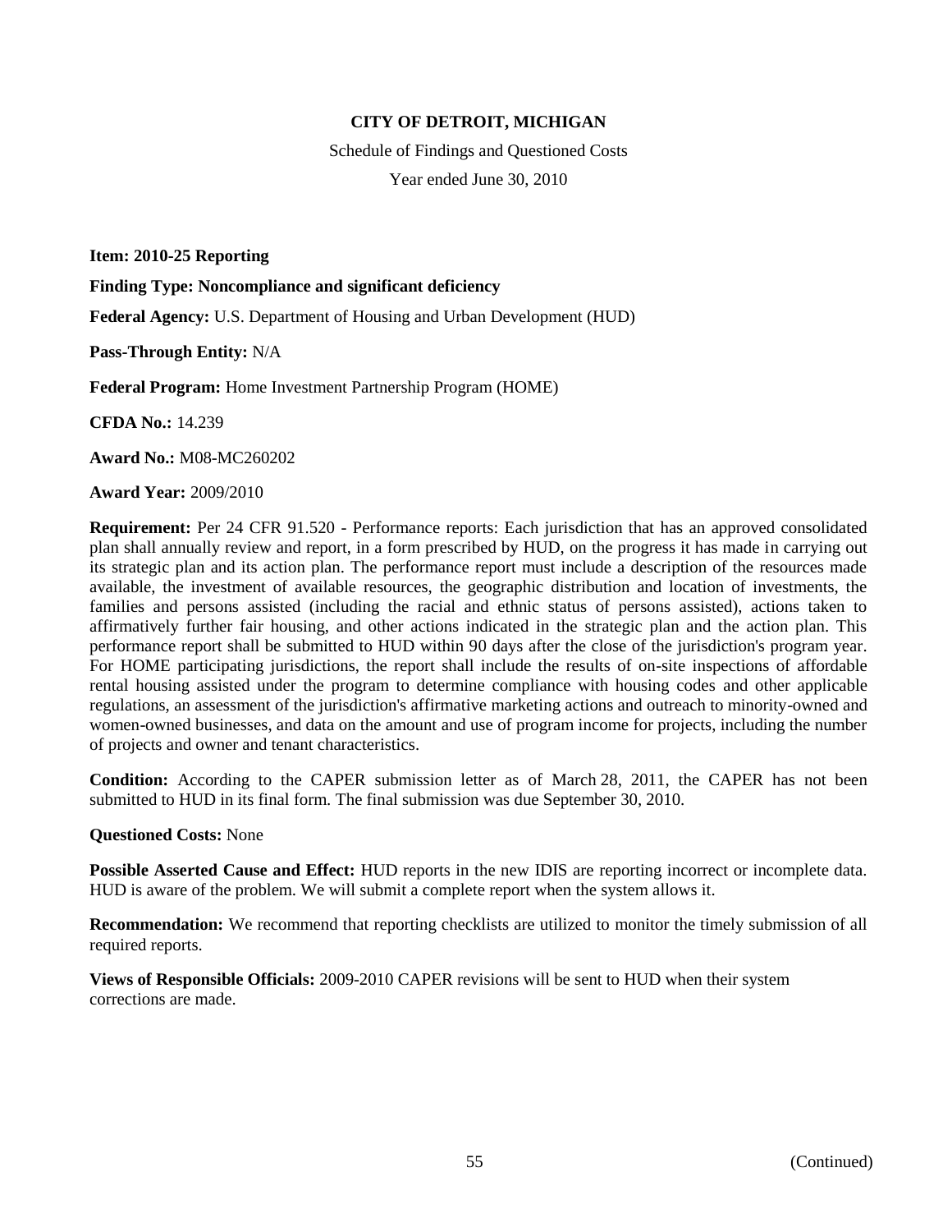**CITY OF DETROIT, MICHIGAN**

Schedule of Findings and Questioned Costs

Year ended June 30, 2010

**Item: 2010-25 Reporting**

**Finding Type: Noncompliance and significant deficiency**

**Federal Agency:** U.S. Department of Housing and Urban Development (HUD)

**Pass-Through Entity:** N/A

**Federal Program:** Home Investment Partnership Program (HOME)

**CFDA No.:** 14.239

**Award No.:** M08-MC260202

**Award Year:** 2009/2010

**Requirement:** Per 24 CFR 91.520 - Performance reports: Each jurisdiction that has an approved consolidated plan shall annually review and report, in a form prescribed by HUD, on the progress it has made in carrying out its strategic plan and its action plan. The performance report must include a description of the resources made available, the investment of available resources, the geographic distribution and location of investments, the families and persons assisted (including the racial and ethnic status of persons assisted), actions taken to affirmatively further fair housing, and other actions indicated in the strategic plan and the action plan. This performance report shall be submitted to HUD within 90 days after the close of the jurisdiction's program year. For HOME participating jurisdictions, the report shall include the results of on-site inspections of affordable rental housing assisted under the program to determine compliance with housing codes and other applicable regulations, an assessment of the jurisdiction's affirmative marketing actions and outreach to minority-owned and women-owned businesses, and data on the amount and use of program income for projects, including the number of projects and owner and tenant characteristics.

**Condition:** According to the CAPER submission letter as of March 28, 2011, the CAPER has not been submitted to HUD in its final form. The final submission was due September 30, 2010.

**Questioned Costs:** None

**Possible Asserted Cause and Effect:** HUD reports in the new IDIS are reporting incorrect or incomplete data. HUD is aware of the problem. We will submit a complete report when the system allows it.

**Recommendation:** We recommend that reporting checklists are utilized to monitor the timely submission of all required reports.

**Views of Responsible Officials:** 2009-2010 CAPER revisions will be sent to HUD when their system corrections are made.

(Continued)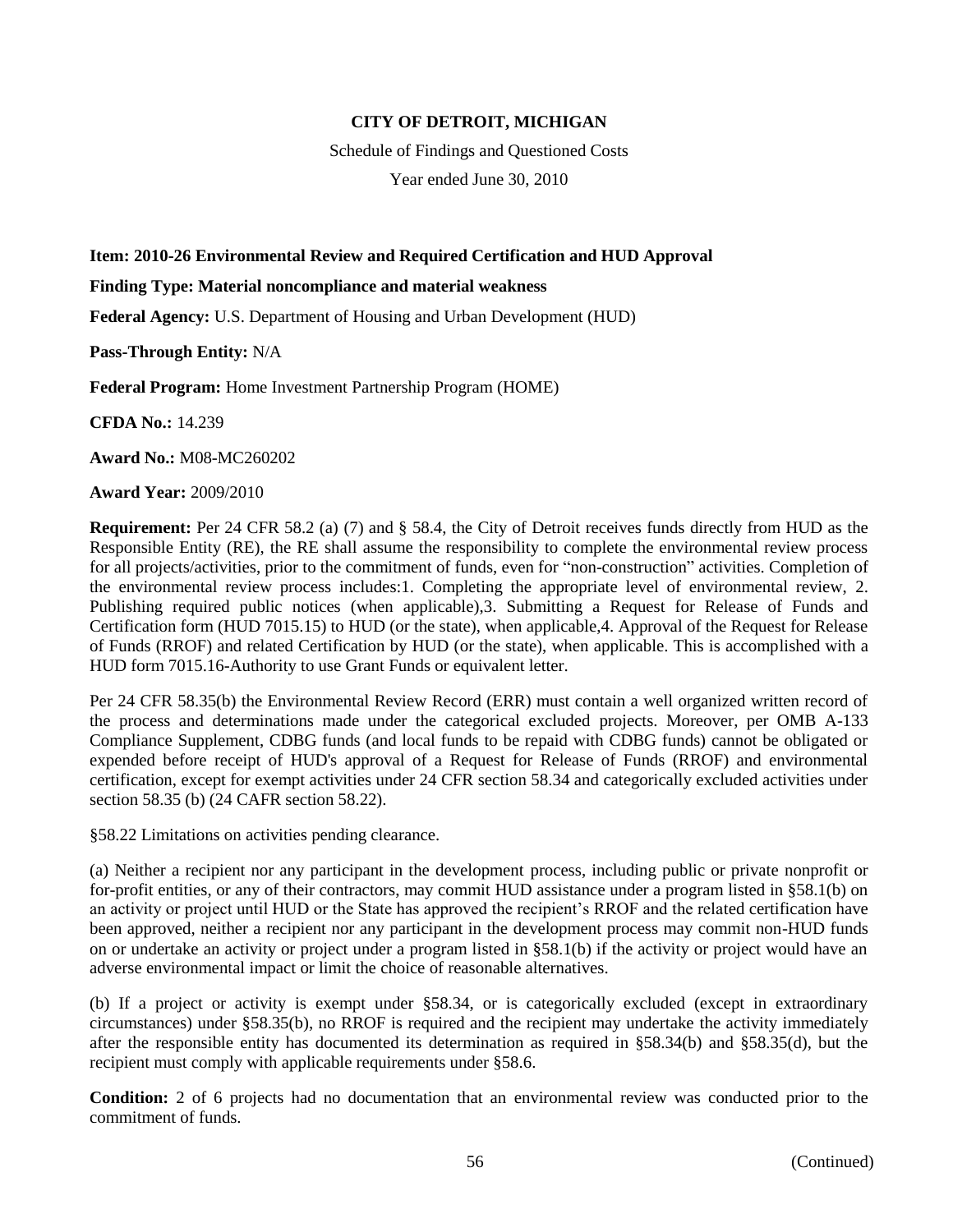**CITY OF DETROIT, MICHIGAN**

Schedule of Findings and Questioned Costs

Year ended June 30, 2010

**Item: 2010-26 Environmental Review and Required Certification and HUD Approval**

**Finding Type: Material noncompliance and material weakness**

**Federal Agency:** U.S. Department of Housing and Urban Development (HUD)

**Pass-Through Entity:** N/A

**Federal Program:** Home Investment Partnership Program (HOME)

**CFDA No.:** 14.239

**Award No.:** M08-MC260202

**Award Year:** 2009/2010

**Requirement:** Per 24 CFR 58.2 (a) (7) and § 58.4, the City of Detroit receives funds directly from HUD as the Responsible Entity (RE), the RE shall assume the responsibility to complete the environmental review process for all projects/activities, prior to the commitment of funds, even for "non-construction" activities. Completion of the environmental review process includes:1. Completing the appropriate level of environmental review, 2. Publishing required public notices (when applicable),3. Submitting a Request for Release of Funds and Certification form (HUD 7015.15) to HUD (or the state), when applicable,4. Approval of the Request for Release of Funds (RROF) and related Certification by HUD (or the state), when applicable. This is accomplished with a HUD form 7015.16-Authority to use Grant Funds or equivalent letter.

Per 24 CFR 58.35(b) the Environmental Review Record (ERR) must contain a well organized written record of the process and determinations made under the categorical excluded projects. Moreover, per OMB A-133 Compliance Supplement, CDBG funds (and local funds to be repaid with CDBG funds) cannot be obligated or expended before receipt of HUD's approval of a Request for Release of Funds (RROF) and environmental certification, except for exempt activities under 24 CFR section 58.34 and categorically excluded activities under section 58.35 (b) (24 CAFR section 58.22).

§58.22 Limitations on activities pending clearance.

(a) Neither a recipient nor any participant in the development process, including public or private nonprofit or for-profit entities, or any of their contractors, may commit HUD assistance under a program listed in §58.1(b) on an activity or project until HUD or the State has approved the recipient's RROF and the related certification have been approved, neither a recipient nor any participant in the development process may commit non-HUD funds on or undertake an activity or project under a program listed in §58.1(b) if the activity or project would have an adverse environmental impact or limit the choice of reasonable alternatives.

(b) If a project or activity is exempt under §58.34, or is categorically excluded (except in extraordinary circumstances) under §58.35(b), no RROF is required and the recipient may undertake the activity immediately after the responsible entity has documented its determination as required in §58.34(b) and §58.35(d), but the recipient must comply with applicable requirements under §58.6.

**Condition:** 2 of 6 projects had no documentation that an environmental review was conducted prior to the commitment of funds.

(Continued)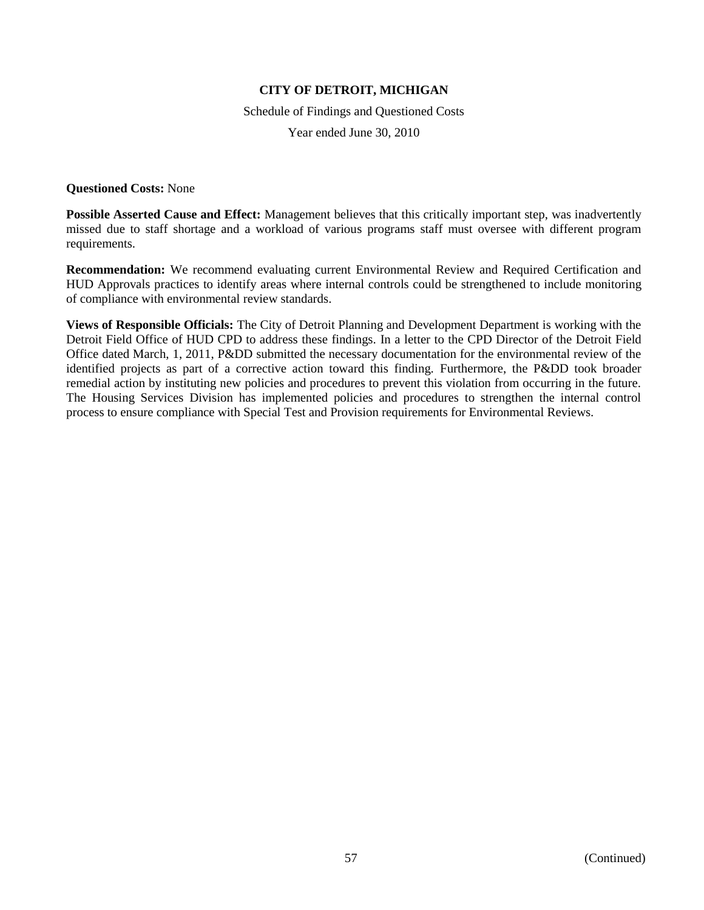**Questioned Costs:** None

**Possible Asserted Cause and Effect:** Management believes that this critically important step, was inadvertently missed due to staff shortage and a workload of various programs staff must oversee with different program requirements.

**Recommendation:** We recommend evaluating current Environmental Review and Required Certification and HUD Approvals practices to identify areas where internal controls could be strengthened to include monitoring of compliance with environmental review standards.

**Views of Responsible Officials:** The City of Detroit Planning and Development Department is working with the Detroit Field Office of HUD CPD to address these findings. In a letter to the CPD Director of the Detroit Field Office dated March, 1, 2011, P&DD submitted the necessary documentation for the environmental review of the identified projects as part of a corrective action toward this finding. Furthermore, the P&DD took broader remedial action by instituting new policies and procedures to prevent this violation from occurring in the future. The Housing Services Division has implemented policies and procedures to strengthen the internal control process to ensure compliance with Special Test and Provision requirements for Environmental Reviews.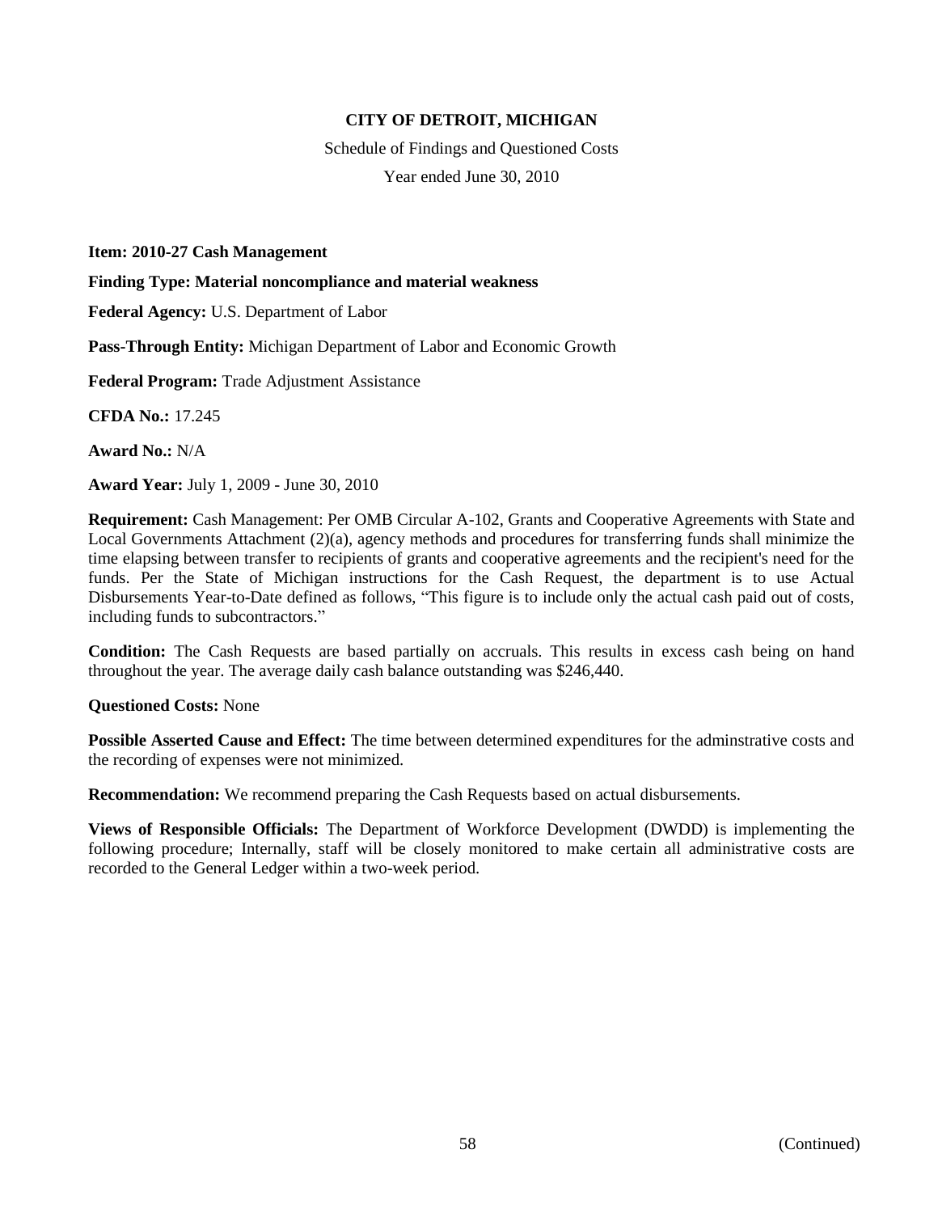**CITY OF DETROIT, MICHIGAN**

Schedule of Findings and Questioned Costs

Year ended June 30, 2010

**Item: 2010-27 Cash Management**

**Finding Type: Material noncompliance and material weakness**

**Federal Agency:** U.S. Department of Labor

**Pass-Through Entity:** Michigan Department of Labor and Economic Growth

**Federal Program:** Trade Adjustment Assistance

**CFDA No.:** 17.245

**Award No.:** N/A

**Award Year:** July 1, 2009 - June 30, 2010

**Requirement:** Cash Management: Per OMB Circular A-102, Grants and Cooperative Agreements with State and Local Governments Attachment (2)(a), agency methods and procedures for transferring funds shall minimize the time elapsing between transfer to recipients of grants and cooperative agreements and the recipient's need for the funds. Per the State of Michigan instructions for the Cash Request, the department is to use Actual Disbursements Year-to-Date defined as follows, "This figure is to include only the actual cash paid out of costs, including funds to subcontractors."

**Condition:** The Cash Requests are based partially on accruals. This results in excess cash being on hand throughout the year. The average daily cash balance outstanding was $246,440.

**Questioned Costs:** None

**Possible Asserted Cause and Effect:** The time between determined expenditures for the adminstrative costs and the recording of expenses were not minimized.

**Recommendation:** We recommend preparing the Cash Requests based on actual disbursements.

**Views of Responsible Officials:** The Department of Workforce Development (DWDD) is implementing the following procedure; Internally, staff will be closely monitored to make certain all administrative costs are recorded to the General Ledger within a two-week period.

(Continued)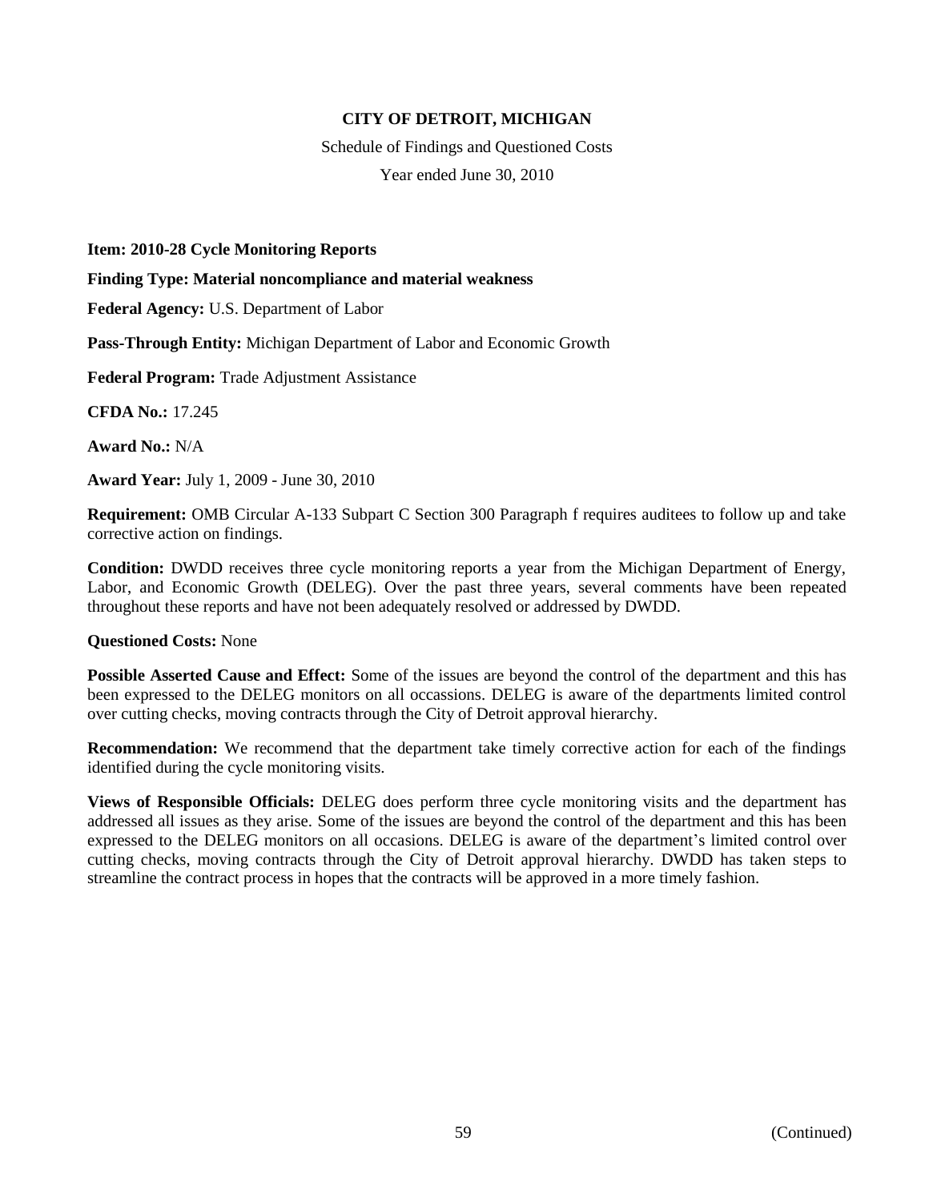# CITY OF DETROIT, MICHIGAN

Schedule of Findings and Questioned Costs

Year ended June 30, 2010

**Item: 2010-28 Cycle Monitoring Reports**

**Finding Type: Material noncompliance and material weakness**

**Federal Agency:** U.S. Department of Labor

**Pass-Through Entity:** Michigan Department of Labor and Economic Growth

**Federal Program:** Trade Adjustment Assistance

**CFDA No.:** 17.245

**Award No.:** N/A

**Award Year:** July 1, 2009 - June 30, 2010

**Requirement:** OMB Circular A-133 Subpart C Section 300 Paragraph f requires auditees to follow up and take corrective action on findings.

**Condition:** DWDD receives three cycle monitoring reports a year from the Michigan Department of Energy, Labor, and Economic Growth (DELEG). Over the past three years, several comments have been repeated throughout these reports and have not been adequately resolved or addressed by DWDD.

**Questioned Costs:** None

**Possible Asserted Cause and Effect:** Some of the issues are beyond the control of the department and this has been expressed to the DELEG monitors on all occassions. DELEG is aware of the departments limited control over cutting checks, moving contracts through the City of Detroit approval hierarchy.

**Recommendation:** We recommend that the department take timely corrective action for each of the findings identified during the cycle monitoring visits.

**Views of Responsible Officials:** DELEG does perform three cycle monitoring visits and the department has addressed all issues as they arise. Some of the issues are beyond the control of the department and this has been expressed to the DELEG monitors on all occasions. DELEG is aware of the department's limited control over cutting checks, moving contracts through the City of Detroit approval hierarchy. DWDD has taken steps to streamline the contract process in hopes that the contracts will be approved in a more timely fashion.

(Continued)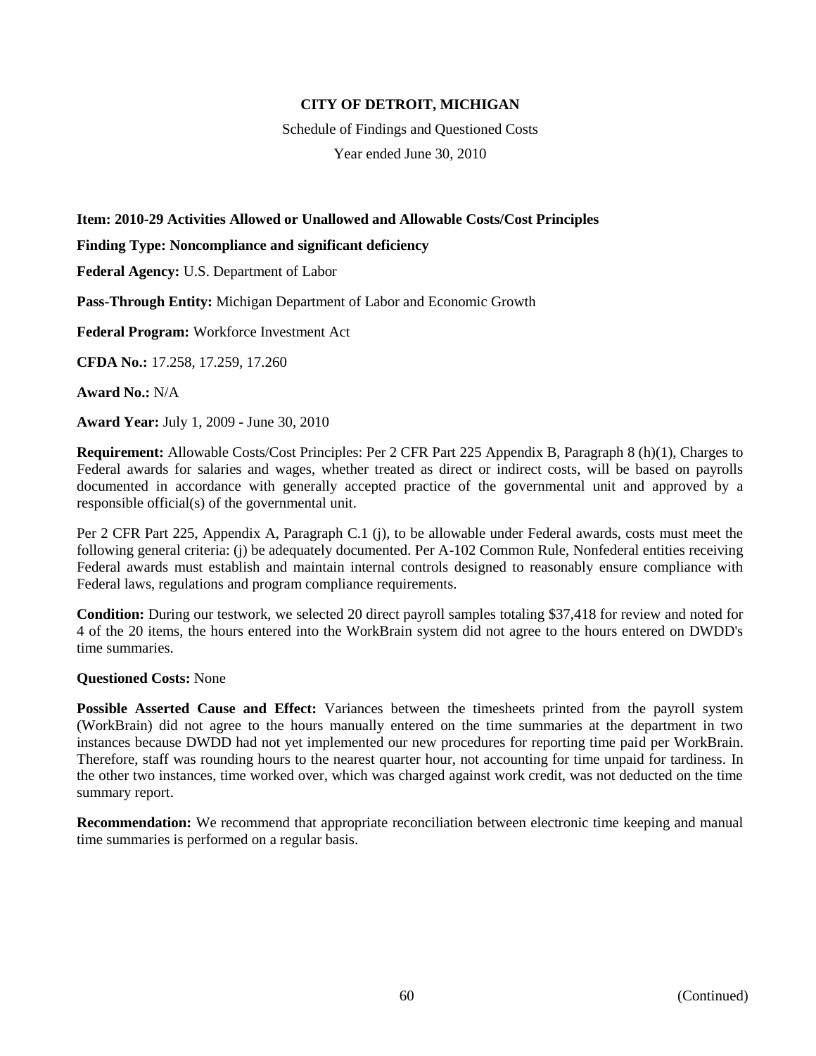**CITY OF DETROIT, MICHIGAN**

Schedule of Findings and Questioned Costs

Year ended June 30, 2010

**Item: 2010-29 Activities Allowed or Unallowed and Allowable Costs/Cost Principles**

**Finding Type: Noncompliance and significant deficiency**

**Federal Agency:** U.S. Department of Labor

**Pass-Through Entity:** Michigan Department of Labor and Economic Growth

**Federal Program:** Workforce Investment Act

**CFDA No.:** 17.258, 17.259, 17.260

**Award No.:** N/A

**Award Year:** July 1, 2009 - June 30, 2010

**Requirement:** Allowable Costs/Cost Principles: Per 2 CFR Part 225 Appendix B, Paragraph 8 (h)(1), Charges to Federal awards for salaries and wages, whether treated as direct or indirect costs, will be based on payrolls documented in accordance with generally accepted practice of the governmental unit and approved by a responsible official(s) of the governmental unit.

Per 2 CFR Part 225, Appendix A, Paragraph C.1 (j), to be allowable under Federal awards, costs must meet the following general criteria: (j) be adequately documented. Per A-102 Common Rule, Nonfederal entities receiving Federal awards must establish and maintain internal controls designed to reasonably ensure compliance with Federal laws, regulations and program compliance requirements.

**Condition:** During our testwork, we selected 20 direct payroll samples totaling $37,418 for review and noted for 4 of the 20 items, the hours entered into the WorkBrain system did not agree to the hours entered on DWDD's time summaries.

**Questioned Costs:** None

**Possible Asserted Cause and Effect:** Variances between the timesheets printed from the payroll system (WorkBrain) did not agree to the hours manually entered on the time summaries at the department in two instances because DWDD had not yet implemented our new procedures for reporting time paid per WorkBrain. Therefore, staff was rounding hours to the nearest quarter hour, not accounting for time unpaid for tardiness. In the other two instances, time worked over, which was charged against work credit, was not deducted on the time summary report.

**Recommendation:** We recommend that appropriate reconciliation between electronic time keeping and manual time summaries is performed on a regular basis.

(Continued)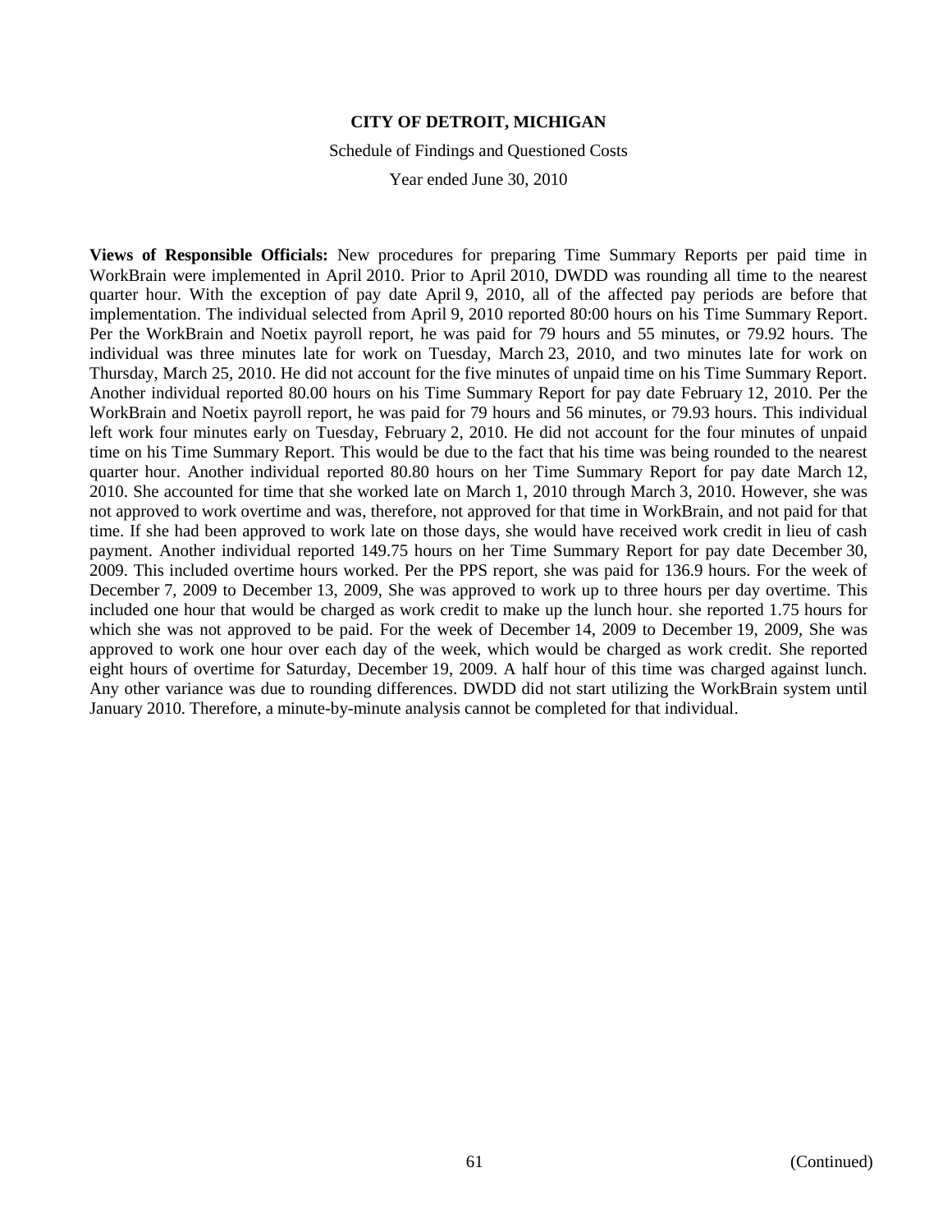**Views of Responsible Officials:** New procedures for preparing Time Summary Reports per paid time in WorkBrain were implemented in April 2010. Prior to April 2010, DWDD was rounding all time to the nearest quarter hour. With the exception of pay date April 9, 2010, all of the affected pay periods are before that implementation. The individual selected from April 9, 2010 reported 80:00 hours on his Time Summary Report. Per the WorkBrain and Noetix payroll report, he was paid for 79 hours and 55 minutes, or 79.92 hours. The individual was three minutes late for work on Tuesday, March 23, 2010, and two minutes late for work on Thursday, March 25, 2010. He did not account for the five minutes of unpaid time on his Time Summary Report. Another individual reported 80.00 hours on his Time Summary Report for pay date February 12, 2010. Per the WorkBrain and Noetix payroll report, he was paid for 79 hours and 56 minutes, or 79.93 hours. This individual left work four minutes early on Tuesday, February 2, 2010. He did not account for the four minutes of unpaid time on his Time Summary Report. This would be due to the fact that his time was being rounded to the nearest quarter hour. Another individual reported 80.80 hours on her Time Summary Report for pay date March 12, 2010. She accounted for time that she worked late on March 1, 2010 through March 3, 2010. However, she was not approved to work overtime and was, therefore, not approved for that time in WorkBrain, and not paid for that time. If she had been approved to work late on those days, she would have received work credit in lieu of cash payment. Another individual reported 149.75 hours on her Time Summary Report for pay date December 30, 2009. This included overtime hours worked. Per the PPS report, she was paid for 136.9 hours. For the week of December 7, 2009 to December 13, 2009, She was approved to work up to three hours per day overtime. This included one hour that would be charged as work credit to make up the lunch hour. she reported 1.75 hours for which she was not approved to be paid. For the week of December 14, 2009 to December 19, 2009, She was approved to work one hour over each day of the week, which would be charged as work credit. She reported eight hours of overtime for Saturday, December 19, 2009. A half hour of this time was charged against lunch. Any other variance was due to rounding differences. DWDD did not start utilizing the WorkBrain system until January 2010. Therefore, a minute-by-minute analysis cannot be completed for that individual.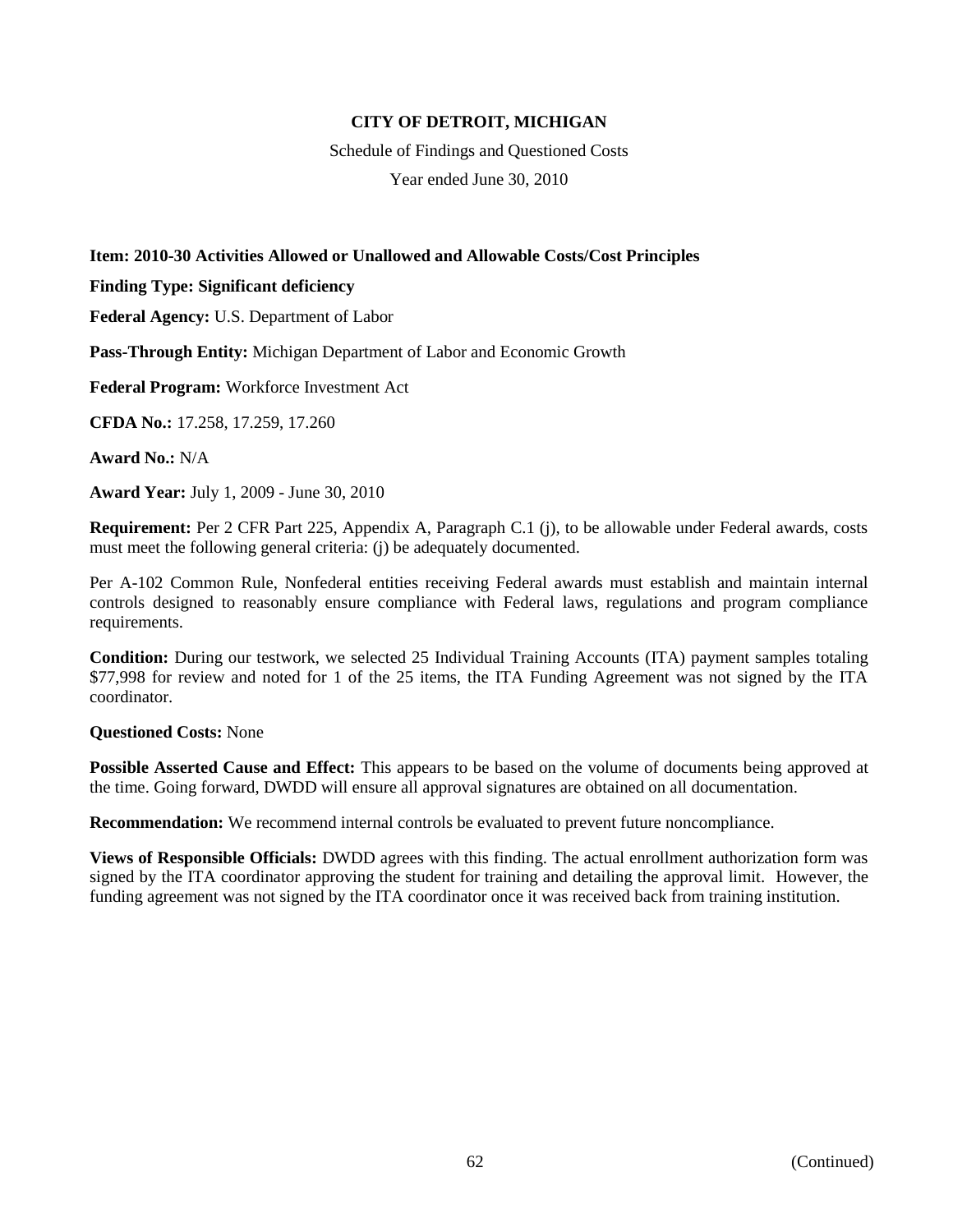**CITY OF DETROIT, MICHIGAN**

Schedule of Findings and Questioned Costs

Year ended June 30, 2010

**Item: 2010-30 Activities Allowed or Unallowed and Allowable Costs/Cost Principles**

**Finding Type: Significant deficiency**

**Federal Agency:** U.S. Department of Labor

**Pass-Through Entity:** Michigan Department of Labor and Economic Growth

**Federal Program:** Workforce Investment Act

**CFDA No.:** 17.258, 17.259, 17.260

**Award No.:** N/A

**Award Year:** July 1, 2009 - June 30, 2010

**Requirement:** Per 2 CFR Part 225, Appendix A, Paragraph C.1 (j), to be allowable under Federal awards, costs must meet the following general criteria: (j) be adequately documented.

Per A-102 Common Rule, Nonfederal entities receiving Federal awards must establish and maintain internal controls designed to reasonably ensure compliance with Federal laws, regulations and program compliance requirements.

**Condition:** During our testwork, we selected 25 Individual Training Accounts (ITA) payment samples totaling \$77,998 for review and noted for 1 of the 25 items, the ITA Funding Agreement was not signed by the ITA coordinator.

**Questioned Costs:** None

**Possible Asserted Cause and Effect:** This appears to be based on the volume of documents being approved at the time. Going forward, DWDD will ensure all approval signatures are obtained on all documentation.

**Recommendation:** We recommend internal controls be evaluated to prevent future noncompliance.

**Views of Responsible Officials:** DWDD agrees with this finding. The actual enrollment authorization form was signed by the ITA coordinator approving the student for training and detailing the approval limit. However, the funding agreement was not signed by the ITA coordinator once it was received back from training institution.

(Continued)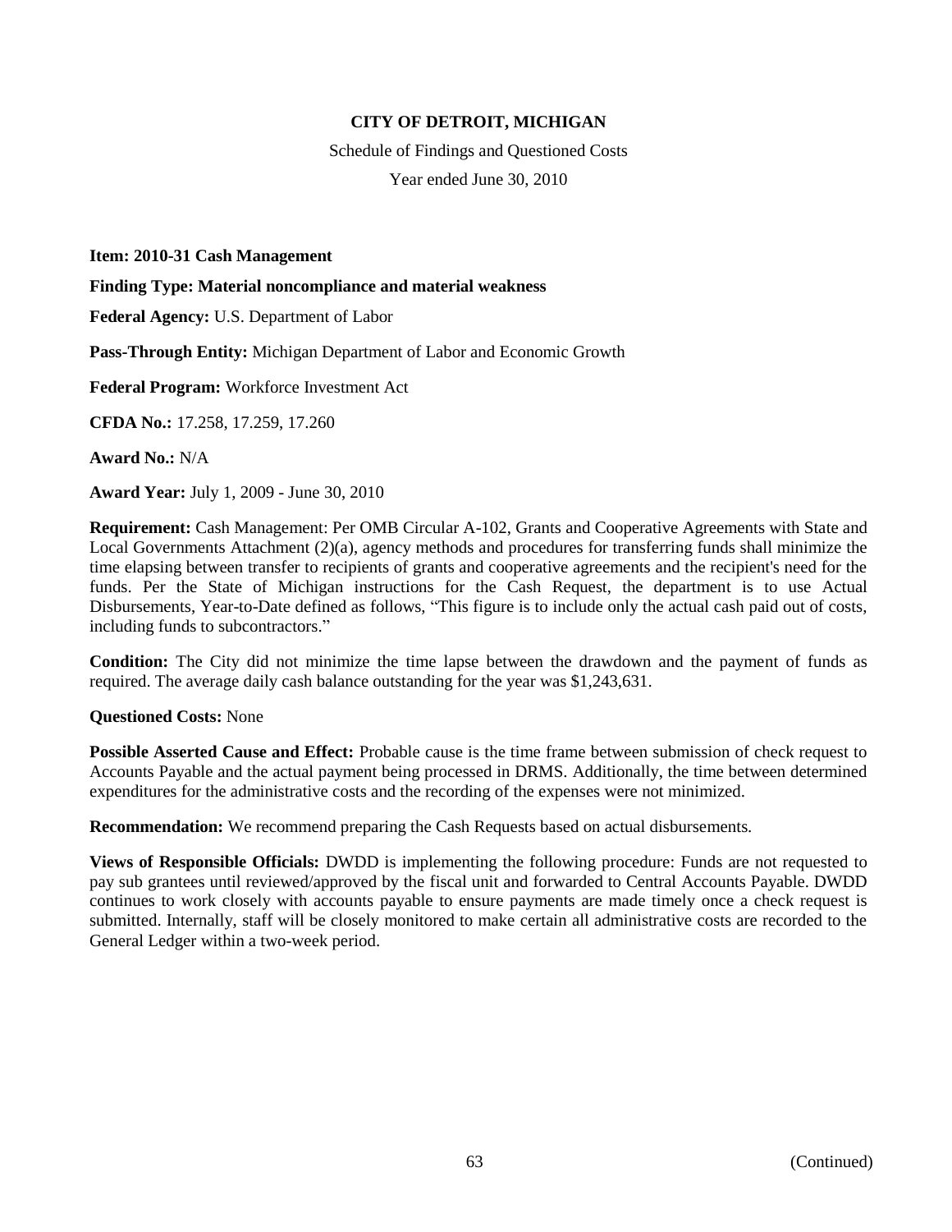**CITY OF DETROIT, MICHIGAN**

Schedule of Findings and Questioned Costs

Year ended June 30, 2010

**Item: 2010-31 Cash Management**

**Finding Type: Material noncompliance and material weakness**

**Federal Agency:** U.S. Department of Labor

**Pass-Through Entity:** Michigan Department of Labor and Economic Growth

**Federal Program:** Workforce Investment Act

**CFDA No.:** 17.258, 17.259, 17.260

**Award No.:** N/A

**Award Year:** July 1, 2009 - June 30, 2010

**Requirement:** Cash Management: Per OMB Circular A-102, Grants and Cooperative Agreements with State and Local Governments Attachment (2)(a), agency methods and procedures for transferring funds shall minimize the time elapsing between transfer to recipients of grants and cooperative agreements and the recipient's need for the funds. Per the State of Michigan instructions for the Cash Request, the department is to use Actual Disbursements, Year-to-Date defined as follows, "This figure is to include only the actual cash paid out of costs, including funds to subcontractors."

**Condition:** The City did not minimize the time lapse between the drawdown and the payment of funds as required. The average daily cash balance outstanding for the year was $1,243,631.

**Questioned Costs:** None

**Possible Asserted Cause and Effect:** Probable cause is the time frame between submission of check request to Accounts Payable and the actual payment being processed in DRMS. Additionally, the time between determined expenditures for the administrative costs and the recording of the expenses were not minimized.

**Recommendation:** We recommend preparing the Cash Requests based on actual disbursements.

**Views of Responsible Officials:** DWDD is implementing the following procedure: Funds are not requested to pay sub grantees until reviewed/approved by the fiscal unit and forwarded to Central Accounts Payable. DWDD continues to work closely with accounts payable to ensure payments are made timely once a check request is submitted. Internally, staff will be closely monitored to make certain all administrative costs are recorded to the General Ledger within a two-week period.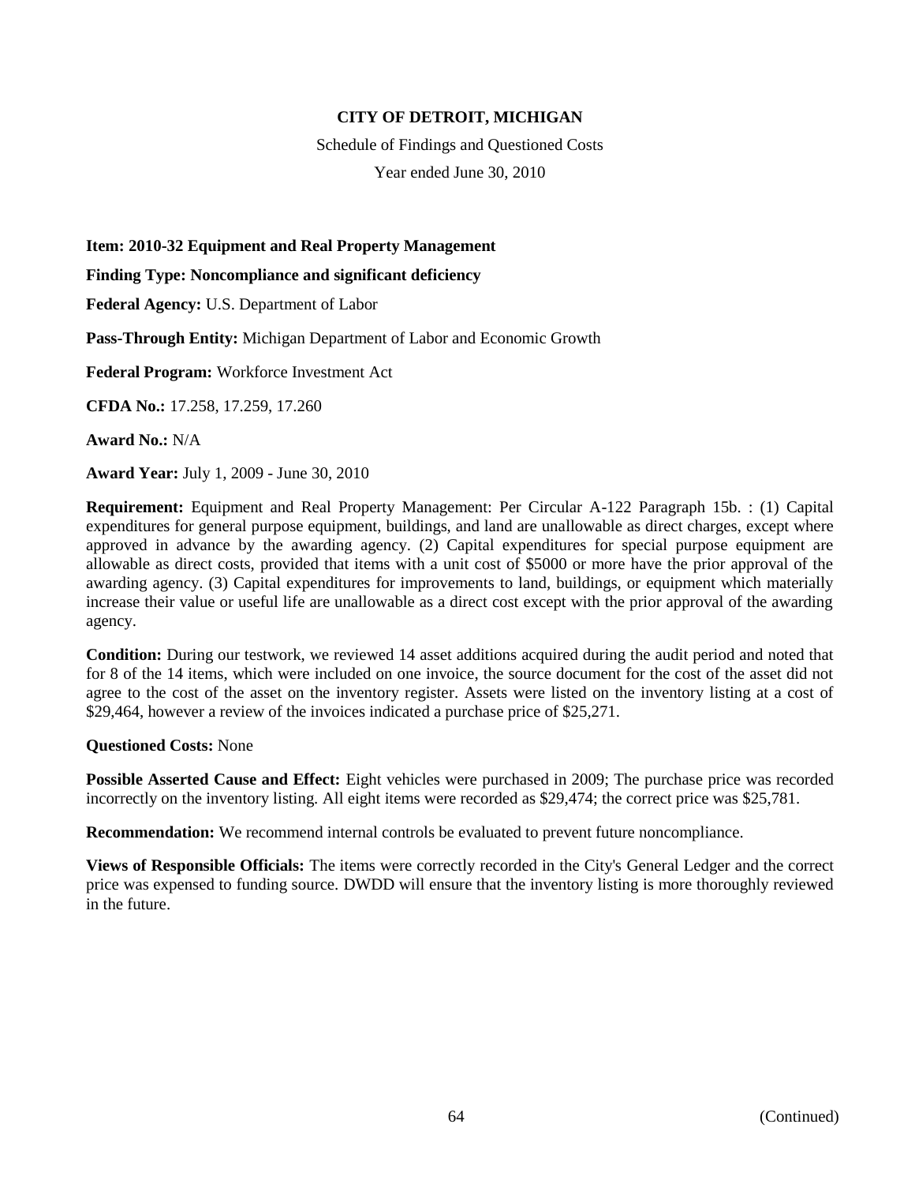**CITY OF DETROIT, MICHIGAN**

Schedule of Findings and Questioned Costs

Year ended June 30, 2010

**Item: 2010-32 Equipment and Real Property Management**

**Finding Type: Noncompliance and significant deficiency**

**Federal Agency:** U.S. Department of Labor

**Pass-Through Entity:** Michigan Department of Labor and Economic Growth

**Federal Program:** Workforce Investment Act

**CFDA No.:** 17.258, 17.259, 17.260

**Award No.:** N/A

**Award Year:** July 1, 2009 - June 30, 2010

**Requirement:** Equipment and Real Property Management: Per Circular A-122 Paragraph 15b. : (1) Capital expenditures for general purpose equipment, buildings, and land are unallowable as direct charges, except where approved in advance by the awarding agency. (2) Capital expenditures for special purpose equipment are allowable as direct costs, provided that items with a unit cost of $5000 or more have the prior approval of the awarding agency. (3) Capital expenditures for improvements to land, buildings, or equipment which materially increase their value or useful life are unallowable as a direct cost except with the prior approval of the awarding agency.

**Condition:** During our testwork, we reviewed 14 asset additions acquired during the audit period and noted that for 8 of the 14 items, which were included on one invoice, the source document for the cost of the asset did not agree to the cost of the asset on the inventory register. Assets were listed on the inventory listing at a cost of $29,464, however a review of the invoices indicated a purchase price of $25,271.

**Questioned Costs:** None

**Possible Asserted Cause and Effect:** Eight vehicles were purchased in 2009; The purchase price was recorded incorrectly on the inventory listing. All eight items were recorded as $29,474; the correct price was $25,781.

**Recommendation:** We recommend internal controls be evaluated to prevent future noncompliance.

**Views of Responsible Officials:** The items were correctly recorded in the City's General Ledger and the correct price was expensed to funding source. DWDD will ensure that the inventory listing is more thoroughly reviewed in the future.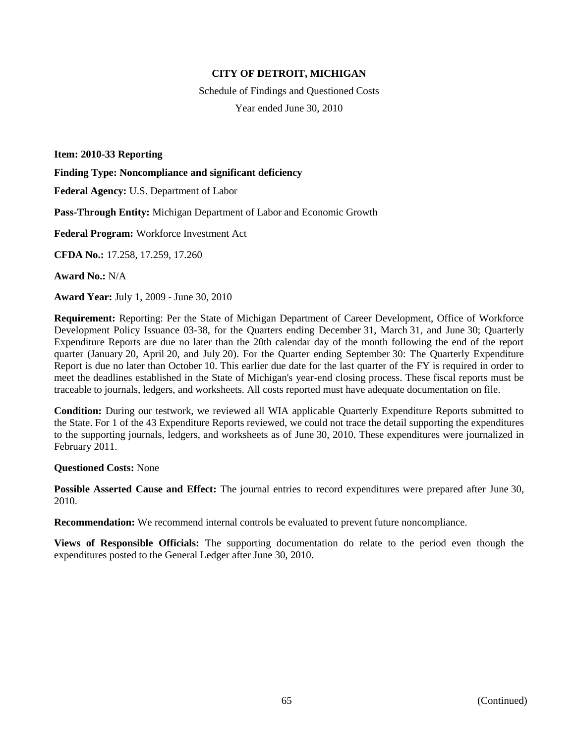**CITY OF DETROIT, MICHIGAN**

Schedule of Findings and Questioned Costs

Year ended June 30, 2010

**Item: 2010-33 Reporting**

**Finding Type: Noncompliance and significant deficiency**

**Federal Agency:** U.S. Department of Labor

**Pass-Through Entity:** Michigan Department of Labor and Economic Growth

**Federal Program:** Workforce Investment Act

**CFDA No.:** 17.258, 17.259, 17.260

**Award No.:** N/A

**Award Year:** July 1, 2009 - June 30, 2010

**Requirement:** Reporting: Per the State of Michigan Department of Career Development, Office of Workforce Development Policy Issuance 03-38, for the Quarters ending December 31, March 31, and June 30; Quarterly Expenditure Reports are due no later than the 20th calendar day of the month following the end of the report quarter (January 20, April 20, and July 20). For the Quarter ending September 30: The Quarterly Expenditure Report is due no later than October 10. This earlier due date for the last quarter of the FY is required in order to meet the deadlines established in the State of Michigan's year-end closing process. These fiscal reports must be traceable to journals, ledgers, and worksheets. All costs reported must have adequate documentation on file.

**Condition:** During our testwork, we reviewed all WIA applicable Quarterly Expenditure Reports submitted to the State. For 1 of the 43 Expenditure Reports reviewed, we could not trace the detail supporting the expenditures to the supporting journals, ledgers, and worksheets as of June 30, 2010. These expenditures were journalized in February 2011.

**Questioned Costs:** None

**Possible Asserted Cause and Effect:** The journal entries to record expenditures were prepared after June 30, 2010.

**Recommendation:** We recommend internal controls be evaluated to prevent future noncompliance.

**Views of Responsible Officials:** The supporting documentation do relate to the period even though the expenditures posted to the General Ledger after June 30, 2010.

(Continued)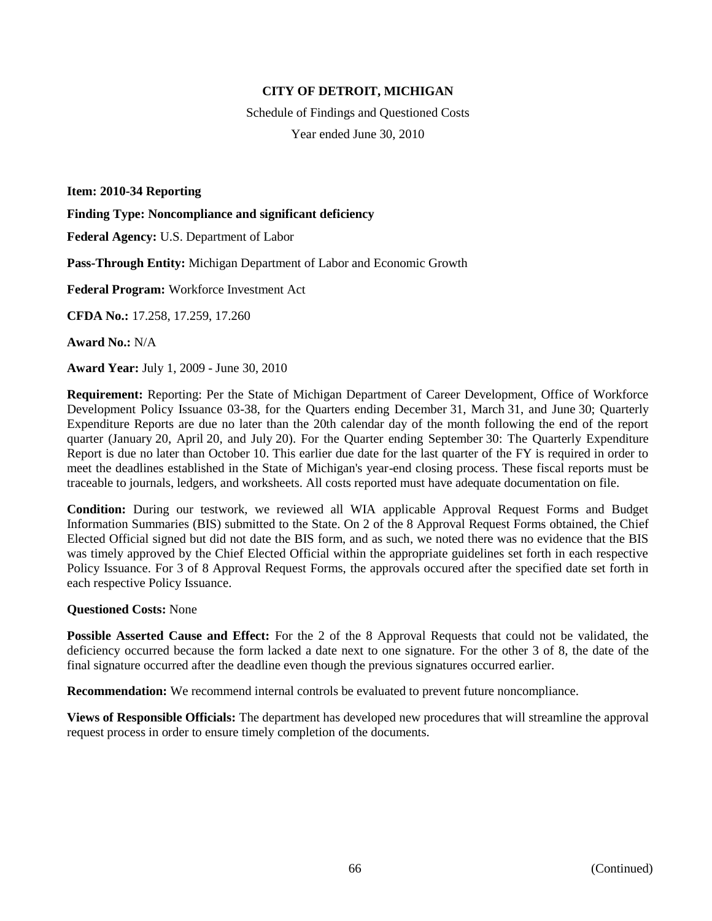**CITY OF DETROIT, MICHIGAN**

Schedule of Findings and Questioned Costs

Year ended June 30, 2010

**Item: 2010-34 Reporting**

**Finding Type: Noncompliance and significant deficiency**

**Federal Agency:** U.S. Department of Labor

**Pass-Through Entity:** Michigan Department of Labor and Economic Growth

**Federal Program:** Workforce Investment Act

**CFDA No.:** 17.258, 17.259, 17.260

**Award No.:** N/A

**Award Year:** July 1, 2009 - June 30, 2010

**Requirement:** Reporting: Per the State of Michigan Department of Career Development, Office of Workforce Development Policy Issuance 03-38, for the Quarters ending December 31, March 31, and June 30; Quarterly Expenditure Reports are due no later than the 20th calendar day of the month following the end of the report quarter (January 20, April 20, and July 20). For the Quarter ending September 30: The Quarterly Expenditure Report is due no later than October 10. This earlier due date for the last quarter of the FY is required in order to meet the deadlines established in the State of Michigan's year-end closing process. These fiscal reports must be traceable to journals, ledgers, and worksheets. All costs reported must have adequate documentation on file.

**Condition:** During our testwork, we reviewed all WIA applicable Approval Request Forms and Budget Information Summaries (BIS) submitted to the State. On 2 of the 8 Approval Request Forms obtained, the Chief Elected Official signed but did not date the BIS form, and as such, we noted there was no evidence that the BIS was timely approved by the Chief Elected Official within the appropriate guidelines set forth in each respective Policy Issuance. For 3 of 8 Approval Request Forms, the approvals occured after the specified date set forth in each respective Policy Issuance.

**Questioned Costs:** None

**Possible Asserted Cause and Effect:** For the 2 of the 8 Approval Requests that could not be validated, the deficiency occurred because the form lacked a date next to one signature. For the other 3 of 8, the date of the final signature occurred after the deadline even though the previous signatures occurred earlier.

**Recommendation:** We recommend internal controls be evaluated to prevent future noncompliance.

**Views of Responsible Officials:** The department has developed new procedures that will streamline the approval request process in order to ensure timely completion of the documents.

(Continued)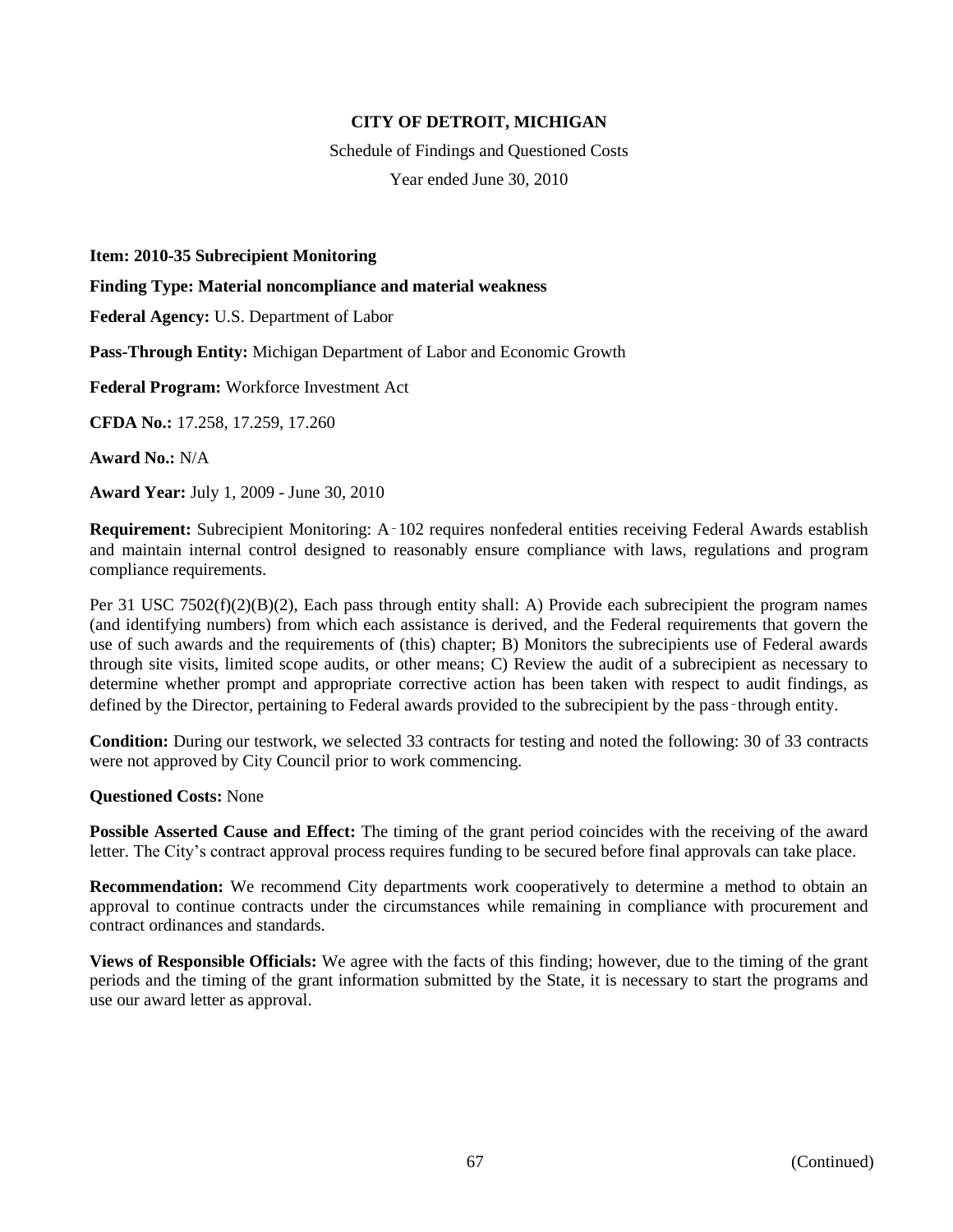**CITY OF DETROIT, MICHIGAN**

Schedule of Findings and Questioned Costs

Year ended June 30, 2010

**Item: 2010-35 Subrecipient Monitoring**

**Finding Type: Material noncompliance and material weakness**

**Federal Agency:** U.S. Department of Labor

**Pass-Through Entity:** Michigan Department of Labor and Economic Growth

**Federal Program:** Workforce Investment Act

**CFDA No.:** 17.258, 17.259, 17.260

**Award No.:** N/A

**Award Year:** July 1, 2009 - June 30, 2010

**Requirement:** Subrecipient Monitoring: A‑102 requires nonfederal entities receiving Federal Awards establish and maintain internal control designed to reasonably ensure compliance with laws, regulations and program compliance requirements.

Per 31 USC 7502(f)(2)(B)(2), Each pass through entity shall: A) Provide each subrecipient the program names (and identifying numbers) from which each assistance is derived, and the Federal requirements that govern the use of such awards and the requirements of (this) chapter; B) Monitors the subrecipients use of Federal awards through site visits, limited scope audits, or other means; C) Review the audit of a subrecipient as necessary to determine whether prompt and appropriate corrective action has been taken with respect to audit findings, as defined by the Director, pertaining to Federal awards provided to the subrecipient by the pass‑through entity.

**Condition:** During our testwork, we selected 33 contracts for testing and noted the following: 30 of 33 contracts were not approved by City Council prior to work commencing.

**Questioned Costs:** None

**Possible Asserted Cause and Effect:** The timing of the grant period coincides with the receiving of the award letter. The City's contract approval process requires funding to be secured before final approvals can take place.

**Recommendation:** We recommend City departments work cooperatively to determine a method to obtain an approval to continue contracts under the circumstances while remaining in compliance with procurement and contract ordinances and standards.

**Views of Responsible Officials:** We agree with the facts of this finding; however, due to the timing of the grant periods and the timing of the grant information submitted by the State, it is necessary to start the programs and use our award letter as approval.

(Continued)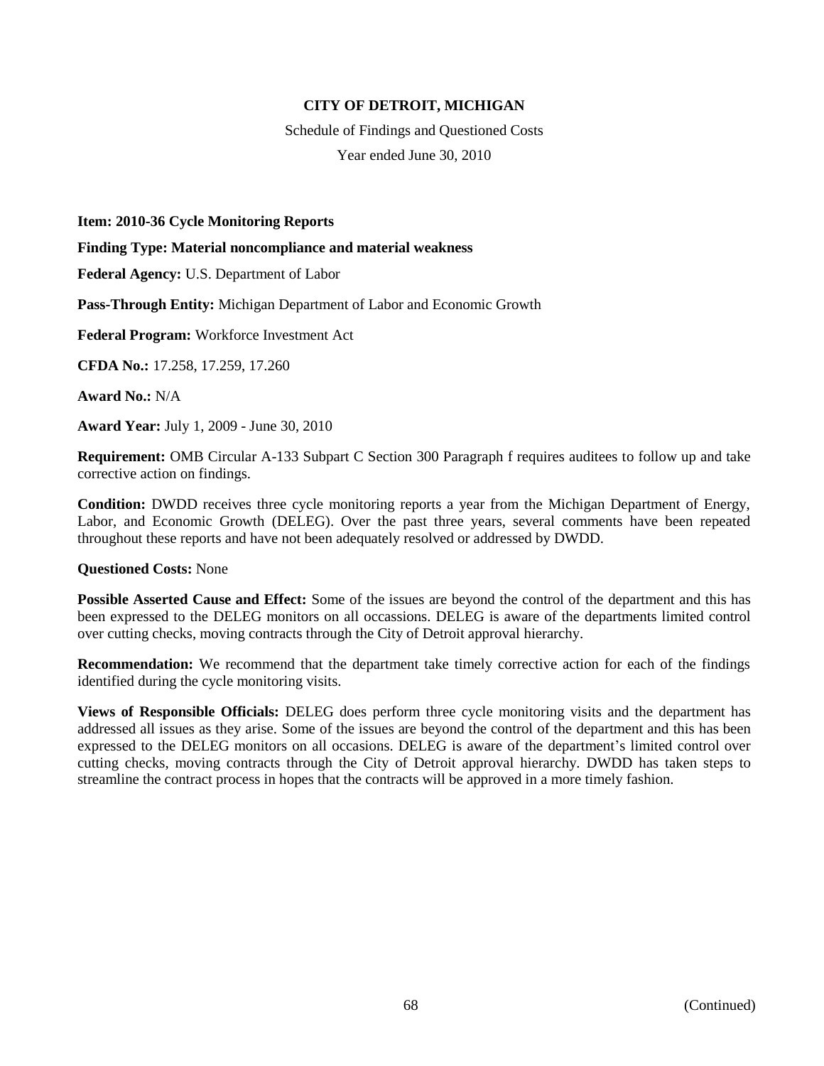**CITY OF DETROIT, MICHIGAN**

Schedule of Findings and Questioned Costs

Year ended June 30, 2010

**Item: 2010-36 Cycle Monitoring Reports**

**Finding Type: Material noncompliance and material weakness**

**Federal Agency:** U.S. Department of Labor

**Pass-Through Entity:** Michigan Department of Labor and Economic Growth

**Federal Program:** Workforce Investment Act

**CFDA No.:** 17.258, 17.259, 17.260

**Award No.:** N/A

**Award Year:** July 1, 2009 - June 30, 2010

**Requirement:** OMB Circular A-133 Subpart C Section 300 Paragraph f requires auditees to follow up and take corrective action on findings.

**Condition:** DWDD receives three cycle monitoring reports a year from the Michigan Department of Energy, Labor, and Economic Growth (DELEG). Over the past three years, several comments have been repeated throughout these reports and have not been adequately resolved or addressed by DWDD.

**Questioned Costs:** None

**Possible Asserted Cause and Effect:** Some of the issues are beyond the control of the department and this has been expressed to the DELEG monitors on all occassions. DELEG is aware of the departments limited control over cutting checks, moving contracts through the City of Detroit approval hierarchy.

**Recommendation:** We recommend that the department take timely corrective action for each of the findings identified during the cycle monitoring visits.

**Views of Responsible Officials:** DELEG does perform three cycle monitoring visits and the department has addressed all issues as they arise. Some of the issues are beyond the control of the department and this has been expressed to the DELEG monitors on all occasions. DELEG is aware of the department's limited control over cutting checks, moving contracts through the City of Detroit approval hierarchy. DWDD has taken steps to streamline the contract process in hopes that the contracts will be approved in a more timely fashion.

(Continued)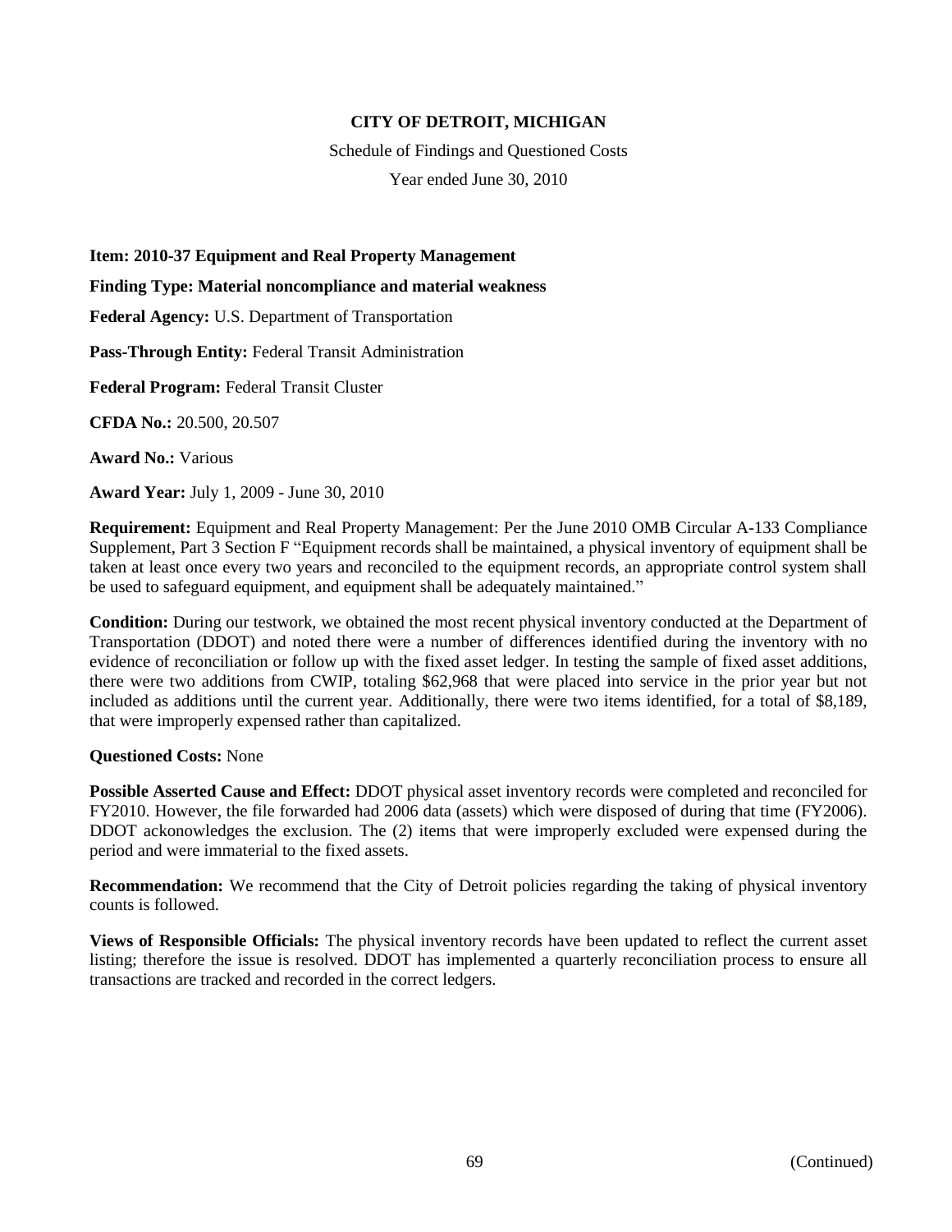# CITY OF DETROIT, MICHIGAN

Schedule of Findings and Questioned Costs

Year ended June 30, 2010

**Item: 2010-37 Equipment and Real Property Management**

**Finding Type: Material noncompliance and material weakness**

**Federal Agency:** U.S. Department of Transportation

**Pass-Through Entity:** Federal Transit Administration

**Federal Program:** Federal Transit Cluster

**CFDA No.:** 20.500, 20.507

**Award No.:** Various

**Award Year:** July 1, 2009 - June 30, 2010

**Requirement:** Equipment and Real Property Management: Per the June 2010 OMB Circular A-133 Compliance Supplement, Part 3 Section F "Equipment records shall be maintained, a physical inventory of equipment shall be taken at least once every two years and reconciled to the equipment records, an appropriate control system shall be used to safeguard equipment, and equipment shall be adequately maintained."

**Condition:** During our testwork, we obtained the most recent physical inventory conducted at the Department of Transportation (DDOT) and noted there were a number of differences identified during the inventory with no evidence of reconciliation or follow up with the fixed asset ledger. In testing the sample of fixed asset additions, there were two additions from CWIP, totaling $62,968 that were placed into service in the prior year but not included as additions until the current year. Additionally, there were two items identified, for a total of $8,189, that were improperly expensed rather than capitalized.

**Questioned Costs:** None

**Possible Asserted Cause and Effect:** DDOT physical asset inventory records were completed and reconciled for FY2010. However, the file forwarded had 2006 data (assets) which were disposed of during that time (FY2006). DDOT ackonowledges the exclusion. The (2) items that were improperly excluded were expensed during the period and were immaterial to the fixed assets.

**Recommendation:** We recommend that the City of Detroit policies regarding the taking of physical inventory counts is followed.

**Views of Responsible Officials:** The physical inventory records have been updated to reflect the current asset listing; therefore the issue is resolved. DDOT has implemented a quarterly reconciliation process to ensure all transactions are tracked and recorded in the correct ledgers.

(Continued)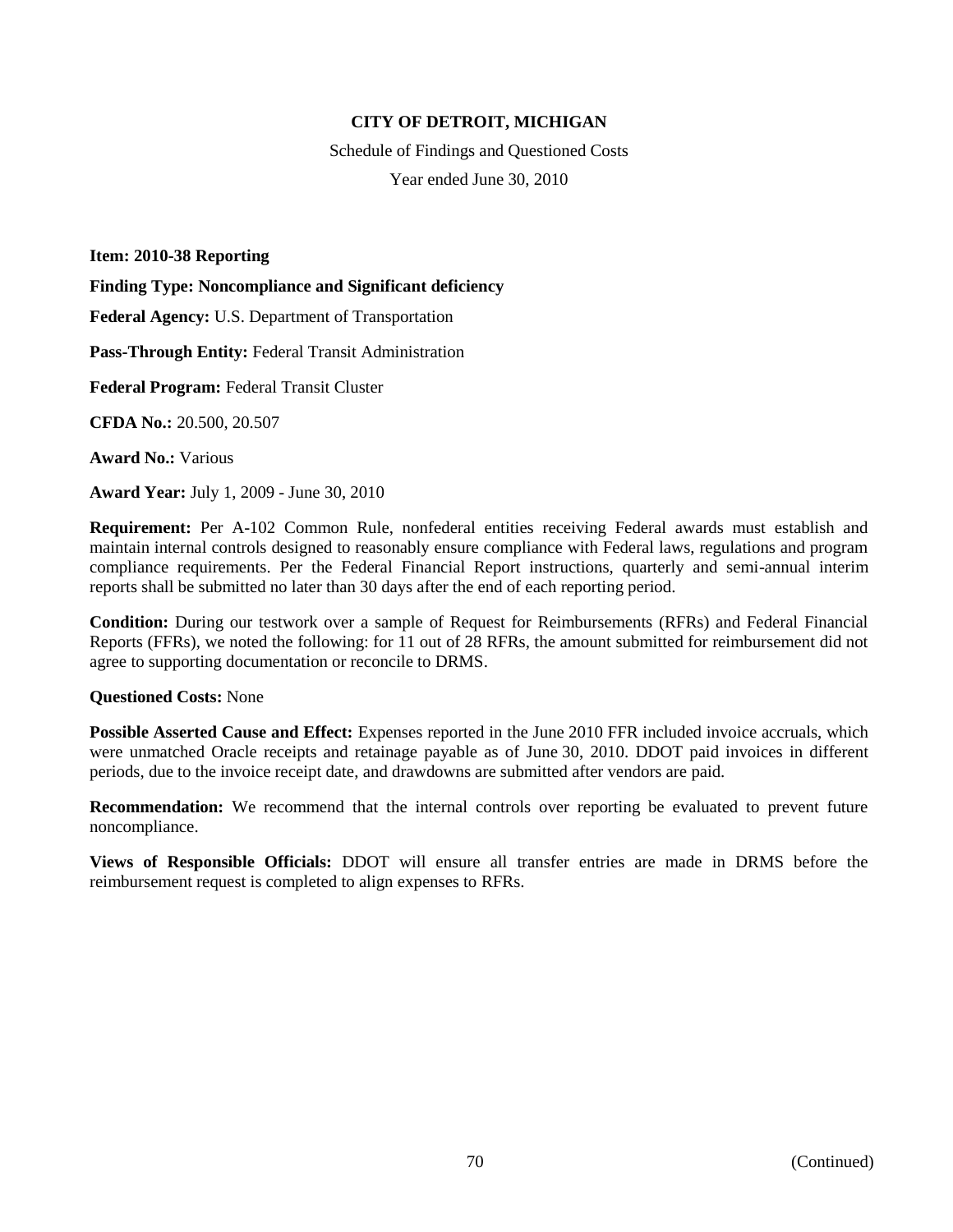**CITY OF DETROIT, MICHIGAN**

Schedule of Findings and Questioned Costs

Year ended June 30, 2010

**Item: 2010-38 Reporting**

**Finding Type: Noncompliance and Significant deficiency**

**Federal Agency:** U.S. Department of Transportation

**Pass-Through Entity:** Federal Transit Administration

**Federal Program:** Federal Transit Cluster

**CFDA No.:** 20.500, 20.507

**Award No.:** Various

**Award Year:** July 1, 2009 - June 30, 2010

**Requirement:** Per A-102 Common Rule, nonfederal entities receiving Federal awards must establish and maintain internal controls designed to reasonably ensure compliance with Federal laws, regulations and program compliance requirements. Per the Federal Financial Report instructions, quarterly and semi-annual interim reports shall be submitted no later than 30 days after the end of each reporting period.

**Condition:** During our testwork over a sample of Request for Reimbursements (RFRs) and Federal Financial Reports (FFRs), we noted the following: for 11 out of 28 RFRs, the amount submitted for reimbursement did not agree to supporting documentation or reconcile to DRMS.

**Questioned Costs:** None

**Possible Asserted Cause and Effect:** Expenses reported in the June 2010 FFR included invoice accruals, which were unmatched Oracle receipts and retainage payable as of June 30, 2010. DDOT paid invoices in different periods, due to the invoice receipt date, and drawdowns are submitted after vendors are paid.

**Recommendation:** We recommend that the internal controls over reporting be evaluated to prevent future noncompliance.

**Views of Responsible Officials:** DDOT will ensure all transfer entries are made in DRMS before the reimbursement request is completed to align expenses to RFRs.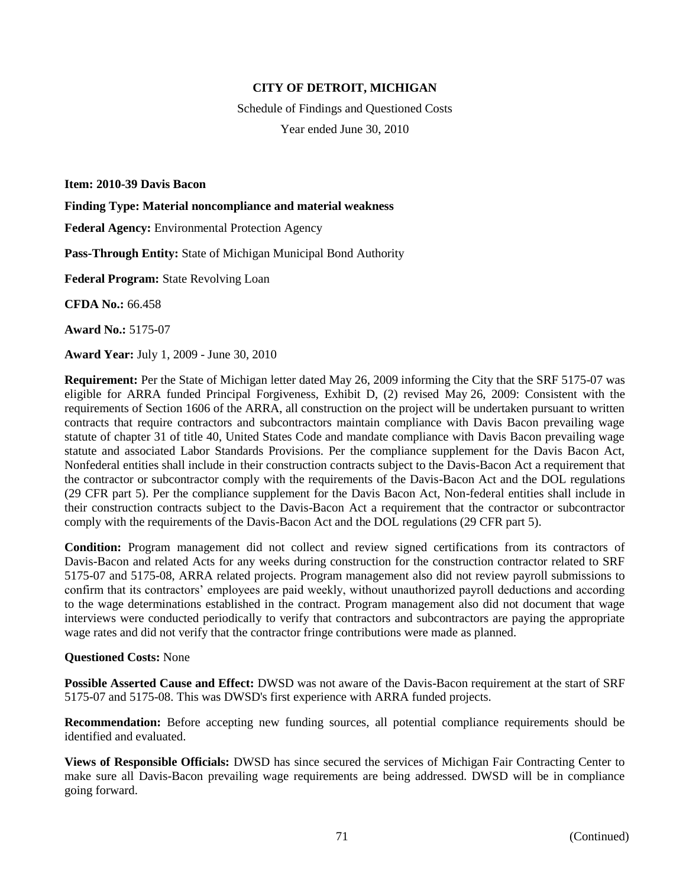**CITY OF DETROIT, MICHIGAN**

Schedule of Findings and Questioned Costs

Year ended June 30, 2010

**Item: 2010-39 Davis Bacon**

**Finding Type: Material noncompliance and material weakness**

**Federal Agency:** Environmental Protection Agency

**Pass-Through Entity:** State of Michigan Municipal Bond Authority

**Federal Program:** State Revolving Loan

**CFDA No.:** 66.458

**Award No.:** 5175-07

**Award Year:** July 1, 2009 - June 30, 2010

**Requirement:** Per the State of Michigan letter dated May 26, 2009 informing the City that the SRF 5175-07 was eligible for ARRA funded Principal Forgiveness, Exhibit D, (2) revised May 26, 2009: Consistent with the requirements of Section 1606 of the ARRA, all construction on the project will be undertaken pursuant to written contracts that require contractors and subcontractors maintain compliance with Davis Bacon prevailing wage statute of chapter 31 of title 40, United States Code and mandate compliance with Davis Bacon prevailing wage statute and associated Labor Standards Provisions. Per the compliance supplement for the Davis Bacon Act, Nonfederal entities shall include in their construction contracts subject to the Davis-Bacon Act a requirement that the contractor or subcontractor comply with the requirements of the Davis-Bacon Act and the DOL regulations (29 CFR part 5). Per the compliance supplement for the Davis Bacon Act, Non-federal entities shall include in their construction contracts subject to the Davis-Bacon Act a requirement that the contractor or subcontractor comply with the requirements of the Davis-Bacon Act and the DOL regulations (29 CFR part 5).

**Condition:** Program management did not collect and review signed certifications from its contractors of Davis-Bacon and related Acts for any weeks during construction for the construction contractor related to SRF 5175-07 and 5175-08, ARRA related projects. Program management also did not review payroll submissions to confirm that its contractors' employees are paid weekly, without unauthorized payroll deductions and according to the wage determinations established in the contract. Program management also did not document that wage interviews were conducted periodically to verify that contractors and subcontractors are paying the appropriate wage rates and did not verify that the contractor fringe contributions were made as planned.

**Questioned Costs:** None

**Possible Asserted Cause and Effect:** DWSD was not aware of the Davis-Bacon requirement at the start of SRF 5175-07 and 5175-08. This was DWSD's first experience with ARRA funded projects.

**Recommendation:** Before accepting new funding sources, all potential compliance requirements should be identified and evaluated.

**Views of Responsible Officials:** DWSD has since secured the services of Michigan Fair Contracting Center to make sure all Davis-Bacon prevailing wage requirements are being addressed. DWSD will be in compliance going forward.

(Continued)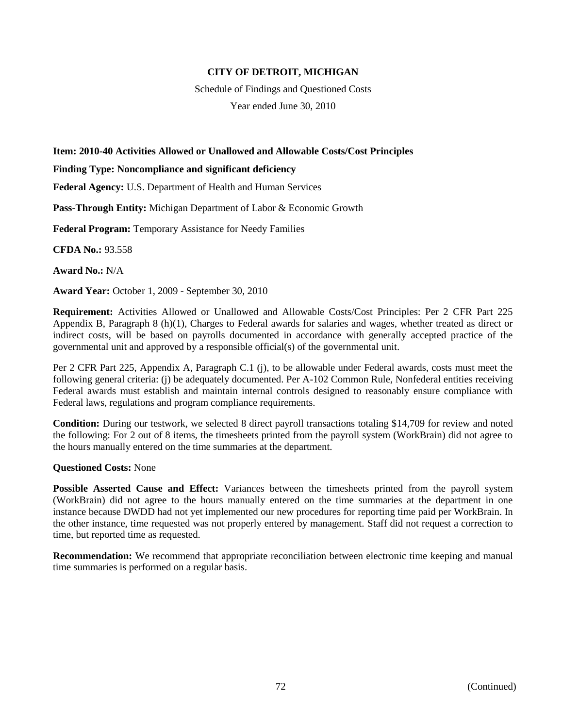**CITY OF DETROIT, MICHIGAN**

Schedule of Findings and Questioned Costs

Year ended June 30, 2010

**Item: 2010-40 Activities Allowed or Unallowed and Allowable Costs/Cost Principles**

**Finding Type: Noncompliance and significant deficiency**

**Federal Agency:** U.S. Department of Health and Human Services

**Pass-Through Entity:** Michigan Department of Labor & Economic Growth

**Federal Program:** Temporary Assistance for Needy Families

**CFDA No.:** 93.558

**Award No.:** N/A

**Award Year:** October 1, 2009 - September 30, 2010

**Requirement:** Activities Allowed or Unallowed and Allowable Costs/Cost Principles: Per 2 CFR Part 225 Appendix B, Paragraph 8 (h)(1), Charges to Federal awards for salaries and wages, whether treated as direct or indirect costs, will be based on payrolls documented in accordance with generally accepted practice of the governmental unit and approved by a responsible official(s) of the governmental unit.

Per 2 CFR Part 225, Appendix A, Paragraph C.1 (j), to be allowable under Federal awards, costs must meet the following general criteria: (j) be adequately documented. Per A-102 Common Rule, Nonfederal entities receiving Federal awards must establish and maintain internal controls designed to reasonably ensure compliance with Federal laws, regulations and program compliance requirements.

**Condition:** During our testwork, we selected 8 direct payroll transactions totaling $14,709 for review and noted the following: For 2 out of 8 items, the timesheets printed from the payroll system (WorkBrain) did not agree to the hours manually entered on the time summaries at the department.

**Questioned Costs:** None

**Possible Asserted Cause and Effect:** Variances between the timesheets printed from the payroll system (WorkBrain) did not agree to the hours manually entered on the time summaries at the department in one instance because DWDD had not yet implemented our new procedures for reporting time paid per WorkBrain. In the other instance, time requested was not properly entered by management. Staff did not request a correction to time, but reported time as requested.

**Recommendation:** We recommend that appropriate reconciliation between electronic time keeping and manual time summaries is performed on a regular basis.

(Continued)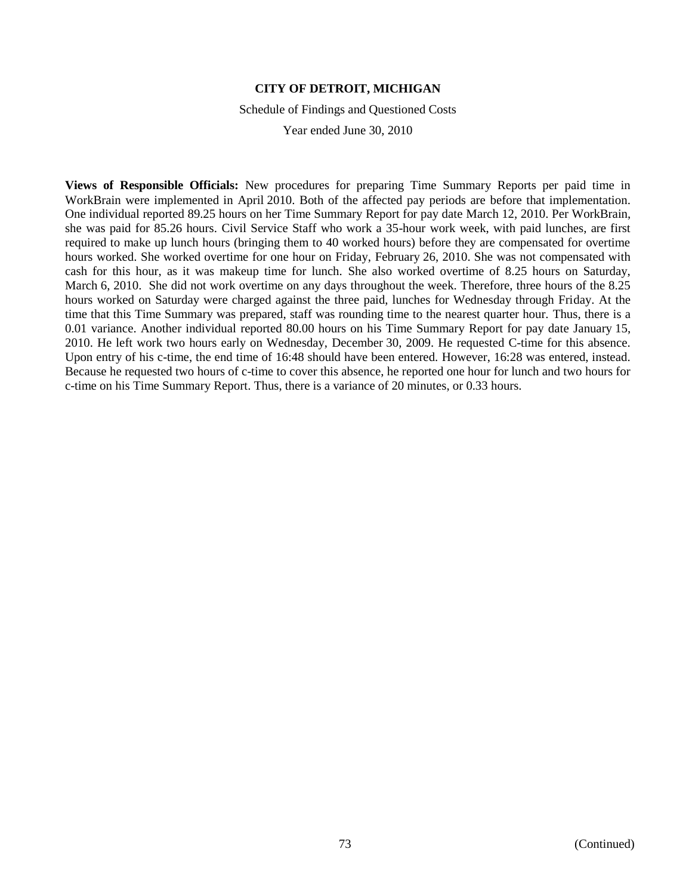**CITY OF DETROIT, MICHIGAN**

Schedule of Findings and Questioned Costs

Year ended June 30, 2010

**Views of Responsible Officials:** New procedures for preparing Time Summary Reports per paid time in WorkBrain were implemented in April 2010. Both of the affected pay periods are before that implementation. One individual reported 89.25 hours on her Time Summary Report for pay date March 12, 2010. Per WorkBrain, she was paid for 85.26 hours. Civil Service Staff who work a 35-hour work week, with paid lunches, are first required to make up lunch hours (bringing them to 40 worked hours) before they are compensated for overtime hours worked. She worked overtime for one hour on Friday, February 26, 2010. She was not compensated with cash for this hour, as it was makeup time for lunch. She also worked overtime of 8.25 hours on Saturday, March 6, 2010. She did not work overtime on any days throughout the week. Therefore, three hours of the 8.25 hours worked on Saturday were charged against the three paid, lunches for Wednesday through Friday. At the time that this Time Summary was prepared, staff was rounding time to the nearest quarter hour. Thus, there is a 0.01 variance. Another individual reported 80.00 hours on his Time Summary Report for pay date January 15, 2010. He left work two hours early on Wednesday, December 30, 2009. He requested C-time for this absence. Upon entry of his c-time, the end time of 16:48 should have been entered. However, 16:28 was entered, instead. Because he requested two hours of c-time to cover this absence, he reported one hour for lunch and two hours for c-time on his Time Summary Report. Thus, there is a variance of 20 minutes, or 0.33 hours.

(Continued)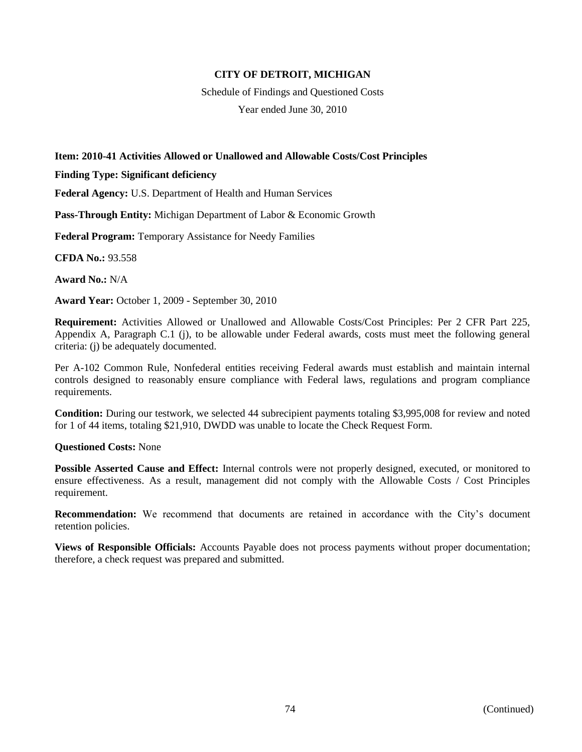**CITY OF DETROIT, MICHIGAN**

Schedule of Findings and Questioned Costs

Year ended June 30, 2010

**Item: 2010-41 Activities Allowed or Unallowed and Allowable Costs/Cost Principles**

**Finding Type: Significant deficiency**

**Federal Agency:** U.S. Department of Health and Human Services

**Pass-Through Entity:** Michigan Department of Labor & Economic Growth

**Federal Program:** Temporary Assistance for Needy Families

**CFDA No.:** 93.558

**Award No.:** N/A

**Award Year:** October 1, 2009 - September 30, 2010

**Requirement:** Activities Allowed or Unallowed and Allowable Costs/Cost Principles: Per 2 CFR Part 225, Appendix A, Paragraph C.1 (j), to be allowable under Federal awards, costs must meet the following general criteria: (j) be adequately documented.

Per A-102 Common Rule, Nonfederal entities receiving Federal awards must establish and maintain internal controls designed to reasonably ensure compliance with Federal laws, regulations and program compliance requirements.

**Condition:** During our testwork, we selected 44 subrecipient payments totaling $3,995,008 for review and noted for 1 of 44 items, totaling $21,910, DWDD was unable to locate the Check Request Form.

**Questioned Costs:** None

**Possible Asserted Cause and Effect:** Internal controls were not properly designed, executed, or monitored to ensure effectiveness. As a result, management did not comply with the Allowable Costs / Cost Principles requirement.

**Recommendation:** We recommend that documents are retained in accordance with the City's document retention policies.

**Views of Responsible Officials:** Accounts Payable does not process payments without proper documentation; therefore, a check request was prepared and submitted.

(Continued)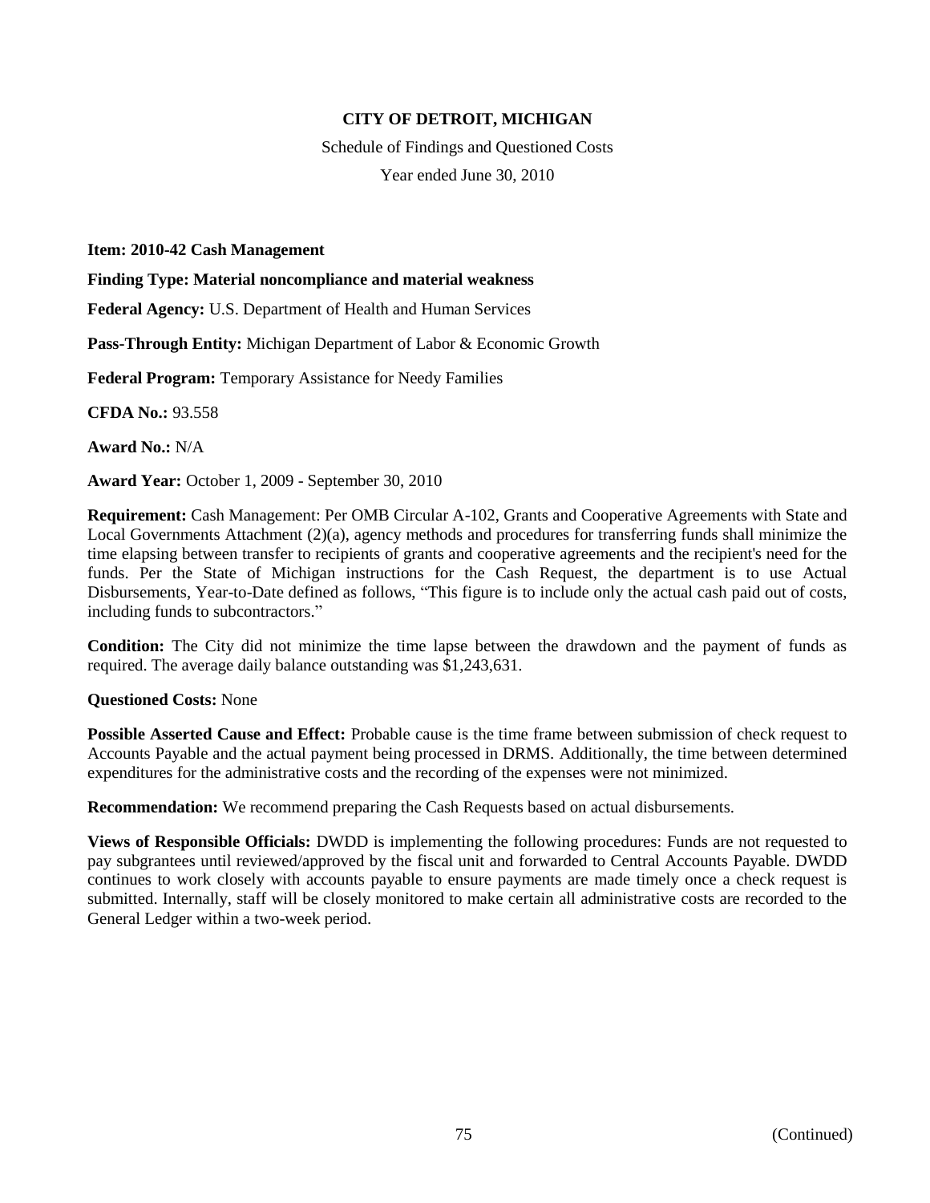**CITY OF DETROIT, MICHIGAN**

Schedule of Findings and Questioned Costs

Year ended June 30, 2010

**Item: 2010-42 Cash Management**

**Finding Type: Material noncompliance and material weakness**

**Federal Agency:** U.S. Department of Health and Human Services

**Pass-Through Entity:** Michigan Department of Labor & Economic Growth

**Federal Program:** Temporary Assistance for Needy Families

**CFDA No.:** 93.558

**Award No.:** N/A

**Award Year:** October 1, 2009 - September 30, 2010

**Requirement:** Cash Management: Per OMB Circular A-102, Grants and Cooperative Agreements with State and Local Governments Attachment (2)(a), agency methods and procedures for transferring funds shall minimize the time elapsing between transfer to recipients of grants and cooperative agreements and the recipient's need for the funds. Per the State of Michigan instructions for the Cash Request, the department is to use Actual Disbursements, Year-to-Date defined as follows, "This figure is to include only the actual cash paid out of costs, including funds to subcontractors."

**Condition:** The City did not minimize the time lapse between the drawdown and the payment of funds as required. The average daily balance outstanding was $1,243,631.

**Questioned Costs:** None

**Possible Asserted Cause and Effect:** Probable cause is the time frame between submission of check request to Accounts Payable and the actual payment being processed in DRMS. Additionally, the time between determined expenditures for the administrative costs and the recording of the expenses were not minimized.

**Recommendation:** We recommend preparing the Cash Requests based on actual disbursements.

**Views of Responsible Officials:** DWDD is implementing the following procedures: Funds are not requested to pay subgrantees until reviewed/approved by the fiscal unit and forwarded to Central Accounts Payable. DWDD continues to work closely with accounts payable to ensure payments are made timely once a check request is submitted. Internally, staff will be closely monitored to make certain all administrative costs are recorded to the General Ledger within a two-week period.

(Continued)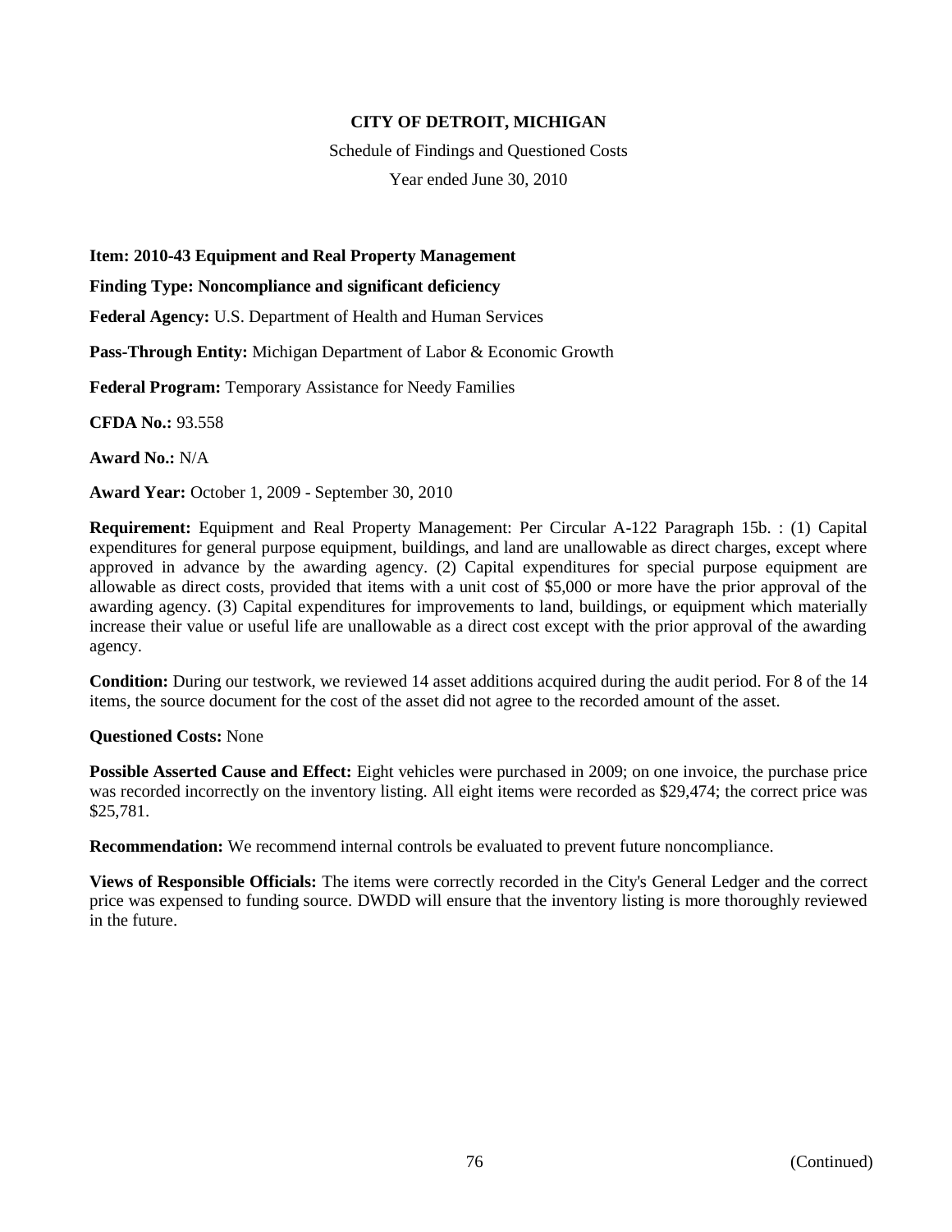**CITY OF DETROIT, MICHIGAN**

Schedule of Findings and Questioned Costs

Year ended June 30, 2010

**Item: 2010-43 Equipment and Real Property Management**

**Finding Type: Noncompliance and significant deficiency**

**Federal Agency:** U.S. Department of Health and Human Services

**Pass-Through Entity:** Michigan Department of Labor & Economic Growth

**Federal Program:** Temporary Assistance for Needy Families

**CFDA No.:** 93.558

**Award No.:** N/A

**Award Year:** October 1, 2009 - September 30, 2010

**Requirement:** Equipment and Real Property Management: Per Circular A-122 Paragraph 15b. : (1) Capital expenditures for general purpose equipment, buildings, and land are unallowable as direct charges, except where approved in advance by the awarding agency. (2) Capital expenditures for special purpose equipment are allowable as direct costs, provided that items with a unit cost of $5,000 or more have the prior approval of the awarding agency. (3) Capital expenditures for improvements to land, buildings, or equipment which materially increase their value or useful life are unallowable as a direct cost except with the prior approval of the awarding agency.

**Condition:** During our testwork, we reviewed 14 asset additions acquired during the audit period. For 8 of the 14 items, the source document for the cost of the asset did not agree to the recorded amount of the asset.

**Questioned Costs:** None

**Possible Asserted Cause and Effect:** Eight vehicles were purchased in 2009; on one invoice, the purchase price was recorded incorrectly on the inventory listing. All eight items were recorded as $29,474; the correct price was $25,781.

**Recommendation:** We recommend internal controls be evaluated to prevent future noncompliance.

**Views of Responsible Officials:** The items were correctly recorded in the City's General Ledger and the correct price was expensed to funding source. DWDD will ensure that the inventory listing is more thoroughly reviewed in the future.

(Continued)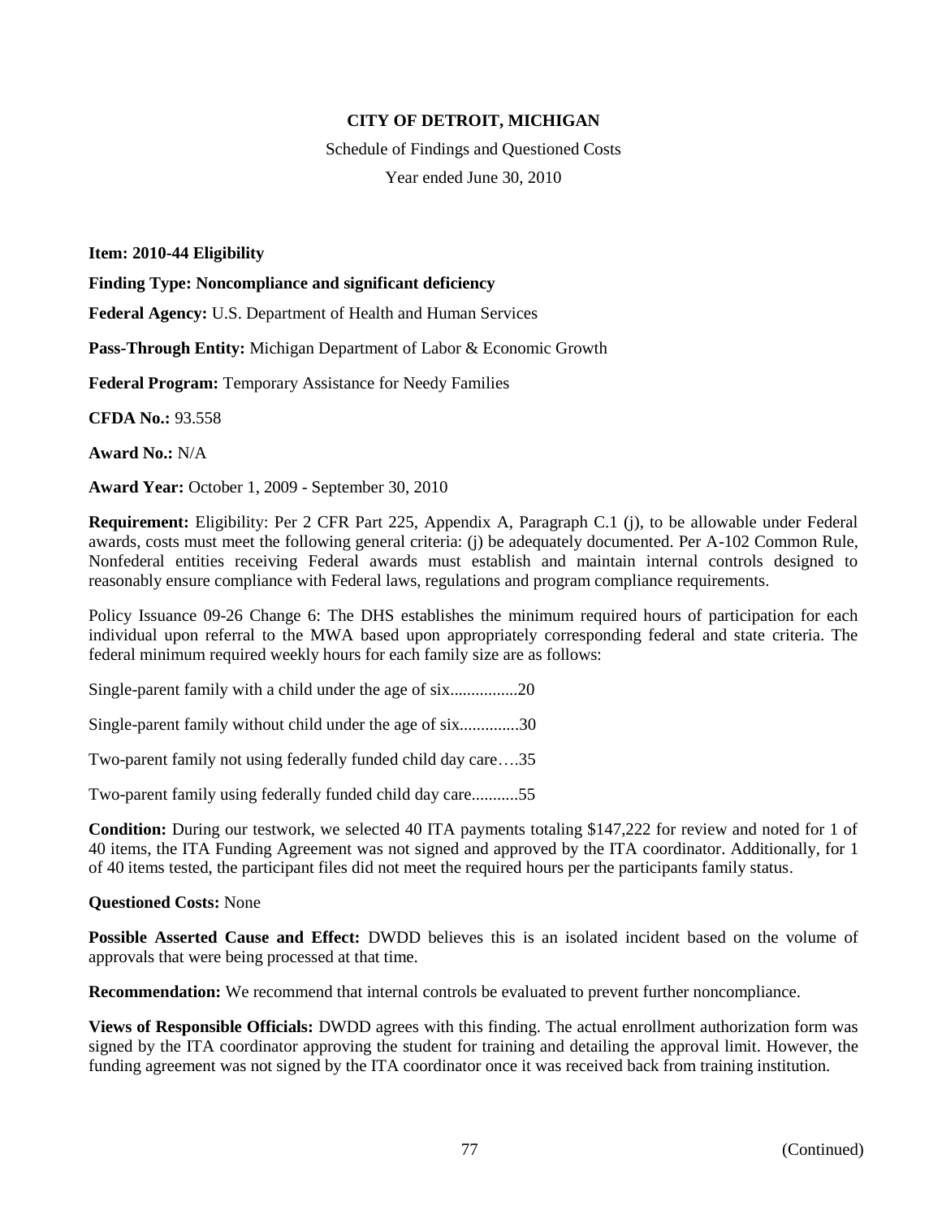**CITY OF DETROIT, MICHIGAN**

Schedule of Findings and Questioned Costs

Year ended June 30, 2010

**Item: 2010-44 Eligibility**

**Finding Type: Noncompliance and significant deficiency**

**Federal Agency:** U.S. Department of Health and Human Services

**Pass-Through Entity:** Michigan Department of Labor & Economic Growth

**Federal Program:** Temporary Assistance for Needy Families

**CFDA No.:** 93.558

**Award No.:** N/A

**Award Year:** October 1, 2009 - September 30, 2010

**Requirement:** Eligibility: Per 2 CFR Part 225, Appendix A, Paragraph C.1 (j), to be allowable under Federal awards, costs must meet the following general criteria: (j) be adequately documented. Per A-102 Common Rule, Nonfederal entities receiving Federal awards must establish and maintain internal controls designed to reasonably ensure compliance with Federal laws, regulations and program compliance requirements.

Policy Issuance 09-26 Change 6: The DHS establishes the minimum required hours of participation for each individual upon referral to the MWA based upon appropriately corresponding federal and state criteria. The federal minimum required weekly hours for each family size are as follows:

Single-parent family with a child under the age of six................20

Single-parent family without child under the age of six..............30

Two-parent family not using federally funded child day care….35

Two-parent family using federally funded child day care...........55

**Condition:** During our testwork, we selected 40 ITA payments totaling $147,222 for review and noted for 1 of 40 items, the ITA Funding Agreement was not signed and approved by the ITA coordinator. Additionally, for 1 of 40 items tested, the participant files did not meet the required hours per the participants family status.

**Questioned Costs:** None

**Possible Asserted Cause and Effect:** DWDD believes this is an isolated incident based on the volume of approvals that were being processed at that time.

**Recommendation:** We recommend that internal controls be evaluated to prevent further noncompliance.

**Views of Responsible Officials:** DWDD agrees with this finding. The actual enrollment authorization form was signed by the ITA coordinator approving the student for training and detailing the approval limit. However, the funding agreement was not signed by the ITA coordinator once it was received back from training institution.

(Continued)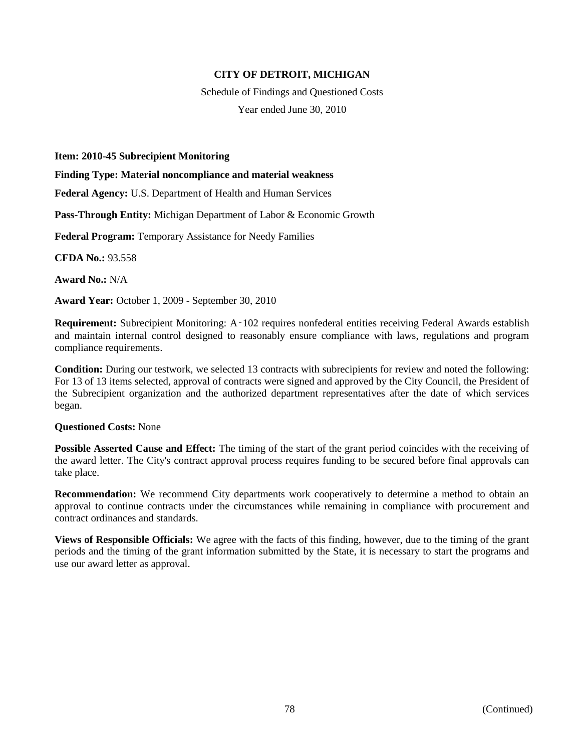**CITY OF DETROIT, MICHIGAN**

Schedule of Findings and Questioned Costs

Year ended June 30, 2010

**Item: 2010-45 Subrecipient Monitoring**

**Finding Type: Material noncompliance and material weakness**

**Federal Agency:** U.S. Department of Health and Human Services

**Pass-Through Entity:** Michigan Department of Labor & Economic Growth

**Federal Program:** Temporary Assistance for Needy Families

**CFDA No.:** 93.558

**Award No.:** N/A

**Award Year:** October 1, 2009 - September 30, 2010

**Requirement:** Subrecipient Monitoring: A-102 requires nonfederal entities receiving Federal Awards establish and maintain internal control designed to reasonably ensure compliance with laws, regulations and program compliance requirements.

**Condition:** During our testwork, we selected 13 contracts with subrecipients for review and noted the following: For 13 of 13 items selected, approval of contracts were signed and approved by the City Council, the President of the Subrecipient organization and the authorized department representatives after the date of which services began.

**Questioned Costs:** None

**Possible Asserted Cause and Effect:** The timing of the start of the grant period coincides with the receiving of the award letter. The City's contract approval process requires funding to be secured before final approvals can take place.

**Recommendation:** We recommend City departments work cooperatively to determine a method to obtain an approval to continue contracts under the circumstances while remaining in compliance with procurement and contract ordinances and standards.

**Views of Responsible Officials:** We agree with the facts of this finding, however, due to the timing of the grant periods and the timing of the grant information submitted by the State, it is necessary to start the programs and use our award letter as approval.

(Continued)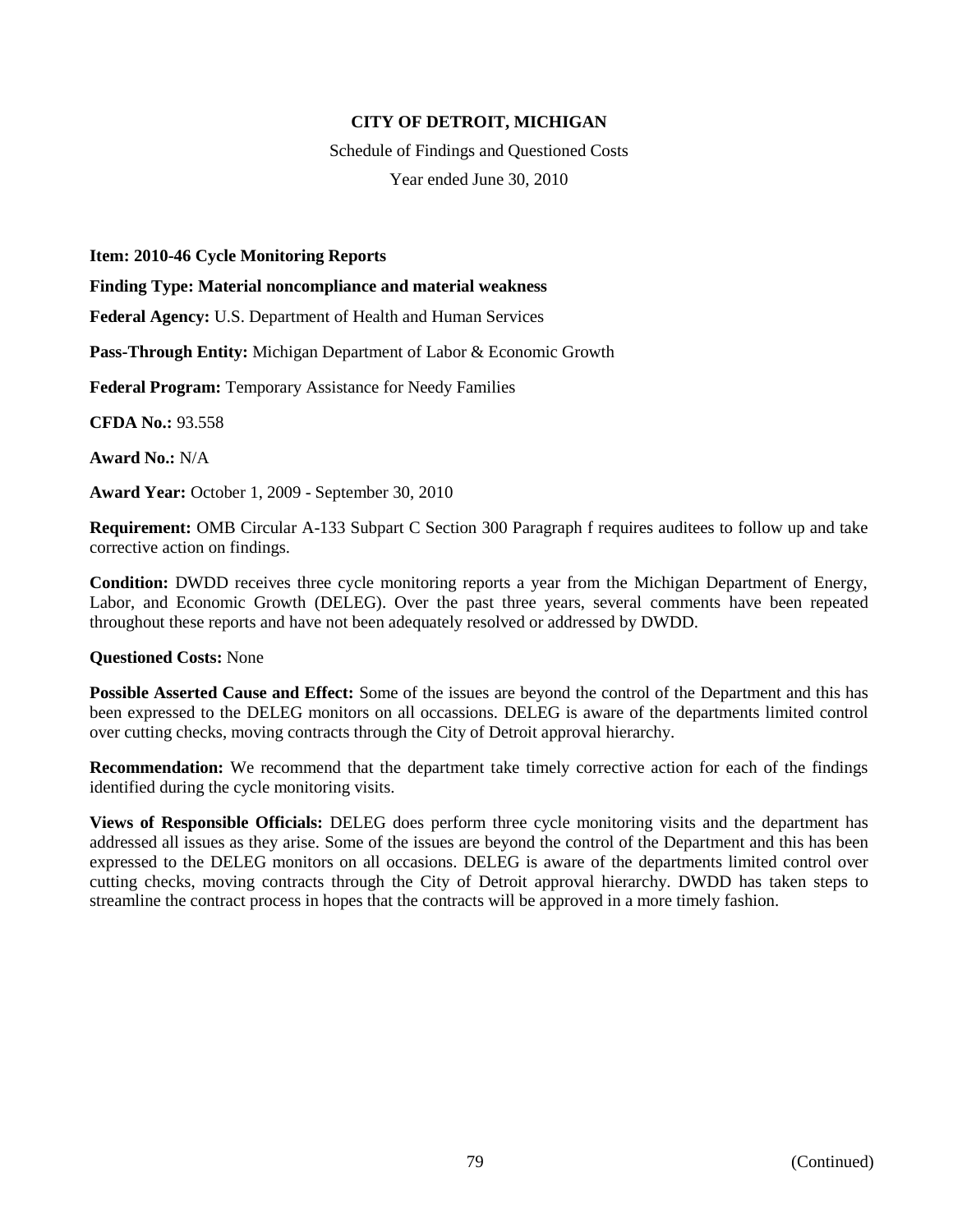**CITY OF DETROIT, MICHIGAN**

Schedule of Findings and Questioned Costs

Year ended June 30, 2010

**Item: 2010-46 Cycle Monitoring Reports**

**Finding Type: Material noncompliance and material weakness**

**Federal Agency:** U.S. Department of Health and Human Services

**Pass-Through Entity:** Michigan Department of Labor & Economic Growth

**Federal Program:** Temporary Assistance for Needy Families

**CFDA No.:** 93.558

**Award No.:** N/A

**Award Year:** October 1, 2009 - September 30, 2010

**Requirement:** OMB Circular A-133 Subpart C Section 300 Paragraph f requires auditees to follow up and take corrective action on findings.

**Condition:** DWDD receives three cycle monitoring reports a year from the Michigan Department of Energy, Labor, and Economic Growth (DELEG). Over the past three years, several comments have been repeated throughout these reports and have not been adequately resolved or addressed by DWDD.

**Questioned Costs:** None

**Possible Asserted Cause and Effect:** Some of the issues are beyond the control of the Department and this has been expressed to the DELEG monitors on all occassions. DELEG is aware of the departments limited control over cutting checks, moving contracts through the City of Detroit approval hierarchy.

**Recommendation:** We recommend that the department take timely corrective action for each of the findings identified during the cycle monitoring visits.

**Views of Responsible Officials:** DELEG does perform three cycle monitoring visits and the department has addressed all issues as they arise. Some of the issues are beyond the control of the Department and this has been expressed to the DELEG monitors on all occasions. DELEG is aware of the departments limited control over cutting checks, moving contracts through the City of Detroit approval hierarchy. DWDD has taken steps to streamline the contract process in hopes that the contracts will be approved in a more timely fashion.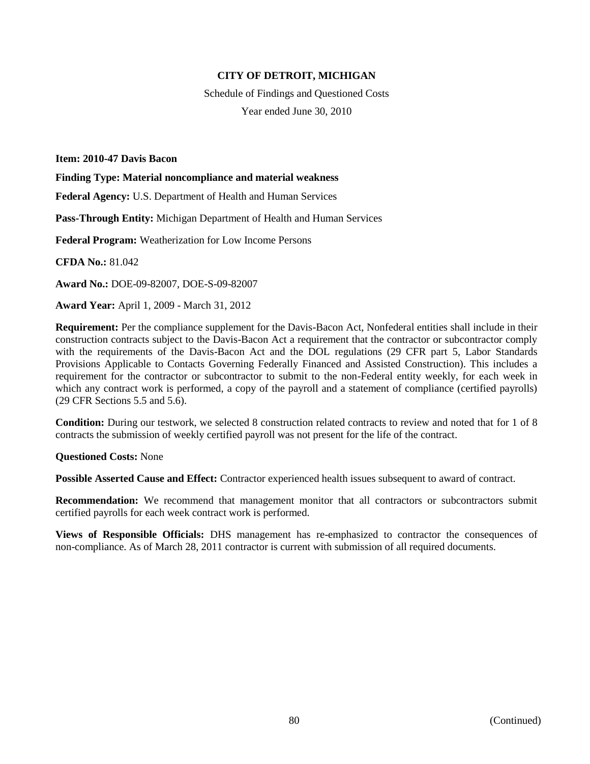**CITY OF DETROIT, MICHIGAN**

Schedule of Findings and Questioned Costs

Year ended June 30, 2010

**Item: 2010-47 Davis Bacon**

**Finding Type: Material noncompliance and material weakness**

**Federal Agency:** U.S. Department of Health and Human Services

**Pass-Through Entity:** Michigan Department of Health and Human Services

**Federal Program:** Weatherization for Low Income Persons

**CFDA No.:** 81.042

**Award No.:** DOE-09-82007, DOE-S-09-82007

**Award Year:** April 1, 2009 - March 31, 2012

**Requirement:** Per the compliance supplement for the Davis-Bacon Act, Nonfederal entities shall include in their construction contracts subject to the Davis-Bacon Act a requirement that the contractor or subcontractor comply with the requirements of the Davis-Bacon Act and the DOL regulations (29 CFR part 5, Labor Standards Provisions Applicable to Contacts Governing Federally Financed and Assisted Construction). This includes a requirement for the contractor or subcontractor to submit to the non-Federal entity weekly, for each week in which any contract work is performed, a copy of the payroll and a statement of compliance (certified payrolls) (29 CFR Sections 5.5 and 5.6).

**Condition:** During our testwork, we selected 8 construction related contracts to review and noted that for 1 of 8 contracts the submission of weekly certified payroll was not present for the life of the contract.

**Questioned Costs:** None

**Possible Asserted Cause and Effect:** Contractor experienced health issues subsequent to award of contract.

**Recommendation:** We recommend that management monitor that all contractors or subcontractors submit certified payrolls for each week contract work is performed.

**Views of Responsible Officials:** DHS management has re-emphasized to contractor the consequences of non-compliance. As of March 28, 2011 contractor is current with submission of all required documents.

(Continued)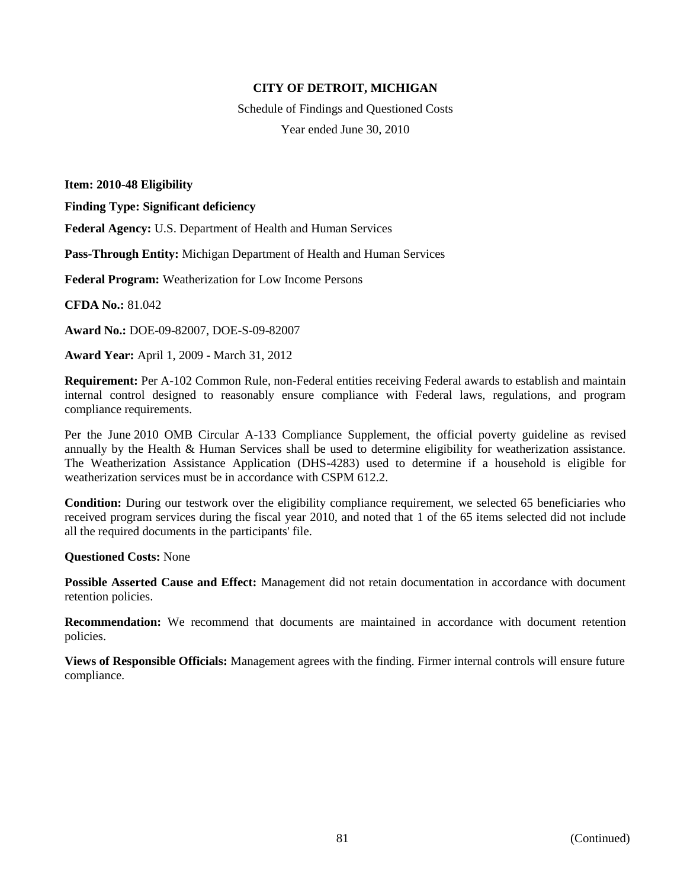**CITY OF DETROIT, MICHIGAN**

Schedule of Findings and Questioned Costs

Year ended June 30, 2010

**Item: 2010-48 Eligibility**

**Finding Type: Significant deficiency**

**Federal Agency:** U.S. Department of Health and Human Services

**Pass-Through Entity:** Michigan Department of Health and Human Services

**Federal Program:** Weatherization for Low Income Persons

**CFDA No.:** 81.042

**Award No.:** DOE-09-82007, DOE-S-09-82007

**Award Year:** April 1, 2009 - March 31, 2012

**Requirement:** Per A-102 Common Rule, non-Federal entities receiving Federal awards to establish and maintain internal control designed to reasonably ensure compliance with Federal laws, regulations, and program compliance requirements.

Per the June 2010 OMB Circular A-133 Compliance Supplement, the official poverty guideline as revised annually by the Health & Human Services shall be used to determine eligibility for weatherization assistance. The Weatherization Assistance Application (DHS-4283) used to determine if a household is eligible for weatherization services must be in accordance with CSPM 612.2.

**Condition:** During our testwork over the eligibility compliance requirement, we selected 65 beneficiaries who received program services during the fiscal year 2010, and noted that 1 of the 65 items selected did not include all the required documents in the participants' file.

**Questioned Costs:** None

**Possible Asserted Cause and Effect:** Management did not retain documentation in accordance with document retention policies.

**Recommendation:** We recommend that documents are maintained in accordance with document retention policies.

**Views of Responsible Officials:** Management agrees with the finding. Firmer internal controls will ensure future compliance.

(Continued)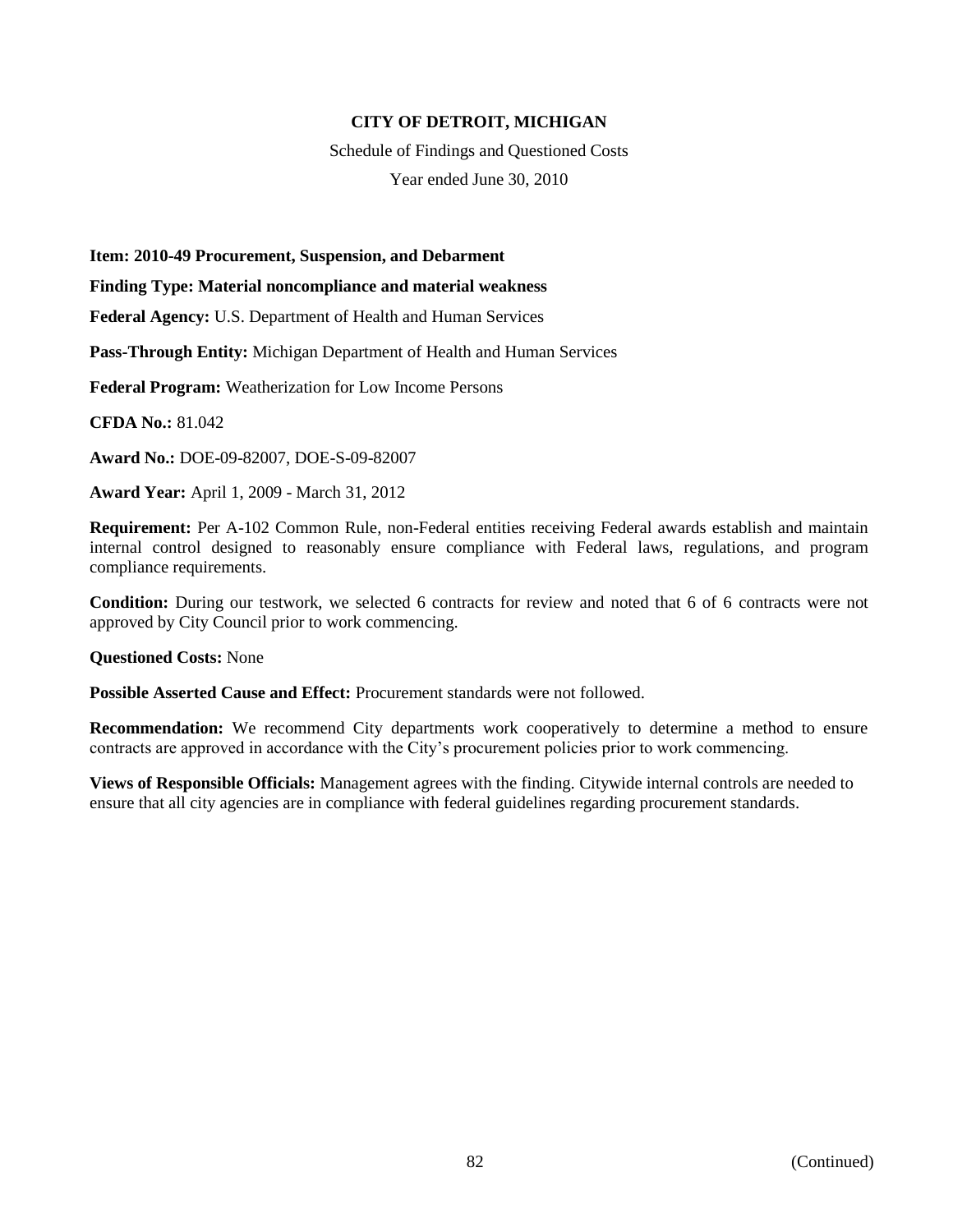**CITY OF DETROIT, MICHIGAN**

Schedule of Findings and Questioned Costs

Year ended June 30, 2010

**Item: 2010-49 Procurement, Suspension, and Debarment**

**Finding Type: Material noncompliance and material weakness**

**Federal Agency:** U.S. Department of Health and Human Services

**Pass-Through Entity:** Michigan Department of Health and Human Services

**Federal Program:** Weatherization for Low Income Persons

**CFDA No.:** 81.042

**Award No.:** DOE-09-82007, DOE-S-09-82007

**Award Year:** April 1, 2009 - March 31, 2012

**Requirement:** Per A-102 Common Rule, non-Federal entities receiving Federal awards establish and maintain internal control designed to reasonably ensure compliance with Federal laws, regulations, and program compliance requirements.

**Condition:** During our testwork, we selected 6 contracts for review and noted that 6 of 6 contracts were not approved by City Council prior to work commencing.

**Questioned Costs:** None

**Possible Asserted Cause and Effect:** Procurement standards were not followed.

**Recommendation:** We recommend City departments work cooperatively to determine a method to ensure contracts are approved in accordance with the City's procurement policies prior to work commencing.

**Views of Responsible Officials:** Management agrees with the finding. Citywide internal controls are needed to ensure that all city agencies are in compliance with federal guidelines regarding procurement standards.

(Continued)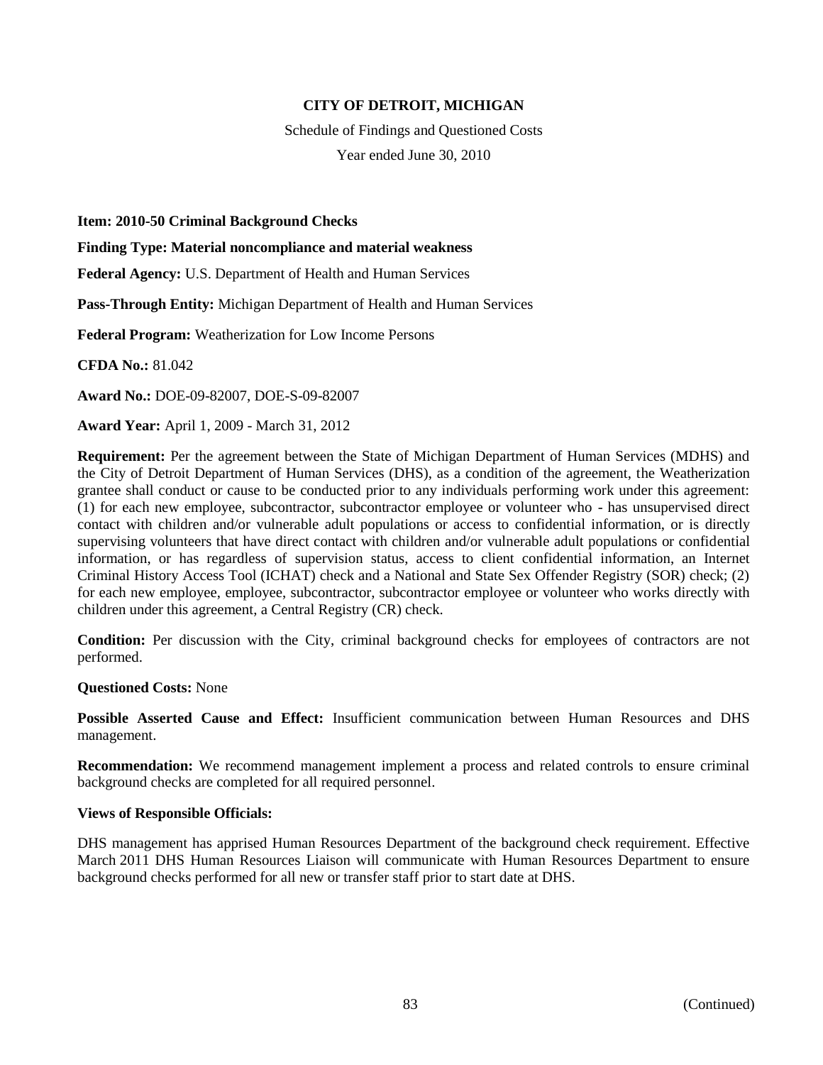**CITY OF DETROIT, MICHIGAN**

Schedule of Findings and Questioned Costs

Year ended June 30, 2010

**Item: 2010-50 Criminal Background Checks**

**Finding Type: Material noncompliance and material weakness**

**Federal Agency:** U.S. Department of Health and Human Services

**Pass-Through Entity:** Michigan Department of Health and Human Services

**Federal Program:** Weatherization for Low Income Persons

**CFDA No.:** 81.042

**Award No.:** DOE-09-82007, DOE-S-09-82007

**Award Year:** April 1, 2009 - March 31, 2012

**Requirement:** Per the agreement between the State of Michigan Department of Human Services (MDHS) and the City of Detroit Department of Human Services (DHS), as a condition of the agreement, the Weatherization grantee shall conduct or cause to be conducted prior to any individuals performing work under this agreement: (1) for each new employee, subcontractor, subcontractor employee or volunteer who - has unsupervised direct contact with children and/or vulnerable adult populations or access to confidential information, or is directly supervising volunteers that have direct contact with children and/or vulnerable adult populations or confidential information, or has regardless of supervision status, access to client confidential information, an Internet Criminal History Access Tool (ICHAT) check and a National and State Sex Offender Registry (SOR) check; (2) for each new employee, employee, subcontractor, subcontractor employee or volunteer who works directly with children under this agreement, a Central Registry (CR) check.

**Condition:** Per discussion with the City, criminal background checks for employees of contractors are not performed.

**Questioned Costs:** None

**Possible Asserted Cause and Effect:** Insufficient communication between Human Resources and DHS management.

**Recommendation:** We recommend management implement a process and related controls to ensure criminal background checks are completed for all required personnel.

**Views of Responsible Officials:**

DHS management has apprised Human Resources Department of the background check requirement. Effective March 2011 DHS Human Resources Liaison will communicate with Human Resources Department to ensure background checks performed for all new or transfer staff prior to start date at DHS.

(Continued)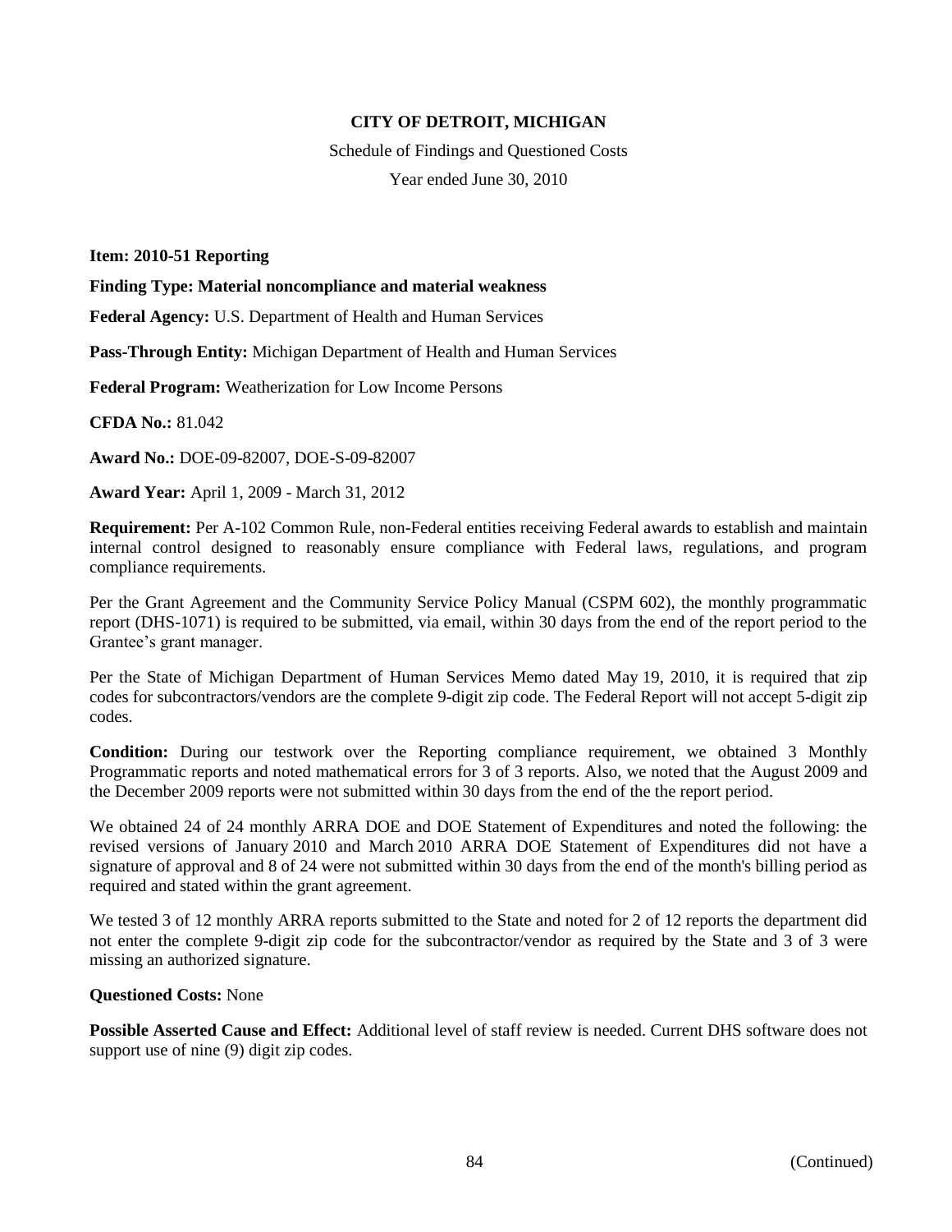**CITY OF DETROIT, MICHIGAN**

Schedule of Findings and Questioned Costs

Year ended June 30, 2010

**Item: 2010-51 Reporting**

**Finding Type: Material noncompliance and material weakness**

**Federal Agency:** U.S. Department of Health and Human Services

**Pass-Through Entity:** Michigan Department of Health and Human Services

**Federal Program:** Weatherization for Low Income Persons

**CFDA No.:** 81.042

**Award No.:** DOE-09-82007, DOE-S-09-82007

**Award Year:** April 1, 2009 - March 31, 2012

**Requirement:** Per A-102 Common Rule, non-Federal entities receiving Federal awards to establish and maintain internal control designed to reasonably ensure compliance with Federal laws, regulations, and program compliance requirements.

Per the Grant Agreement and the Community Service Policy Manual (CSPM 602), the monthly programmatic report (DHS-1071) is required to be submitted, via email, within 30 days from the end of the report period to the Grantee's grant manager.

Per the State of Michigan Department of Human Services Memo dated May 19, 2010, it is required that zip codes for subcontractors/vendors are the complete 9-digit zip code. The Federal Report will not accept 5-digit zip codes.

**Condition:** During our testwork over the Reporting compliance requirement, we obtained 3 Monthly Programmatic reports and noted mathematical errors for 3 of 3 reports. Also, we noted that the August 2009 and the December 2009 reports were not submitted within 30 days from the end of the the report period.

We obtained 24 of 24 monthly ARRA DOE and DOE Statement of Expenditures and noted the following: the revised versions of January 2010 and March 2010 ARRA DOE Statement of Expenditures did not have a signature of approval and 8 of 24 were not submitted within 30 days from the end of the month's billing period as required and stated within the grant agreement.

We tested 3 of 12 monthly ARRA reports submitted to the State and noted for 2 of 12 reports the department did not enter the complete 9-digit zip code for the subcontractor/vendor as required by the State and 3 of 3 were missing an authorized signature.

**Questioned Costs:** None

**Possible Asserted Cause and Effect:** Additional level of staff review is needed. Current DHS software does not support use of nine (9) digit zip codes.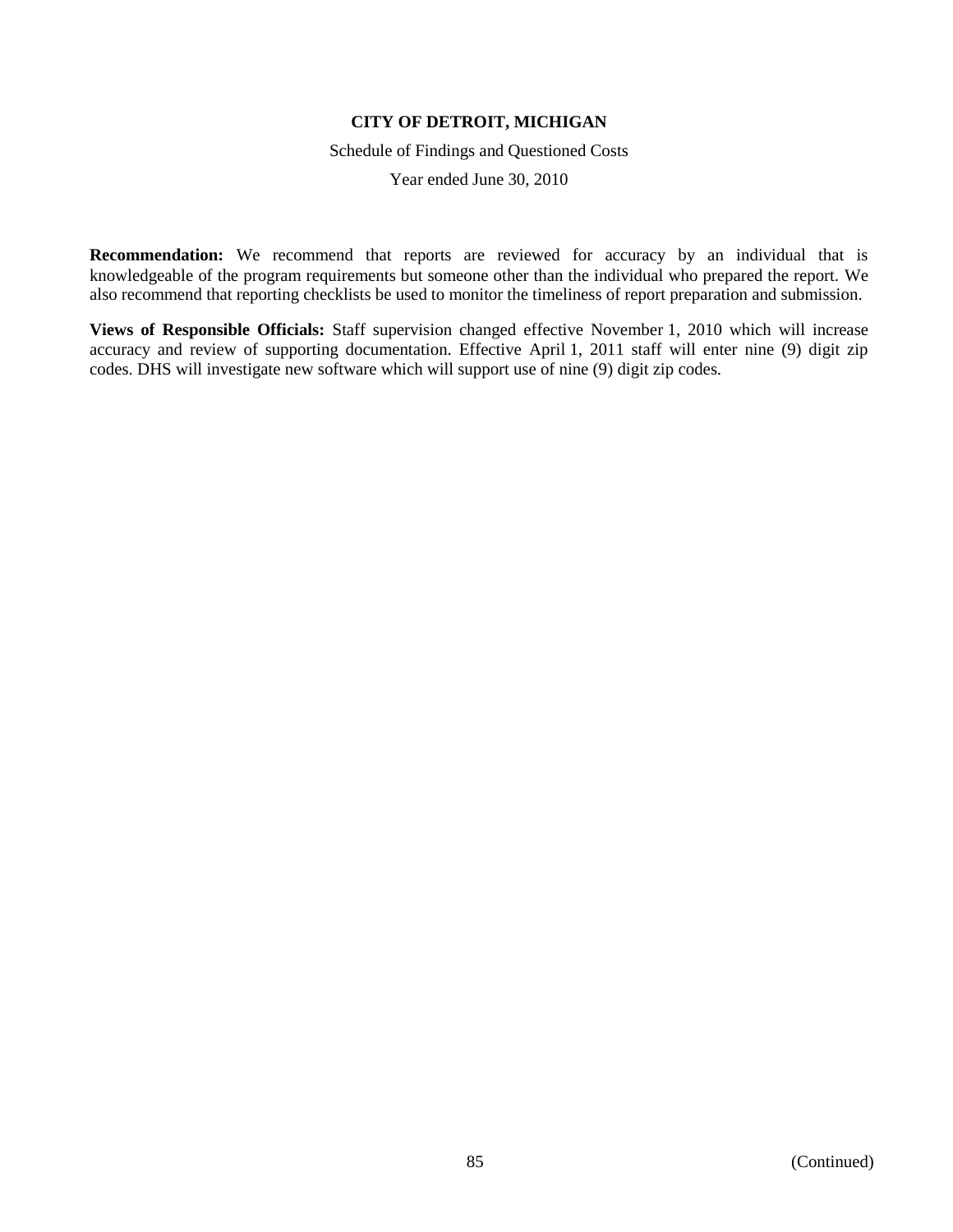**CITY OF DETROIT, MICHIGAN**

Schedule of Findings and Questioned Costs

Year ended June 30, 2010

**Recommendation:** We recommend that reports are reviewed for accuracy by an individual that is knowledgeable of the program requirements but someone other than the individual who prepared the report. We also recommend that reporting checklists be used to monitor the timeliness of report preparation and submission.

**Views of Responsible Officials:** Staff supervision changed effective November 1, 2010 which will increase accuracy and review of supporting documentation. Effective April 1, 2011 staff will enter nine (9) digit zip codes. DHS will investigate new software which will support use of nine (9) digit zip codes.

(Continued)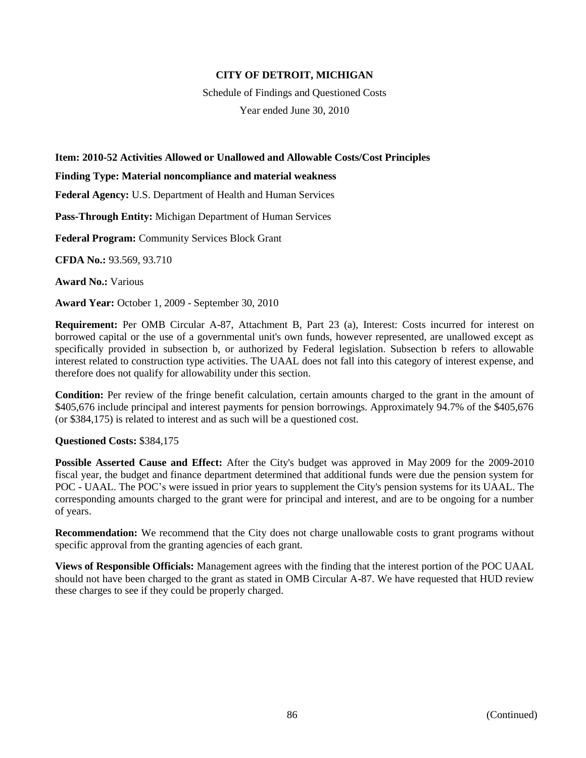**CITY OF DETROIT, MICHIGAN**

Schedule of Findings and Questioned Costs

Year ended June 30, 2010

**Item: 2010-52 Activities Allowed or Unallowed and Allowable Costs/Cost Principles**

**Finding Type: Material noncompliance and material weakness**

**Federal Agency:** U.S. Department of Health and Human Services

**Pass-Through Entity:** Michigan Department of Human Services

**Federal Program:** Community Services Block Grant

**CFDA No.:** 93.569, 93.710

**Award No.:** Various

**Award Year:** October 1, 2009 - September 30, 2010

**Requirement:** Per OMB Circular A-87, Attachment B, Part 23 (a), Interest: Costs incurred for interest on borrowed capital or the use of a governmental unit's own funds, however represented, are unallowed except as specifically provided in subsection b, or authorized by Federal legislation. Subsection b refers to allowable interest related to construction type activities. The UAAL does not fall into this category of interest expense, and therefore does not qualify for allowability under this section.

**Condition:** Per review of the fringe benefit calculation, certain amounts charged to the grant in the amount of \$405,676 include principal and interest payments for pension borrowings. Approximately 94.7% of the \$405,676 (or \$384,175) is related to interest and as such will be a questioned cost.

**Questioned Costs:** \$384,175

**Possible Asserted Cause and Effect:** After the City's budget was approved in May 2009 for the 2009-2010 fiscal year, the budget and finance department determined that additional funds were due the pension system for POC - UAAL. The POC's were issued in prior years to supplement the City's pension systems for its UAAL. The corresponding amounts charged to the grant were for principal and interest, and are to be ongoing for a number of years.

**Recommendation:** We recommend that the City does not charge unallowable costs to grant programs without specific approval from the granting agencies of each grant.

**Views of Responsible Officials:** Management agrees with the finding that the interest portion of the POC UAAL should not have been charged to the grant as stated in OMB Circular A-87. We have requested that HUD review these charges to see if they could be properly charged.

(Continued)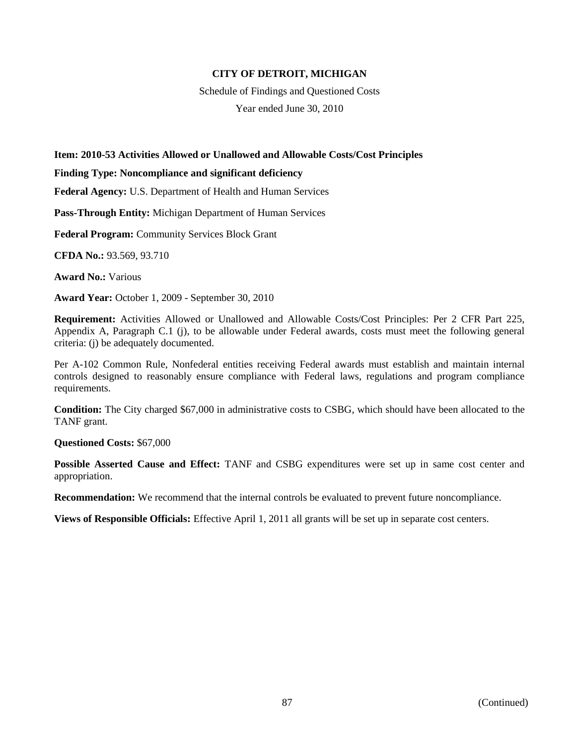**CITY OF DETROIT, MICHIGAN**

Schedule of Findings and Questioned Costs

Year ended June 30, 2010

**Item: 2010-53 Activities Allowed or Unallowed and Allowable Costs/Cost Principles**

**Finding Type: Noncompliance and significant deficiency**

**Federal Agency:** U.S. Department of Health and Human Services

**Pass-Through Entity:** Michigan Department of Human Services

**Federal Program:** Community Services Block Grant

**CFDA No.:** 93.569, 93.710

**Award No.:** Various

**Award Year:** October 1, 2009 - September 30, 2010

**Requirement:** Activities Allowed or Unallowed and Allowable Costs/Cost Principles: Per 2 CFR Part 225, Appendix A, Paragraph C.1 (j), to be allowable under Federal awards, costs must meet the following general criteria: (j) be adequately documented.

Per A-102 Common Rule, Nonfederal entities receiving Federal awards must establish and maintain internal controls designed to reasonably ensure compliance with Federal laws, regulations and program compliance requirements.

**Condition:** The City charged $67,000 in administrative costs to CSBG, which should have been allocated to the TANF grant.

**Questioned Costs:** $67,000

**Possible Asserted Cause and Effect:** TANF and CSBG expenditures were set up in same cost center and appropriation.

**Recommendation:** We recommend that the internal controls be evaluated to prevent future noncompliance.

**Views of Responsible Officials:** Effective April 1, 2011 all grants will be set up in separate cost centers.

(Continued)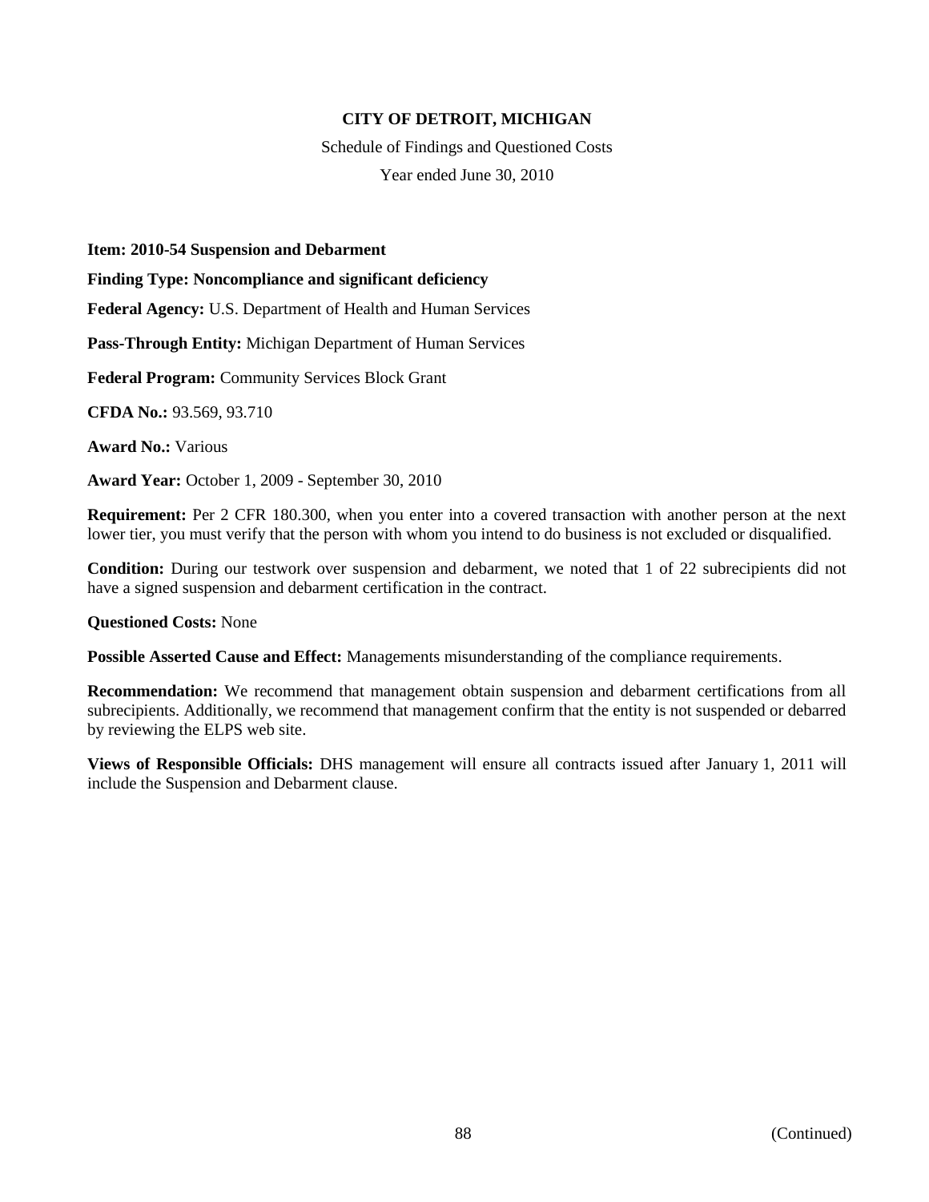**CITY OF DETROIT, MICHIGAN**

Schedule of Findings and Questioned Costs

Year ended June 30, 2010

**Item: 2010-54 Suspension and Debarment**

**Finding Type: Noncompliance and significant deficiency**

**Federal Agency:** U.S. Department of Health and Human Services

**Pass-Through Entity:** Michigan Department of Human Services

**Federal Program:** Community Services Block Grant

**CFDA No.:** 93.569, 93.710

**Award No.:** Various

**Award Year:** October 1, 2009 - September 30, 2010

**Requirement:** Per 2 CFR 180.300, when you enter into a covered transaction with another person at the next lower tier, you must verify that the person with whom you intend to do business is not excluded or disqualified.

**Condition:** During our testwork over suspension and debarment, we noted that 1 of 22 subrecipients did not have a signed suspension and debarment certification in the contract.

**Questioned Costs:** None

**Possible Asserted Cause and Effect:** Managements misunderstanding of the compliance requirements.

**Recommendation:** We recommend that management obtain suspension and debarment certifications from all subrecipients. Additionally, we recommend that management confirm that the entity is not suspended or debarred by reviewing the ELPS web site.

**Views of Responsible Officials:** DHS management will ensure all contracts issued after January 1, 2011 will include the Suspension and Debarment clause.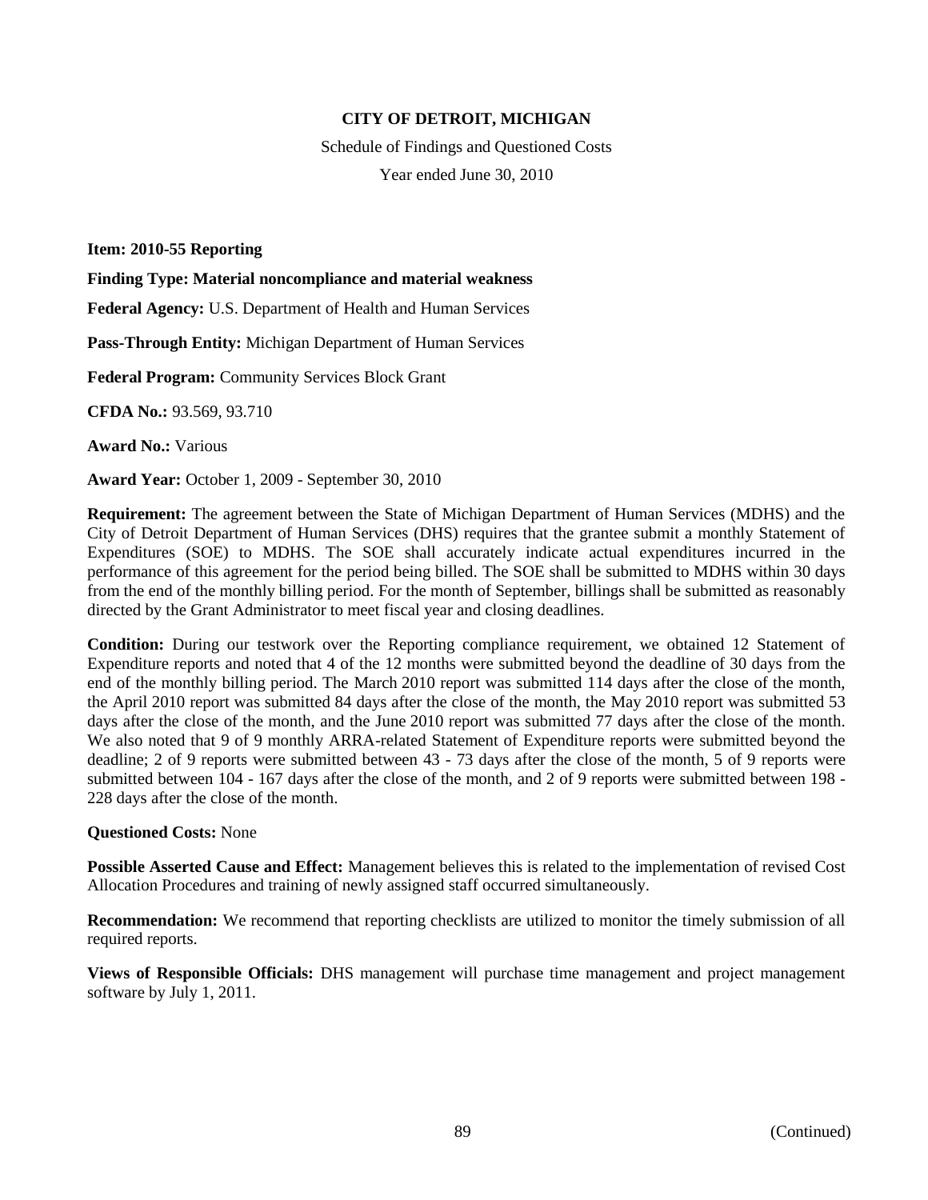**CITY OF DETROIT, MICHIGAN**

Schedule of Findings and Questioned Costs

Year ended June 30, 2010

**Item: 2010-55 Reporting**

**Finding Type: Material noncompliance and material weakness**

**Federal Agency:** U.S. Department of Health and Human Services

**Pass-Through Entity:** Michigan Department of Human Services

**Federal Program:** Community Services Block Grant

**CFDA No.:** 93.569, 93.710

**Award No.:** Various

**Award Year:** October 1, 2009 - September 30, 2010

**Requirement:** The agreement between the State of Michigan Department of Human Services (MDHS) and the City of Detroit Department of Human Services (DHS) requires that the grantee submit a monthly Statement of Expenditures (SOE) to MDHS. The SOE shall accurately indicate actual expenditures incurred in the performance of this agreement for the period being billed. The SOE shall be submitted to MDHS within 30 days from the end of the monthly billing period. For the month of September, billings shall be submitted as reasonably directed by the Grant Administrator to meet fiscal year and closing deadlines.

**Condition:** During our testwork over the Reporting compliance requirement, we obtained 12 Statement of Expenditure reports and noted that 4 of the 12 months were submitted beyond the deadline of 30 days from the end of the monthly billing period. The March 2010 report was submitted 114 days after the close of the month, the April 2010 report was submitted 84 days after the close of the month, the May 2010 report was submitted 53 days after the close of the month, and the June 2010 report was submitted 77 days after the close of the month. We also noted that 9 of 9 monthly ARRA-related Statement of Expenditure reports were submitted beyond the deadline; 2 of 9 reports were submitted between 43 - 73 days after the close of the month, 5 of 9 reports were submitted between 104 - 167 days after the close of the month, and 2 of 9 reports were submitted between 198 - 228 days after the close of the month.

**Questioned Costs:** None

**Possible Asserted Cause and Effect:** Management believes this is related to the implementation of revised Cost Allocation Procedures and training of newly assigned staff occurred simultaneously.

**Recommendation:** We recommend that reporting checklists are utilized to monitor the timely submission of all required reports.

**Views of Responsible Officials:** DHS management will purchase time management and project management software by July 1, 2011.

(Continued)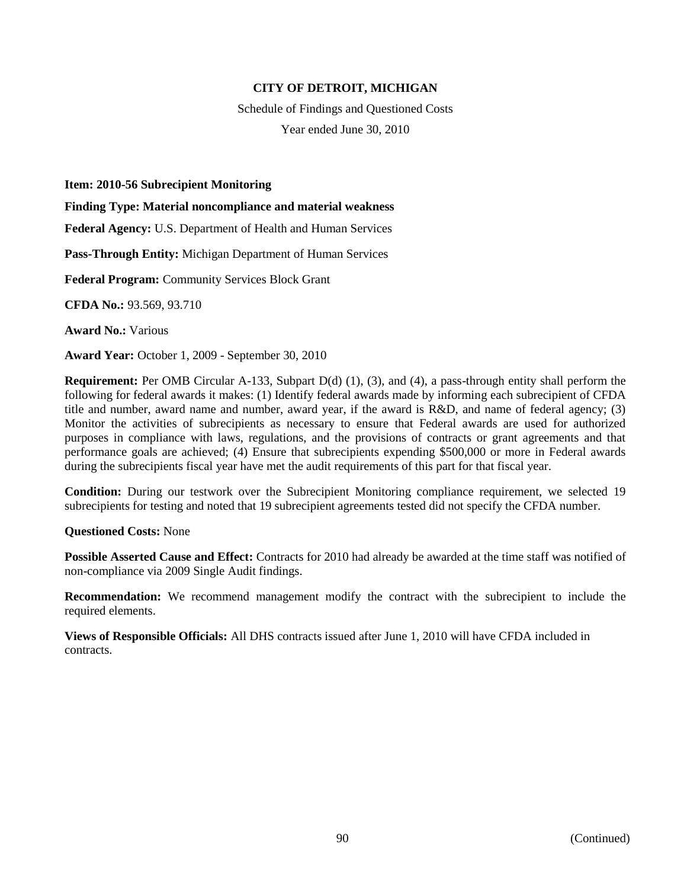# CITY OF DETROIT, MICHIGAN

Schedule of Findings and Questioned Costs

Year ended June 30, 2010

**Item: 2010-56 Subrecipient Monitoring**

**Finding Type: Material noncompliance and material weakness**

**Federal Agency:** U.S. Department of Health and Human Services

**Pass-Through Entity:** Michigan Department of Human Services

**Federal Program:** Community Services Block Grant

**CFDA No.:** 93.569, 93.710

**Award No.:** Various

**Award Year:** October 1, 2009 - September 30, 2010

**Requirement:** Per OMB Circular A-133, Subpart D(d) (1), (3), and (4), a pass-through entity shall perform the following for federal awards it makes: (1) Identify federal awards made by informing each subrecipient of CFDA title and number, award name and number, award year, if the award is R&D, and name of federal agency; (3) Monitor the activities of subrecipients as necessary to ensure that Federal awards are used for authorized purposes in compliance with laws, regulations, and the provisions of contracts or grant agreements and that performance goals are achieved; (4) Ensure that subrecipients expending $500,000 or more in Federal awards during the subrecipients fiscal year have met the audit requirements of this part for that fiscal year.

**Condition:** During our testwork over the Subrecipient Monitoring compliance requirement, we selected 19 subrecipients for testing and noted that 19 subrecipient agreements tested did not specify the CFDA number.

**Questioned Costs:** None

**Possible Asserted Cause and Effect:** Contracts for 2010 had already be awarded at the time staff was notified of non-compliance via 2009 Single Audit findings.

**Recommendation:** We recommend management modify the contract with the subrecipient to include the required elements.

**Views of Responsible Officials:** All DHS contracts issued after June 1, 2010 will have CFDA included in contracts.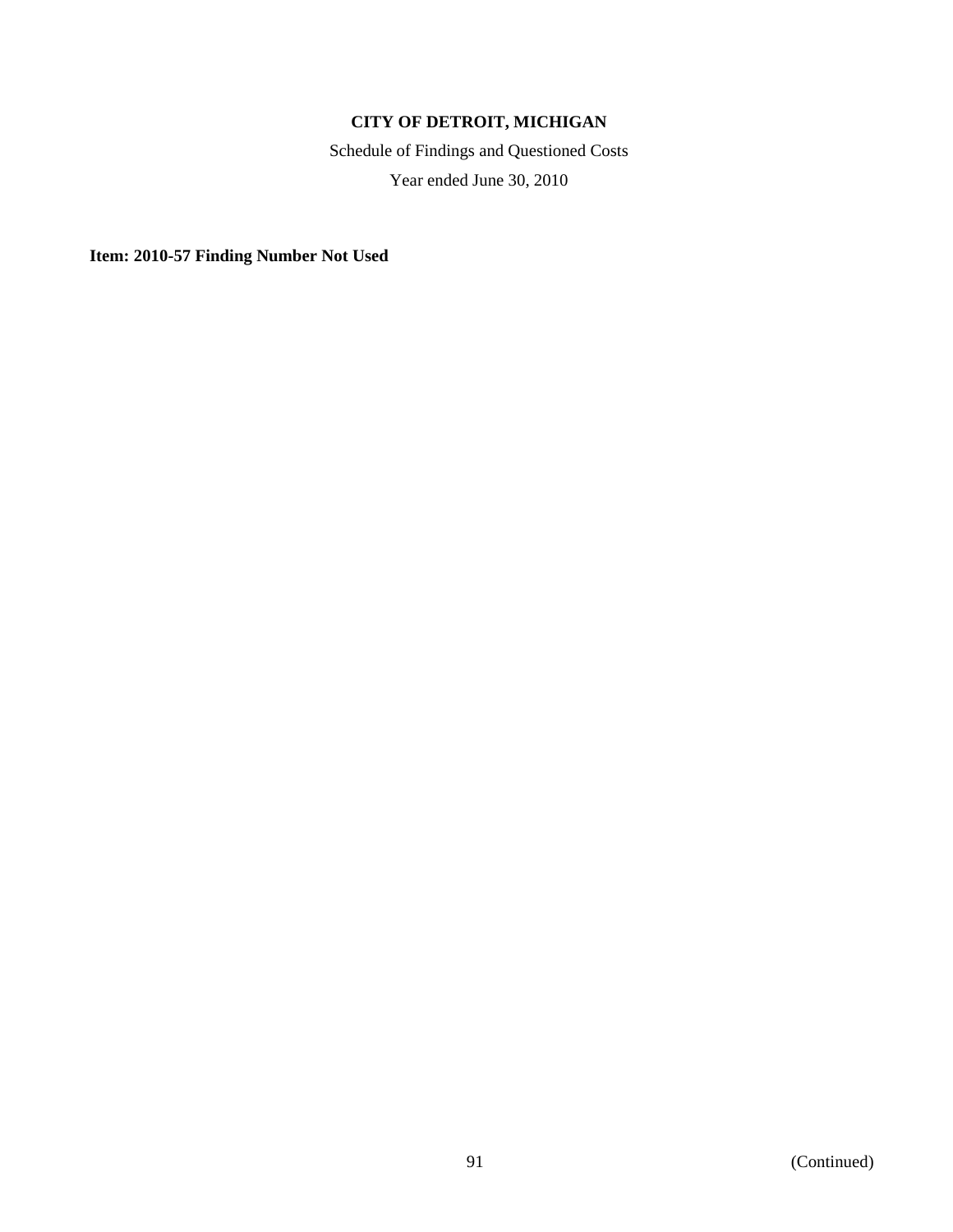**CITY OF DETROIT, MICHIGAN**

Schedule of Findings and Questioned Costs

Year ended June 30, 2010

**Item: 2010-57 Finding Number Not Used**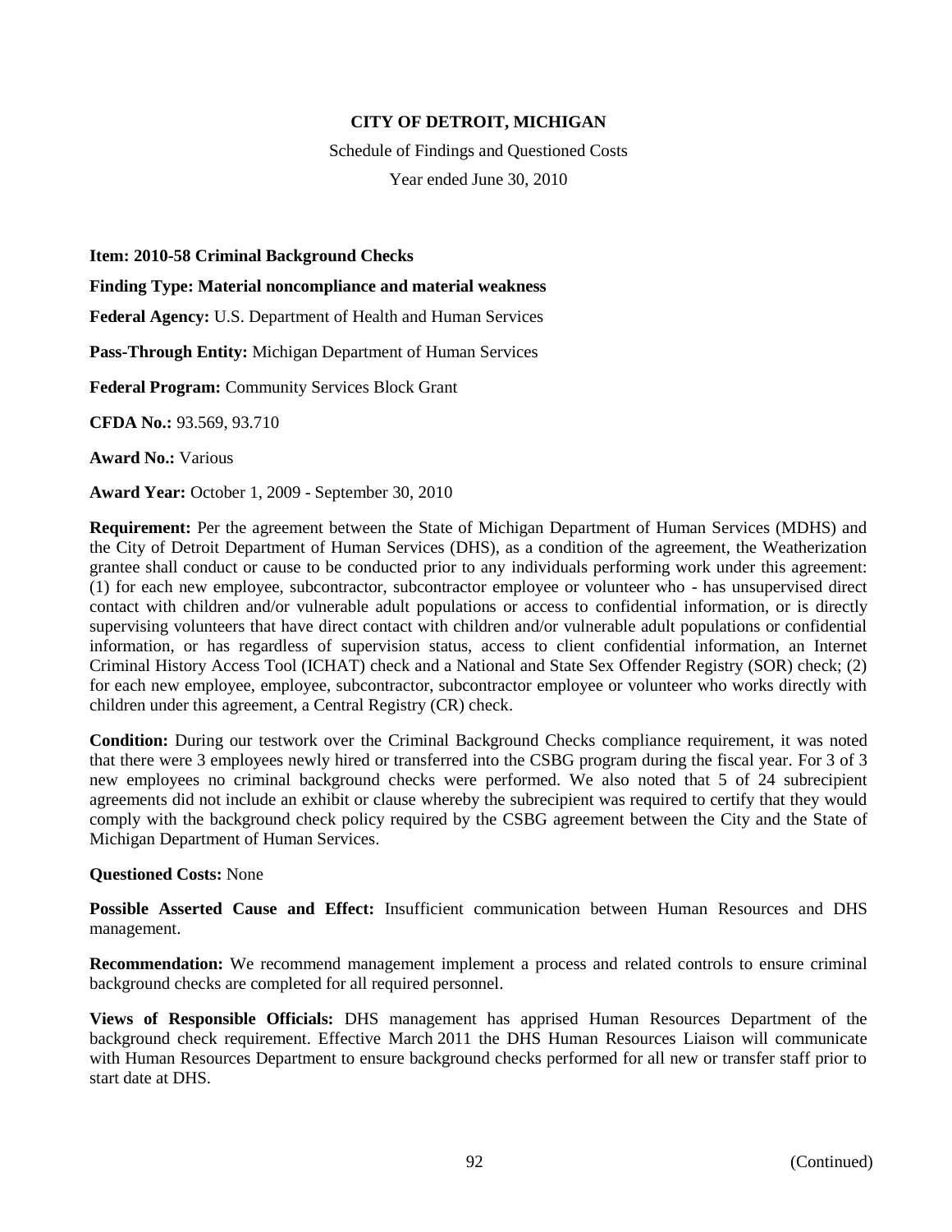**CITY OF DETROIT, MICHIGAN**

Schedule of Findings and Questioned Costs

Year ended June 30, 2010

**Item: 2010-58 Criminal Background Checks**

**Finding Type: Material noncompliance and material weakness**

**Federal Agency:** U.S. Department of Health and Human Services

**Pass-Through Entity:** Michigan Department of Human Services

**Federal Program:** Community Services Block Grant

**CFDA No.:** 93.569, 93.710

**Award No.:** Various

**Award Year:** October 1, 2009 - September 30, 2010

**Requirement:** Per the agreement between the State of Michigan Department of Human Services (MDHS) and the City of Detroit Department of Human Services (DHS), as a condition of the agreement, the Weatherization grantee shall conduct or cause to be conducted prior to any individuals performing work under this agreement: (1) for each new employee, subcontractor, subcontractor employee or volunteer who - has unsupervised direct contact with children and/or vulnerable adult populations or access to confidential information, or is directly supervising volunteers that have direct contact with children and/or vulnerable adult populations or confidential information, or has regardless of supervision status, access to client confidential information, an Internet Criminal History Access Tool (ICHAT) check and a National and State Sex Offender Registry (SOR) check; (2) for each new employee, employee, subcontractor, subcontractor employee or volunteer who works directly with children under this agreement, a Central Registry (CR) check.

**Condition:** During our testwork over the Criminal Background Checks compliance requirement, it was noted that there were 3 employees newly hired or transferred into the CSBG program during the fiscal year. For 3 of 3 new employees no criminal background checks were performed. We also noted that 5 of 24 subrecipient agreements did not include an exhibit or clause whereby the subrecipient was required to certify that they would comply with the background check policy required by the CSBG agreement between the City and the State of Michigan Department of Human Services.

**Questioned Costs:** None

**Possible Asserted Cause and Effect:** Insufficient communication between Human Resources and DHS management.

**Recommendation:** We recommend management implement a process and related controls to ensure criminal background checks are completed for all required personnel.

**Views of Responsible Officials:** DHS management has apprised Human Resources Department of the background check requirement. Effective March 2011 the DHS Human Resources Liaison will communicate with Human Resources Department to ensure background checks performed for all new or transfer staff prior to start date at DHS.

(Continued)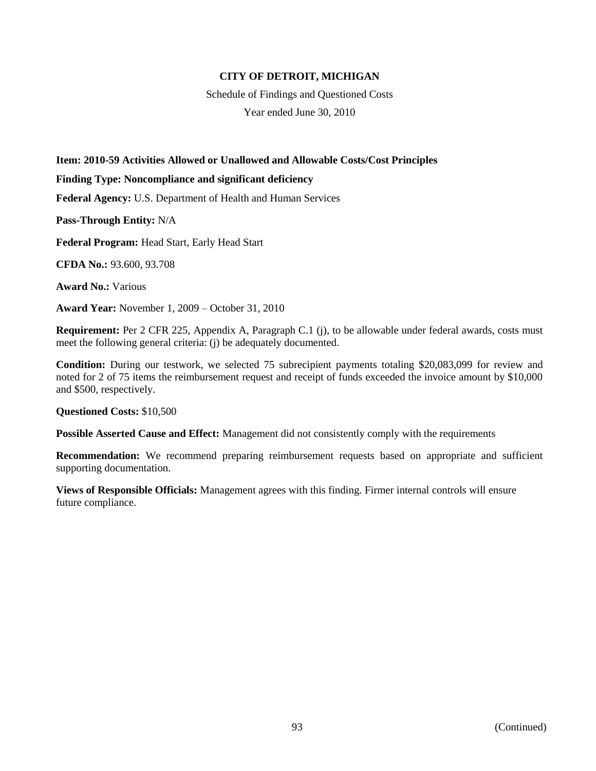**CITY OF DETROIT, MICHIGAN**

Schedule of Findings and Questioned Costs

Year ended June 30, 2010

**Item: 2010-59 Activities Allowed or Unallowed and Allowable Costs/Cost Principles**

**Finding Type: Noncompliance and significant deficiency**

**Federal Agency:** U.S. Department of Health and Human Services

**Pass-Through Entity:** N/A

**Federal Program:** Head Start, Early Head Start

**CFDA No.:** 93.600, 93.708

**Award No.:** Various

**Award Year:** November 1, 2009 – October 31, 2010

**Requirement:** Per 2 CFR 225, Appendix A, Paragraph C.1 (j), to be allowable under federal awards, costs must meet the following general criteria: (j) be adequately documented.

**Condition:** During our testwork, we selected 75 subrecipient payments totaling $20,083,099 for review and noted for 2 of 75 items the reimbursement request and receipt of funds exceeded the invoice amount by $10,000 and $500, respectively.

**Questioned Costs:** $10,500

**Possible Asserted Cause and Effect:** Management did not consistently comply with the requirements

**Recommendation:** We recommend preparing reimbursement requests based on appropriate and sufficient supporting documentation.

**Views of Responsible Officials:** Management agrees with this finding. Firmer internal controls will ensure future compliance.

(Continued)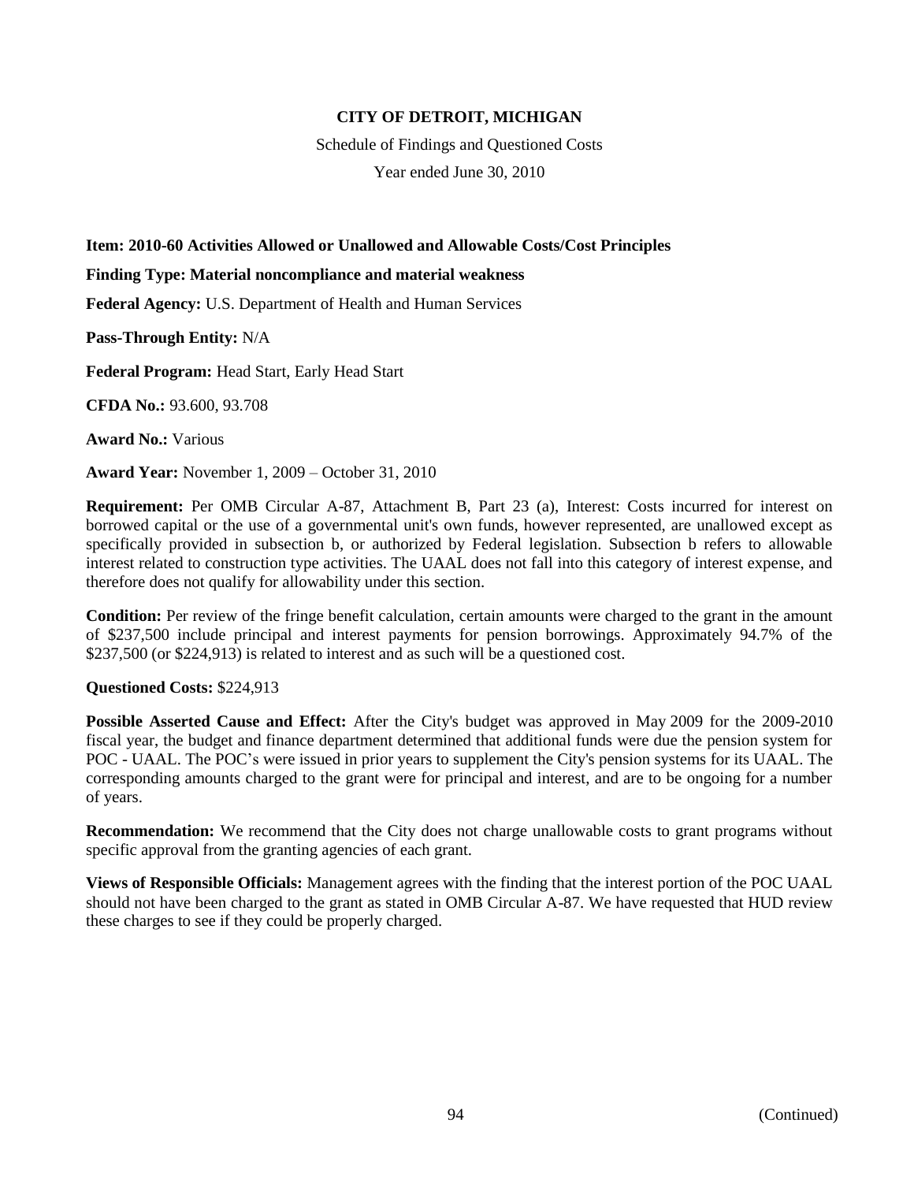**CITY OF DETROIT, MICHIGAN**

Schedule of Findings and Questioned Costs

Year ended June 30, 2010

**Item: 2010-60 Activities Allowed or Unallowed and Allowable Costs/Cost Principles**

**Finding Type: Material noncompliance and material weakness**

**Federal Agency:** U.S. Department of Health and Human Services

**Pass-Through Entity:** N/A

**Federal Program:** Head Start, Early Head Start

**CFDA No.:** 93.600, 93.708

**Award No.:** Various

**Award Year:** November 1, 2009 – October 31, 2010

**Requirement:** Per OMB Circular A-87, Attachment B, Part 23 (a), Interest: Costs incurred for interest on borrowed capital or the use of a governmental unit's own funds, however represented, are unallowed except as specifically provided in subsection b, or authorized by Federal legislation. Subsection b refers to allowable interest related to construction type activities. The UAAL does not fall into this category of interest expense, and therefore does not qualify for allowability under this section.

**Condition:** Per review of the fringe benefit calculation, certain amounts were charged to the grant in the amount of $237,500 include principal and interest payments for pension borrowings. Approximately 94.7% of the $237,500 (or $224,913) is related to interest and as such will be a questioned cost.

**Questioned Costs:** $224,913

**Possible Asserted Cause and Effect:** After the City's budget was approved in May 2009 for the 2009-2010 fiscal year, the budget and finance department determined that additional funds were due the pension system for POC - UAAL. The POC's were issued in prior years to supplement the City's pension systems for its UAAL. The corresponding amounts charged to the grant were for principal and interest, and are to be ongoing for a number of years.

**Recommendation:** We recommend that the City does not charge unallowable costs to grant programs without specific approval from the granting agencies of each grant.

**Views of Responsible Officials:** Management agrees with the finding that the interest portion of the POC UAAL should not have been charged to the grant as stated in OMB Circular A-87. We have requested that HUD review these charges to see if they could be properly charged.

(Continued)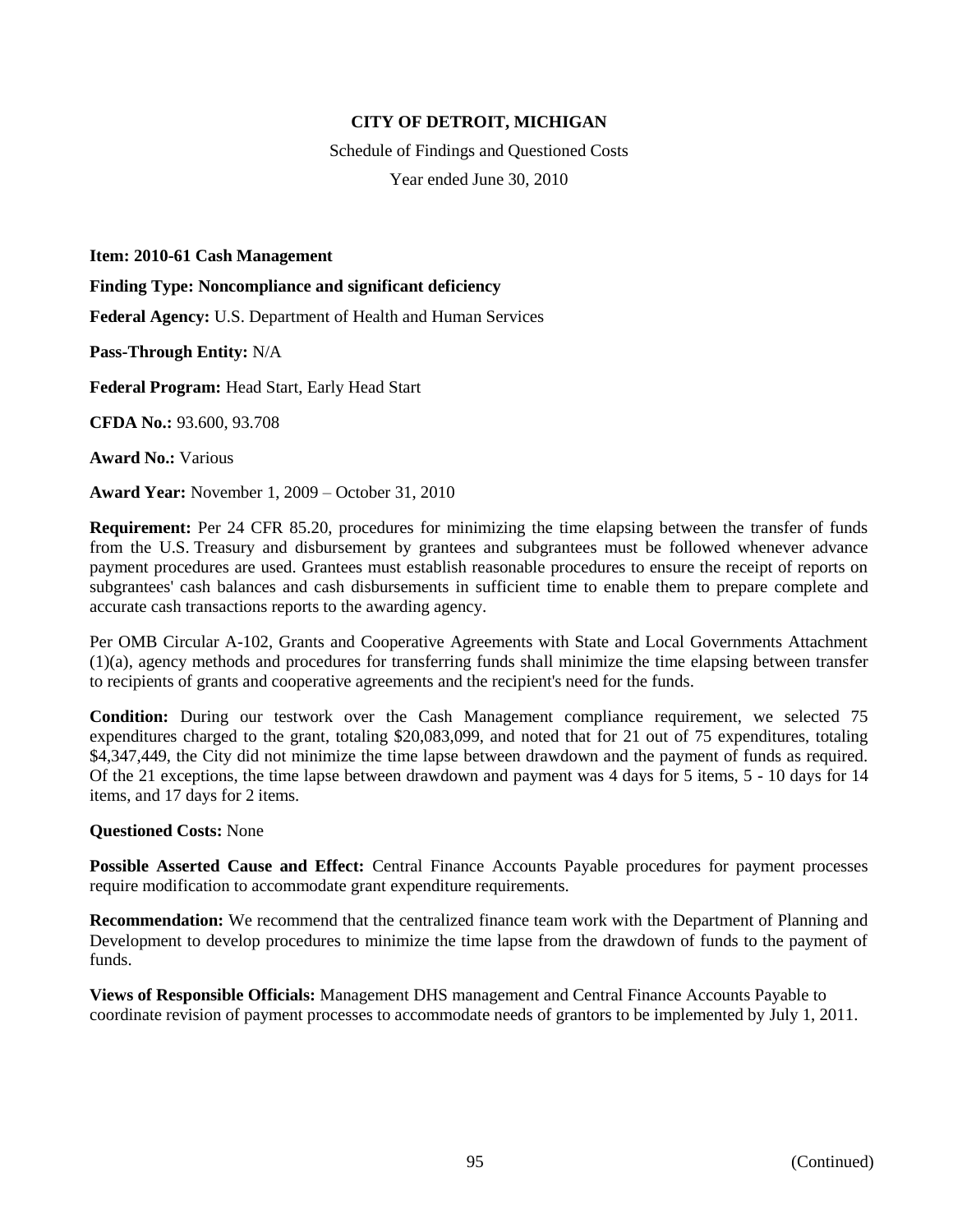**CITY OF DETROIT, MICHIGAN**

Schedule of Findings and Questioned Costs

Year ended June 30, 2010

**Item: 2010-61 Cash Management**

**Finding Type: Noncompliance and significant deficiency**

**Federal Agency:** U.S. Department of Health and Human Services

**Pass-Through Entity:** N/A

**Federal Program:** Head Start, Early Head Start

**CFDA No.:** 93.600, 93.708

**Award No.:** Various

**Award Year:** November 1, 2009 – October 31, 2010

**Requirement:** Per 24 CFR 85.20, procedures for minimizing the time elapsing between the transfer of funds from the U.S. Treasury and disbursement by grantees and subgrantees must be followed whenever advance payment procedures are used. Grantees must establish reasonable procedures to ensure the receipt of reports on subgrantees' cash balances and cash disbursements in sufficient time to enable them to prepare complete and accurate cash transactions reports to the awarding agency.

Per OMB Circular A-102, Grants and Cooperative Agreements with State and Local Governments Attachment (1)(a), agency methods and procedures for transferring funds shall minimize the time elapsing between transfer to recipients of grants and cooperative agreements and the recipient's need for the funds.

**Condition:** During our testwork over the Cash Management compliance requirement, we selected 75 expenditures charged to the grant, totaling $20,083,099, and noted that for 21 out of 75 expenditures, totaling $4,347,449, the City did not minimize the time lapse between drawdown and the payment of funds as required. Of the 21 exceptions, the time lapse between drawdown and payment was 4 days for 5 items, 5 - 10 days for 14 items, and 17 days for 2 items.

**Questioned Costs:** None

**Possible Asserted Cause and Effect:** Central Finance Accounts Payable procedures for payment processes require modification to accommodate grant expenditure requirements.

**Recommendation:** We recommend that the centralized finance team work with the Department of Planning and Development to develop procedures to minimize the time lapse from the drawdown of funds to the payment of funds.

**Views of Responsible Officials:** Management DHS management and Central Finance Accounts Payable to coordinate revision of payment processes to accommodate needs of grantors to be implemented by July 1, 2011.

(Continued)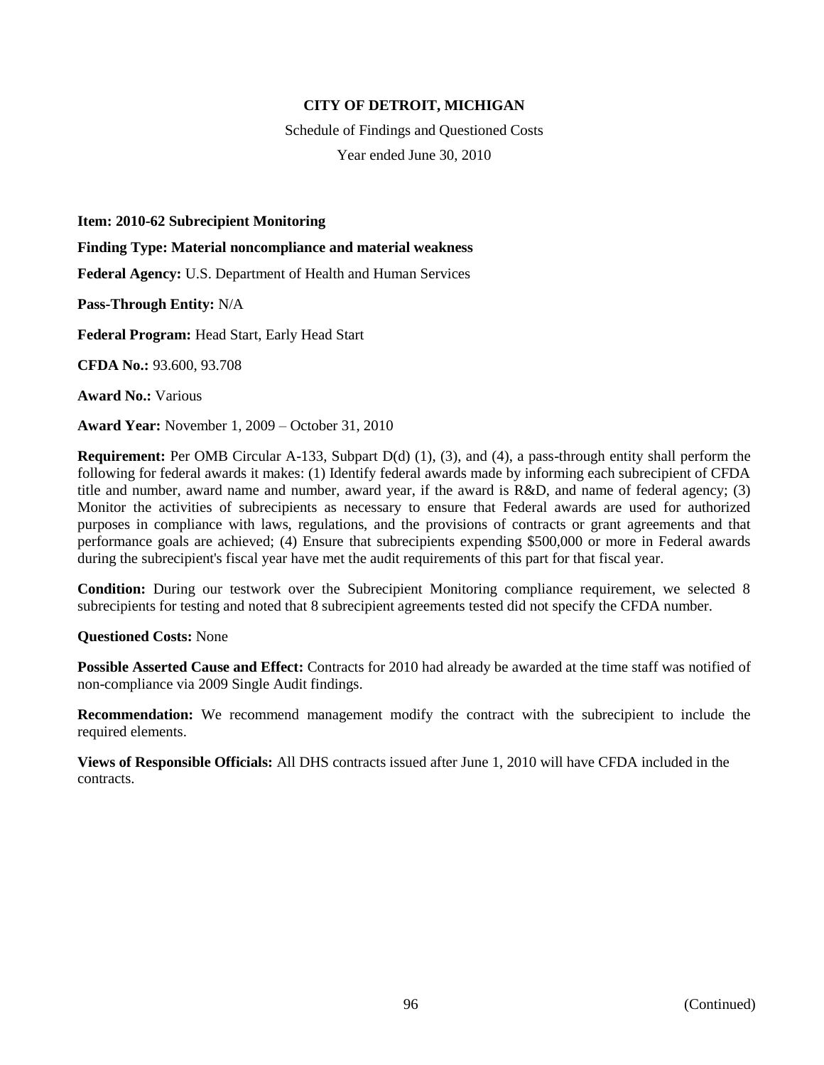**CITY OF DETROIT, MICHIGAN**

Schedule of Findings and Questioned Costs

Year ended June 30, 2010

**Item: 2010-62 Subrecipient Monitoring**

**Finding Type: Material noncompliance and material weakness**

**Federal Agency:** U.S. Department of Health and Human Services

**Pass-Through Entity:** N/A

**Federal Program:** Head Start, Early Head Start

**CFDA No.:** 93.600, 93.708

**Award No.:** Various

**Award Year:** November 1, 2009 – October 31, 2010

**Requirement:** Per OMB Circular A-133, Subpart D(d) (1), (3), and (4), a pass-through entity shall perform the following for federal awards it makes: (1) Identify federal awards made by informing each subrecipient of CFDA title and number, award name and number, award year, if the award is R&D, and name of federal agency; (3) Monitor the activities of subrecipients as necessary to ensure that Federal awards are used for authorized purposes in compliance with laws, regulations, and the provisions of contracts or grant agreements and that performance goals are achieved; (4) Ensure that subrecipients expending $500,000 or more in Federal awards during the subrecipient's fiscal year have met the audit requirements of this part for that fiscal year.

**Condition:** During our testwork over the Subrecipient Monitoring compliance requirement, we selected 8 subrecipients for testing and noted that 8 subrecipient agreements tested did not specify the CFDA number.

**Questioned Costs:** None

**Possible Asserted Cause and Effect:** Contracts for 2010 had already be awarded at the time staff was notified of non-compliance via 2009 Single Audit findings.

**Recommendation:** We recommend management modify the contract with the subrecipient to include the required elements.

**Views of Responsible Officials:** All DHS contracts issued after June 1, 2010 will have CFDA included in the contracts.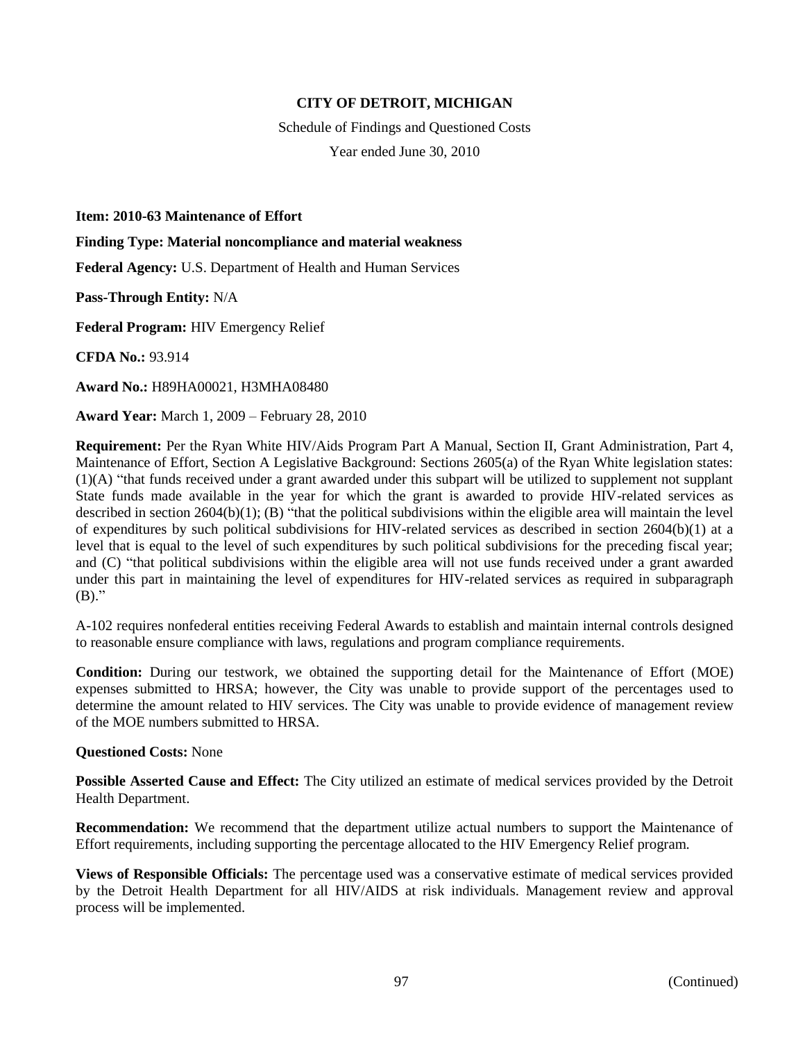**CITY OF DETROIT, MICHIGAN**

Schedule of Findings and Questioned Costs

Year ended June 30, 2010

**Item: 2010-63 Maintenance of Effort**

**Finding Type: Material noncompliance and material weakness**

**Federal Agency:** U.S. Department of Health and Human Services

**Pass-Through Entity:** N/A

**Federal Program:** HIV Emergency Relief

**CFDA No.:** 93.914

**Award No.:** H89HA00021, H3MHA08480

**Award Year:** March 1, 2009 – February 28, 2010

**Requirement:** Per the Ryan White HIV/Aids Program Part A Manual, Section II, Grant Administration, Part 4, Maintenance of Effort, Section A Legislative Background: Sections 2605(a) of the Ryan White legislation states: (1)(A) "that funds received under a grant awarded under this subpart will be utilized to supplement not supplant State funds made available in the year for which the grant is awarded to provide HIV-related services as described in section 2604(b)(1); (B) "that the political subdivisions within the eligible area will maintain the level of expenditures by such political subdivisions for HIV-related services as described in section 2604(b)(1) at a level that is equal to the level of such expenditures by such political subdivisions for the preceding fiscal year; and (C) "that political subdivisions within the eligible area will not use funds received under a grant awarded under this part in maintaining the level of expenditures for HIV-related services as required in subparagraph (B)."

A-102 requires nonfederal entities receiving Federal Awards to establish and maintain internal controls designed to reasonable ensure compliance with laws, regulations and program compliance requirements.

**Condition:** During our testwork, we obtained the supporting detail for the Maintenance of Effort (MOE) expenses submitted to HRSA; however, the City was unable to provide support of the percentages used to determine the amount related to HIV services. The City was unable to provide evidence of management review of the MOE numbers submitted to HRSA.

**Questioned Costs:** None

**Possible Asserted Cause and Effect:** The City utilized an estimate of medical services provided by the Detroit Health Department.

**Recommendation:** We recommend that the department utilize actual numbers to support the Maintenance of Effort requirements, including supporting the percentage allocated to the HIV Emergency Relief program.

**Views of Responsible Officials:** The percentage used was a conservative estimate of medical services provided by the Detroit Health Department for all HIV/AIDS at risk individuals. Management review and approval process will be implemented.

(Continued)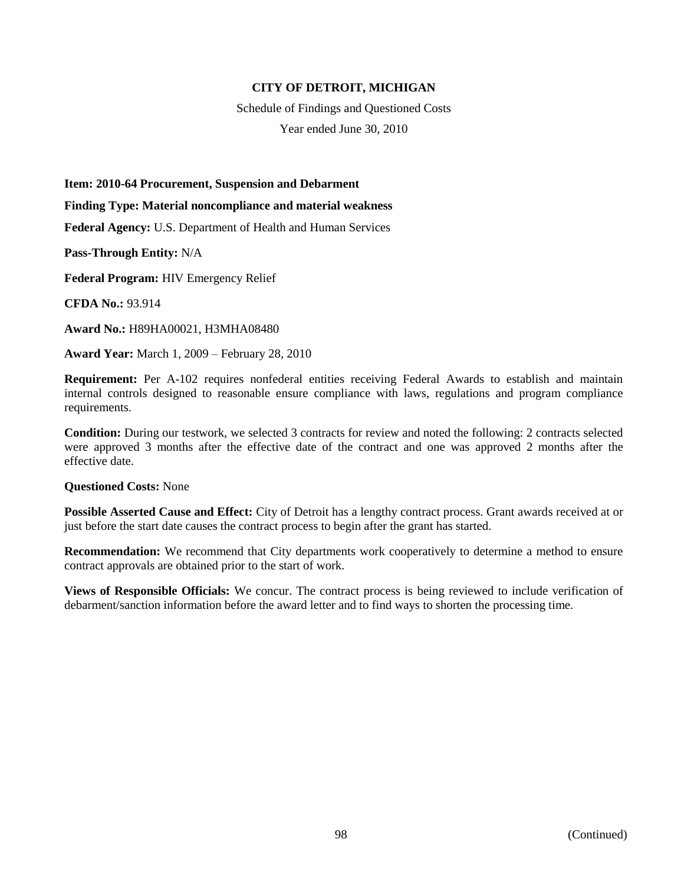**CITY OF DETROIT, MICHIGAN**

Schedule of Findings and Questioned Costs

Year ended June 30, 2010

**Item: 2010-64 Procurement, Suspension and Debarment**

**Finding Type: Material noncompliance and material weakness**

**Federal Agency:** U.S. Department of Health and Human Services

**Pass-Through Entity:** N/A

**Federal Program:** HIV Emergency Relief

**CFDA No.:** 93.914

**Award No.:** H89HA00021, H3MHA08480

**Award Year:** March 1, 2009 – February 28, 2010

**Requirement:** Per A-102 requires nonfederal entities receiving Federal Awards to establish and maintain internal controls designed to reasonable ensure compliance with laws, regulations and program compliance requirements.

**Condition:** During our testwork, we selected 3 contracts for review and noted the following: 2 contracts selected were approved 3 months after the effective date of the contract and one was approved 2 months after the effective date.

**Questioned Costs:** None

**Possible Asserted Cause and Effect:** City of Detroit has a lengthy contract process. Grant awards received at or just before the start date causes the contract process to begin after the grant has started.

**Recommendation:** We recommend that City departments work cooperatively to determine a method to ensure contract approvals are obtained prior to the start of work.

**Views of Responsible Officials:** We concur. The contract process is being reviewed to include verification of debarment/sanction information before the award letter and to find ways to shorten the processing time.

(Continued)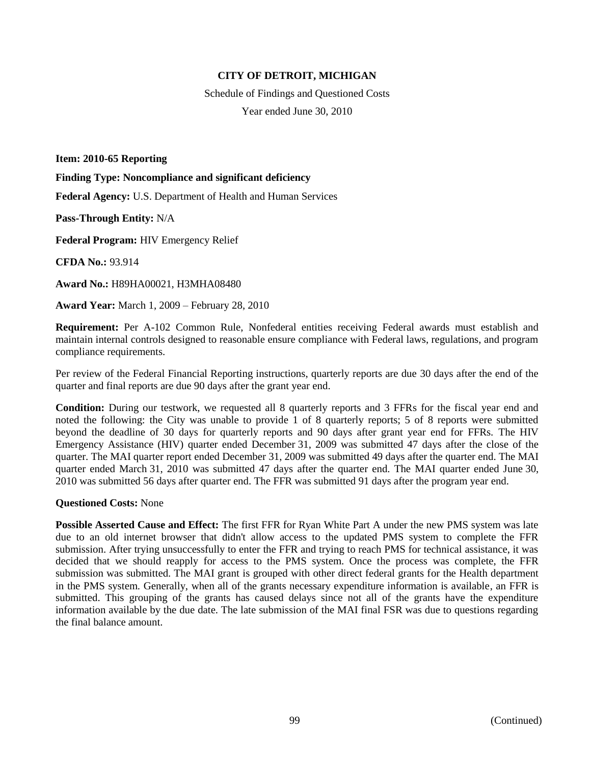**CITY OF DETROIT, MICHIGAN**

Schedule of Findings and Questioned Costs

Year ended June 30, 2010

**Item: 2010-65 Reporting**

**Finding Type: Noncompliance and significant deficiency**

**Federal Agency:** U.S. Department of Health and Human Services

**Pass-Through Entity:** N/A

**Federal Program:** HIV Emergency Relief

**CFDA No.:** 93.914

**Award No.:** H89HA00021, H3MHA08480

**Award Year:** March 1, 2009 – February 28, 2010

**Requirement:** Per A-102 Common Rule, Nonfederal entities receiving Federal awards must establish and maintain internal controls designed to reasonable ensure compliance with Federal laws, regulations, and program compliance requirements.

Per review of the Federal Financial Reporting instructions, quarterly reports are due 30 days after the end of the quarter and final reports are due 90 days after the grant year end.

**Condition:** During our testwork, we requested all 8 quarterly reports and 3 FFRs for the fiscal year end and noted the following: the City was unable to provide 1 of 8 quarterly reports; 5 of 8 reports were submitted beyond the deadline of 30 days for quarterly reports and 90 days after grant year end for FFRs. The HIV Emergency Assistance (HIV) quarter ended December 31, 2009 was submitted 47 days after the close of the quarter. The MAI quarter report ended December 31, 2009 was submitted 49 days after the quarter end. The MAI quarter ended March 31, 2010 was submitted 47 days after the quarter end. The MAI quarter ended June 30, 2010 was submitted 56 days after quarter end. The FFR was submitted 91 days after the program year end.

**Questioned Costs:** None

**Possible Asserted Cause and Effect:** The first FFR for Ryan White Part A under the new PMS system was late due to an old internet browser that didn't allow access to the updated PMS system to complete the FFR submission. After trying unsuccessfully to enter the FFR and trying to reach PMS for technical assistance, it was decided that we should reapply for access to the PMS system. Once the process was complete, the FFR submission was submitted. The MAI grant is grouped with other direct federal grants for the Health department in the PMS system. Generally, when all of the grants necessary expenditure information is available, an FFR is submitted. This grouping of the grants has caused delays since not all of the grants have the expenditure information available by the due date. The late submission of the MAI final FSR was due to questions regarding the final balance amount.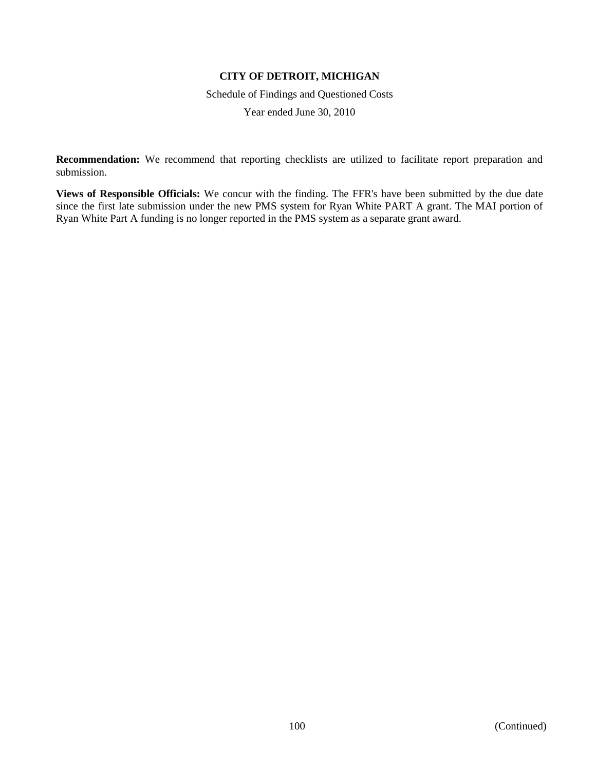**Recommendation:** We recommend that reporting checklists are utilized to facilitate report preparation and submission.

**Views of Responsible Officials:** We concur with the finding. The FFR's have been submitted by the due date since the first late submission under the new PMS system for Ryan White PART A grant. The MAI portion of Ryan White Part A funding is no longer reported in the PMS system as a separate grant award.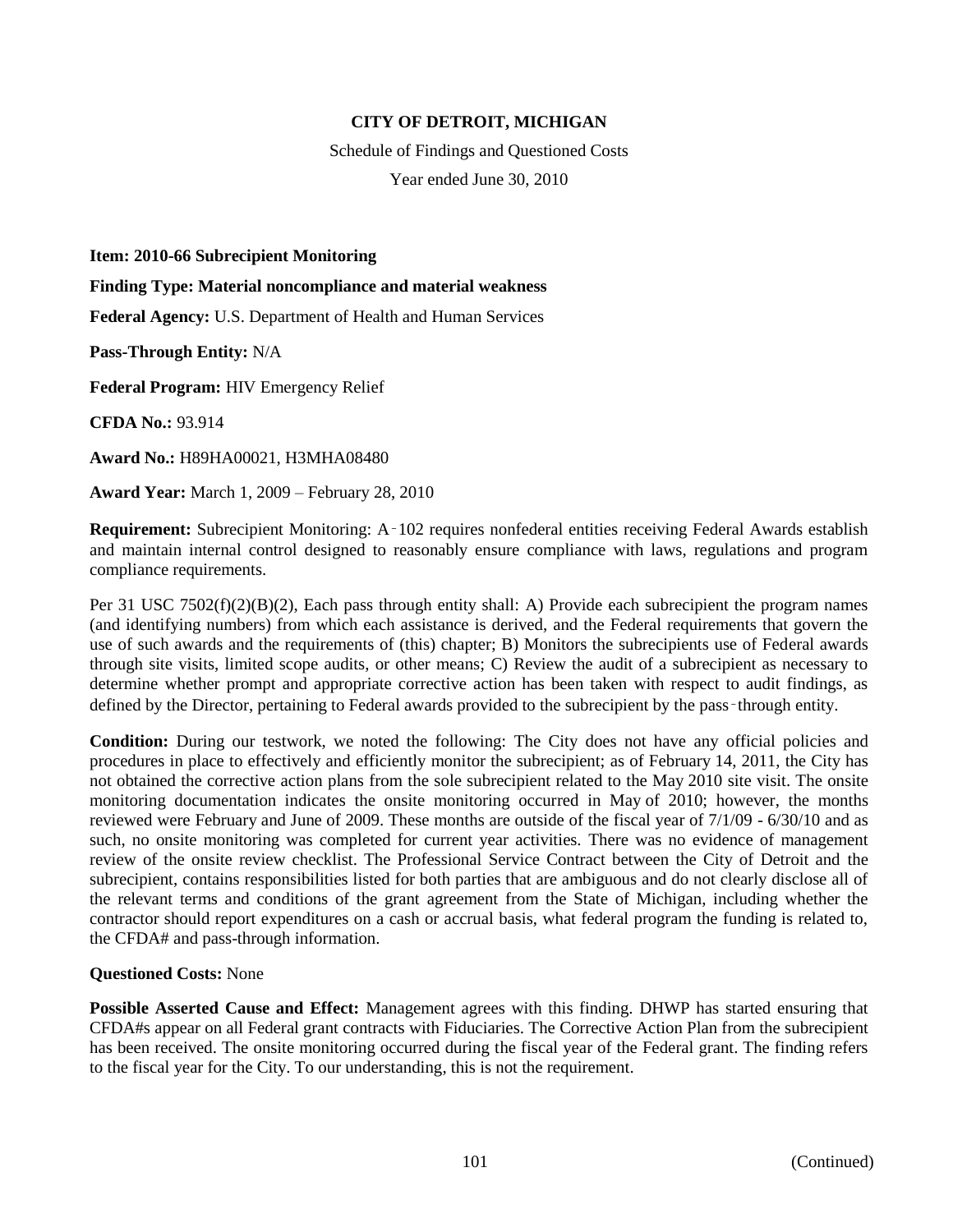**CITY OF DETROIT, MICHIGAN**

Schedule of Findings and Questioned Costs

Year ended June 30, 2010

**Item: 2010-66 Subrecipient Monitoring**

**Finding Type: Material noncompliance and material weakness**

**Federal Agency:** U.S. Department of Health and Human Services

**Pass-Through Entity:** N/A

**Federal Program:** HIV Emergency Relief

**CFDA No.:** 93.914

**Award No.:** H89HA00021, H3MHA08480

**Award Year:** March 1, 2009 – February 28, 2010

**Requirement:** Subrecipient Monitoring: A‑102 requires nonfederal entities receiving Federal Awards establish and maintain internal control designed to reasonably ensure compliance with laws, regulations and program compliance requirements.

Per 31 USC 7502(f)(2)(B)(2), Each pass through entity shall: A) Provide each subrecipient the program names (and identifying numbers) from which each assistance is derived, and the Federal requirements that govern the use of such awards and the requirements of (this) chapter; B) Monitors the subrecipients use of Federal awards through site visits, limited scope audits, or other means; C) Review the audit of a subrecipient as necessary to determine whether prompt and appropriate corrective action has been taken with respect to audit findings, as defined by the Director, pertaining to Federal awards provided to the subrecipient by the pass‑through entity.

**Condition:** During our testwork, we noted the following: The City does not have any official policies and procedures in place to effectively and efficiently monitor the subrecipient; as of February 14, 2011, the City has not obtained the corrective action plans from the sole subrecipient related to the May 2010 site visit. The onsite monitoring documentation indicates the onsite monitoring occurred in May of 2010; however, the months reviewed were February and June of 2009. These months are outside of the fiscal year of 7/1/09 - 6/30/10 and as such, no onsite monitoring was completed for current year activities. There was no evidence of management review of the onsite review checklist. The Professional Service Contract between the City of Detroit and the subrecipient, contains responsibilities listed for both parties that are ambiguous and do not clearly disclose all of the relevant terms and conditions of the grant agreement from the State of Michigan, including whether the contractor should report expenditures on a cash or accrual basis, what federal program the funding is related to, the CFDA# and pass-through information.

**Questioned Costs:** None

**Possible Asserted Cause and Effect:** Management agrees with this finding. DHWP has started ensuring that CFDA#s appear on all Federal grant contracts with Fiduciaries. The Corrective Action Plan from the subrecipient has been received. The onsite monitoring occurred during the fiscal year of the Federal grant. The finding refers to the fiscal year for the City. To our understanding, this is not the requirement.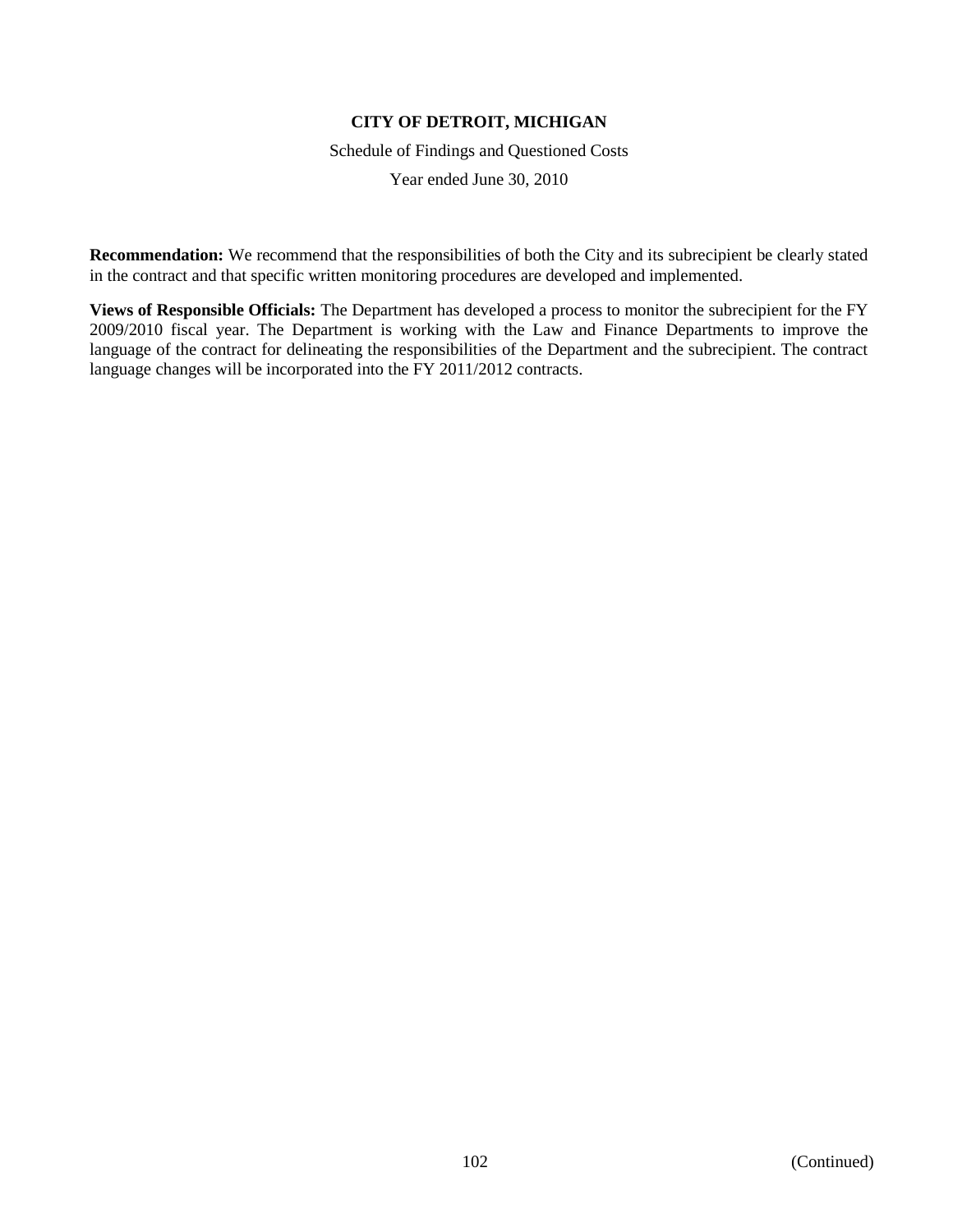**Recommendation:** We recommend that the responsibilities of both the City and its subrecipient be clearly stated in the contract and that specific written monitoring procedures are developed and implemented.

**Views of Responsible Officials:** The Department has developed a process to monitor the subrecipient for the FY 2009/2010 fiscal year. The Department is working with the Law and Finance Departments to improve the language of the contract for delineating the responsibilities of the Department and the subrecipient. The contract language changes will be incorporated into the FY 2011/2012 contracts.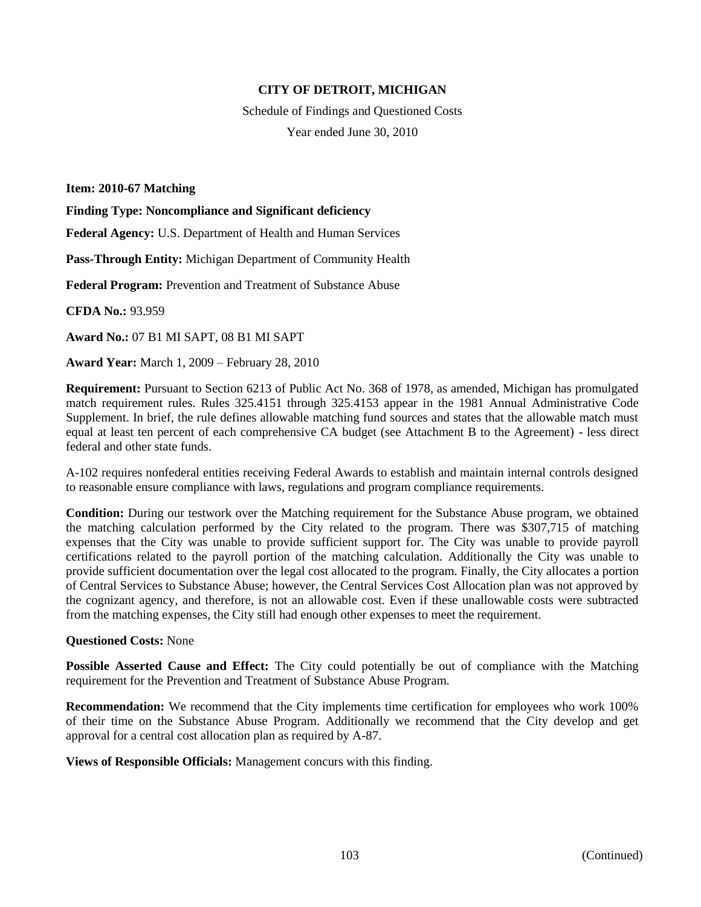**CITY OF DETROIT, MICHIGAN**

Schedule of Findings and Questioned Costs

Year ended June 30, 2010

**Item: 2010-67 Matching**

**Finding Type: Noncompliance and Significant deficiency**

**Federal Agency:** U.S. Department of Health and Human Services

**Pass-Through Entity:** Michigan Department of Community Health

**Federal Program:** Prevention and Treatment of Substance Abuse

**CFDA No.:** 93.959

**Award No.:** 07 B1 MI SAPT, 08 B1 MI SAPT

**Award Year:** March 1, 2009 – February 28, 2010

**Requirement:** Pursuant to Section 6213 of Public Act No. 368 of 1978, as amended, Michigan has promulgated match requirement rules. Rules 325.4151 through 325.4153 appear in the 1981 Annual Administrative Code Supplement. In brief, the rule defines allowable matching fund sources and states that the allowable match must equal at least ten percent of each comprehensive CA budget (see Attachment B to the Agreement) - less direct federal and other state funds.

A-102 requires nonfederal entities receiving Federal Awards to establish and maintain internal controls designed to reasonable ensure compliance with laws, regulations and program compliance requirements.

**Condition:** During our testwork over the Matching requirement for the Substance Abuse program, we obtained the matching calculation performed by the City related to the program. There was $307,715 of matching expenses that the City was unable to provide sufficient support for. The City was unable to provide payroll certifications related to the payroll portion of the matching calculation. Additionally the City was unable to provide sufficient documentation over the legal cost allocated to the program. Finally, the City allocates a portion of Central Services to Substance Abuse; however, the Central Services Cost Allocation plan was not approved by the cognizant agency, and therefore, is not an allowable cost. Even if these unallowable costs were subtracted from the matching expenses, the City still had enough other expenses to meet the requirement.

**Questioned Costs:** None

**Possible Asserted Cause and Effect:** The City could potentially be out of compliance with the Matching requirement for the Prevention and Treatment of Substance Abuse Program.

**Recommendation:** We recommend that the City implements time certification for employees who work 100% of their time on the Substance Abuse Program. Additionally we recommend that the City develop and get approval for a central cost allocation plan as required by A-87.

**Views of Responsible Officials:** Management concurs with this finding.

(Continued)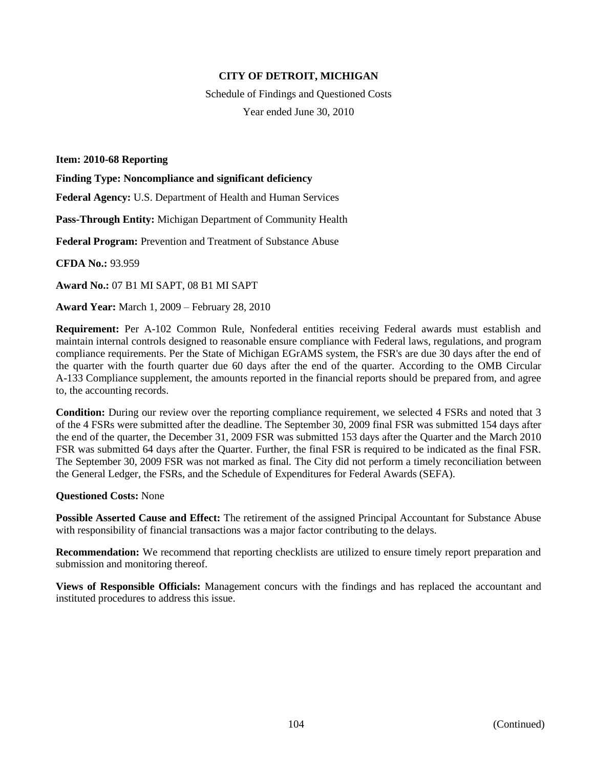**CITY OF DETROIT, MICHIGAN**

Schedule of Findings and Questioned Costs

Year ended June 30, 2010

**Item: 2010-68 Reporting**

**Finding Type: Noncompliance and significant deficiency**

**Federal Agency:** U.S. Department of Health and Human Services

**Pass-Through Entity:** Michigan Department of Community Health

**Federal Program:** Prevention and Treatment of Substance Abuse

**CFDA No.:** 93.959

**Award No.:** 07 B1 MI SAPT, 08 B1 MI SAPT

**Award Year:** March 1, 2009 – February 28, 2010

**Requirement:** Per A-102 Common Rule, Nonfederal entities receiving Federal awards must establish and maintain internal controls designed to reasonable ensure compliance with Federal laws, regulations, and program compliance requirements. Per the State of Michigan EGrAMS system, the FSR's are due 30 days after the end of the quarter with the fourth quarter due 60 days after the end of the quarter. According to the OMB Circular A-133 Compliance supplement, the amounts reported in the financial reports should be prepared from, and agree to, the accounting records.

**Condition:** During our review over the reporting compliance requirement, we selected 4 FSRs and noted that 3 of the 4 FSRs were submitted after the deadline. The September 30, 2009 final FSR was submitted 154 days after the end of the quarter, the December 31, 2009 FSR was submitted 153 days after the Quarter and the March 2010 FSR was submitted 64 days after the Quarter. Further, the final FSR is required to be indicated as the final FSR. The September 30, 2009 FSR was not marked as final. The City did not perform a timely reconciliation between the General Ledger, the FSRs, and the Schedule of Expenditures for Federal Awards (SEFA).

**Questioned Costs:** None

**Possible Asserted Cause and Effect:** The retirement of the assigned Principal Accountant for Substance Abuse with responsibility of financial transactions was a major factor contributing to the delays.

**Recommendation:** We recommend that reporting checklists are utilized to ensure timely report preparation and submission and monitoring thereof.

**Views of Responsible Officials:** Management concurs with the findings and has replaced the accountant and instituted procedures to address this issue.

(Continued)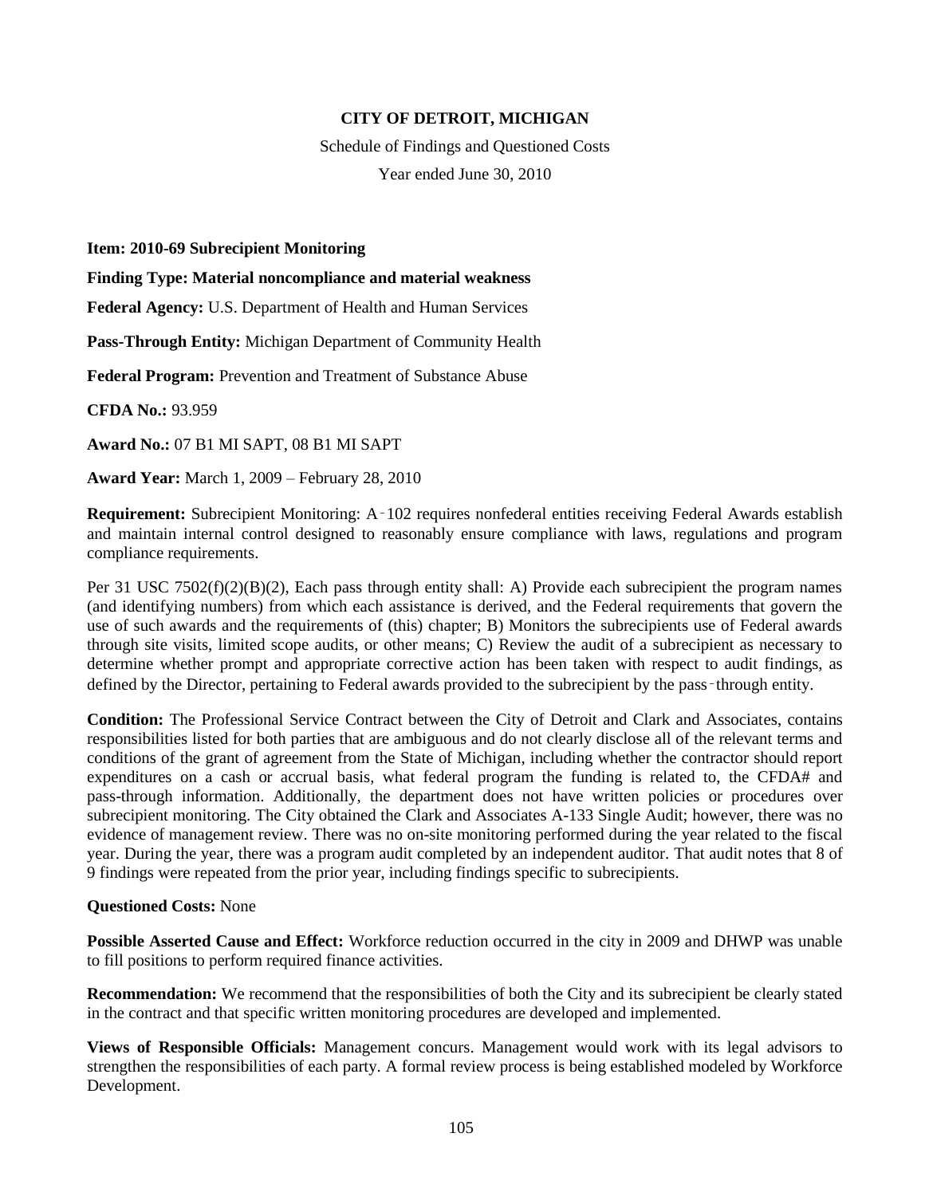**CITY OF DETROIT, MICHIGAN**

Schedule of Findings and Questioned Costs

Year ended June 30, 2010

**Item: 2010-69 Subrecipient Monitoring**

**Finding Type: Material noncompliance and material weakness**

**Federal Agency:** U.S. Department of Health and Human Services

**Pass-Through Entity:** Michigan Department of Community Health

**Federal Program:** Prevention and Treatment of Substance Abuse

**CFDA No.:** 93.959

**Award No.:** 07 B1 MI SAPT, 08 B1 MI SAPT

**Award Year:** March 1, 2009 – February 28, 2010

**Requirement:** Subrecipient Monitoring: A‑102 requires nonfederal entities receiving Federal Awards establish and maintain internal control designed to reasonably ensure compliance with laws, regulations and program compliance requirements.

Per 31 USC 7502(f)(2)(B)(2), Each pass through entity shall: A) Provide each subrecipient the program names (and identifying numbers) from which each assistance is derived, and the Federal requirements that govern the use of such awards and the requirements of (this) chapter; B) Monitors the subrecipients use of Federal awards through site visits, limited scope audits, or other means; C) Review the audit of a subrecipient as necessary to determine whether prompt and appropriate corrective action has been taken with respect to audit findings, as defined by the Director, pertaining to Federal awards provided to the subrecipient by the pass‑through entity.

**Condition:** The Professional Service Contract between the City of Detroit and Clark and Associates, contains responsibilities listed for both parties that are ambiguous and do not clearly disclose all of the relevant terms and conditions of the grant of agreement from the State of Michigan, including whether the contractor should report expenditures on a cash or accrual basis, what federal program the funding is related to, the CFDA# and pass-through information. Additionally, the department does not have written policies or procedures over subrecipient monitoring. The City obtained the Clark and Associates A-133 Single Audit; however, there was no evidence of management review. There was no on-site monitoring performed during the year related to the fiscal year. During the year, there was a program audit completed by an independent auditor. That audit notes that 8 of 9 findings were repeated from the prior year, including findings specific to subrecipients.

**Questioned Costs:** None

**Possible Asserted Cause and Effect:** Workforce reduction occurred in the city in 2009 and DHWP was unable to fill positions to perform required finance activities.

**Recommendation:** We recommend that the responsibilities of both the City and its subrecipient be clearly stated in the contract and that specific written monitoring procedures are developed and implemented.

**Views of Responsible Officials:** Management concurs. Management would work with its legal advisors to strengthen the responsibilities of each party. A formal review process is being established modeled by Workforce Development.